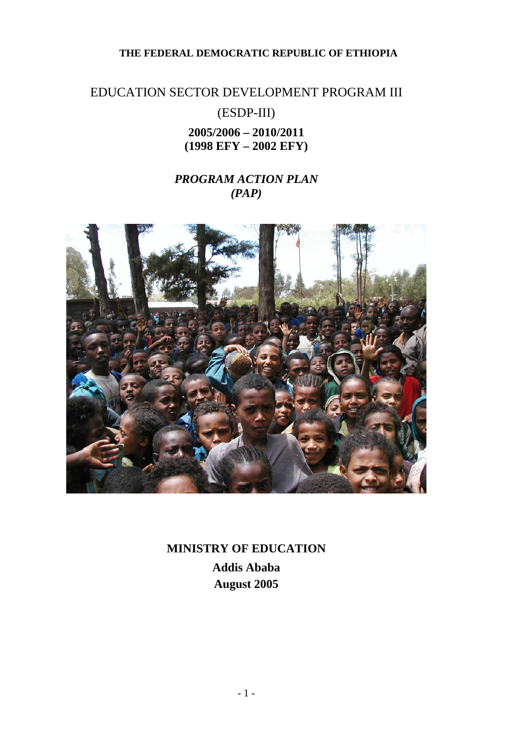**THE FEDERAL DEMOCRATIC REPUBLIC OF ETHIOPIA**

# EDUCATION SECTOR DEVELOPMENT PROGRAM III

# (ESDP-III)

**2005/2006 – 2010/2011**
**(1998 EFY – 2002 EFY)**

***PROGRAM ACTION PLAN***
***(PAP)***

**MINISTRY OF EDUCATION**

**Addis Ababa**

**August 2005**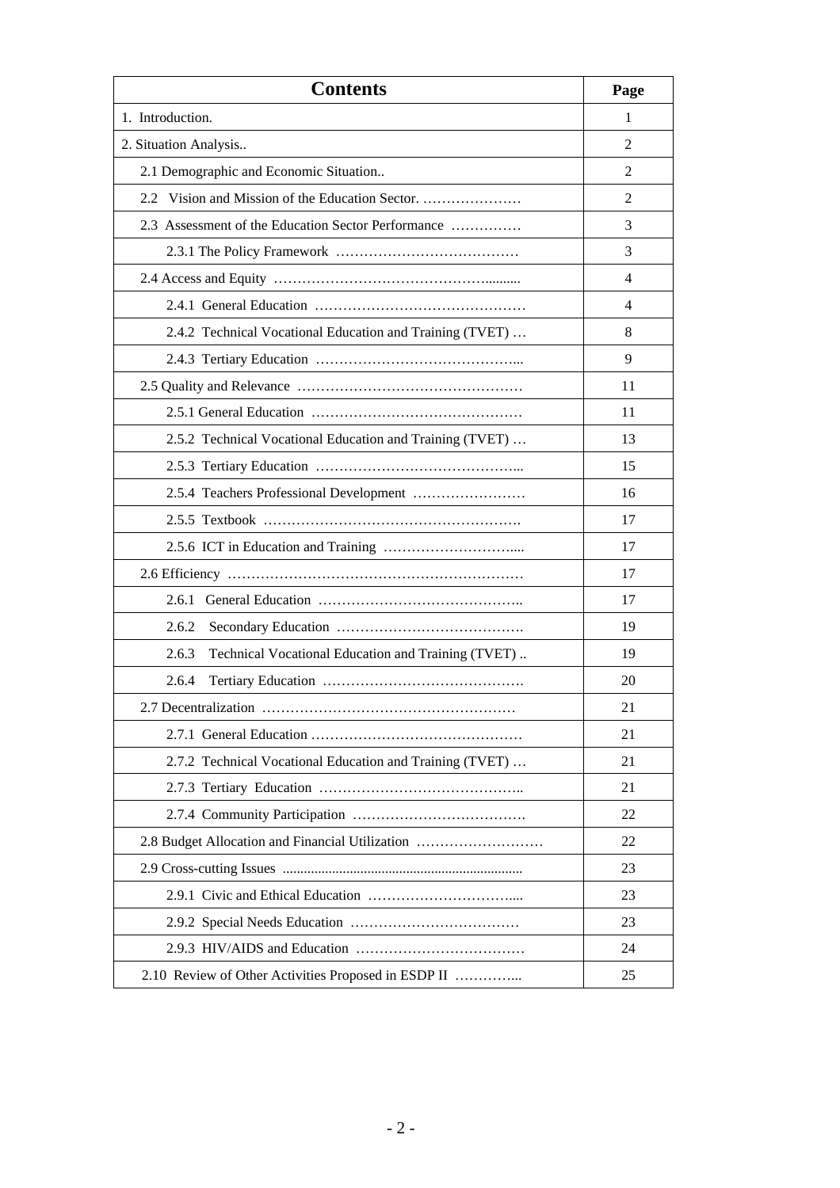| Contents | Page |
|---|---|
| 1. Introduction. | 1 |
| 2. Situation Analysis.. | 2 |
| 2.1 Demographic and Economic Situation.. | 2 |
| 2.2 Vision and Mission of the Education Sector. ………………… | 2 |
| 2.3 Assessment of the Education Sector Performance …………… | 3 |
| 2.3.1 The Policy Framework ………………………………… | 3 |
| 2.4 Access and Equity ……………………………………......... | 4 |
| 2.4.1 General Education ……………………………………… | 4 |
| 2.4.2 Technical Vocational Education and Training (TVET) … | 8 |
| 2.4.3 Tertiary Education ……………………………………... | 9 |
| 2.5 Quality and Relevance ………………………………………… | 11 |
| 2.5.1 General Education ……………………………………… | 11 |
| 2.5.2 Technical Vocational Education and Training (TVET) … | 13 |
| 2.5.3 Tertiary Education ……………………………………... | 15 |
| 2.5.4 Teachers Professional Development …………………… | 16 |
| 2.5.5 Textbook ………………………………………………. | 17 |
| 2.5.6 ICT in Education and Training ……………………….... | 17 |
| 2.6 Efficiency ……………………………………………………… | 17 |
| 2.6.1 General Education …………………………………….. | 17 |
| 2.6.2 Secondary Education …………………………………. | 19 |
| 2.6.3 Technical Vocational Education and Training (TVET) .. | 19 |
| 2.6.4 Tertiary Education ……………………………………. | 20 |
| 2.7 Decentralization ……………………………………………… | 21 |
| 2.7.1 General Education ……………………………………… | 21 |
| 2.7.2 Technical Vocational Education and Training (TVET) … | 21 |
| 2.7.3 Tertiary Education …………………………………….. | 21 |
| 2.7.4 Community Participation ………………………………. | 22 |
| 2.8 Budget Allocation and Financial Utilization ……………………… | 22 |
| 2.9 Cross-cutting Issues .................................................................... | 23 |
| 2.9.1 Civic and Ethical Education …………………………..... | 23 |
| 2.9.2 Special Needs Education ……………………………… | 23 |
| 2.9.3 HIV/AIDS and Education ……………………………… | 24 |
| 2.10 Review of Other Activities Proposed in ESDP II …………... | 25 |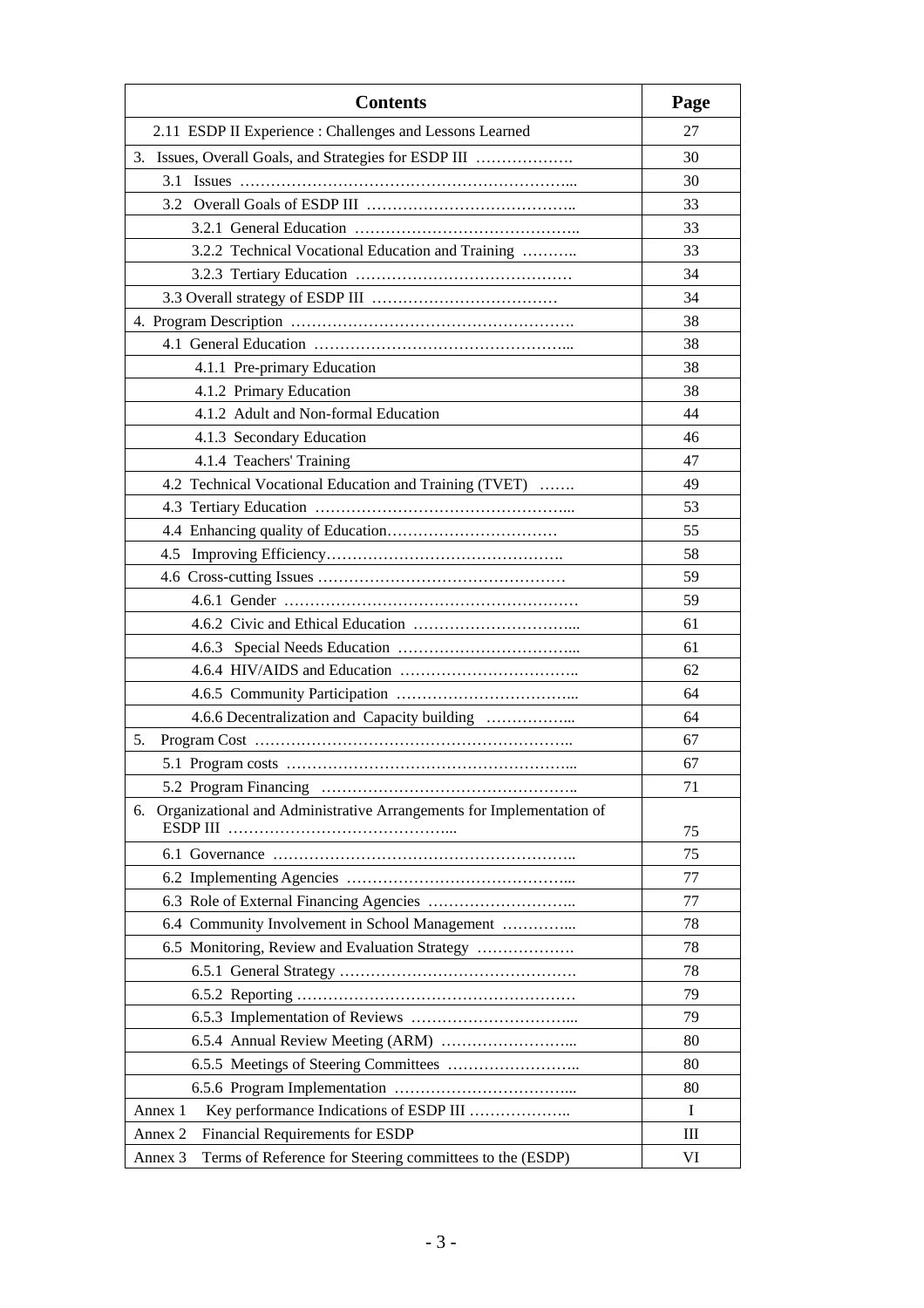| Contents | Page |
|---|---|
| 2.11 ESDP II Experience : Challenges and Lessons Learned | 27 |
| 3. Issues, Overall Goals, and Strategies for ESDP III ………………. | 30 |
| 3.1 Issues ………………………………………………………... | 30 |
| 3.2 Overall Goals of ESDP III ………………………………….. | 33 |
| 3.2.1 General Education …………………………………….. | 33 |
| 3.2.2 Technical Vocational Education and Training ……….. | 33 |
| 3.2.3 Tertiary Education …………………………………… | 34 |
| 3.3 Overall strategy of ESDP III ……………………………… | 34 |
| 4. Program Description ………………………………………………. | 38 |
| 4.1 General Education …………………………………………... | 38 |
| 4.1.1 Pre-primary Education | 38 |
| 4.1.2 Primary Education | 38 |
| 4.1.2 Adult and Non-formal Education | 44 |
| 4.1.3 Secondary Education | 46 |
| 4.1.4 Teachers' Training | 47 |
| 4.2 Technical Vocational Education and Training (TVET) ……. | 49 |
| 4.3 Tertiary Education …………………………………………... | 53 |
| 4.4 Enhancing quality of Education…………………………… | 55 |
| 4.5 Improving Efficiency………………………………………. | 58 |
| 4.6 Cross-cutting Issues ………………………………………… | 59 |
| 4.6.1 Gender ………………………………………………… | 59 |
| 4.6.2 Civic and Ethical Education …………………………... | 61 |
| 4.6.3 Special Needs Education ……………………………... | 61 |
| 4.6.4 HIV/AIDS and Education …………………………….. | 62 |
| 4.6.5 Community Participation ……………………………... | 64 |
| 4.6.6 Decentralization and Capacity building ……………... | 64 |
| 5. Program Cost …………………………………………………….. | 67 |
| 5.1 Program costs ………………………………………………... | 67 |
| 5.2 Program Financing ………………………………………….. | 71 |
| 6. Organizational and Administrative Arrangements for Implementation of ESDP III …………………………………... | 75 |
| 6.1 Governance ………………………………………………….. | 75 |
| 6.2 Implementing Agencies ……………………………………... | 77 |
| 6.3 Role of External Financing Agencies ……………………….. | 77 |
| 6.4 Community Involvement in School Management …………... | 78 |
| 6.5 Monitoring, Review and Evaluation Strategy ………………. | 78 |
| 6.5.1 General Strategy ………………………………………. | 78 |
| 6.5.2 Reporting ……………………………………………… | 79 |
| 6.5.3 Implementation of Reviews …………………………... | 79 |
| 6.5.4 Annual Review Meeting (ARM) ……………………... | 80 |
| 6.5.5 Meetings of Steering Committees …………………….. | 80 |
| 6.5.6 Program Implementation ……………………………... | 80 |
| Annex 1 Key performance Indications of ESDP III ……………….. | I |
| Annex 2 Financial Requirements for ESDP | III |
| Annex 3 Terms of Reference for Steering committees to the (ESDP) | VI |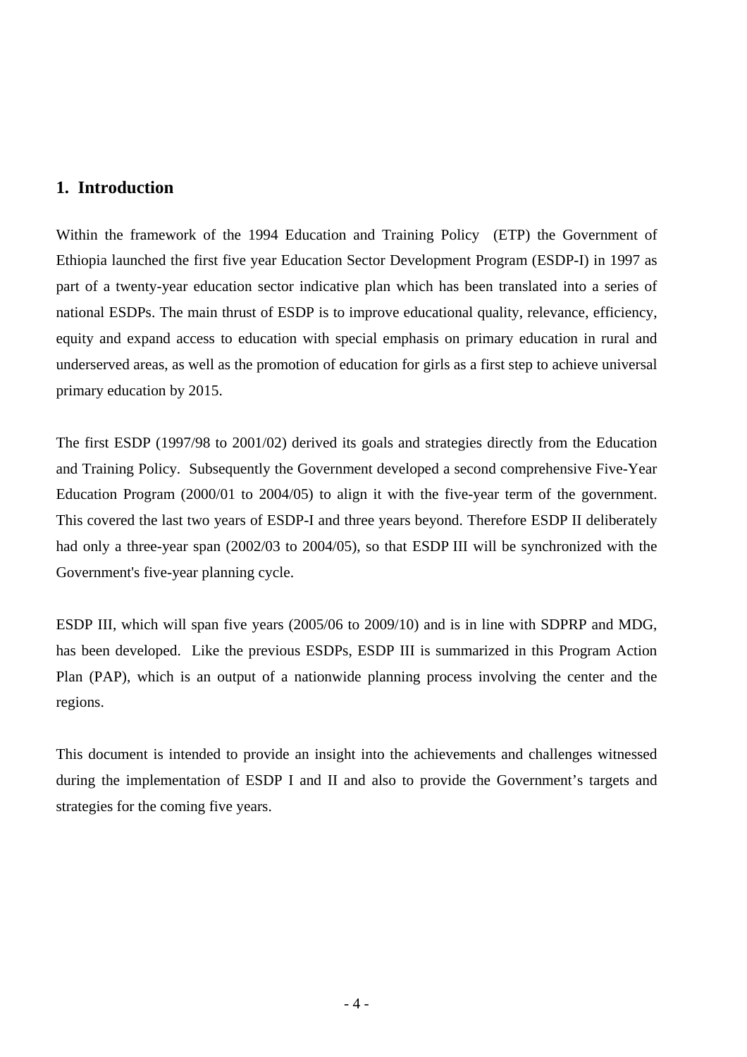## 1. Introduction

Within the framework of the 1994 Education and Training Policy (ETP) the Government of Ethiopia launched the first five year Education Sector Development Program (ESDP-I) in 1997 as part of a twenty-year education sector indicative plan which has been translated into a series of national ESDPs. The main thrust of ESDP is to improve educational quality, relevance, efficiency, equity and expand access to education with special emphasis on primary education in rural and underserved areas, as well as the promotion of education for girls as a first step to achieve universal primary education by 2015.

The first ESDP (1997/98 to 2001/02) derived its goals and strategies directly from the Education and Training Policy. Subsequently the Government developed a second comprehensive Five-Year Education Program (2000/01 to 2004/05) to align it with the five-year term of the government. This covered the last two years of ESDP-I and three years beyond. Therefore ESDP II deliberately had only a three-year span (2002/03 to 2004/05), so that ESDP III will be synchronized with the Government's five-year planning cycle.

ESDP III, which will span five years (2005/06 to 2009/10) and is in line with SDPRP and MDG, has been developed. Like the previous ESDPs, ESDP III is summarized in this Program Action Plan (PAP), which is an output of a nationwide planning process involving the center and the regions.

This document is intended to provide an insight into the achievements and challenges witnessed during the implementation of ESDP I and II and also to provide the Government's targets and strategies for the coming five years.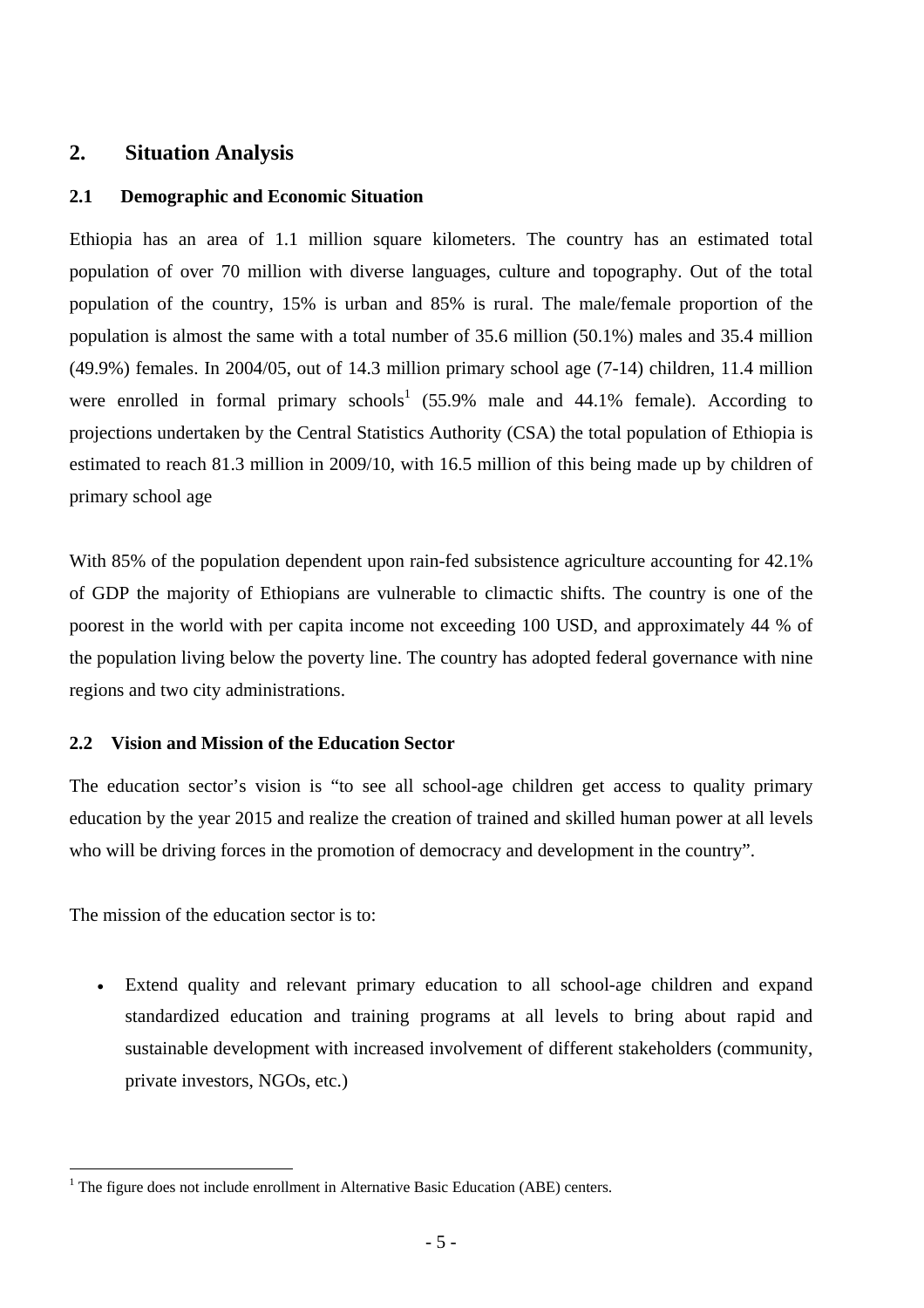# 2. Situation Analysis

## 2.1 Demographic and Economic Situation

Ethiopia has an area of 1.1 million square kilometers. The country has an estimated total population of over 70 million with diverse languages, culture and topography. Out of the total population of the country, 15% is urban and 85% is rural. The male/female proportion of the population is almost the same with a total number of 35.6 million (50.1%) males and 35.4 million (49.9%) females. In 2004/05, out of 14.3 million primary school age (7-14) children, 11.4 million were enrolled in formal primary schools[1] (55.9% male and 44.1% female). According to projections undertaken by the Central Statistics Authority (CSA) the total population of Ethiopia is estimated to reach 81.3 million in 2009/10, with 16.5 million of this being made up by children of primary school age

With 85% of the population dependent upon rain-fed subsistence agriculture accounting for 42.1% of GDP the majority of Ethiopians are vulnerable to climactic shifts. The country is one of the poorest in the world with per capita income not exceeding 100 USD, and approximately 44 % of the population living below the poverty line. The country has adopted federal governance with nine regions and two city administrations.

## 2.2 Vision and Mission of the Education Sector

The education sector's vision is "to see all school-age children get access to quality primary education by the year 2015 and realize the creation of trained and skilled human power at all levels who will be driving forces in the promotion of democracy and development in the country".

The mission of the education sector is to:

- Extend quality and relevant primary education to all school-age children and expand standardized education and training programs at all levels to bring about rapid and sustainable development with increased involvement of different stakeholders (community, private investors, NGOs, etc.)

[1] The figure does not include enrollment in Alternative Basic Education (ABE) centers.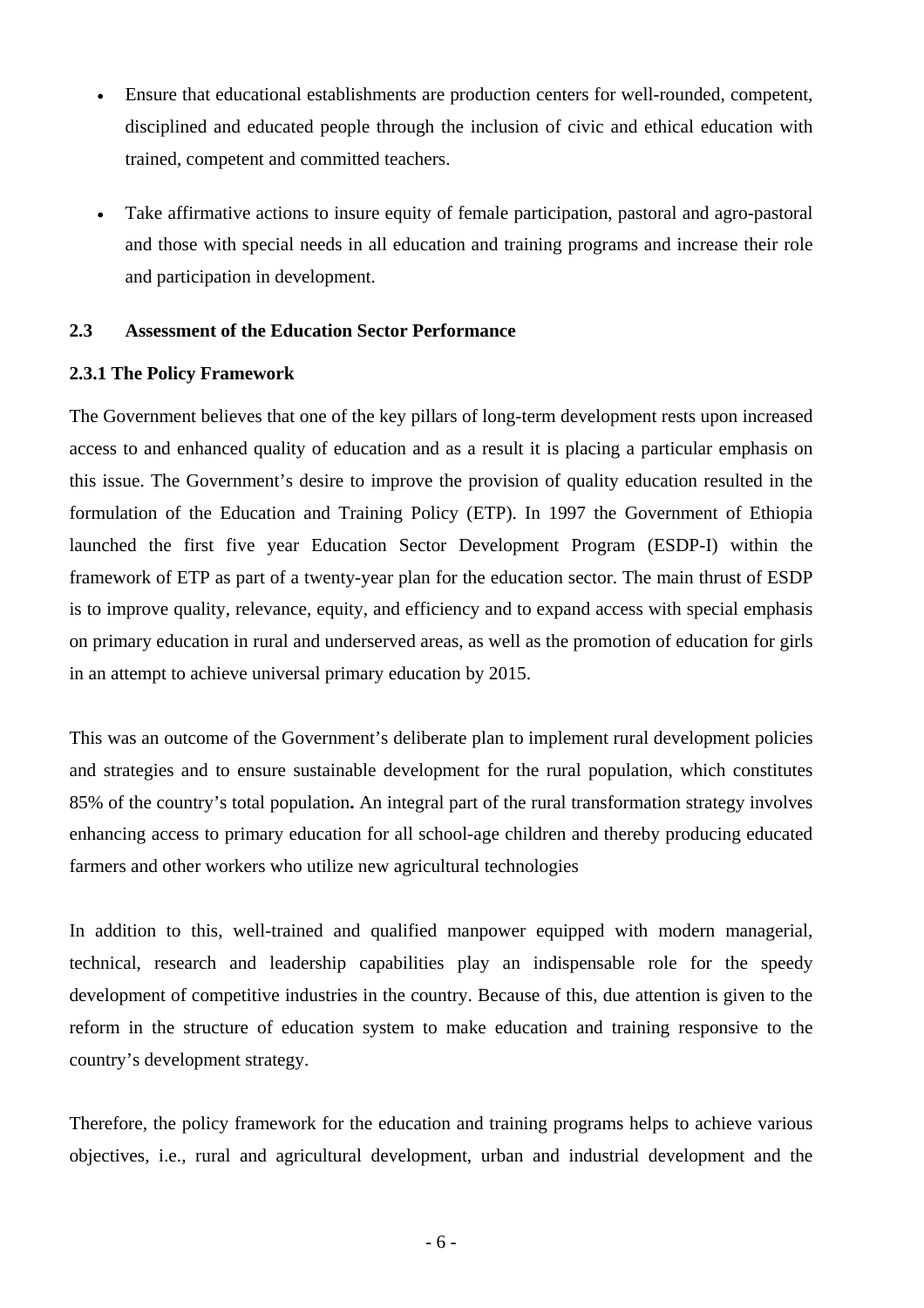- Ensure that educational establishments are production centers for well-rounded, competent, disciplined and educated people through the inclusion of civic and ethical education with trained, competent and committed teachers.

- Take affirmative actions to insure equity of female participation, pastoral and agro-pastoral and those with special needs in all education and training programs and increase their role and participation in development.

## 2.3 Assessment of the Education Sector Performance

### 2.3.1 The Policy Framework

The Government believes that one of the key pillars of long-term development rests upon increased access to and enhanced quality of education and as a result it is placing a particular emphasis on this issue. The Government's desire to improve the provision of quality education resulted in the formulation of the Education and Training Policy (ETP). In 1997 the Government of Ethiopia launched the first five year Education Sector Development Program (ESDP-I) within the framework of ETP as part of a twenty-year plan for the education sector. The main thrust of ESDP is to improve quality, relevance, equity, and efficiency and to expand access with special emphasis on primary education in rural and underserved areas, as well as the promotion of education for girls in an attempt to achieve universal primary education by 2015.

This was an outcome of the Government's deliberate plan to implement rural development policies and strategies and to ensure sustainable development for the rural population, which constitutes 85% of the country's total population**.** An integral part of the rural transformation strategy involves enhancing access to primary education for all school-age children and thereby producing educated farmers and other workers who utilize new agricultural technologies

In addition to this, well-trained and qualified manpower equipped with modern managerial, technical, research and leadership capabilities play an indispensable role for the speedy development of competitive industries in the country. Because of this, due attention is given to the reform in the structure of education system to make education and training responsive to the country's development strategy.

Therefore, the policy framework for the education and training programs helps to achieve various objectives, i.e., rural and agricultural development, urban and industrial development and the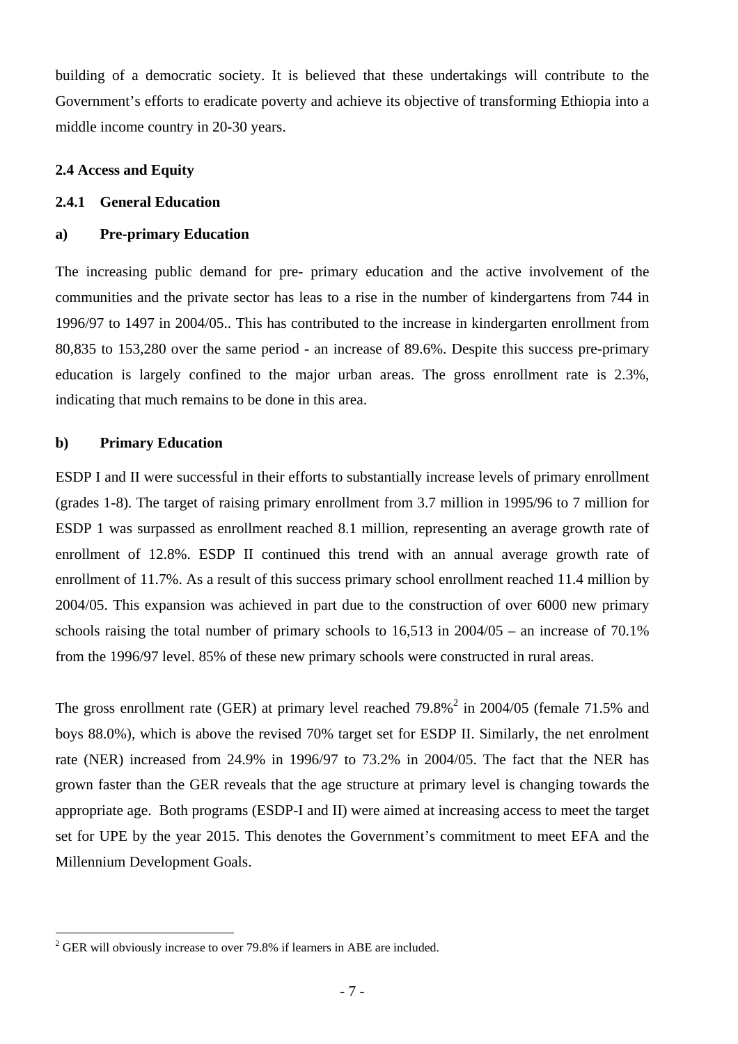building of a democratic society. It is believed that these undertakings will contribute to the Government's efforts to eradicate poverty and achieve its objective of transforming Ethiopia into a middle income country in 20-30 years.

### 2.4 Access and Equity

#### 2.4.1 General Education

**a) Pre-primary Education**

The increasing public demand for pre- primary education and the active involvement of the communities and the private sector has leas to a rise in the number of kindergartens from 744 in 1996/97 to 1497 in 2004/05.. This has contributed to the increase in kindergarten enrollment from 80,835 to 153,280 over the same period - an increase of 89.6%. Despite this success pre-primary education is largely confined to the major urban areas. The gross enrollment rate is 2.3%, indicating that much remains to be done in this area.

**b) Primary Education**

ESDP I and II were successful in their efforts to substantially increase levels of primary enrollment (grades 1-8). The target of raising primary enrollment from 3.7 million in 1995/96 to 7 million for ESDP 1 was surpassed as enrollment reached 8.1 million, representing an average growth rate of enrollment of 12.8%. ESDP II continued this trend with an annual average growth rate of enrollment of 11.7%. As a result of this success primary school enrollment reached 11.4 million by 2004/05. This expansion was achieved in part due to the construction of over 6000 new primary schools raising the total number of primary schools to 16,513 in 2004/05 – an increase of 70.1% from the 1996/97 level. 85% of these new primary schools were constructed in rural areas.

The gross enrollment rate (GER) at primary level reached 79.8%[2] in 2004/05 (female 71.5% and boys 88.0%), which is above the revised 70% target set for ESDP II. Similarly, the net enrolment rate (NER) increased from 24.9% in 1996/97 to 73.2% in 2004/05. The fact that the NER has grown faster than the GER reveals that the age structure at primary level is changing towards the appropriate age. Both programs (ESDP-I and II) were aimed at increasing access to meet the target set for UPE by the year 2015. This denotes the Government's commitment to meet EFA and the Millennium Development Goals.

[2] GER will obviously increase to over 79.8% if learners in ABE are included.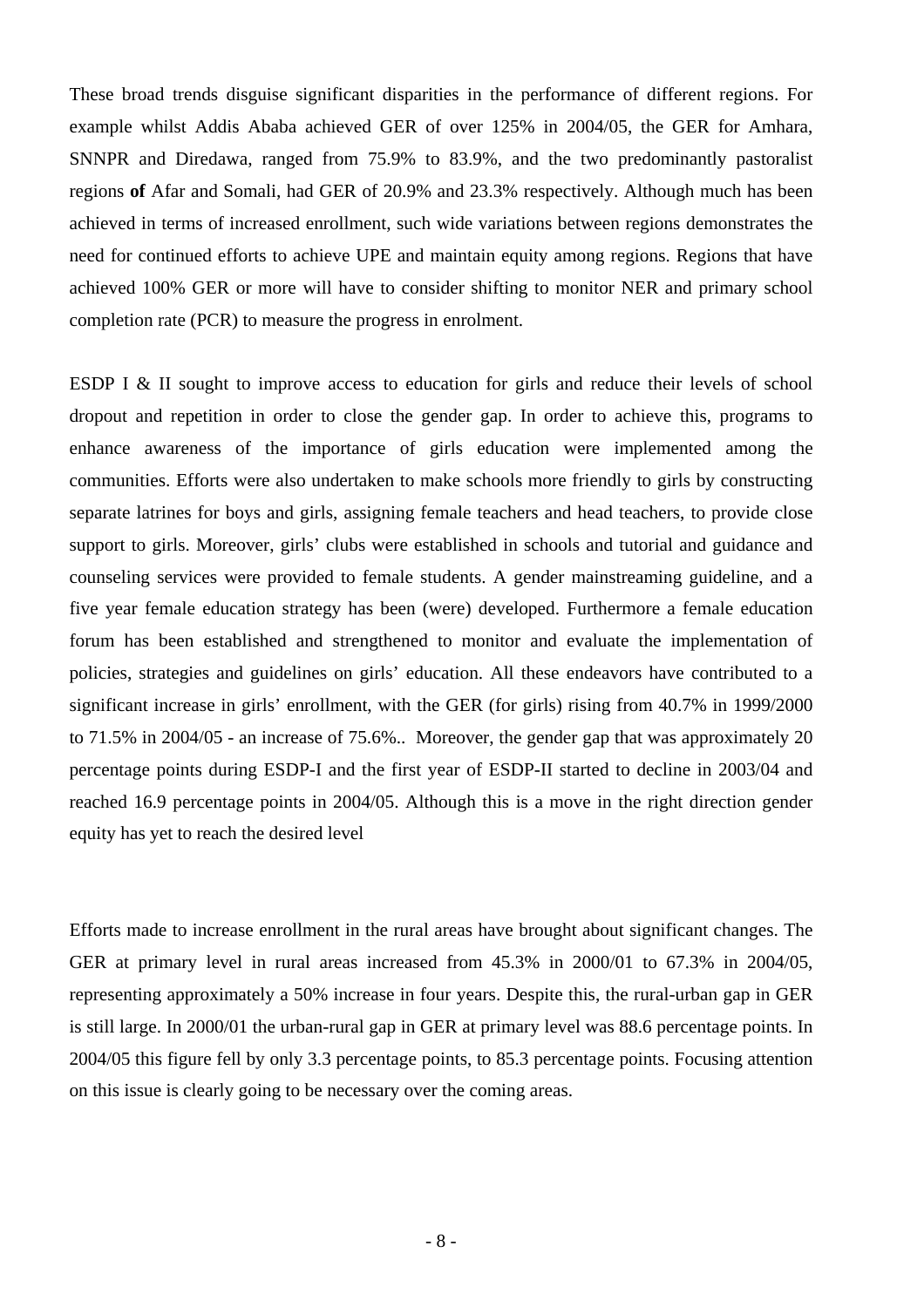These broad trends disguise significant disparities in the performance of different regions. For example whilst Addis Ababa achieved GER of over 125% in 2004/05, the GER for Amhara, SNNPR and Diredawa, ranged from 75.9% to 83.9%, and the two predominantly pastoralist regions **of** Afar and Somali, had GER of 20.9% and 23.3% respectively. Although much has been achieved in terms of increased enrollment, such wide variations between regions demonstrates the need for continued efforts to achieve UPE and maintain equity among regions. Regions that have achieved 100% GER or more will have to consider shifting to monitor NER and primary school completion rate (PCR) to measure the progress in enrolment.

ESDP I & II sought to improve access to education for girls and reduce their levels of school dropout and repetition in order to close the gender gap. In order to achieve this, programs to enhance awareness of the importance of girls education were implemented among the communities. Efforts were also undertaken to make schools more friendly to girls by constructing separate latrines for boys and girls, assigning female teachers and head teachers, to provide close support to girls. Moreover, girls' clubs were established in schools and tutorial and guidance and counseling services were provided to female students. A gender mainstreaming guideline, and a five year female education strategy has been (were) developed. Furthermore a female education forum has been established and strengthened to monitor and evaluate the implementation of policies, strategies and guidelines on girls' education. All these endeavors have contributed to a significant increase in girls' enrollment, with the GER (for girls) rising from 40.7% in 1999/2000 to 71.5% in 2004/05 - an increase of 75.6%.. Moreover, the gender gap that was approximately 20 percentage points during ESDP-I and the first year of ESDP-II started to decline in 2003/04 and reached 16.9 percentage points in 2004/05. Although this is a move in the right direction gender equity has yet to reach the desired level

Efforts made to increase enrollment in the rural areas have brought about significant changes. The GER at primary level in rural areas increased from 45.3% in 2000/01 to 67.3% in 2004/05, representing approximately a 50% increase in four years. Despite this, the rural-urban gap in GER is still large. In 2000/01 the urban-rural gap in GER at primary level was 88.6 percentage points. In 2004/05 this figure fell by only 3.3 percentage points, to 85.3 percentage points. Focusing attention on this issue is clearly going to be necessary over the coming areas.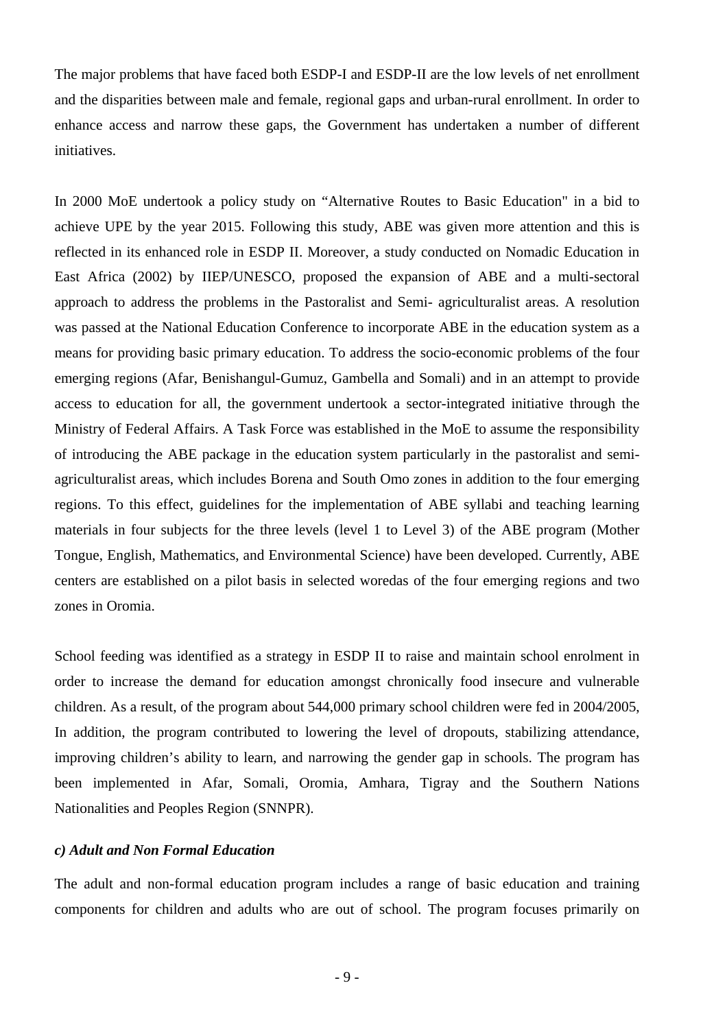The major problems that have faced both ESDP-I and ESDP-II are the low levels of net enrollment and the disparities between male and female, regional gaps and urban-rural enrollment. In order to enhance access and narrow these gaps, the Government has undertaken a number of different initiatives.

In 2000 MoE undertook a policy study on “Alternative Routes to Basic Education" in a bid to achieve UPE by the year 2015. Following this study, ABE was given more attention and this is reflected in its enhanced role in ESDP II. Moreover, a study conducted on Nomadic Education in East Africa (2002) by IIEP/UNESCO, proposed the expansion of ABE and a multi-sectoral approach to address the problems in the Pastoralist and Semi- agriculturalist areas. A resolution was passed at the National Education Conference to incorporate ABE in the education system as a means for providing basic primary education. To address the socio-economic problems of the four emerging regions (Afar, Benishangul-Gumuz, Gambella and Somali) and in an attempt to provide access to education for all, the government undertook a sector-integrated initiative through the Ministry of Federal Affairs. A Task Force was established in the MoE to assume the responsibility of introducing the ABE package in the education system particularly in the pastoralist and semi-agriculturalist areas, which includes Borena and South Omo zones in addition to the four emerging regions. To this effect, guidelines for the implementation of ABE syllabi and teaching learning materials in four subjects for the three levels (level 1 to Level 3) of the ABE program (Mother Tongue, English, Mathematics, and Environmental Science) have been developed. Currently, ABE centers are established on a pilot basis in selected woredas of the four emerging regions and two zones in Oromia.

School feeding was identified as a strategy in ESDP II to raise and maintain school enrolment in order to increase the demand for education amongst chronically food insecure and vulnerable children. As a result, of the program about 544,000 primary school children were fed in 2004/2005, In addition, the program contributed to lowering the level of dropouts, stabilizing attendance, improving children’s ability to learn, and narrowing the gender gap in schools. The program has been implemented in Afar, Somali, Oromia, Amhara, Tigray and the Southern Nations Nationalities and Peoples Region (SNNPR).

***c) Adult and Non Formal Education***

The adult and non-formal education program includes a range of basic education and training components for children and adults who are out of school. The program focuses primarily on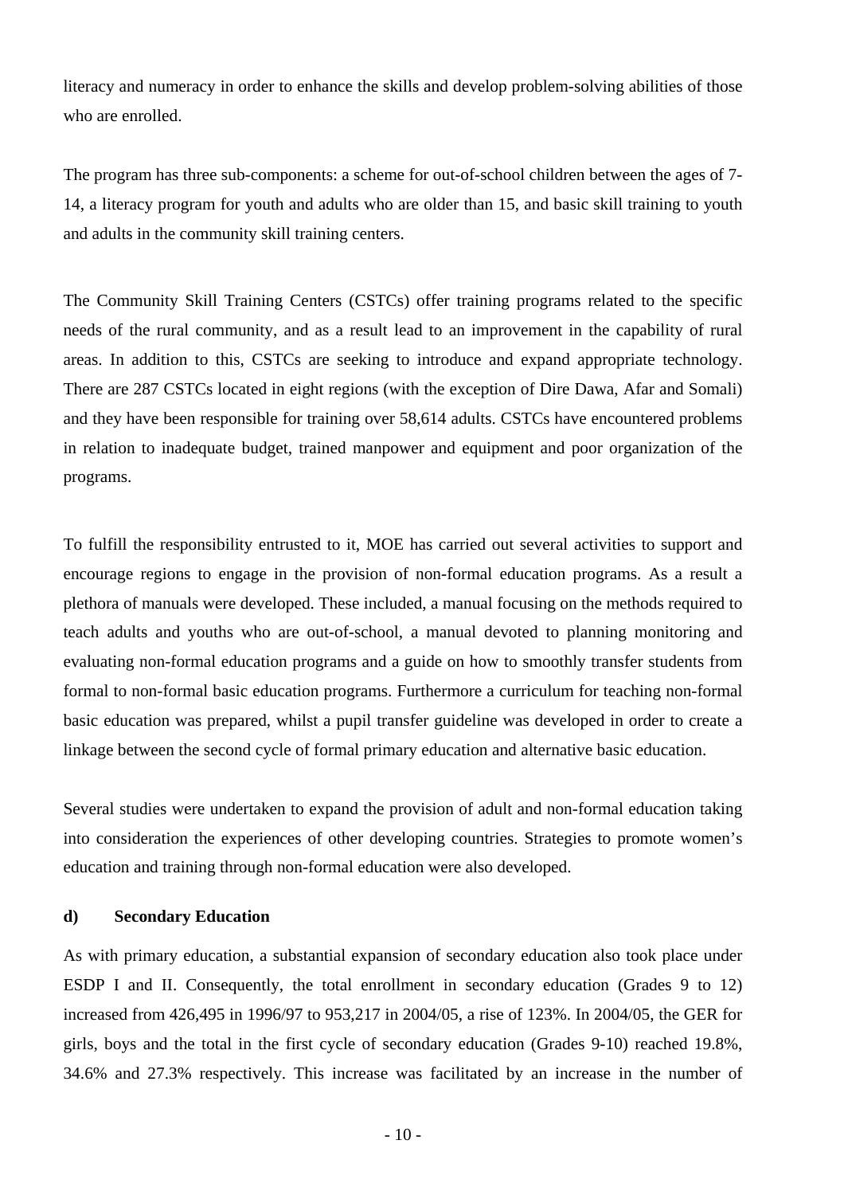literacy and numeracy in order to enhance the skills and develop problem-solving abilities of those who are enrolled.

The program has three sub-components: a scheme for out-of-school children between the ages of 7-14, a literacy program for youth and adults who are older than 15, and basic skill training to youth and adults in the community skill training centers.

The Community Skill Training Centers (CSTCs) offer training programs related to the specific needs of the rural community, and as a result lead to an improvement in the capability of rural areas. In addition to this, CSTCs are seeking to introduce and expand appropriate technology. There are 287 CSTCs located in eight regions (with the exception of Dire Dawa, Afar and Somali) and they have been responsible for training over 58,614 adults. CSTCs have encountered problems in relation to inadequate budget, trained manpower and equipment and poor organization of the programs.

To fulfill the responsibility entrusted to it, MOE has carried out several activities to support and encourage regions to engage in the provision of non-formal education programs. As a result a plethora of manuals were developed. These included, a manual focusing on the methods required to teach adults and youths who are out-of-school, a manual devoted to planning monitoring and evaluating non-formal education programs and a guide on how to smoothly transfer students from formal to non-formal basic education programs. Furthermore a curriculum for teaching non-formal basic education was prepared, whilst a pupil transfer guideline was developed in order to create a linkage between the second cycle of formal primary education and alternative basic education.

Several studies were undertaken to expand the provision of adult and non-formal education taking into consideration the experiences of other developing countries. Strategies to promote women's education and training through non-formal education were also developed.

#### d) Secondary Education

As with primary education, a substantial expansion of secondary education also took place under ESDP I and II. Consequently, the total enrollment in secondary education (Grades 9 to 12) increased from 426,495 in 1996/97 to 953,217 in 2004/05, a rise of 123%. In 2004/05, the GER for girls, boys and the total in the first cycle of secondary education (Grades 9-10) reached 19.8%, 34.6% and 27.3% respectively. This increase was facilitated by an increase in the number of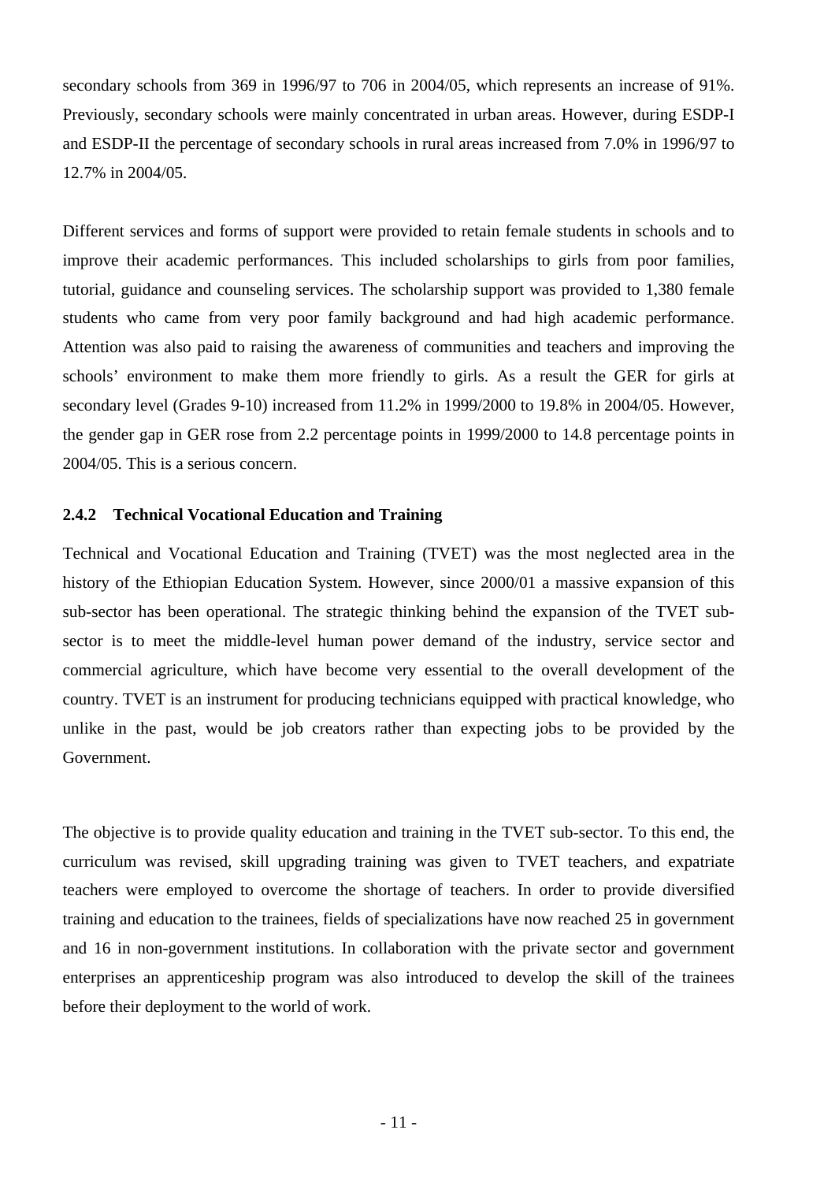secondary schools from 369 in 1996/97 to 706 in 2004/05, which represents an increase of 91%. Previously, secondary schools were mainly concentrated in urban areas. However, during ESDP-I and ESDP-II the percentage of secondary schools in rural areas increased from 7.0% in 1996/97 to 12.7% in 2004/05.

Different services and forms of support were provided to retain female students in schools and to improve their academic performances. This included scholarships to girls from poor families, tutorial, guidance and counseling services. The scholarship support was provided to 1,380 female students who came from very poor family background and had high academic performance. Attention was also paid to raising the awareness of communities and teachers and improving the schools' environment to make them more friendly to girls. As a result the GER for girls at secondary level (Grades 9-10) increased from 11.2% in 1999/2000 to 19.8% in 2004/05. However, the gender gap in GER rose from 2.2 percentage points in 1999/2000 to 14.8 percentage points in 2004/05. This is a serious concern.

### 2.4.2 Technical Vocational Education and Training

Technical and Vocational Education and Training (TVET) was the most neglected area in the history of the Ethiopian Education System. However, since 2000/01 a massive expansion of this sub-sector has been operational. The strategic thinking behind the expansion of the TVET sub-sector is to meet the middle-level human power demand of the industry, service sector and commercial agriculture, which have become very essential to the overall development of the country. TVET is an instrument for producing technicians equipped with practical knowledge, who unlike in the past, would be job creators rather than expecting jobs to be provided by the Government.

The objective is to provide quality education and training in the TVET sub-sector. To this end, the curriculum was revised, skill upgrading training was given to TVET teachers, and expatriate teachers were employed to overcome the shortage of teachers. In order to provide diversified training and education to the trainees, fields of specializations have now reached 25 in government and 16 in non-government institutions. In collaboration with the private sector and government enterprises an apprenticeship program was also introduced to develop the skill of the trainees before their deployment to the world of work.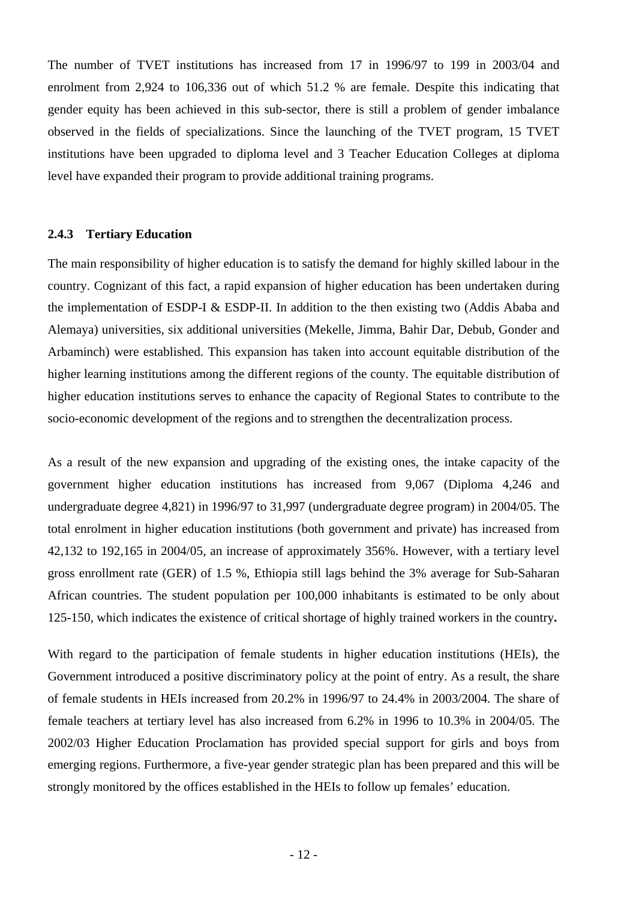The number of TVET institutions has increased from 17 in 1996/97 to 199 in 2003/04 and enrolment from 2,924 to 106,336 out of which 51.2 % are female. Despite this indicating that gender equity has been achieved in this sub-sector, there is still a problem of gender imbalance observed in the fields of specializations. Since the launching of the TVET program, 15 TVET institutions have been upgraded to diploma level and 3 Teacher Education Colleges at diploma level have expanded their program to provide additional training programs.

### 2.4.3 Tertiary Education

The main responsibility of higher education is to satisfy the demand for highly skilled labour in the country. Cognizant of this fact, a rapid expansion of higher education has been undertaken during the implementation of ESDP-I & ESDP-II. In addition to the then existing two (Addis Ababa and Alemaya) universities, six additional universities (Mekelle, Jimma, Bahir Dar, Debub, Gonder and Arbaminch) were established. This expansion has taken into account equitable distribution of the higher learning institutions among the different regions of the county. The equitable distribution of higher education institutions serves to enhance the capacity of Regional States to contribute to the socio-economic development of the regions and to strengthen the decentralization process.

As a result of the new expansion and upgrading of the existing ones, the intake capacity of the government higher education institutions has increased from 9,067 (Diploma 4,246 and undergraduate degree 4,821) in 1996/97 to 31,997 (undergraduate degree program) in 2004/05. The total enrolment in higher education institutions (both government and private) has increased from 42,132 to 192,165 in 2004/05, an increase of approximately 356%. However, with a tertiary level gross enrollment rate (GER) of 1.5 %, Ethiopia still lags behind the 3% average for Sub-Saharan African countries. The student population per 100,000 inhabitants is estimated to be only about 125-150, which indicates the existence of critical shortage of highly trained workers in the country**.**

With regard to the participation of female students in higher education institutions (HEIs), the Government introduced a positive discriminatory policy at the point of entry. As a result, the share of female students in HEIs increased from 20.2% in 1996/97 to 24.4% in 2003/2004. The share of female teachers at tertiary level has also increased from 6.2% in 1996 to 10.3% in 2004/05. The 2002/03 Higher Education Proclamation has provided special support for girls and boys from emerging regions. Furthermore, a five-year gender strategic plan has been prepared and this will be strongly monitored by the offices established in the HEIs to follow up females' education.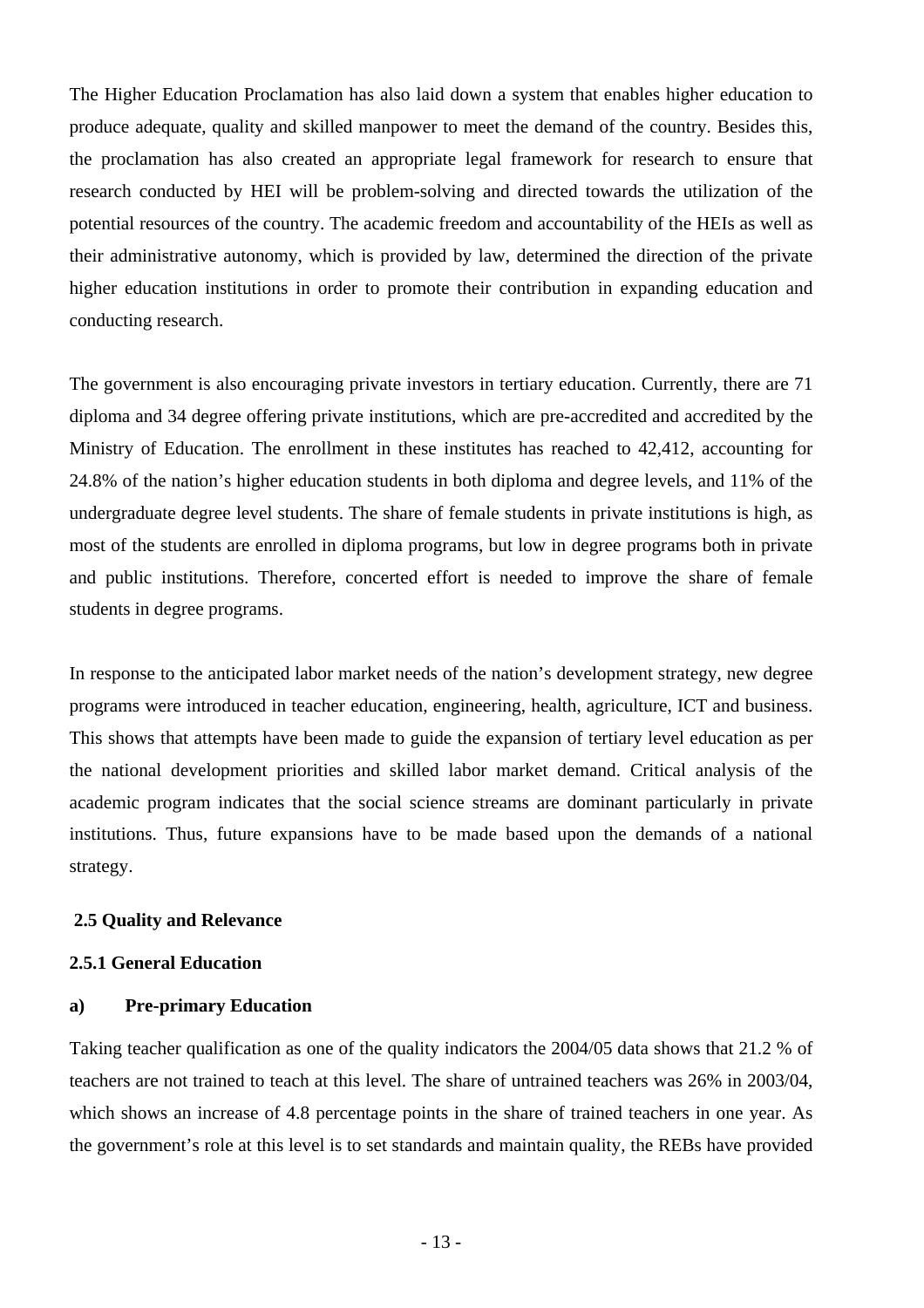The Higher Education Proclamation has also laid down a system that enables higher education to produce adequate, quality and skilled manpower to meet the demand of the country. Besides this, the proclamation has also created an appropriate legal framework for research to ensure that research conducted by HEI will be problem-solving and directed towards the utilization of the potential resources of the country. The academic freedom and accountability of the HEIs as well as their administrative autonomy, which is provided by law, determined the direction of the private higher education institutions in order to promote their contribution in expanding education and conducting research.

The government is also encouraging private investors in tertiary education. Currently, there are 71 diploma and 34 degree offering private institutions, which are pre-accredited and accredited by the Ministry of Education. The enrollment in these institutes has reached to 42,412, accounting for 24.8% of the nation's higher education students in both diploma and degree levels, and 11% of the undergraduate degree level students. The share of female students in private institutions is high, as most of the students are enrolled in diploma programs, but low in degree programs both in private and public institutions. Therefore, concerted effort is needed to improve the share of female students in degree programs.

In response to the anticipated labor market needs of the nation's development strategy, new degree programs were introduced in teacher education, engineering, health, agriculture, ICT and business. This shows that attempts have been made to guide the expansion of tertiary level education as per the national development priorities and skilled labor market demand. Critical analysis of the academic program indicates that the social science streams are dominant particularly in private institutions. Thus, future expansions have to be made based upon the demands of a national strategy.

## 2.5 Quality and Relevance

### 2.5.1 General Education

#### a) Pre-primary Education

Taking teacher qualification as one of the quality indicators the 2004/05 data shows that 21.2 % of teachers are not trained to teach at this level. The share of untrained teachers was 26% in 2003/04, which shows an increase of 4.8 percentage points in the share of trained teachers in one year. As the government's role at this level is to set standards and maintain quality, the REBs have provided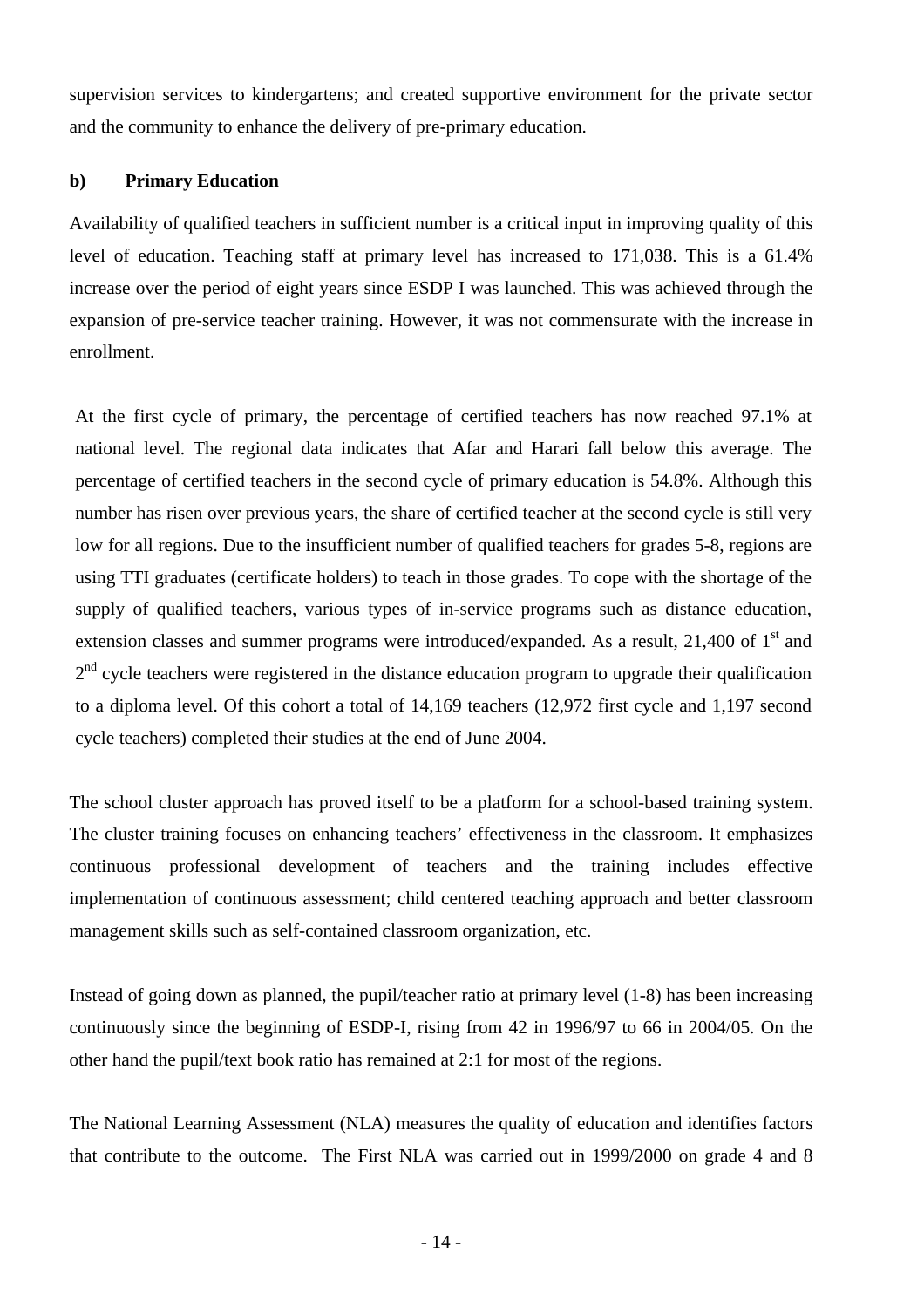supervision services to kindergartens; and created supportive environment for the private sector and the community to enhance the delivery of pre-primary education.

**b) Primary Education**

Availability of qualified teachers in sufficient number is a critical input in improving quality of this level of education. Teaching staff at primary level has increased to 171,038. This is a 61.4% increase over the period of eight years since ESDP I was launched. This was achieved through the expansion of pre-service teacher training. However, it was not commensurate with the increase in enrollment.

At the first cycle of primary, the percentage of certified teachers has now reached 97.1% at national level. The regional data indicates that Afar and Harari fall below this average. The percentage of certified teachers in the second cycle of primary education is 54.8%. Although this number has risen over previous years, the share of certified teacher at the second cycle is still very low for all regions. Due to the insufficient number of qualified teachers for grades 5-8, regions are using TTI graduates (certificate holders) to teach in those grades. To cope with the shortage of the supply of qualified teachers, various types of in-service programs such as distance education, extension classes and summer programs were introduced/expanded. As a result, 21,400 of 1st and 2nd cycle teachers were registered in the distance education program to upgrade their qualification to a diploma level. Of this cohort a total of 14,169 teachers (12,972 first cycle and 1,197 second cycle teachers) completed their studies at the end of June 2004.

The school cluster approach has proved itself to be a platform for a school-based training system. The cluster training focuses on enhancing teachers' effectiveness in the classroom. It emphasizes continuous professional development of teachers and the training includes effective implementation of continuous assessment; child centered teaching approach and better classroom management skills such as self-contained classroom organization, etc.

Instead of going down as planned, the pupil/teacher ratio at primary level (1-8) has been increasing continuously since the beginning of ESDP-I, rising from 42 in 1996/97 to 66 in 2004/05. On the other hand the pupil/text book ratio has remained at 2:1 for most of the regions.

The National Learning Assessment (NLA) measures the quality of education and identifies factors that contribute to the outcome. The First NLA was carried out in 1999/2000 on grade 4 and 8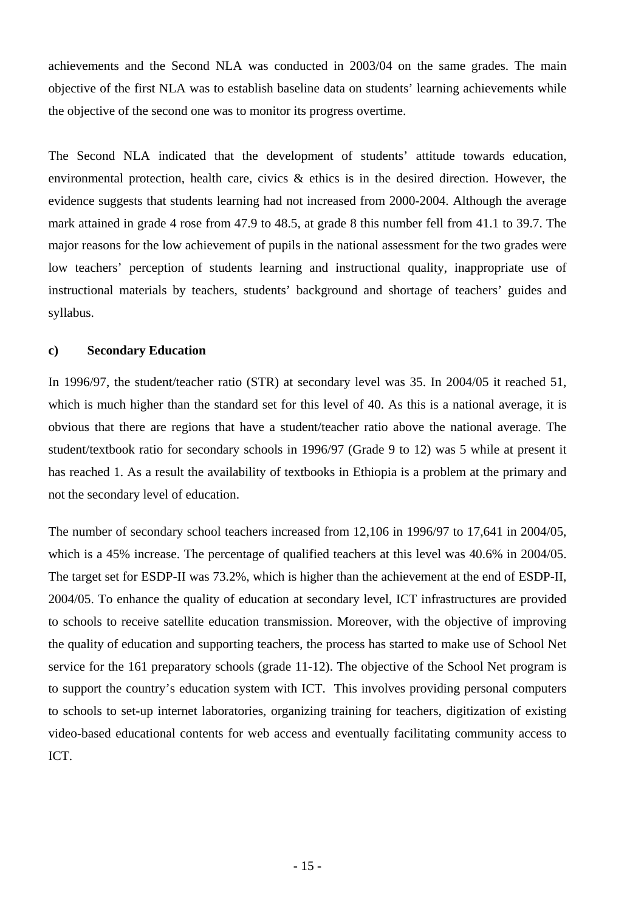achievements and the Second NLA was conducted in 2003/04 on the same grades. The main objective of the first NLA was to establish baseline data on students' learning achievements while the objective of the second one was to monitor its progress overtime.

The Second NLA indicated that the development of students' attitude towards education, environmental protection, health care, civics & ethics is in the desired direction. However, the evidence suggests that students learning had not increased from 2000-2004. Although the average mark attained in grade 4 rose from 47.9 to 48.5, at grade 8 this number fell from 41.1 to 39.7. The major reasons for the low achievement of pupils in the national assessment for the two grades were low teachers' perception of students learning and instructional quality, inappropriate use of instructional materials by teachers, students' background and shortage of teachers' guides and syllabus.

#### c) Secondary Education

In 1996/97, the student/teacher ratio (STR) at secondary level was 35. In 2004/05 it reached 51, which is much higher than the standard set for this level of 40. As this is a national average, it is obvious that there are regions that have a student/teacher ratio above the national average. The student/textbook ratio for secondary schools in 1996/97 (Grade 9 to 12) was 5 while at present it has reached 1. As a result the availability of textbooks in Ethiopia is a problem at the primary and not the secondary level of education.

The number of secondary school teachers increased from 12,106 in 1996/97 to 17,641 in 2004/05, which is a 45% increase. The percentage of qualified teachers at this level was 40.6% in 2004/05. The target set for ESDP-II was 73.2%, which is higher than the achievement at the end of ESDP-II, 2004/05. To enhance the quality of education at secondary level, ICT infrastructures are provided to schools to receive satellite education transmission. Moreover, with the objective of improving the quality of education and supporting teachers, the process has started to make use of School Net service for the 161 preparatory schools (grade 11-12). The objective of the School Net program is to support the country's education system with ICT. This involves providing personal computers to schools to set-up internet laboratories, organizing training for teachers, digitization of existing video-based educational contents for web access and eventually facilitating community access to ICT.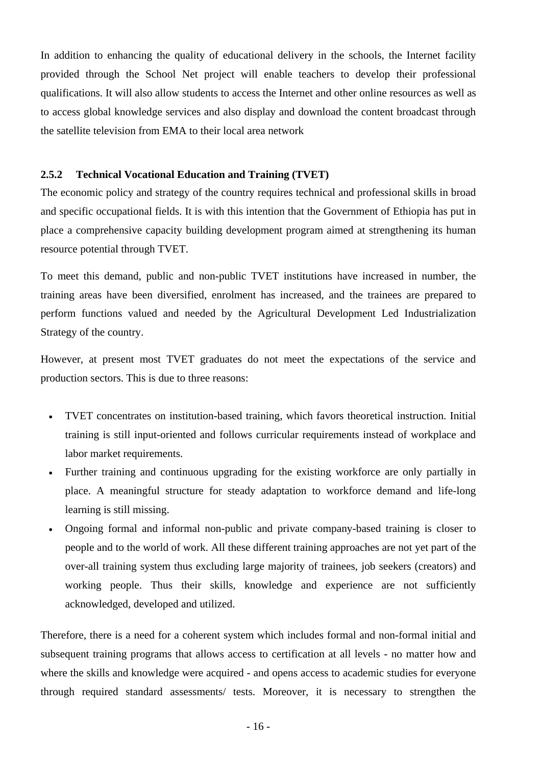In addition to enhancing the quality of educational delivery in the schools, the Internet facility provided through the School Net project will enable teachers to develop their professional qualifications. It will also allow students to access the Internet and other online resources as well as to access global knowledge services and also display and download the content broadcast through the satellite television from EMA to their local area network

### 2.5.2 Technical Vocational Education and Training (TVET)

The economic policy and strategy of the country requires technical and professional skills in broad and specific occupational fields. It is with this intention that the Government of Ethiopia has put in place a comprehensive capacity building development program aimed at strengthening its human resource potential through TVET.

To meet this demand, public and non-public TVET institutions have increased in number, the training areas have been diversified, enrolment has increased, and the trainees are prepared to perform functions valued and needed by the Agricultural Development Led Industrialization Strategy of the country.

However, at present most TVET graduates do not meet the expectations of the service and production sectors. This is due to three reasons:

- TVET concentrates on institution-based training, which favors theoretical instruction. Initial training is still input-oriented and follows curricular requirements instead of workplace and labor market requirements.
- Further training and continuous upgrading for the existing workforce are only partially in place. A meaningful structure for steady adaptation to workforce demand and life-long learning is still missing.
- Ongoing formal and informal non-public and private company-based training is closer to people and to the world of work. All these different training approaches are not yet part of the over-all training system thus excluding large majority of trainees, job seekers (creators) and working people. Thus their skills, knowledge and experience are not sufficiently acknowledged, developed and utilized.

Therefore, there is a need for a coherent system which includes formal and non-formal initial and subsequent training programs that allows access to certification at all levels - no matter how and where the skills and knowledge were acquired - and opens access to academic studies for everyone through required standard assessments/ tests. Moreover, it is necessary to strengthen the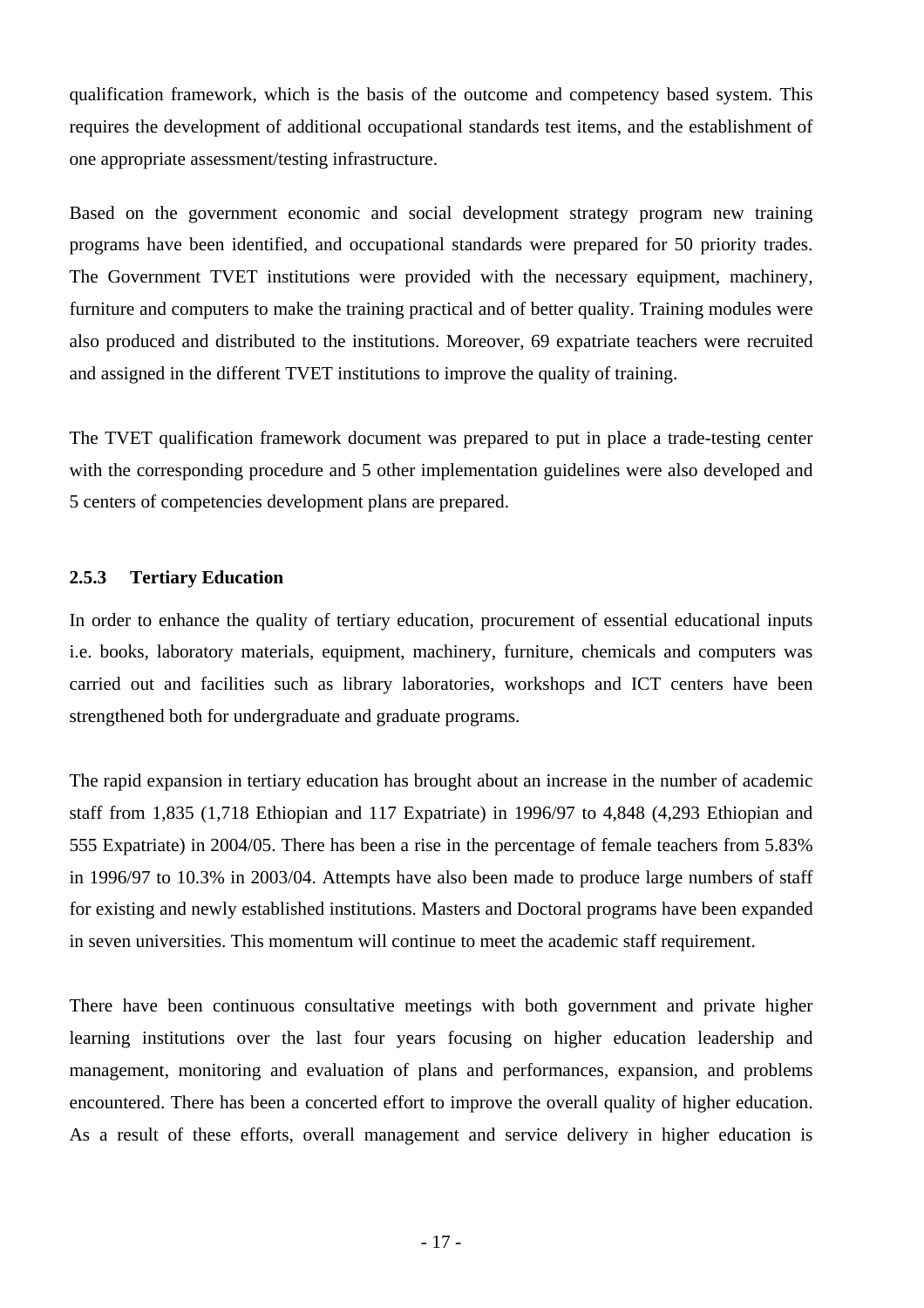qualification framework, which is the basis of the outcome and competency based system. This requires the development of additional occupational standards test items, and the establishment of one appropriate assessment/testing infrastructure.

Based on the government economic and social development strategy program new training programs have been identified, and occupational standards were prepared for 50 priority trades. The Government TVET institutions were provided with the necessary equipment, machinery, furniture and computers to make the training practical and of better quality. Training modules were also produced and distributed to the institutions. Moreover, 69 expatriate teachers were recruited and assigned in the different TVET institutions to improve the quality of training.

The TVET qualification framework document was prepared to put in place a trade-testing center with the corresponding procedure and 5 other implementation guidelines were also developed and 5 centers of competencies development plans are prepared.

### 2.5.3 Tertiary Education

In order to enhance the quality of tertiary education, procurement of essential educational inputs i.e. books, laboratory materials, equipment, machinery, furniture, chemicals and computers was carried out and facilities such as library laboratories, workshops and ICT centers have been strengthened both for undergraduate and graduate programs.

The rapid expansion in tertiary education has brought about an increase in the number of academic staff from 1,835 (1,718 Ethiopian and 117 Expatriate) in 1996/97 to 4,848 (4,293 Ethiopian and 555 Expatriate) in 2004/05. There has been a rise in the percentage of female teachers from 5.83% in 1996/97 to 10.3% in 2003/04. Attempts have also been made to produce large numbers of staff for existing and newly established institutions. Masters and Doctoral programs have been expanded in seven universities. This momentum will continue to meet the academic staff requirement.

There have been continuous consultative meetings with both government and private higher learning institutions over the last four years focusing on higher education leadership and management, monitoring and evaluation of plans and performances, expansion, and problems encountered. There has been a concerted effort to improve the overall quality of higher education. As a result of these efforts, overall management and service delivery in higher education is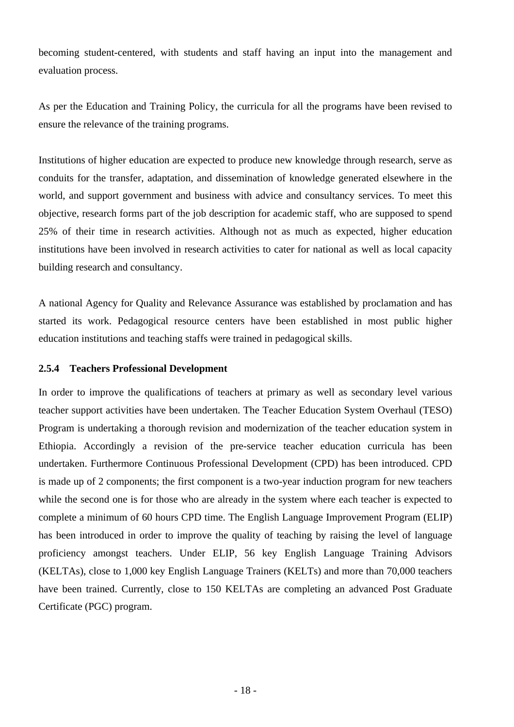becoming student-centered, with students and staff having an input into the management and evaluation process.

As per the Education and Training Policy, the curricula for all the programs have been revised to ensure the relevance of the training programs.

Institutions of higher education are expected to produce new knowledge through research, serve as conduits for the transfer, adaptation, and dissemination of knowledge generated elsewhere in the world, and support government and business with advice and consultancy services. To meet this objective, research forms part of the job description for academic staff, who are supposed to spend 25% of their time in research activities. Although not as much as expected, higher education institutions have been involved in research activities to cater for national as well as local capacity building research and consultancy.

A national Agency for Quality and Relevance Assurance was established by proclamation and has started its work. Pedagogical resource centers have been established in most public higher education institutions and teaching staffs were trained in pedagogical skills.

#### 2.5.4 Teachers Professional Development

In order to improve the qualifications of teachers at primary as well as secondary level various teacher support activities have been undertaken. The Teacher Education System Overhaul (TESO) Program is undertaking a thorough revision and modernization of the teacher education system in Ethiopia. Accordingly a revision of the pre-service teacher education curricula has been undertaken. Furthermore Continuous Professional Development (CPD) has been introduced. CPD is made up of 2 components; the first component is a two-year induction program for new teachers while the second one is for those who are already in the system where each teacher is expected to complete a minimum of 60 hours CPD time. The English Language Improvement Program (ELIP) has been introduced in order to improve the quality of teaching by raising the level of language proficiency amongst teachers. Under ELIP, 56 key English Language Training Advisors (KELTAs), close to 1,000 key English Language Trainers (KELTs) and more than 70,000 teachers have been trained. Currently, close to 150 KELTAs are completing an advanced Post Graduate Certificate (PGC) program.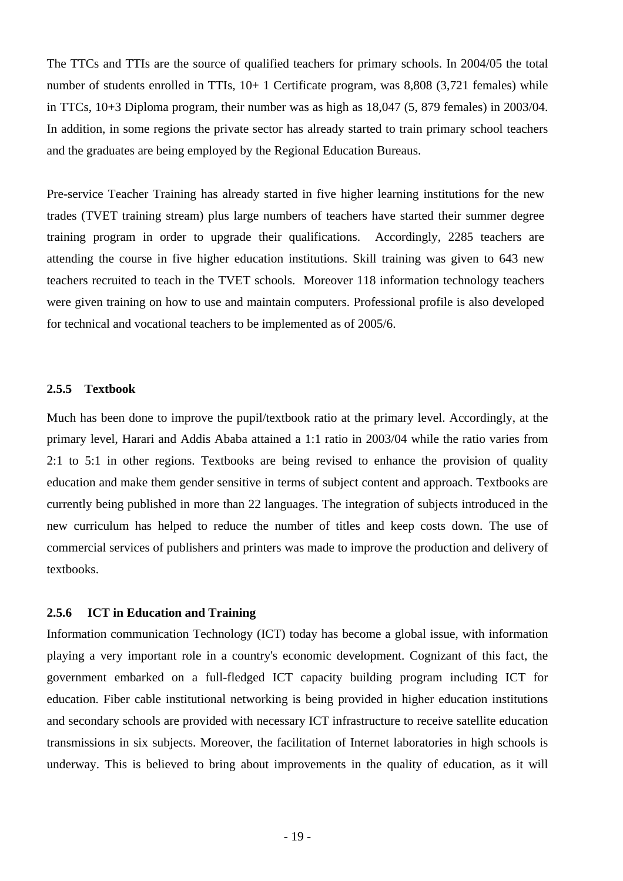The TTCs and TTIs are the source of qualified teachers for primary schools. In 2004/05 the total number of students enrolled in TTIs, 10+ 1 Certificate program, was 8,808 (3,721 females) while in TTCs, 10+3 Diploma program, their number was as high as 18,047 (5, 879 females) in 2003/04. In addition, in some regions the private sector has already started to train primary school teachers and the graduates are being employed by the Regional Education Bureaus.

Pre-service Teacher Training has already started in five higher learning institutions for the new trades (TVET training stream) plus large numbers of teachers have started their summer degree training program in order to upgrade their qualifications. Accordingly, 2285 teachers are attending the course in five higher education institutions. Skill training was given to 643 new teachers recruited to teach in the TVET schools. Moreover 118 information technology teachers were given training on how to use and maintain computers. Professional profile is also developed for technical and vocational teachers to be implemented as of 2005/6.

#### 2.5.5 Textbook

Much has been done to improve the pupil/textbook ratio at the primary level. Accordingly, at the primary level, Harari and Addis Ababa attained a 1:1 ratio in 2003/04 while the ratio varies from 2:1 to 5:1 in other regions. Textbooks are being revised to enhance the provision of quality education and make them gender sensitive in terms of subject content and approach. Textbooks are currently being published in more than 22 languages. The integration of subjects introduced in the new curriculum has helped to reduce the number of titles and keep costs down. The use of commercial services of publishers and printers was made to improve the production and delivery of textbooks.

#### 2.5.6 ICT in Education and Training

Information communication Technology (ICT) today has become a global issue, with information playing a very important role in a country's economic development. Cognizant of this fact, the government embarked on a full-fledged ICT capacity building program including ICT for education. Fiber cable institutional networking is being provided in higher education institutions and secondary schools are provided with necessary ICT infrastructure to receive satellite education transmissions in six subjects. Moreover, the facilitation of Internet laboratories in high schools is underway. This is believed to bring about improvements in the quality of education, as it will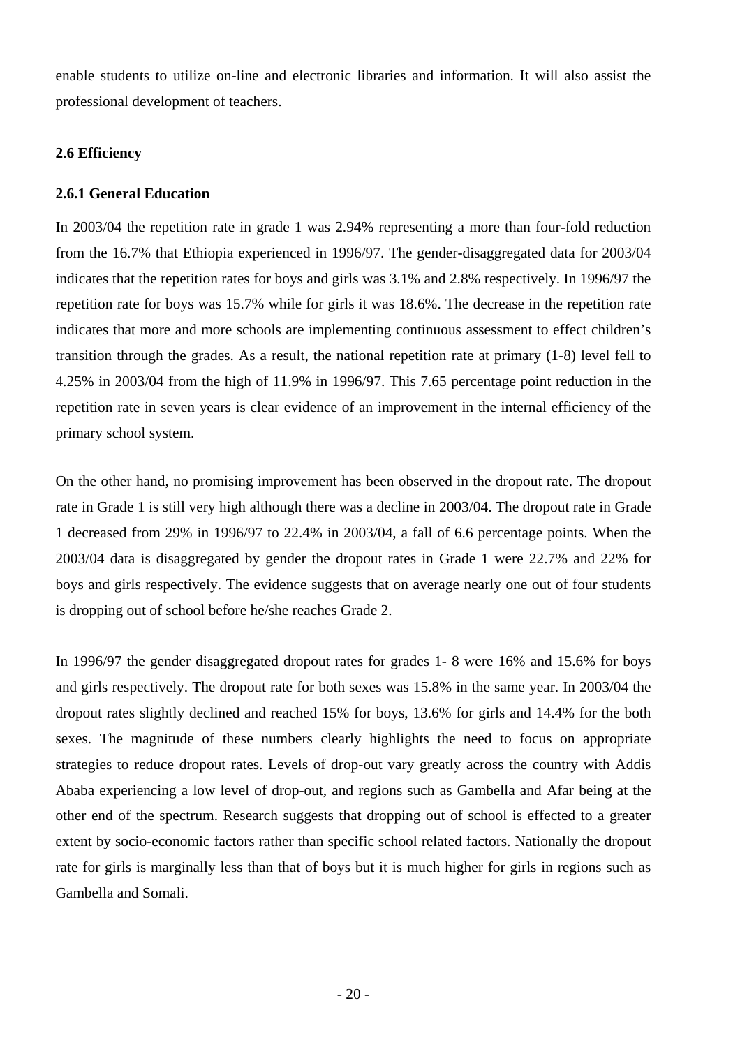enable students to utilize on-line and electronic libraries and information. It will also assist the professional development of teachers.

### 2.6 Efficiency

#### 2.6.1 General Education

In 2003/04 the repetition rate in grade 1 was 2.94% representing a more than four-fold reduction from the 16.7% that Ethiopia experienced in 1996/97. The gender-disaggregated data for 2003/04 indicates that the repetition rates for boys and girls was 3.1% and 2.8% respectively. In 1996/97 the repetition rate for boys was 15.7% while for girls it was 18.6%. The decrease in the repetition rate indicates that more and more schools are implementing continuous assessment to effect children's transition through the grades. As a result, the national repetition rate at primary (1-8) level fell to 4.25% in 2003/04 from the high of 11.9% in 1996/97. This 7.65 percentage point reduction in the repetition rate in seven years is clear evidence of an improvement in the internal efficiency of the primary school system.

On the other hand, no promising improvement has been observed in the dropout rate. The dropout rate in Grade 1 is still very high although there was a decline in 2003/04. The dropout rate in Grade 1 decreased from 29% in 1996/97 to 22.4% in 2003/04, a fall of 6.6 percentage points. When the 2003/04 data is disaggregated by gender the dropout rates in Grade 1 were 22.7% and 22% for boys and girls respectively. The evidence suggests that on average nearly one out of four students is dropping out of school before he/she reaches Grade 2.

In 1996/97 the gender disaggregated dropout rates for grades 1- 8 were 16% and 15.6% for boys and girls respectively. The dropout rate for both sexes was 15.8% in the same year. In 2003/04 the dropout rates slightly declined and reached 15% for boys, 13.6% for girls and 14.4% for the both sexes. The magnitude of these numbers clearly highlights the need to focus on appropriate strategies to reduce dropout rates. Levels of drop-out vary greatly across the country with Addis Ababa experiencing a low level of drop-out, and regions such as Gambella and Afar being at the other end of the spectrum. Research suggests that dropping out of school is effected to a greater extent by socio-economic factors rather than specific school related factors. Nationally the dropout rate for girls is marginally less than that of boys but it is much higher for girls in regions such as Gambella and Somali.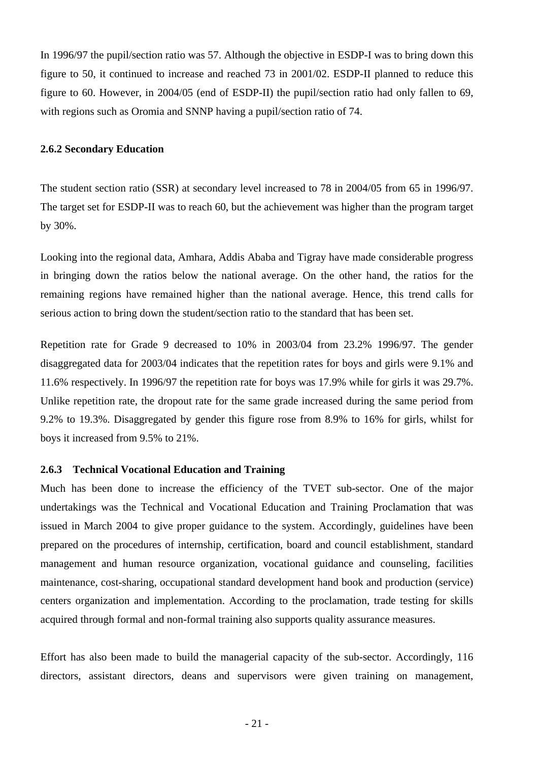In 1996/97 the pupil/section ratio was 57. Although the objective in ESDP-I was to bring down this figure to 50, it continued to increase and reached 73 in 2001/02. ESDP-II planned to reduce this figure to 60. However, in 2004/05 (end of ESDP-II) the pupil/section ratio had only fallen to 69, with regions such as Oromia and SNNP having a pupil/section ratio of 74.

### 2.6.2 Secondary Education

The student section ratio (SSR) at secondary level increased to 78 in 2004/05 from 65 in 1996/97. The target set for ESDP-II was to reach 60, but the achievement was higher than the program target by 30%.

Looking into the regional data, Amhara, Addis Ababa and Tigray have made considerable progress in bringing down the ratios below the national average. On the other hand, the ratios for the remaining regions have remained higher than the national average. Hence, this trend calls for serious action to bring down the student/section ratio to the standard that has been set.

Repetition rate for Grade 9 decreased to 10% in 2003/04 from 23.2% 1996/97. The gender disaggregated data for 2003/04 indicates that the repetition rates for boys and girls were 9.1% and 11.6% respectively. In 1996/97 the repetition rate for boys was 17.9% while for girls it was 29.7%. Unlike repetition rate, the dropout rate for the same grade increased during the same period from 9.2% to 19.3%. Disaggregated by gender this figure rose from 8.9% to 16% for girls, whilst for boys it increased from 9.5% to 21%.

### 2.6.3 Technical Vocational Education and Training

Much has been done to increase the efficiency of the TVET sub-sector. One of the major undertakings was the Technical and Vocational Education and Training Proclamation that was issued in March 2004 to give proper guidance to the system. Accordingly, guidelines have been prepared on the procedures of internship, certification, board and council establishment, standard management and human resource organization, vocational guidance and counseling, facilities maintenance, cost-sharing, occupational standard development hand book and production (service) centers organization and implementation. According to the proclamation, trade testing for skills acquired through formal and non-formal training also supports quality assurance measures.

Effort has also been made to build the managerial capacity of the sub-sector. Accordingly, 116 directors, assistant directors, deans and supervisors were given training on management,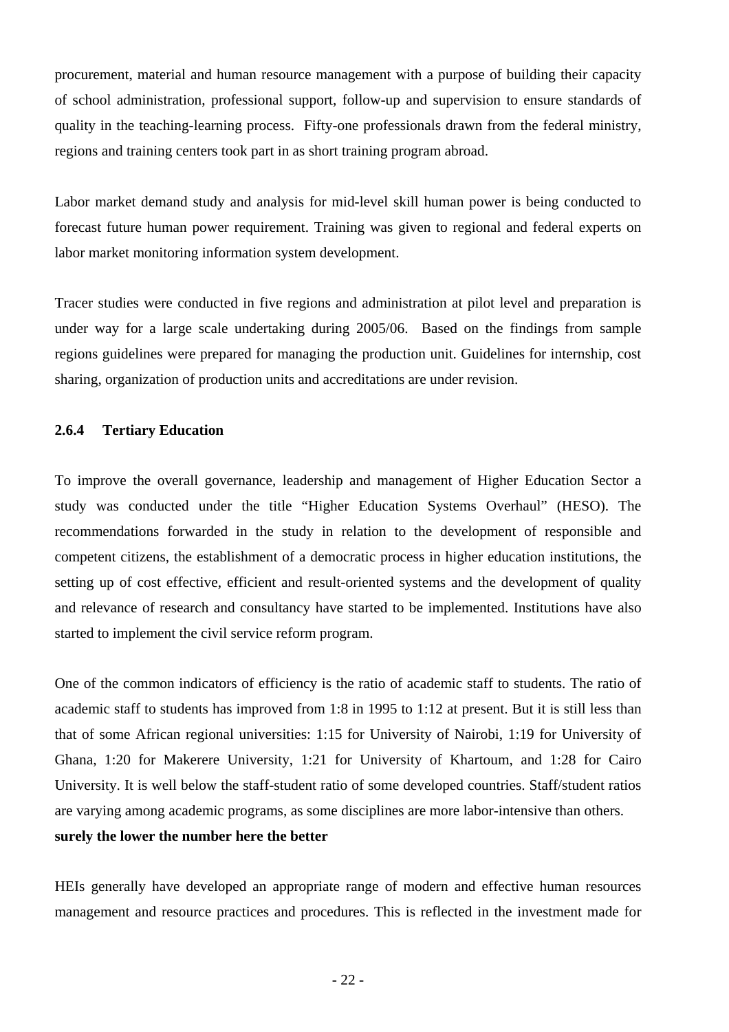procurement, material and human resource management with a purpose of building their capacity of school administration, professional support, follow-up and supervision to ensure standards of quality in the teaching-learning process. Fifty-one professionals drawn from the federal ministry, regions and training centers took part in as short training program abroad.

Labor market demand study and analysis for mid-level skill human power is being conducted to forecast future human power requirement. Training was given to regional and federal experts on labor market monitoring information system development.

Tracer studies were conducted in five regions and administration at pilot level and preparation is under way for a large scale undertaking during 2005/06. Based on the findings from sample regions guidelines were prepared for managing the production unit. Guidelines for internship, cost sharing, organization of production units and accreditations are under revision.

#### 2.6.4 Tertiary Education

To improve the overall governance, leadership and management of Higher Education Sector a study was conducted under the title "Higher Education Systems Overhaul" (HESO). The recommendations forwarded in the study in relation to the development of responsible and competent citizens, the establishment of a democratic process in higher education institutions, the setting up of cost effective, efficient and result-oriented systems and the development of quality and relevance of research and consultancy have started to be implemented. Institutions have also started to implement the civil service reform program.

One of the common indicators of efficiency is the ratio of academic staff to students. The ratio of academic staff to students has improved from 1:8 in 1995 to 1:12 at present. But it is still less than that of some African regional universities: 1:15 for University of Nairobi, 1:19 for University of Ghana, 1:20 for Makerere University, 1:21 for University of Khartoum, and 1:28 for Cairo University. It is well below the staff-student ratio of some developed countries. Staff/student ratios are varying among academic programs, as some disciplines are more labor-intensive than others.
**surely the lower the number here the better**

HEIs generally have developed an appropriate range of modern and effective human resources management and resource practices and procedures. This is reflected in the investment made for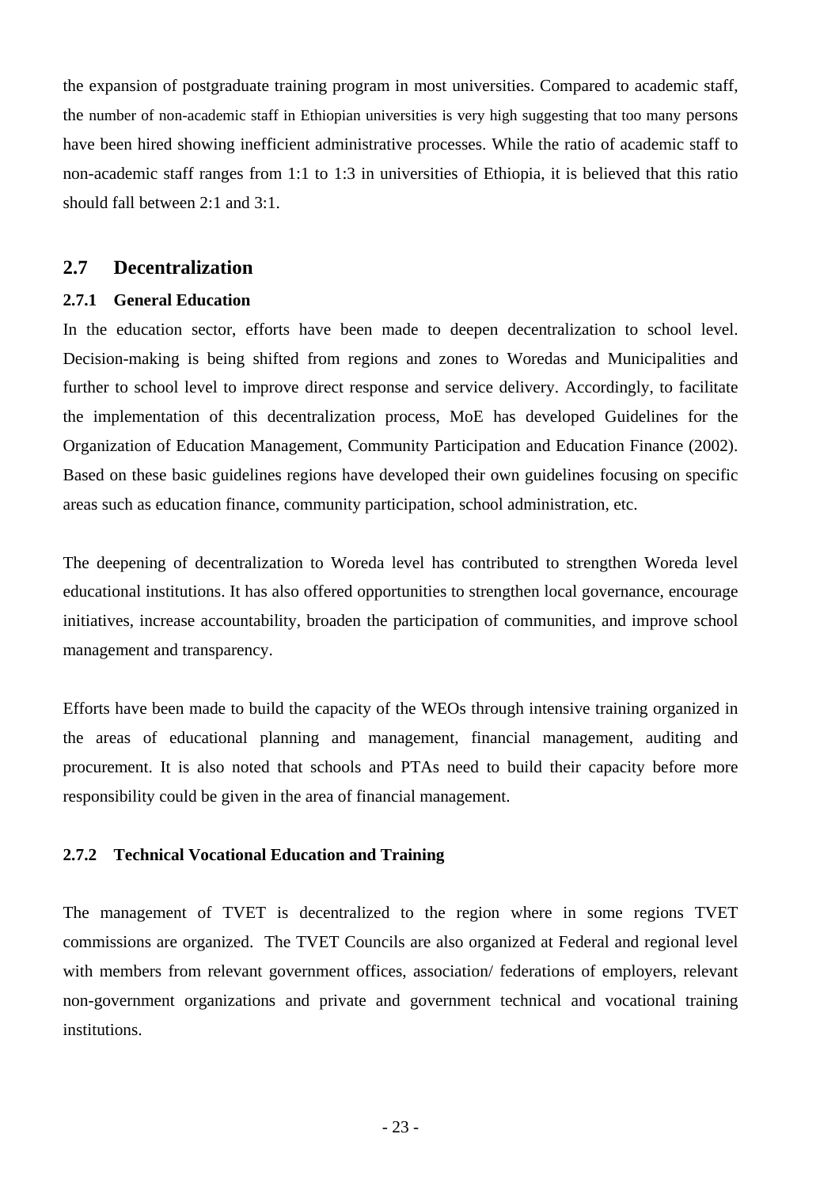the expansion of postgraduate training program in most universities. Compared to academic staff, the number of non-academic staff in Ethiopian universities is very high suggesting that too many persons have been hired showing inefficient administrative processes. While the ratio of academic staff to non-academic staff ranges from 1:1 to 1:3 in universities of Ethiopia, it is believed that this ratio should fall between 2:1 and 3:1.

## 2.7 Decentralization

### 2.7.1 General Education

In the education sector, efforts have been made to deepen decentralization to school level. Decision-making is being shifted from regions and zones to Woredas and Municipalities and further to school level to improve direct response and service delivery. Accordingly, to facilitate the implementation of this decentralization process, MoE has developed Guidelines for the Organization of Education Management, Community Participation and Education Finance (2002). Based on these basic guidelines regions have developed their own guidelines focusing on specific areas such as education finance, community participation, school administration, etc.

The deepening of decentralization to Woreda level has contributed to strengthen Woreda level educational institutions. It has also offered opportunities to strengthen local governance, encourage initiatives, increase accountability, broaden the participation of communities, and improve school management and transparency.

Efforts have been made to build the capacity of the WEOs through intensive training organized in the areas of educational planning and management, financial management, auditing and procurement. It is also noted that schools and PTAs need to build their capacity before more responsibility could be given in the area of financial management.

### 2.7.2 Technical Vocational Education and Training

The management of TVET is decentralized to the region where in some regions TVET commissions are organized. The TVET Councils are also organized at Federal and regional level with members from relevant government offices, association/ federations of employers, relevant non-government organizations and private and government technical and vocational training institutions.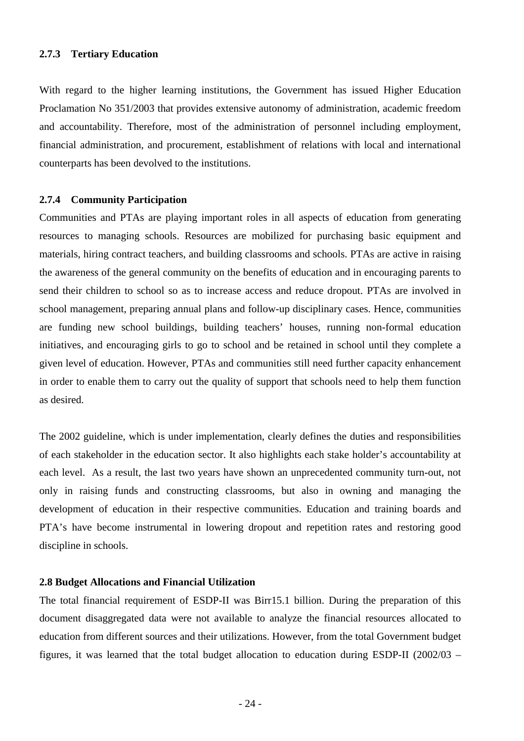### 2.7.3 Tertiary Education

With regard to the higher learning institutions, the Government has issued Higher Education Proclamation No 351/2003 that provides extensive autonomy of administration, academic freedom and accountability. Therefore, most of the administration of personnel including employment, financial administration, and procurement, establishment of relations with local and international counterparts has been devolved to the institutions.

### 2.7.4 Community Participation

Communities and PTAs are playing important roles in all aspects of education from generating resources to managing schools. Resources are mobilized for purchasing basic equipment and materials, hiring contract teachers, and building classrooms and schools. PTAs are active in raising the awareness of the general community on the benefits of education and in encouraging parents to send their children to school so as to increase access and reduce dropout. PTAs are involved in school management, preparing annual plans and follow-up disciplinary cases. Hence, communities are funding new school buildings, building teachers' houses, running non-formal education initiatives, and encouraging girls to go to school and be retained in school until they complete a given level of education. However, PTAs and communities still need further capacity enhancement in order to enable them to carry out the quality of support that schools need to help them function as desired.

The 2002 guideline, which is under implementation, clearly defines the duties and responsibilities of each stakeholder in the education sector. It also highlights each stake holder's accountability at each level. As a result, the last two years have shown an unprecedented community turn-out, not only in raising funds and constructing classrooms, but also in owning and managing the development of education in their respective communities. Education and training boards and PTA's have become instrumental in lowering dropout and repetition rates and restoring good discipline in schools.

## 2.8 Budget Allocations and Financial Utilization

The total financial requirement of ESDP-II was Birr15.1 billion. During the preparation of this document disaggregated data were not available to analyze the financial resources allocated to education from different sources and their utilizations. However, from the total Government budget figures, it was learned that the total budget allocation to education during ESDP-II (2002/03 –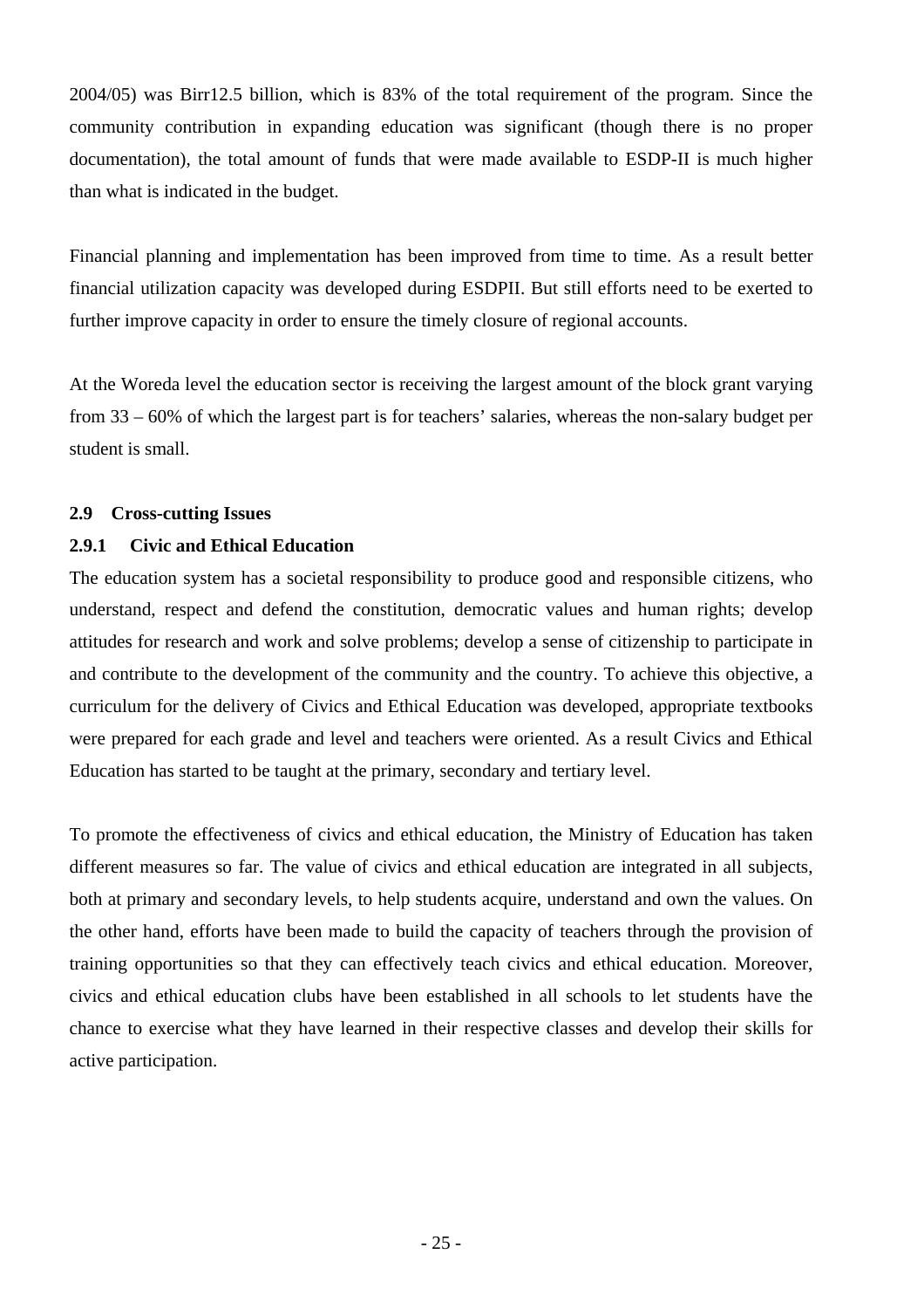2004/05) was Birr12.5 billion, which is 83% of the total requirement of the program. Since the community contribution in expanding education was significant (though there is no proper documentation), the total amount of funds that were made available to ESDP-II is much higher than what is indicated in the budget.

Financial planning and implementation has been improved from time to time. As a result better financial utilization capacity was developed during ESDPII. But still efforts need to be exerted to further improve capacity in order to ensure the timely closure of regional accounts.

At the Woreda level the education sector is receiving the largest amount of the block grant varying from 33 – 60% of which the largest part is for teachers' salaries, whereas the non-salary budget per student is small.

## 2.9 Cross-cutting Issues

### 2.9.1 Civic and Ethical Education

The education system has a societal responsibility to produce good and responsible citizens, who understand, respect and defend the constitution, democratic values and human rights; develop attitudes for research and work and solve problems; develop a sense of citizenship to participate in and contribute to the development of the community and the country. To achieve this objective, a curriculum for the delivery of Civics and Ethical Education was developed, appropriate textbooks were prepared for each grade and level and teachers were oriented. As a result Civics and Ethical Education has started to be taught at the primary, secondary and tertiary level.

To promote the effectiveness of civics and ethical education, the Ministry of Education has taken different measures so far. The value of civics and ethical education are integrated in all subjects, both at primary and secondary levels, to help students acquire, understand and own the values. On the other hand, efforts have been made to build the capacity of teachers through the provision of training opportunities so that they can effectively teach civics and ethical education. Moreover, civics and ethical education clubs have been established in all schools to let students have the chance to exercise what they have learned in their respective classes and develop their skills for active participation.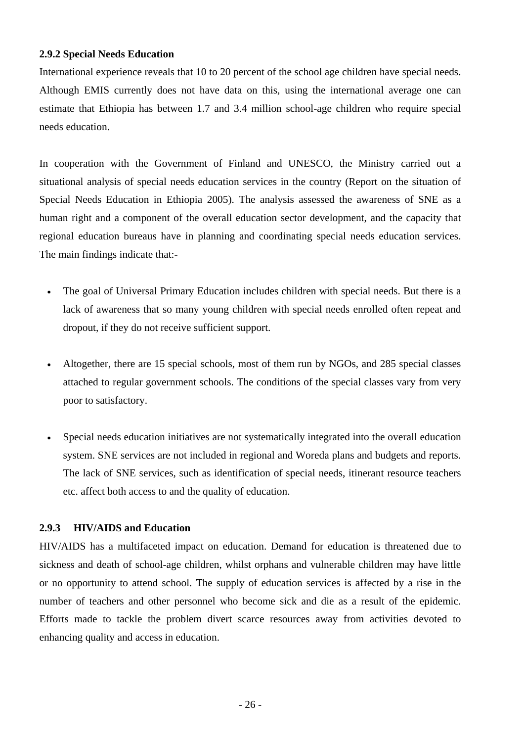### 2.9.2 Special Needs Education

International experience reveals that 10 to 20 percent of the school age children have special needs. Although EMIS currently does not have data on this, using the international average one can estimate that Ethiopia has between 1.7 and 3.4 million school-age children who require special needs education.

In cooperation with the Government of Finland and UNESCO, the Ministry carried out a situational analysis of special needs education services in the country (Report on the situation of Special Needs Education in Ethiopia 2005). The analysis assessed the awareness of SNE as a human right and a component of the overall education sector development, and the capacity that regional education bureaus have in planning and coordinating special needs education services. The main findings indicate that:-

- The goal of Universal Primary Education includes children with special needs. But there is a lack of awareness that so many young children with special needs enrolled often repeat and dropout, if they do not receive sufficient support.
- Altogether, there are 15 special schools, most of them run by NGOs, and 285 special classes attached to regular government schools. The conditions of the special classes vary from very poor to satisfactory.
- Special needs education initiatives are not systematically integrated into the overall education system. SNE services are not included in regional and Woreda plans and budgets and reports. The lack of SNE services, such as identification of special needs, itinerant resource teachers etc. affect both access to and the quality of education.

### 2.9.3 HIV/AIDS and Education

HIV/AIDS has a multifaceted impact on education. Demand for education is threatened due to sickness and death of school-age children, whilst orphans and vulnerable children may have little or no opportunity to attend school. The supply of education services is affected by a rise in the number of teachers and other personnel who become sick and die as a result of the epidemic. Efforts made to tackle the problem divert scarce resources away from activities devoted to enhancing quality and access in education.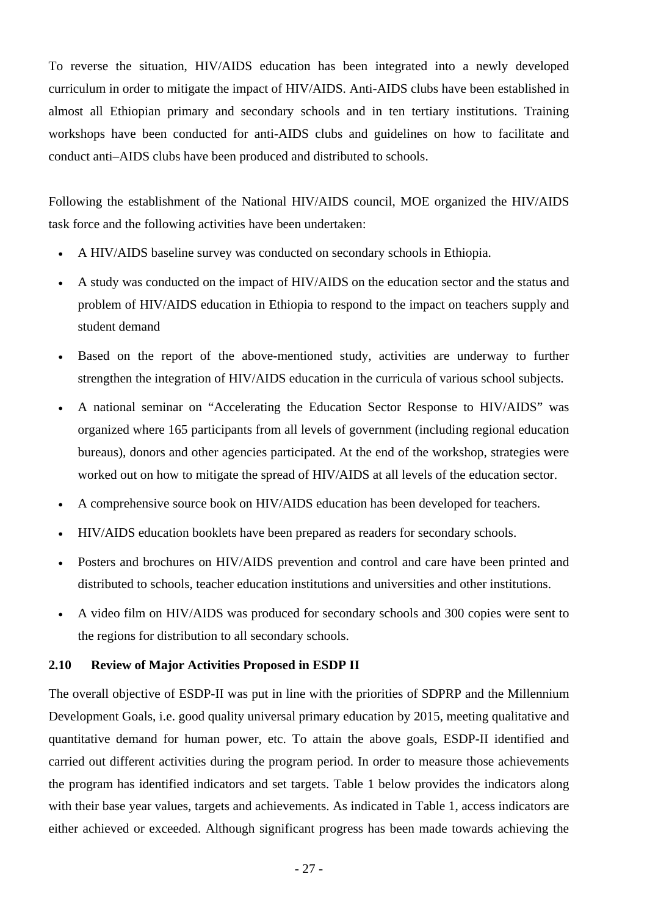To reverse the situation, HIV/AIDS education has been integrated into a newly developed curriculum in order to mitigate the impact of HIV/AIDS. Anti-AIDS clubs have been established in almost all Ethiopian primary and secondary schools and in ten tertiary institutions. Training workshops have been conducted for anti-AIDS clubs and guidelines on how to facilitate and conduct anti–AIDS clubs have been produced and distributed to schools.

Following the establishment of the National HIV/AIDS council, MOE organized the HIV/AIDS task force and the following activities have been undertaken:

- A HIV/AIDS baseline survey was conducted on secondary schools in Ethiopia.
- A study was conducted on the impact of HIV/AIDS on the education sector and the status and problem of HIV/AIDS education in Ethiopia to respond to the impact on teachers supply and student demand
- Based on the report of the above-mentioned study, activities are underway to further strengthen the integration of HIV/AIDS education in the curricula of various school subjects.
- A national seminar on "Accelerating the Education Sector Response to HIV/AIDS" was organized where 165 participants from all levels of government (including regional education bureaus), donors and other agencies participated. At the end of the workshop, strategies were worked out on how to mitigate the spread of HIV/AIDS at all levels of the education sector.
- A comprehensive source book on HIV/AIDS education has been developed for teachers.
- HIV/AIDS education booklets have been prepared as readers for secondary schools.
- Posters and brochures on HIV/AIDS prevention and control and care have been printed and distributed to schools, teacher education institutions and universities and other institutions.
- A video film on HIV/AIDS was produced for secondary schools and 300 copies were sent to the regions for distribution to all secondary schools.

### 2.10 Review of Major Activities Proposed in ESDP II

The overall objective of ESDP-II was put in line with the priorities of SDPRP and the Millennium Development Goals, i.e. good quality universal primary education by 2015, meeting qualitative and quantitative demand for human power, etc. To attain the above goals, ESDP-II identified and carried out different activities during the program period. In order to measure those achievements the program has identified indicators and set targets. Table 1 below provides the indicators along with their base year values, targets and achievements. As indicated in Table 1, access indicators are either achieved or exceeded. Although significant progress has been made towards achieving the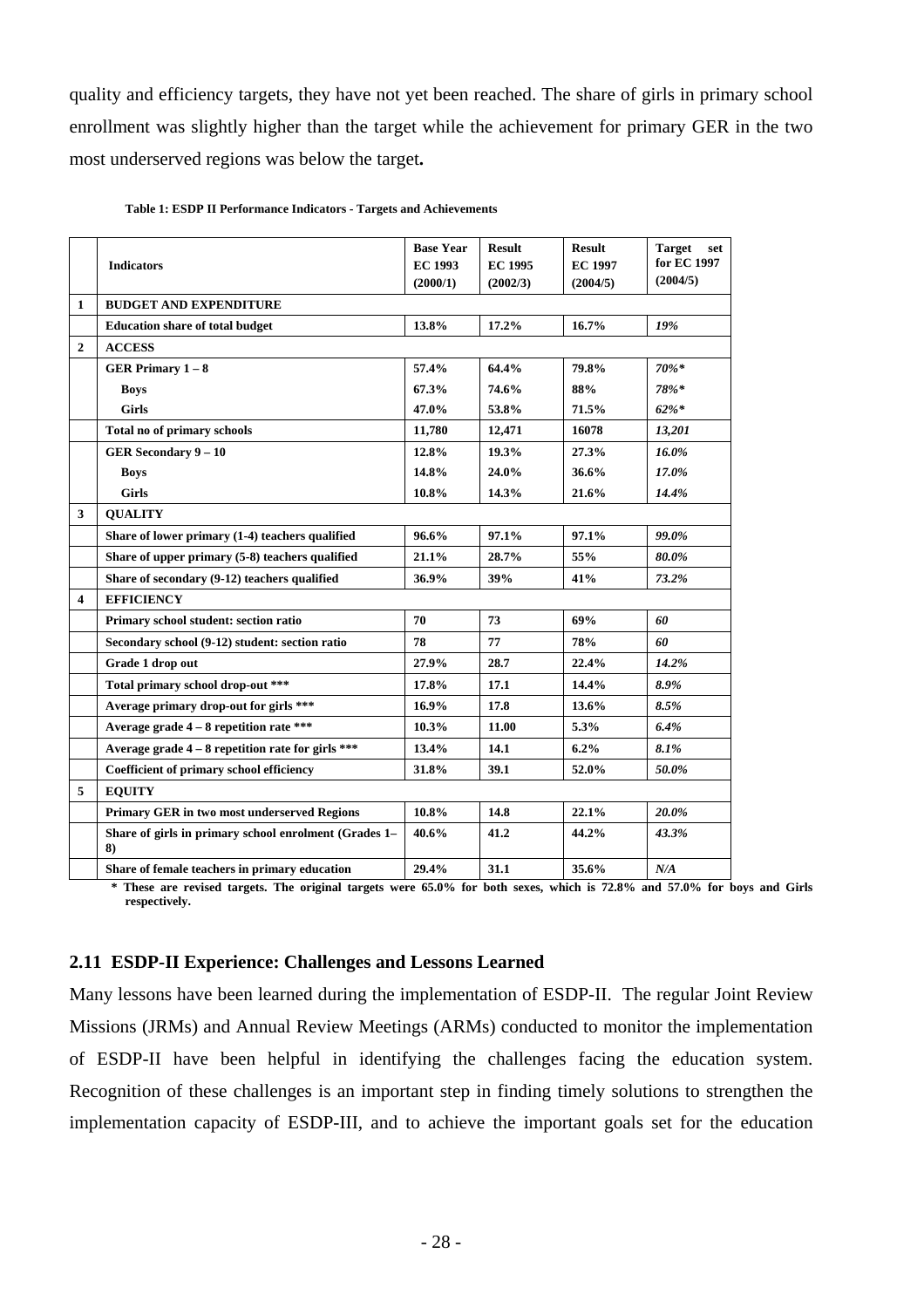quality and efficiency targets, they have not yet been reached. The share of girls in primary school enrollment was slightly higher than the target while the achievement for primary GER in the two most underserved regions was below the target**.**

**Table 1: ESDP II Performance Indicators - Targets and Achievements**

| | **Indicators** | **Base Year EC 1993 (2000/1)** | **Result EC 1995 (2002/3)** | **Result EC 1997 (2004/5)** | **Target set for EC 1997 (2004/5)** |
|---|---|---|---|---|---|
| **1** | **BUDGET AND EXPENDITURE** | | | | |
| | **Education share of total budget** | **13.8%** | **17.2%** | **16.7%** | ***19%*** |
| **2** | **ACCESS** | | | | |
| | **GER Primary 1 – 8** | **57.4%** | **64.4%** | **79.8%** | ***70%**** |
| | **Boys** | **67.3%** | **74.6%** | **88%** | ***78%**** |
| | **Girls** | **47.0%** | **53.8%** | **71.5%** | ***62%**** |
| | **Total no of primary schools** | **11,780** | **12,471** | **16078** | ***13,201*** |
| | **GER Secondary 9 – 10** | **12.8%** | **19.3%** | **27.3%** | ***16.0%*** |
| | **Boys** | **14.8%** | **24.0%** | **36.6%** | ***17.0%*** |
| | **Girls** | **10.8%** | **14.3%** | **21.6%** | ***14.4%*** |
| **3** | **QUALITY** | | | | |
| | **Share of lower primary (1-4) teachers qualified** | **96.6%** | **97.1%** | **97.1%** | ***99.0%*** |
| | **Share of upper primary (5-8) teachers qualified** | **21.1%** | **28.7%** | **55%** | ***80.0%*** |
| | **Share of secondary (9-12) teachers qualified** | **36.9%** | **39%** | **41%** | ***73.2%*** |
| **4** | **EFFICIENCY** | | | | |
| | **Primary school student: section ratio** | **70** | **73** | **69%** | ***60*** |
| | **Secondary school (9-12) student: section ratio** | **78** | **77** | **78%** | ***60*** |
| | **Grade 1 drop out** | **27.9%** | **28.7** | **22.4%** | ***14.2%*** |
| | **Total primary school drop-out ***** | **17.8%** | **17.1** | **14.4%** | ***8.9%*** |
| | **Average primary drop-out for girls ***** | **16.9%** | **17.8** | **13.6%** | ***8.5%*** |
| | **Average grade 4 – 8 repetition rate ***** | **10.3%** | **11.00** | **5.3%** | ***6.4%*** |
| | **Average grade 4 – 8 repetition rate for girls ***** | **13.4%** | **14.1** | **6.2%** | ***8.1%*** |
| | **Coefficient of primary school efficiency** | **31.8%** | **39.1** | **52.0%** | ***50.0%*** |
| **5** | **EQUITY** | | | | |
| | **Primary GER in two most underserved Regions** | **10.8%** | **14.8** | **22.1%** | ***20.0%*** |
| | **Share of girls in primary school enrolment (Grades 1–8)** | **40.6%** | **41.2** | **44.2%** | ***43.3%*** |
| | **Share of female teachers in primary education** | **29.4%** | **31.1** | **35.6%** | ***N/A*** |

**\* These are revised targets. The original targets were 65.0% for both sexes, which is 72.8% and 57.0% for boys and Girls respectively.**

## 2.11 ESDP-II Experience: Challenges and Lessons Learned

Many lessons have been learned during the implementation of ESDP-II. The regular Joint Review Missions (JRMs) and Annual Review Meetings (ARMs) conducted to monitor the implementation of ESDP-II have been helpful in identifying the challenges facing the education system. Recognition of these challenges is an important step in finding timely solutions to strengthen the implementation capacity of ESDP-III, and to achieve the important goals set for the education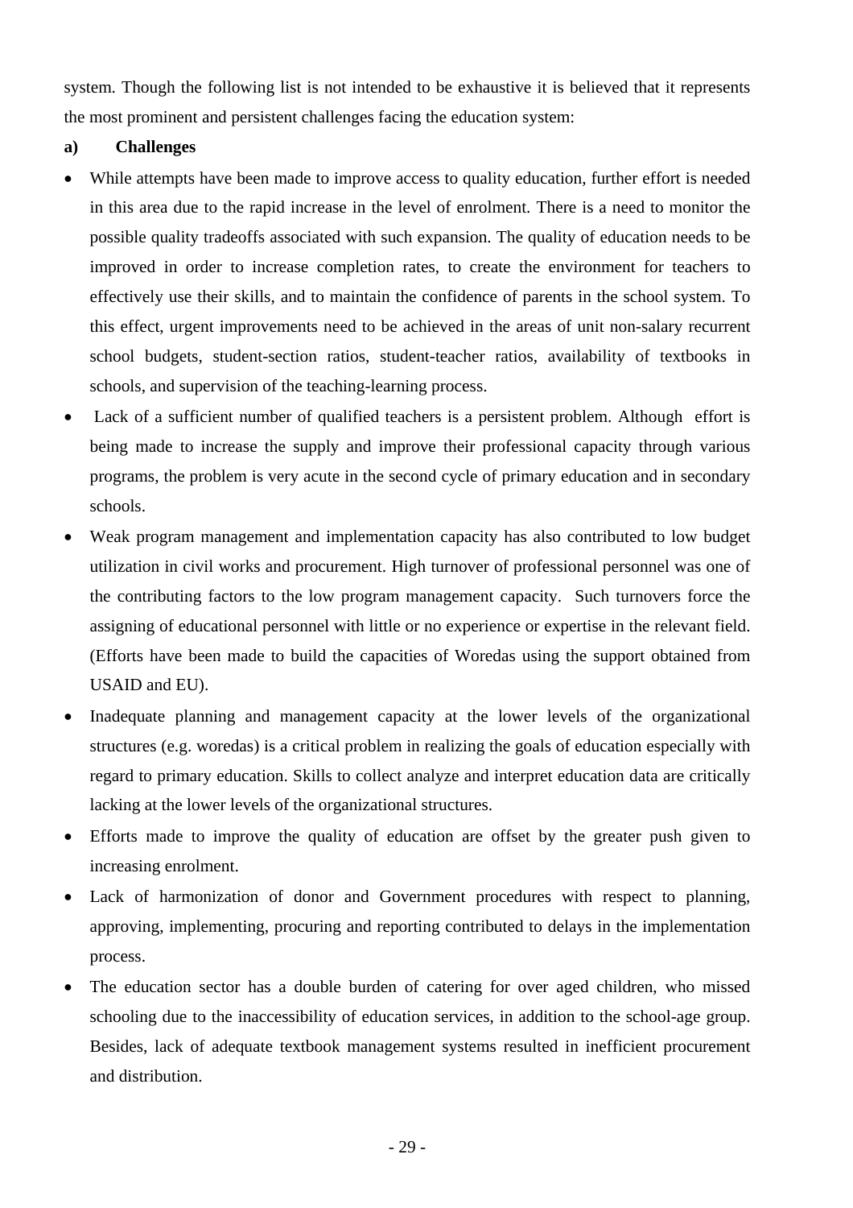system. Though the following list is not intended to be exhaustive it is believed that it represents the most prominent and persistent challenges facing the education system:

**a) Challenges**

- While attempts have been made to improve access to quality education, further effort is needed in this area due to the rapid increase in the level of enrolment. There is a need to monitor the possible quality tradeoffs associated with such expansion. The quality of education needs to be improved in order to increase completion rates, to create the environment for teachers to effectively use their skills, and to maintain the confidence of parents in the school system. To this effect, urgent improvements need to be achieved in the areas of unit non-salary recurrent school budgets, student-section ratios, student-teacher ratios, availability of textbooks in schools, and supervision of the teaching-learning process.
- Lack of a sufficient number of qualified teachers is a persistent problem. Although effort is being made to increase the supply and improve their professional capacity through various programs, the problem is very acute in the second cycle of primary education and in secondary schools.
- Weak program management and implementation capacity has also contributed to low budget utilization in civil works and procurement. High turnover of professional personnel was one of the contributing factors to the low program management capacity. Such turnovers force the assigning of educational personnel with little or no experience or expertise in the relevant field. (Efforts have been made to build the capacities of Woredas using the support obtained from USAID and EU).
- Inadequate planning and management capacity at the lower levels of the organizational structures (e.g. woredas) is a critical problem in realizing the goals of education especially with regard to primary education. Skills to collect analyze and interpret education data are critically lacking at the lower levels of the organizational structures.
- Efforts made to improve the quality of education are offset by the greater push given to increasing enrolment.
- Lack of harmonization of donor and Government procedures with respect to planning, approving, implementing, procuring and reporting contributed to delays in the implementation process.
- The education sector has a double burden of catering for over aged children, who missed schooling due to the inaccessibility of education services, in addition to the school-age group. Besides, lack of adequate textbook management systems resulted in inefficient procurement and distribution.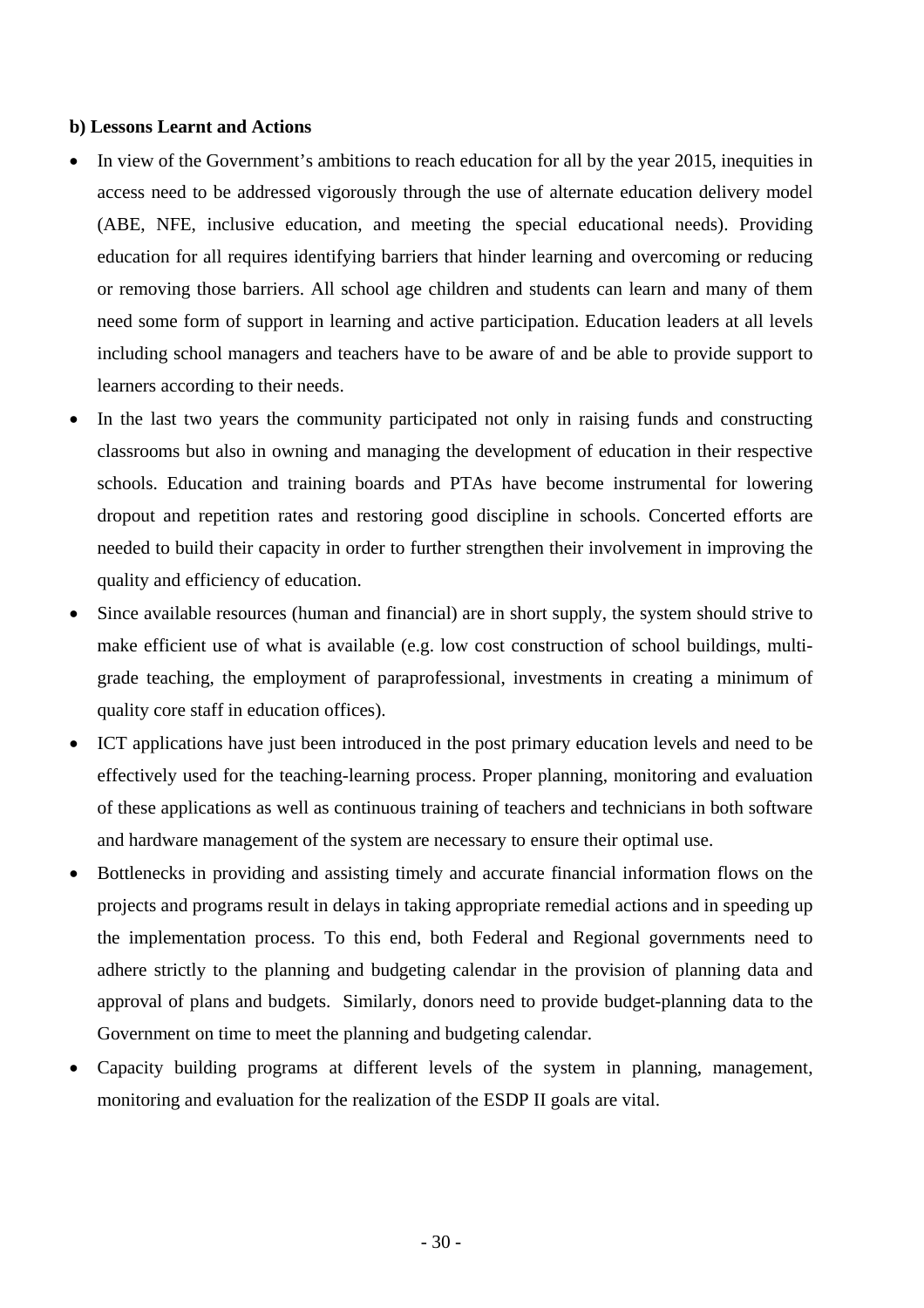**b) Lessons Learnt and Actions**

- In view of the Government's ambitions to reach education for all by the year 2015, inequities in access need to be addressed vigorously through the use of alternate education delivery model (ABE, NFE, inclusive education, and meeting the special educational needs). Providing education for all requires identifying barriers that hinder learning and overcoming or reducing or removing those barriers. All school age children and students can learn and many of them need some form of support in learning and active participation. Education leaders at all levels including school managers and teachers have to be aware of and be able to provide support to learners according to their needs.
- In the last two years the community participated not only in raising funds and constructing classrooms but also in owning and managing the development of education in their respective schools. Education and training boards and PTAs have become instrumental for lowering dropout and repetition rates and restoring good discipline in schools. Concerted efforts are needed to build their capacity in order to further strengthen their involvement in improving the quality and efficiency of education.
- Since available resources (human and financial) are in short supply, the system should strive to make efficient use of what is available (e.g. low cost construction of school buildings, multi-grade teaching, the employment of paraprofessional, investments in creating a minimum of quality core staff in education offices).
- ICT applications have just been introduced in the post primary education levels and need to be effectively used for the teaching-learning process. Proper planning, monitoring and evaluation of these applications as well as continuous training of teachers and technicians in both software and hardware management of the system are necessary to ensure their optimal use.
- Bottlenecks in providing and assisting timely and accurate financial information flows on the projects and programs result in delays in taking appropriate remedial actions and in speeding up the implementation process. To this end, both Federal and Regional governments need to adhere strictly to the planning and budgeting calendar in the provision of planning data and approval of plans and budgets. Similarly, donors need to provide budget-planning data to the Government on time to meet the planning and budgeting calendar.
- Capacity building programs at different levels of the system in planning, management, monitoring and evaluation for the realization of the ESDP II goals are vital.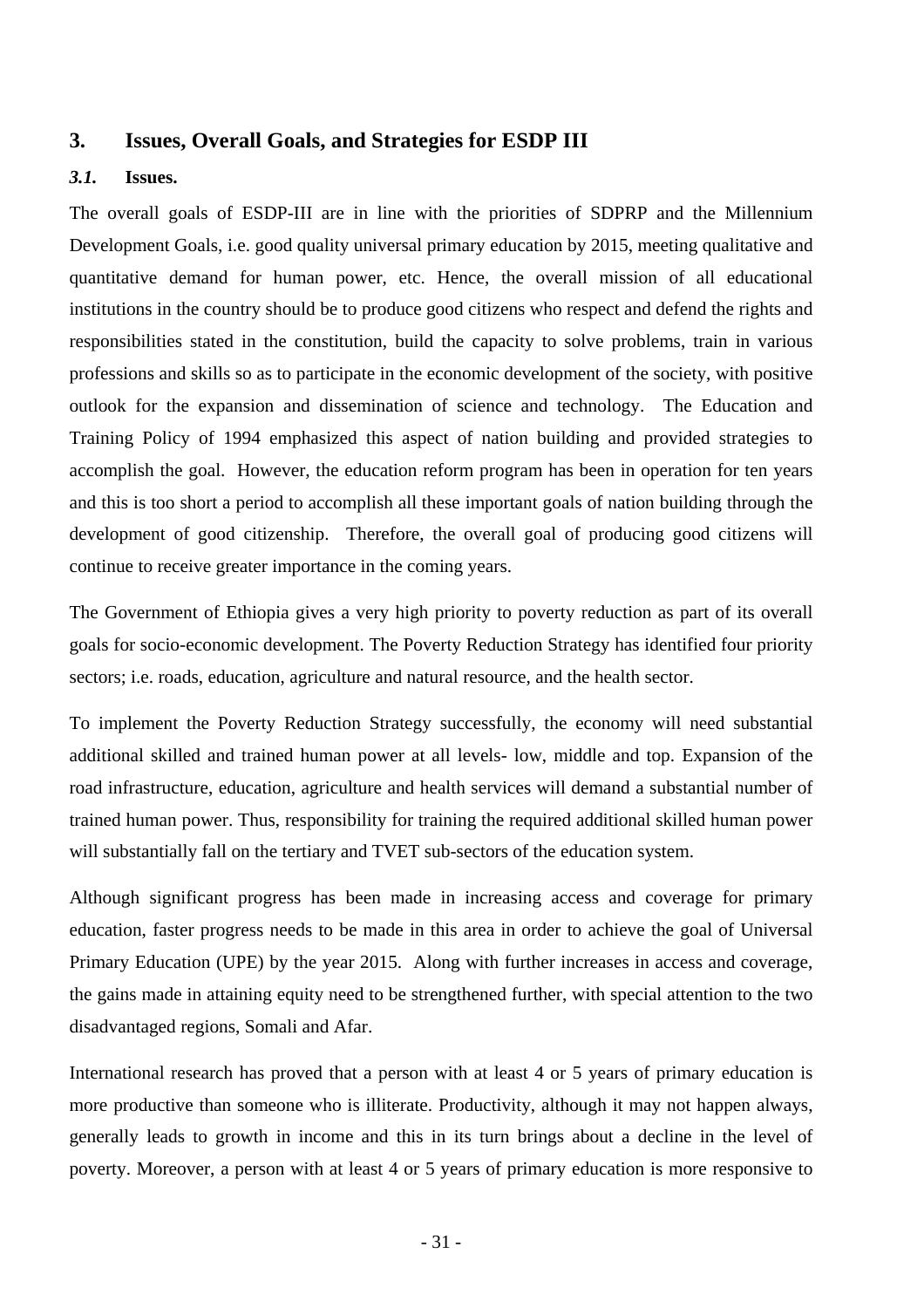## 3. Issues, Overall Goals, and Strategies for ESDP III

### *3.1.* Issues.

The overall goals of ESDP-III are in line with the priorities of SDPRP and the Millennium Development Goals, i.e. good quality universal primary education by 2015, meeting qualitative and quantitative demand for human power, etc. Hence, the overall mission of all educational institutions in the country should be to produce good citizens who respect and defend the rights and responsibilities stated in the constitution, build the capacity to solve problems, train in various professions and skills so as to participate in the economic development of the society, with positive outlook for the expansion and dissemination of science and technology. The Education and Training Policy of 1994 emphasized this aspect of nation building and provided strategies to accomplish the goal. However, the education reform program has been in operation for ten years and this is too short a period to accomplish all these important goals of nation building through the development of good citizenship. Therefore, the overall goal of producing good citizens will continue to receive greater importance in the coming years.

The Government of Ethiopia gives a very high priority to poverty reduction as part of its overall goals for socio-economic development. The Poverty Reduction Strategy has identified four priority sectors; i.e. roads, education, agriculture and natural resource, and the health sector.

To implement the Poverty Reduction Strategy successfully, the economy will need substantial additional skilled and trained human power at all levels- low, middle and top. Expansion of the road infrastructure, education, agriculture and health services will demand a substantial number of trained human power. Thus, responsibility for training the required additional skilled human power will substantially fall on the tertiary and TVET sub-sectors of the education system.

Although significant progress has been made in increasing access and coverage for primary education, faster progress needs to be made in this area in order to achieve the goal of Universal Primary Education (UPE) by the year 2015. Along with further increases in access and coverage, the gains made in attaining equity need to be strengthened further, with special attention to the two disadvantaged regions, Somali and Afar.

International research has proved that a person with at least 4 or 5 years of primary education is more productive than someone who is illiterate. Productivity, although it may not happen always, generally leads to growth in income and this in its turn brings about a decline in the level of poverty. Moreover, a person with at least 4 or 5 years of primary education is more responsive to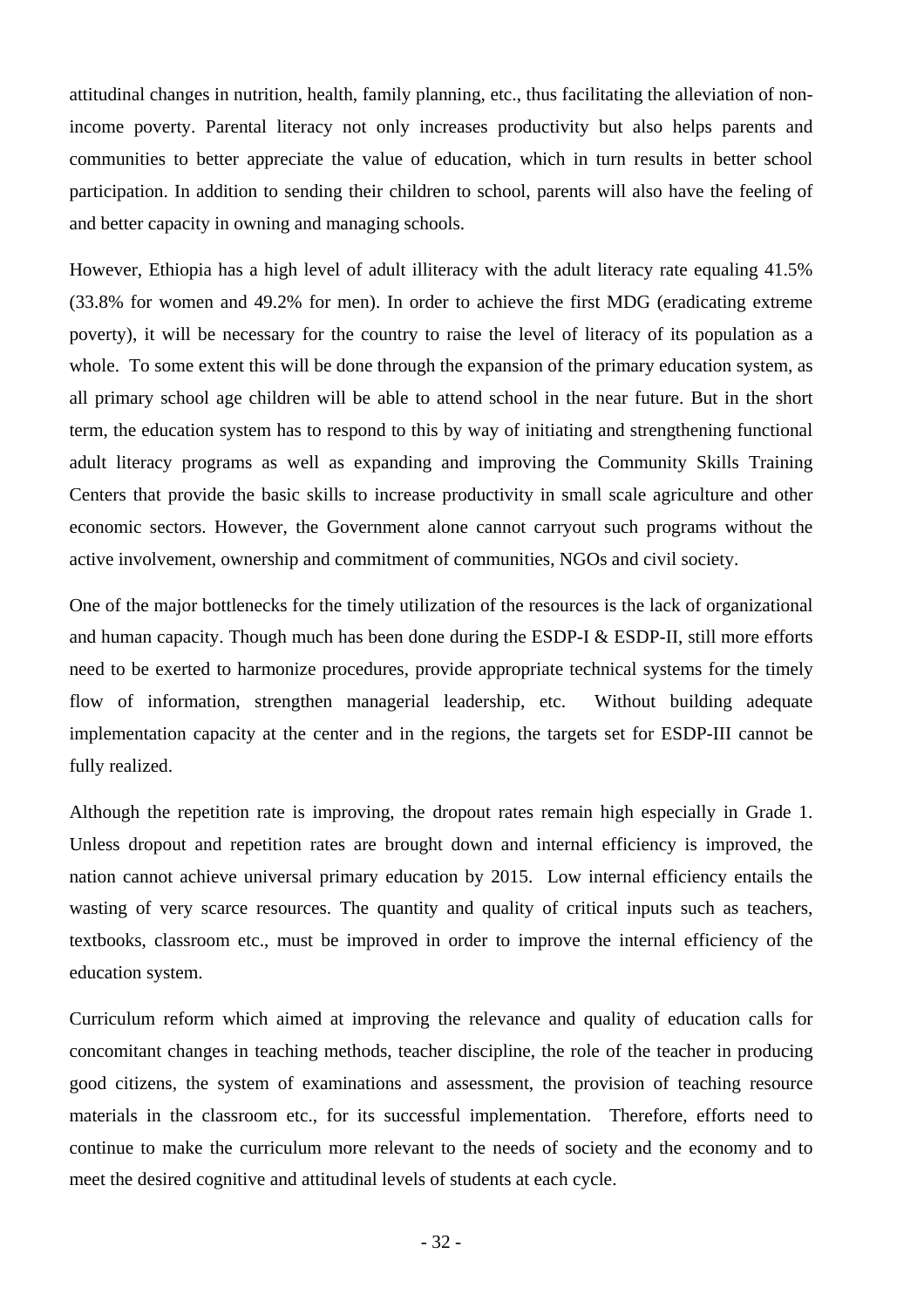attitudinal changes in nutrition, health, family planning, etc., thus facilitating the alleviation of non-income poverty. Parental literacy not only increases productivity but also helps parents and communities to better appreciate the value of education, which in turn results in better school participation. In addition to sending their children to school, parents will also have the feeling of and better capacity in owning and managing schools.

However, Ethiopia has a high level of adult illiteracy with the adult literacy rate equaling 41.5% (33.8% for women and 49.2% for men). In order to achieve the first MDG (eradicating extreme poverty), it will be necessary for the country to raise the level of literacy of its population as a whole. To some extent this will be done through the expansion of the primary education system, as all primary school age children will be able to attend school in the near future. But in the short term, the education system has to respond to this by way of initiating and strengthening functional adult literacy programs as well as expanding and improving the Community Skills Training Centers that provide the basic skills to increase productivity in small scale agriculture and other economic sectors. However, the Government alone cannot carryout such programs without the active involvement, ownership and commitment of communities, NGOs and civil society.

One of the major bottlenecks for the timely utilization of the resources is the lack of organizational and human capacity. Though much has been done during the ESDP-I & ESDP-II, still more efforts need to be exerted to harmonize procedures, provide appropriate technical systems for the timely flow of information, strengthen managerial leadership, etc. Without building adequate implementation capacity at the center and in the regions, the targets set for ESDP-III cannot be fully realized.

Although the repetition rate is improving, the dropout rates remain high especially in Grade 1. Unless dropout and repetition rates are brought down and internal efficiency is improved, the nation cannot achieve universal primary education by 2015. Low internal efficiency entails the wasting of very scarce resources. The quantity and quality of critical inputs such as teachers, textbooks, classroom etc., must be improved in order to improve the internal efficiency of the education system.

Curriculum reform which aimed at improving the relevance and quality of education calls for concomitant changes in teaching methods, teacher discipline, the role of the teacher in producing good citizens, the system of examinations and assessment, the provision of teaching resource materials in the classroom etc., for its successful implementation. Therefore, efforts need to continue to make the curriculum more relevant to the needs of society and the economy and to meet the desired cognitive and attitudinal levels of students at each cycle.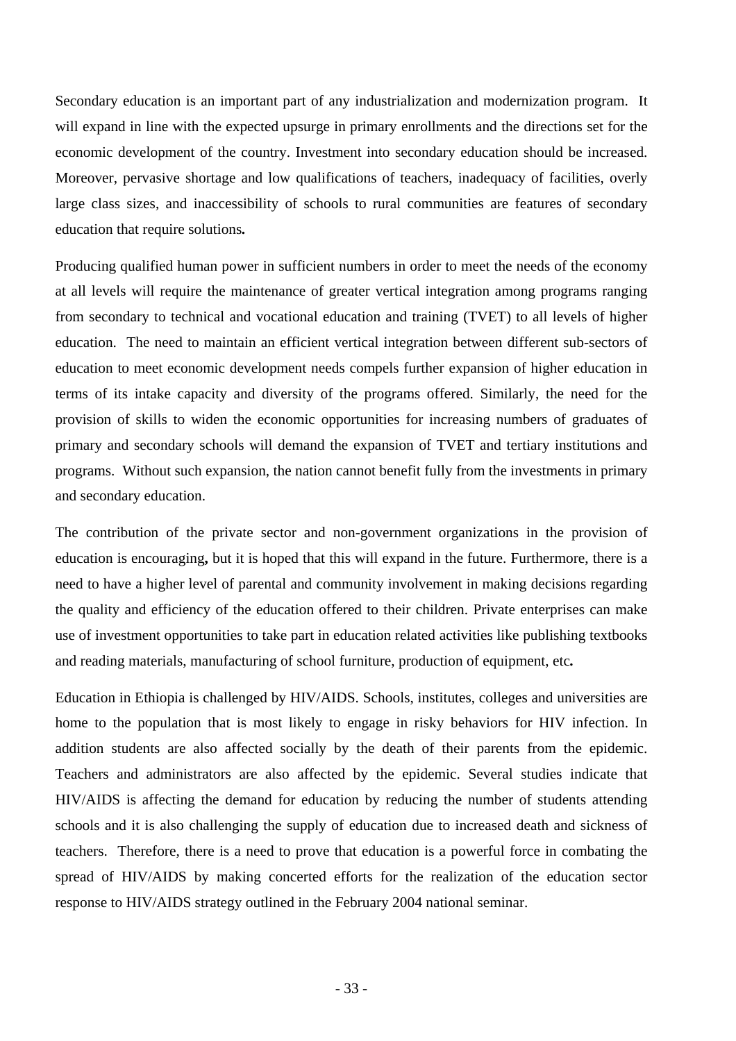Secondary education is an important part of any industrialization and modernization program. It will expand in line with the expected upsurge in primary enrollments and the directions set for the economic development of the country. Investment into secondary education should be increased. Moreover, pervasive shortage and low qualifications of teachers, inadequacy of facilities, overly large class sizes, and inaccessibility of schools to rural communities are features of secondary education that require solutions**.**

Producing qualified human power in sufficient numbers in order to meet the needs of the economy at all levels will require the maintenance of greater vertical integration among programs ranging from secondary to technical and vocational education and training (TVET) to all levels of higher education. The need to maintain an efficient vertical integration between different sub-sectors of education to meet economic development needs compels further expansion of higher education in terms of its intake capacity and diversity of the programs offered. Similarly, the need for the provision of skills to widen the economic opportunities for increasing numbers of graduates of primary and secondary schools will demand the expansion of TVET and tertiary institutions and programs. Without such expansion, the nation cannot benefit fully from the investments in primary and secondary education.

The contribution of the private sector and non-government organizations in the provision of education is encouraging**,** but it is hoped that this will expand in the future. Furthermore, there is a need to have a higher level of parental and community involvement in making decisions regarding the quality and efficiency of the education offered to their children. Private enterprises can make use of investment opportunities to take part in education related activities like publishing textbooks and reading materials, manufacturing of school furniture, production of equipment, etc**.**

Education in Ethiopia is challenged by HIV/AIDS. Schools, institutes, colleges and universities are home to the population that is most likely to engage in risky behaviors for HIV infection. In addition students are also affected socially by the death of their parents from the epidemic. Teachers and administrators are also affected by the epidemic. Several studies indicate that HIV/AIDS is affecting the demand for education by reducing the number of students attending schools and it is also challenging the supply of education due to increased death and sickness of teachers. Therefore, there is a need to prove that education is a powerful force in combating the spread of HIV/AIDS by making concerted efforts for the realization of the education sector response to HIV/AIDS strategy outlined in the February 2004 national seminar.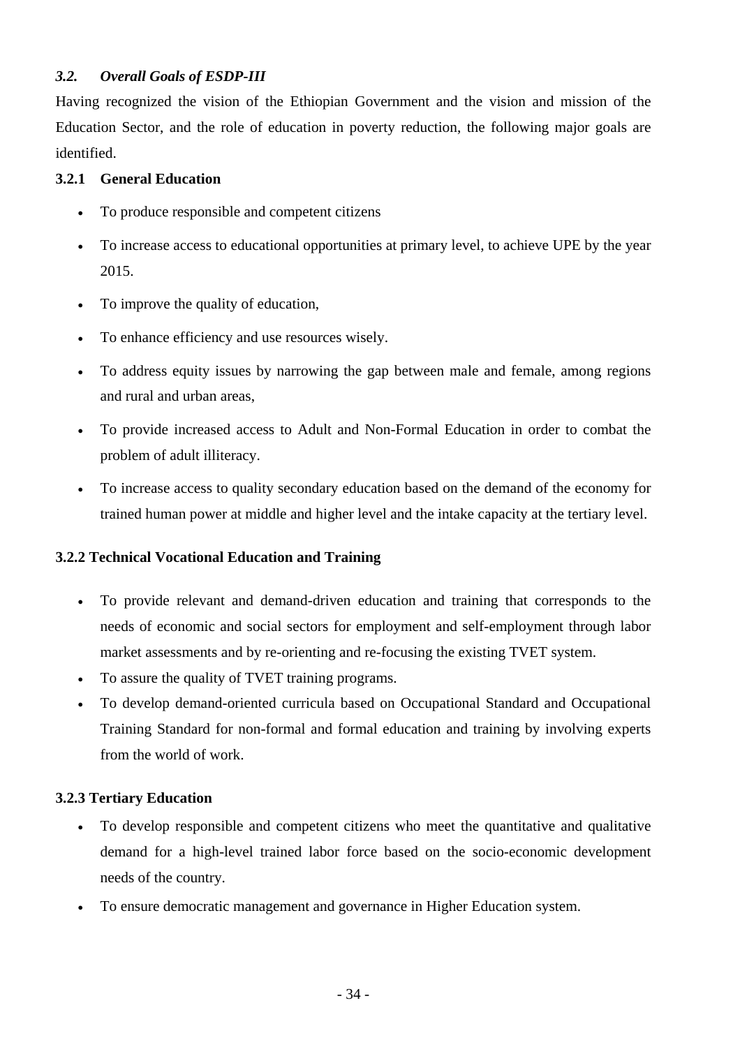### *3.2. Overall Goals of ESDP-III*

Having recognized the vision of the Ethiopian Government and the vision and mission of the Education Sector, and the role of education in poverty reduction, the following major goals are identified.

#### 3.2.1 General Education

- To produce responsible and competent citizens
- To increase access to educational opportunities at primary level, to achieve UPE by the year 2015.
- To improve the quality of education,
- To enhance efficiency and use resources wisely.
- To address equity issues by narrowing the gap between male and female, among regions and rural and urban areas,
- To provide increased access to Adult and Non-Formal Education in order to combat the problem of adult illiteracy.
- To increase access to quality secondary education based on the demand of the economy for trained human power at middle and higher level and the intake capacity at the tertiary level.

#### 3.2.2 Technical Vocational Education and Training

- To provide relevant and demand-driven education and training that corresponds to the needs of economic and social sectors for employment and self-employment through labor market assessments and by re-orienting and re-focusing the existing TVET system.
- To assure the quality of TVET training programs.
- To develop demand-oriented curricula based on Occupational Standard and Occupational Training Standard for non-formal and formal education and training by involving experts from the world of work.

#### 3.2.3 Tertiary Education

- To develop responsible and competent citizens who meet the quantitative and qualitative demand for a high-level trained labor force based on the socio-economic development needs of the country.
- To ensure democratic management and governance in Higher Education system.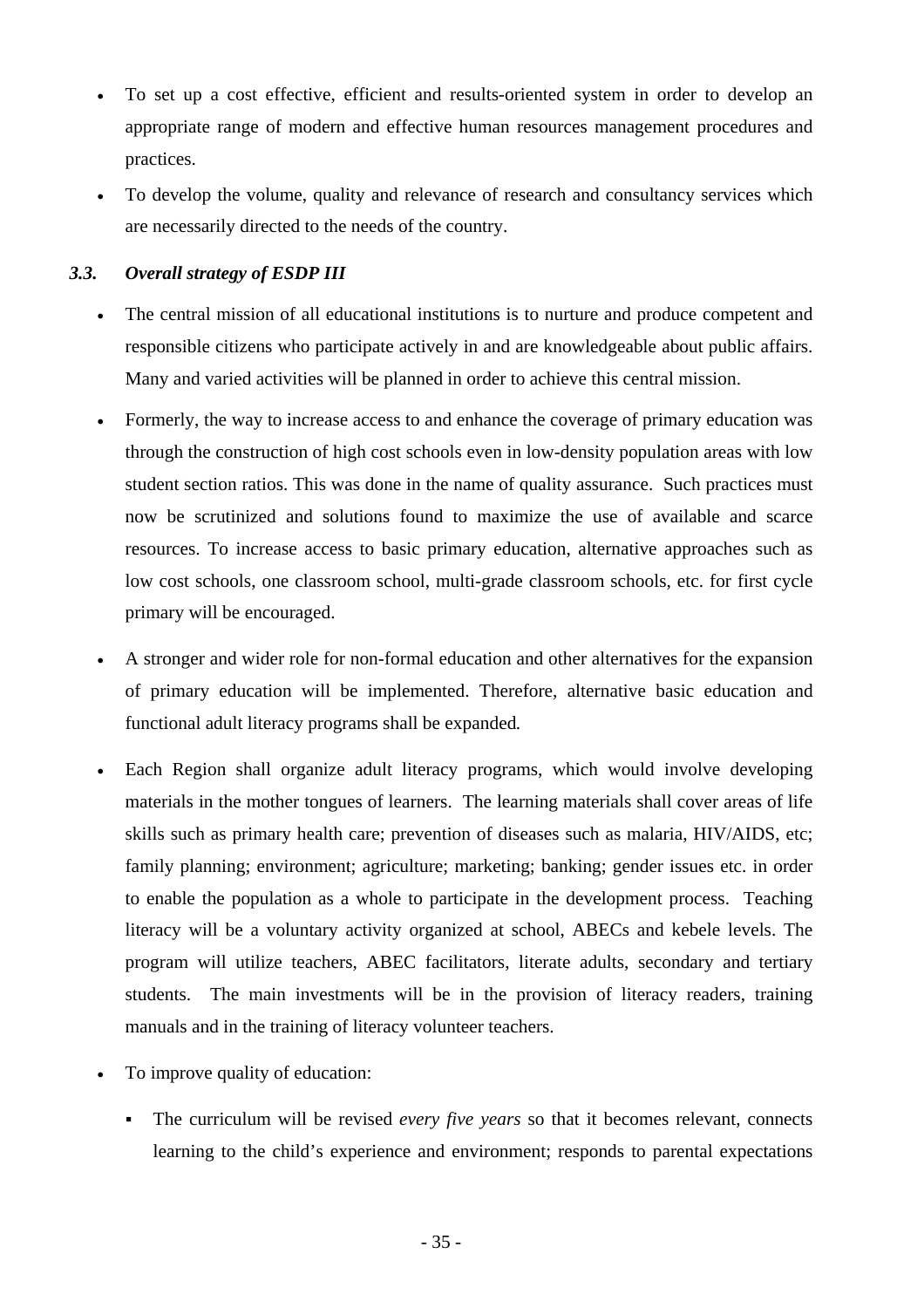- To set up a cost effective, efficient and results-oriented system in order to develop an appropriate range of modern and effective human resources management procedures and practices.
- To develop the volume, quality and relevance of research and consultancy services which are necessarily directed to the needs of the country.

### *3.3. Overall strategy of ESDP III*

- The central mission of all educational institutions is to nurture and produce competent and responsible citizens who participate actively in and are knowledgeable about public affairs. Many and varied activities will be planned in order to achieve this central mission.
- Formerly, the way to increase access to and enhance the coverage of primary education was through the construction of high cost schools even in low-density population areas with low student section ratios. This was done in the name of quality assurance. Such practices must now be scrutinized and solutions found to maximize the use of available and scarce resources. To increase access to basic primary education, alternative approaches such as low cost schools, one classroom school, multi-grade classroom schools, etc. for first cycle primary will be encouraged.
- A stronger and wider role for non-formal education and other alternatives for the expansion of primary education will be implemented. Therefore, alternative basic education and functional adult literacy programs shall be expanded.
- Each Region shall organize adult literacy programs, which would involve developing materials in the mother tongues of learners. The learning materials shall cover areas of life skills such as primary health care; prevention of diseases such as malaria, HIV/AIDS, etc; family planning; environment; agriculture; marketing; banking; gender issues etc. in order to enable the population as a whole to participate in the development process. Teaching literacy will be a voluntary activity organized at school, ABECs and kebele levels. The program will utilize teachers, ABEC facilitators, literate adults, secondary and tertiary students. The main investments will be in the provision of literacy readers, training manuals and in the training of literacy volunteer teachers.
- To improve quality of education:
  - The curriculum will be revised *every five years* so that it becomes relevant, connects learning to the child's experience and environment; responds to parental expectations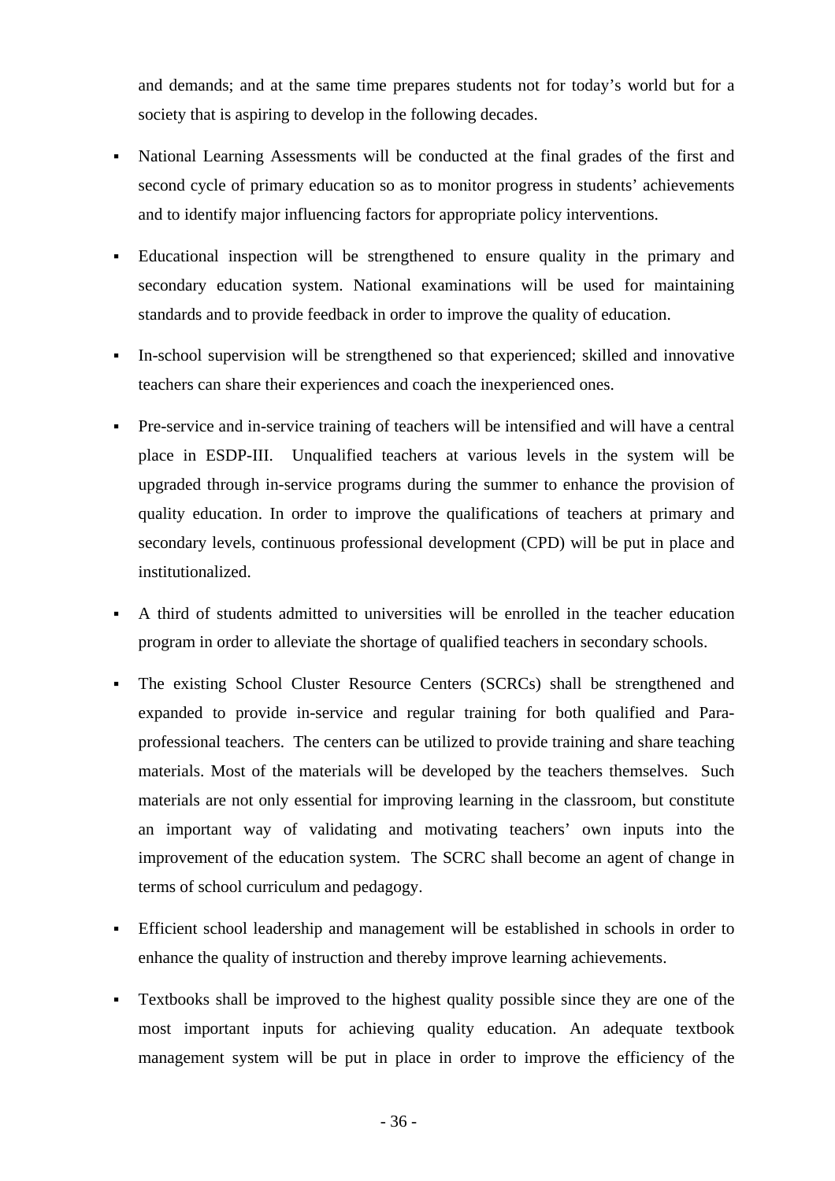and demands; and at the same time prepares students not for today's world but for a society that is aspiring to develop in the following decades.

- National Learning Assessments will be conducted at the final grades of the first and second cycle of primary education so as to monitor progress in students' achievements and to identify major influencing factors for appropriate policy interventions.

- Educational inspection will be strengthened to ensure quality in the primary and secondary education system. National examinations will be used for maintaining standards and to provide feedback in order to improve the quality of education.

- In-school supervision will be strengthened so that experienced; skilled and innovative teachers can share their experiences and coach the inexperienced ones.

- Pre-service and in-service training of teachers will be intensified and will have a central place in ESDP-III. Unqualified teachers at various levels in the system will be upgraded through in-service programs during the summer to enhance the provision of quality education. In order to improve the qualifications of teachers at primary and secondary levels, continuous professional development (CPD) will be put in place and institutionalized.

- A third of students admitted to universities will be enrolled in the teacher education program in order to alleviate the shortage of qualified teachers in secondary schools.

- The existing School Cluster Resource Centers (SCRCs) shall be strengthened and expanded to provide in-service and regular training for both qualified and Para-professional teachers. The centers can be utilized to provide training and share teaching materials. Most of the materials will be developed by the teachers themselves. Such materials are not only essential for improving learning in the classroom, but constitute an important way of validating and motivating teachers' own inputs into the improvement of the education system. The SCRC shall become an agent of change in terms of school curriculum and pedagogy.

- Efficient school leadership and management will be established in schools in order to enhance the quality of instruction and thereby improve learning achievements.

- Textbooks shall be improved to the highest quality possible since they are one of the most important inputs for achieving quality education. An adequate textbook management system will be put in place in order to improve the efficiency of the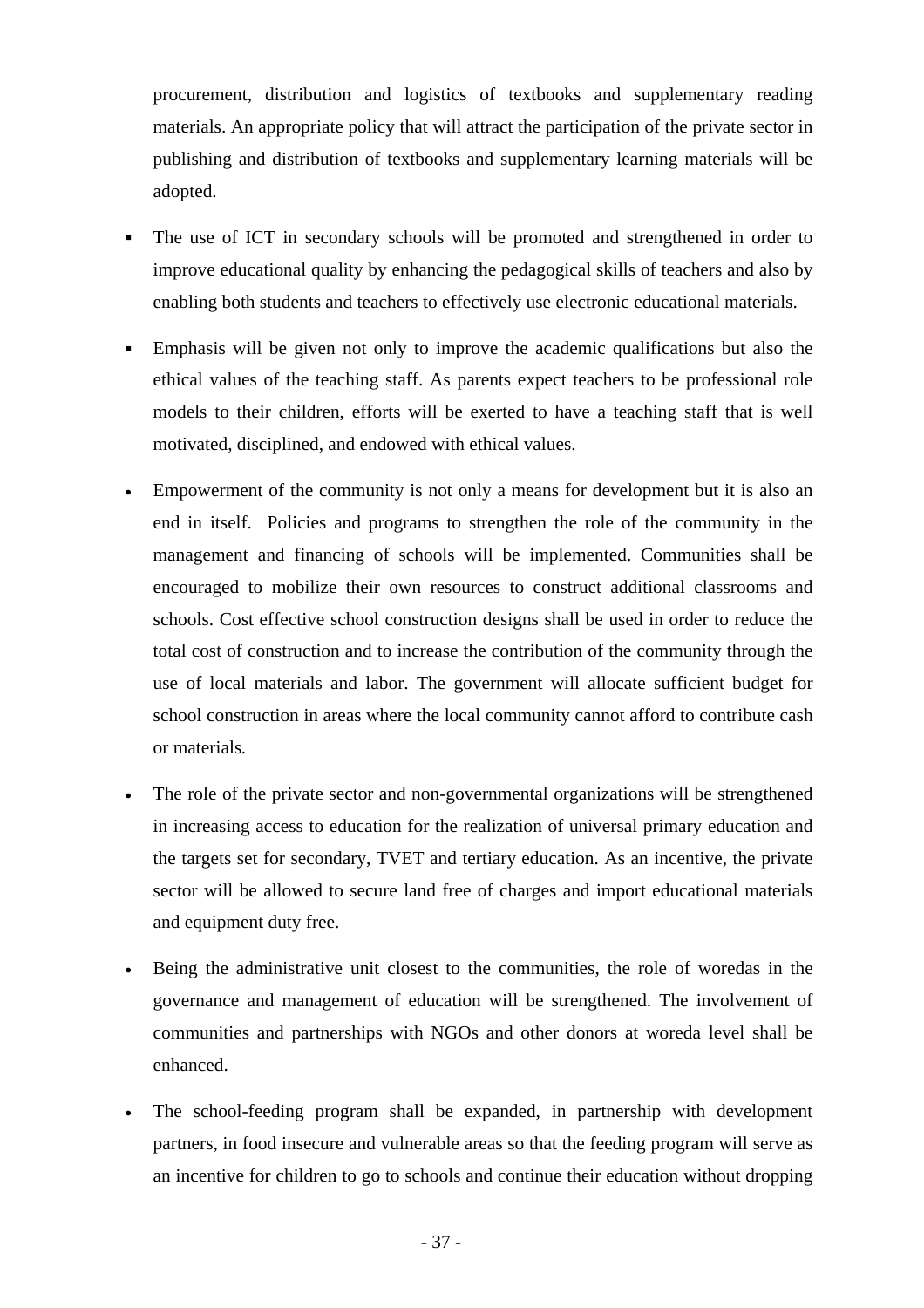procurement, distribution and logistics of textbooks and supplementary reading materials. An appropriate policy that will attract the participation of the private sector in publishing and distribution of textbooks and supplementary learning materials will be adopted.

- The use of ICT in secondary schools will be promoted and strengthened in order to improve educational quality by enhancing the pedagogical skills of teachers and also by enabling both students and teachers to effectively use electronic educational materials.
- Emphasis will be given not only to improve the academic qualifications but also the ethical values of the teaching staff. As parents expect teachers to be professional role models to their children, efforts will be exerted to have a teaching staff that is well motivated, disciplined, and endowed with ethical values.

- Empowerment of the community is not only a means for development but it is also an end in itself. Policies and programs to strengthen the role of the community in the management and financing of schools will be implemented. Communities shall be encouraged to mobilize their own resources to construct additional classrooms and schools. Cost effective school construction designs shall be used in order to reduce the total cost of construction and to increase the contribution of the community through the use of local materials and labor. The government will allocate sufficient budget for school construction in areas where the local community cannot afford to contribute cash or materials.
- The role of the private sector and non-governmental organizations will be strengthened in increasing access to education for the realization of universal primary education and the targets set for secondary, TVET and tertiary education. As an incentive, the private sector will be allowed to secure land free of charges and import educational materials and equipment duty free.
- Being the administrative unit closest to the communities, the role of woredas in the governance and management of education will be strengthened. The involvement of communities and partnerships with NGOs and other donors at woreda level shall be enhanced.
- The school-feeding program shall be expanded, in partnership with development partners, in food insecure and vulnerable areas so that the feeding program will serve as an incentive for children to go to schools and continue their education without dropping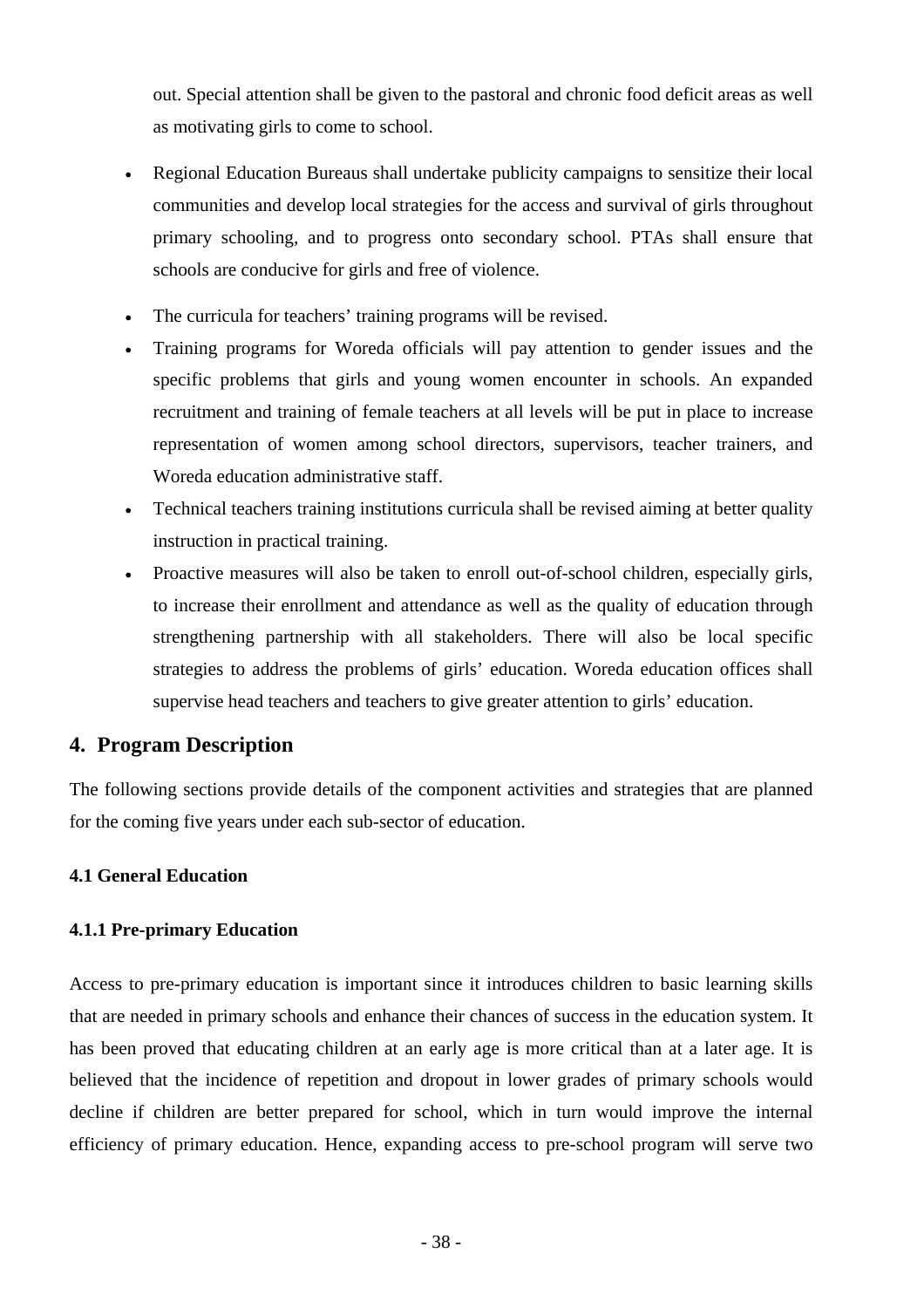out. Special attention shall be given to the pastoral and chronic food deficit areas as well as motivating girls to come to school.

- Regional Education Bureaus shall undertake publicity campaigns to sensitize their local communities and develop local strategies for the access and survival of girls throughout primary schooling, and to progress onto secondary school. PTAs shall ensure that schools are conducive for girls and free of violence.
- The curricula for teachers' training programs will be revised.
- Training programs for Woreda officials will pay attention to gender issues and the specific problems that girls and young women encounter in schools. An expanded recruitment and training of female teachers at all levels will be put in place to increase representation of women among school directors, supervisors, teacher trainers, and Woreda education administrative staff.
- Technical teachers training institutions curricula shall be revised aiming at better quality instruction in practical training.
- Proactive measures will also be taken to enroll out-of-school children, especially girls, to increase their enrollment and attendance as well as the quality of education through strengthening partnership with all stakeholders. There will also be local specific strategies to address the problems of girls' education. Woreda education offices shall supervise head teachers and teachers to give greater attention to girls' education.

## 4. Program Description

The following sections provide details of the component activities and strategies that are planned for the coming five years under each sub-sector of education.

### 4.1 General Education

#### 4.1.1 Pre-primary Education

Access to pre-primary education is important since it introduces children to basic learning skills that are needed in primary schools and enhance their chances of success in the education system. It has been proved that educating children at an early age is more critical than at a later age. It is believed that the incidence of repetition and dropout in lower grades of primary schools would decline if children are better prepared for school, which in turn would improve the internal efficiency of primary education. Hence, expanding access to pre-school program will serve two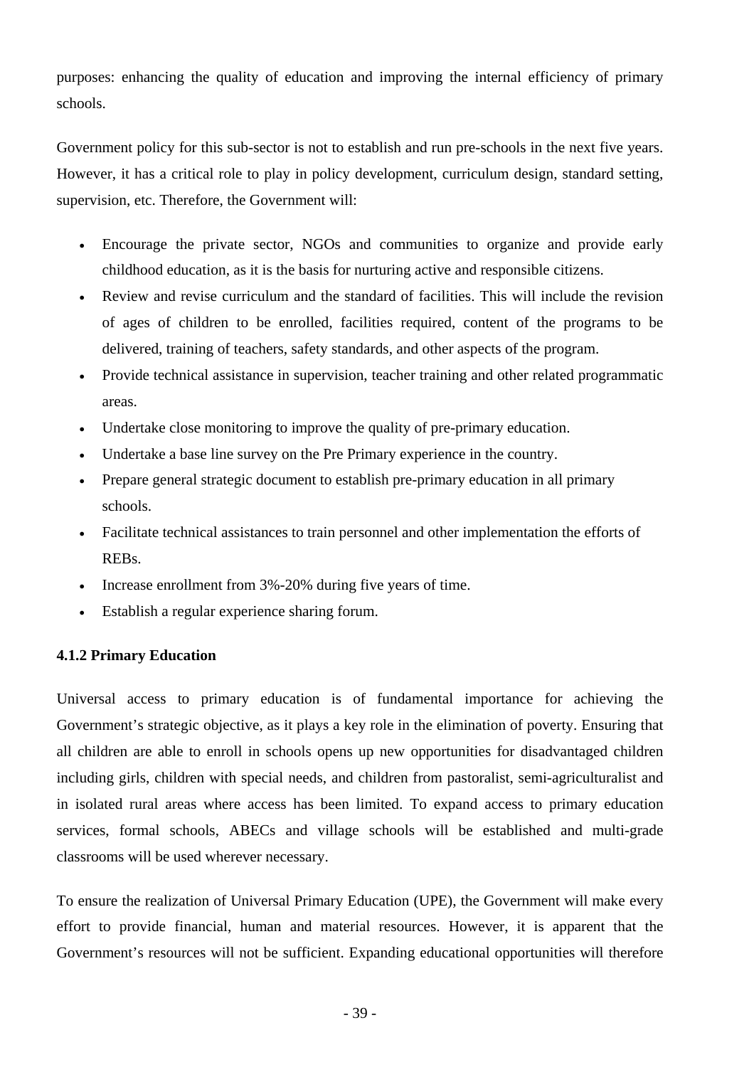purposes: enhancing the quality of education and improving the internal efficiency of primary schools.

Government policy for this sub-sector is not to establish and run pre-schools in the next five years. However, it has a critical role to play in policy development, curriculum design, standard setting, supervision, etc. Therefore, the Government will:

- Encourage the private sector, NGOs and communities to organize and provide early childhood education, as it is the basis for nurturing active and responsible citizens.
- Review and revise curriculum and the standard of facilities. This will include the revision of ages of children to be enrolled, facilities required, content of the programs to be delivered, training of teachers, safety standards, and other aspects of the program.
- Provide technical assistance in supervision, teacher training and other related programmatic areas.
- Undertake close monitoring to improve the quality of pre-primary education.
- Undertake a base line survey on the Pre Primary experience in the country.
- Prepare general strategic document to establish pre-primary education in all primary schools.
- Facilitate technical assistances to train personnel and other implementation the efforts of REBs.
- Increase enrollment from 3%-20% during five years of time.
- Establish a regular experience sharing forum.

### 4.1.2 Primary Education

Universal access to primary education is of fundamental importance for achieving the Government's strategic objective, as it plays a key role in the elimination of poverty. Ensuring that all children are able to enroll in schools opens up new opportunities for disadvantaged children including girls, children with special needs, and children from pastoralist, semi-agriculturalist and in isolated rural areas where access has been limited. To expand access to primary education services, formal schools, ABECs and village schools will be established and multi-grade classrooms will be used wherever necessary.

To ensure the realization of Universal Primary Education (UPE), the Government will make every effort to provide financial, human and material resources. However, it is apparent that the Government's resources will not be sufficient. Expanding educational opportunities will therefore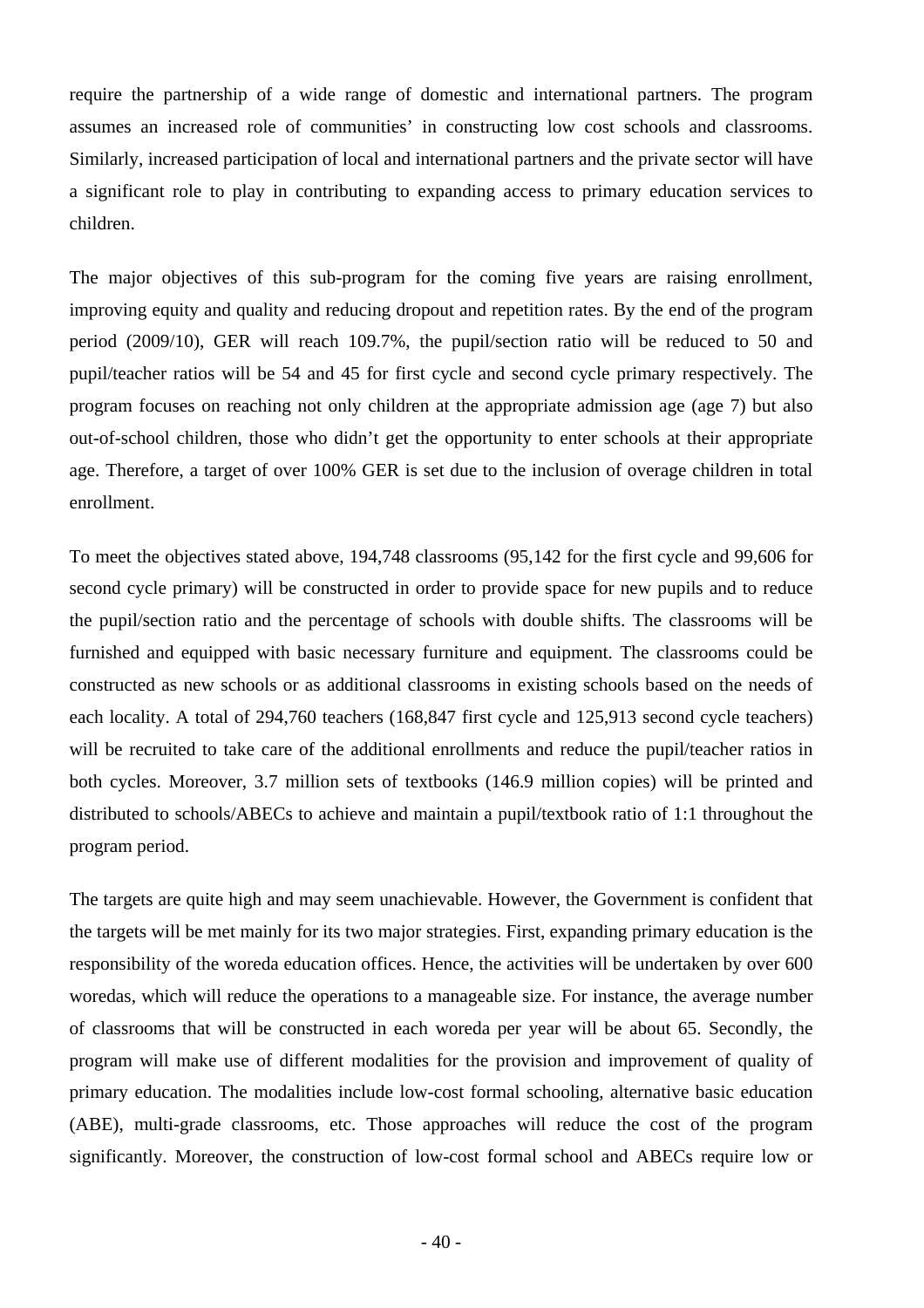require the partnership of a wide range of domestic and international partners. The program assumes an increased role of communities' in constructing low cost schools and classrooms. Similarly, increased participation of local and international partners and the private sector will have a significant role to play in contributing to expanding access to primary education services to children.

The major objectives of this sub-program for the coming five years are raising enrollment, improving equity and quality and reducing dropout and repetition rates. By the end of the program period (2009/10), GER will reach 109.7%, the pupil/section ratio will be reduced to 50 and pupil/teacher ratios will be 54 and 45 for first cycle and second cycle primary respectively. The program focuses on reaching not only children at the appropriate admission age (age 7) but also out-of-school children, those who didn't get the opportunity to enter schools at their appropriate age. Therefore, a target of over 100% GER is set due to the inclusion of overage children in total enrollment.

To meet the objectives stated above, 194,748 classrooms (95,142 for the first cycle and 99,606 for second cycle primary) will be constructed in order to provide space for new pupils and to reduce the pupil/section ratio and the percentage of schools with double shifts. The classrooms will be furnished and equipped with basic necessary furniture and equipment. The classrooms could be constructed as new schools or as additional classrooms in existing schools based on the needs of each locality. A total of 294,760 teachers (168,847 first cycle and 125,913 second cycle teachers) will be recruited to take care of the additional enrollments and reduce the pupil/teacher ratios in both cycles. Moreover, 3.7 million sets of textbooks (146.9 million copies) will be printed and distributed to schools/ABECs to achieve and maintain a pupil/textbook ratio of 1:1 throughout the program period.

The targets are quite high and may seem unachievable. However, the Government is confident that the targets will be met mainly for its two major strategies. First, expanding primary education is the responsibility of the woreda education offices. Hence, the activities will be undertaken by over 600 woredas, which will reduce the operations to a manageable size. For instance, the average number of classrooms that will be constructed in each woreda per year will be about 65. Secondly, the program will make use of different modalities for the provision and improvement of quality of primary education. The modalities include low-cost formal schooling, alternative basic education (ABE), multi-grade classrooms, etc. Those approaches will reduce the cost of the program significantly. Moreover, the construction of low-cost formal school and ABECs require low or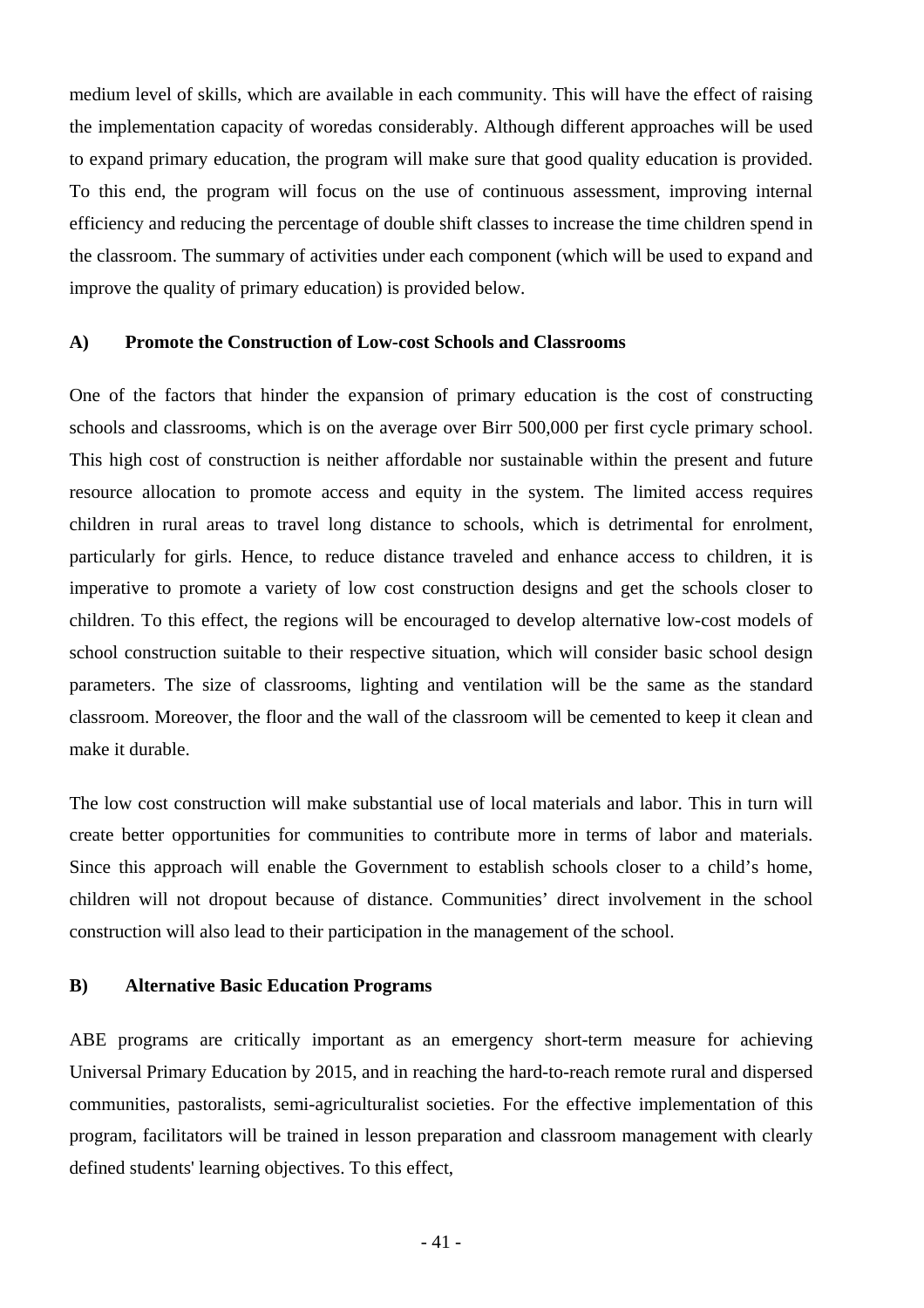medium level of skills, which are available in each community. This will have the effect of raising the implementation capacity of woredas considerably. Although different approaches will be used to expand primary education, the program will make sure that good quality education is provided. To this end, the program will focus on the use of continuous assessment, improving internal efficiency and reducing the percentage of double shift classes to increase the time children spend in the classroom. The summary of activities under each component (which will be used to expand and improve the quality of primary education) is provided below.

#### A) Promote the Construction of Low-cost Schools and Classrooms

One of the factors that hinder the expansion of primary education is the cost of constructing schools and classrooms, which is on the average over Birr 500,000 per first cycle primary school. This high cost of construction is neither affordable nor sustainable within the present and future resource allocation to promote access and equity in the system. The limited access requires children in rural areas to travel long distance to schools, which is detrimental for enrolment, particularly for girls. Hence, to reduce distance traveled and enhance access to children, it is imperative to promote a variety of low cost construction designs and get the schools closer to children. To this effect, the regions will be encouraged to develop alternative low-cost models of school construction suitable to their respective situation, which will consider basic school design parameters. The size of classrooms, lighting and ventilation will be the same as the standard classroom. Moreover, the floor and the wall of the classroom will be cemented to keep it clean and make it durable.

The low cost construction will make substantial use of local materials and labor. This in turn will create better opportunities for communities to contribute more in terms of labor and materials. Since this approach will enable the Government to establish schools closer to a child's home, children will not dropout because of distance. Communities' direct involvement in the school construction will also lead to their participation in the management of the school.

#### B) Alternative Basic Education Programs

ABE programs are critically important as an emergency short-term measure for achieving Universal Primary Education by 2015, and in reaching the hard-to-reach remote rural and dispersed communities, pastoralists, semi-agriculturalist societies. For the effective implementation of this program, facilitators will be trained in lesson preparation and classroom management with clearly defined students' learning objectives. To this effect,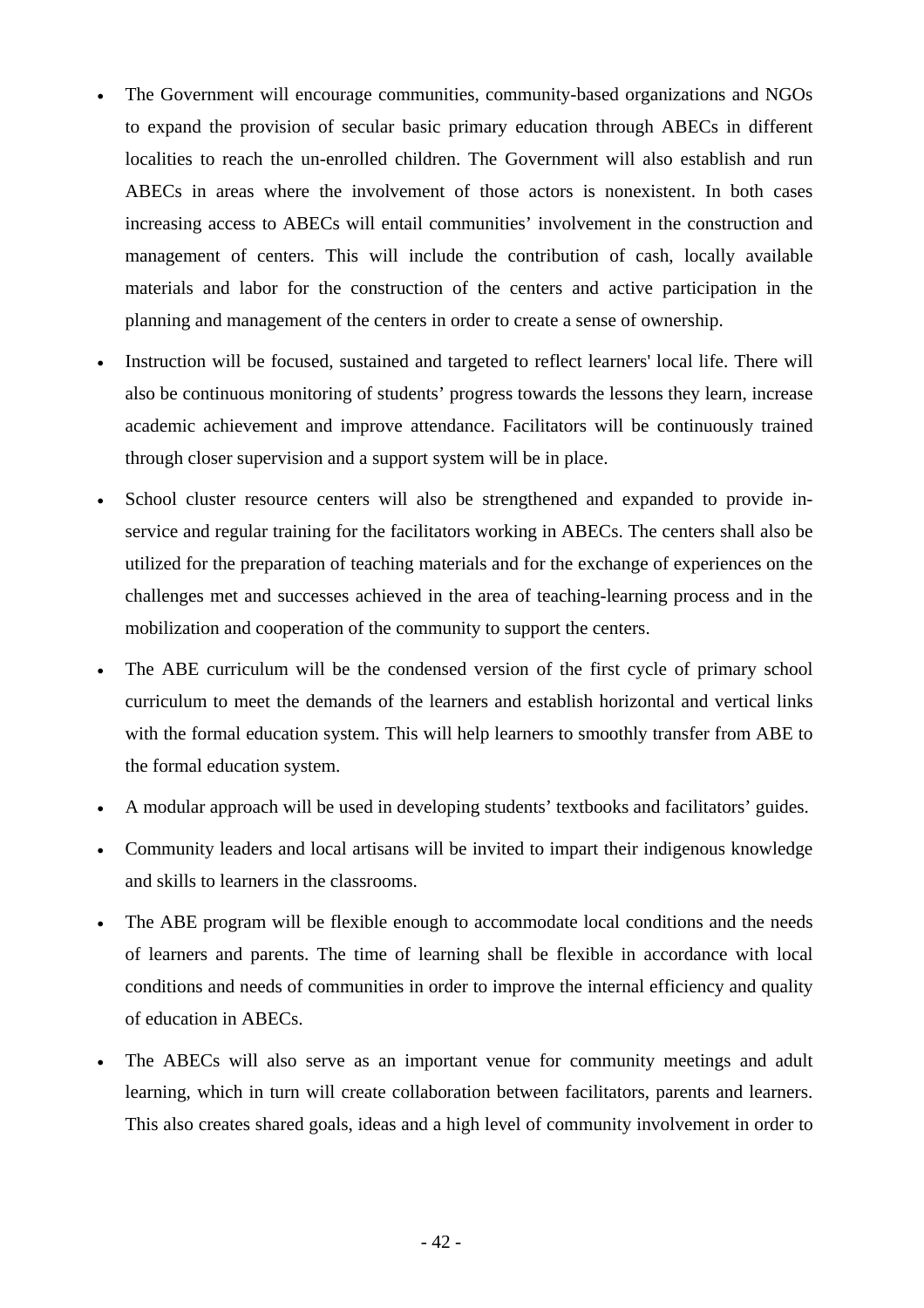- The Government will encourage communities, community-based organizations and NGOs to expand the provision of secular basic primary education through ABECs in different localities to reach the un-enrolled children. The Government will also establish and run ABECs in areas where the involvement of those actors is nonexistent. In both cases increasing access to ABECs will entail communities' involvement in the construction and management of centers. This will include the contribution of cash, locally available materials and labor for the construction of the centers and active participation in the planning and management of the centers in order to create a sense of ownership.
- Instruction will be focused, sustained and targeted to reflect learners' local life. There will also be continuous monitoring of students' progress towards the lessons they learn, increase academic achievement and improve attendance. Facilitators will be continuously trained through closer supervision and a support system will be in place.
- School cluster resource centers will also be strengthened and expanded to provide in-service and regular training for the facilitators working in ABECs. The centers shall also be utilized for the preparation of teaching materials and for the exchange of experiences on the challenges met and successes achieved in the area of teaching-learning process and in the mobilization and cooperation of the community to support the centers.
- The ABE curriculum will be the condensed version of the first cycle of primary school curriculum to meet the demands of the learners and establish horizontal and vertical links with the formal education system. This will help learners to smoothly transfer from ABE to the formal education system.
- A modular approach will be used in developing students' textbooks and facilitators' guides.
- Community leaders and local artisans will be invited to impart their indigenous knowledge and skills to learners in the classrooms.
- The ABE program will be flexible enough to accommodate local conditions and the needs of learners and parents. The time of learning shall be flexible in accordance with local conditions and needs of communities in order to improve the internal efficiency and quality of education in ABECs.
- The ABECs will also serve as an important venue for community meetings and adult learning, which in turn will create collaboration between facilitators, parents and learners. This also creates shared goals, ideas and a high level of community involvement in order to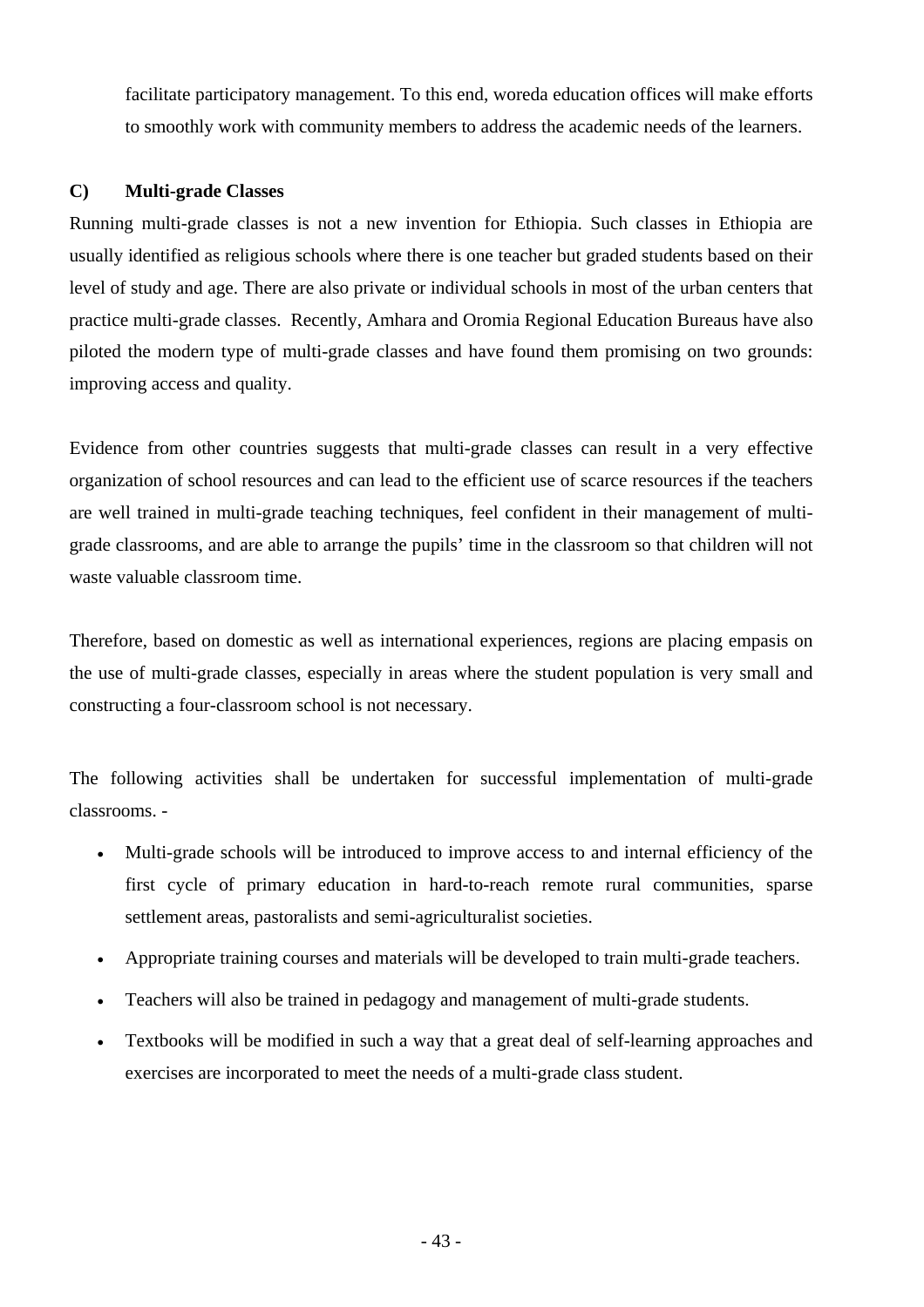facilitate participatory management. To this end, woreda education offices will make efforts to smoothly work with community members to address the academic needs of the learners.

### C) Multi-grade Classes

Running multi-grade classes is not a new invention for Ethiopia. Such classes in Ethiopia are usually identified as religious schools where there is one teacher but graded students based on their level of study and age. There are also private or individual schools in most of the urban centers that practice multi-grade classes. Recently, Amhara and Oromia Regional Education Bureaus have also piloted the modern type of multi-grade classes and have found them promising on two grounds: improving access and quality.

Evidence from other countries suggests that multi-grade classes can result in a very effective organization of school resources and can lead to the efficient use of scarce resources if the teachers are well trained in multi-grade teaching techniques, feel confident in their management of multi-grade classrooms, and are able to arrange the pupils' time in the classroom so that children will not waste valuable classroom time.

Therefore, based on domestic as well as international experiences, regions are placing empasis on the use of multi-grade classes, especially in areas where the student population is very small and constructing a four-classroom school is not necessary.

The following activities shall be undertaken for successful implementation of multi-grade classrooms. -

- Multi-grade schools will be introduced to improve access to and internal efficiency of the first cycle of primary education in hard-to-reach remote rural communities, sparse settlement areas, pastoralists and semi-agriculturalist societies.
- Appropriate training courses and materials will be developed to train multi-grade teachers.
- Teachers will also be trained in pedagogy and management of multi-grade students.
- Textbooks will be modified in such a way that a great deal of self-learning approaches and exercises are incorporated to meet the needs of a multi-grade class student.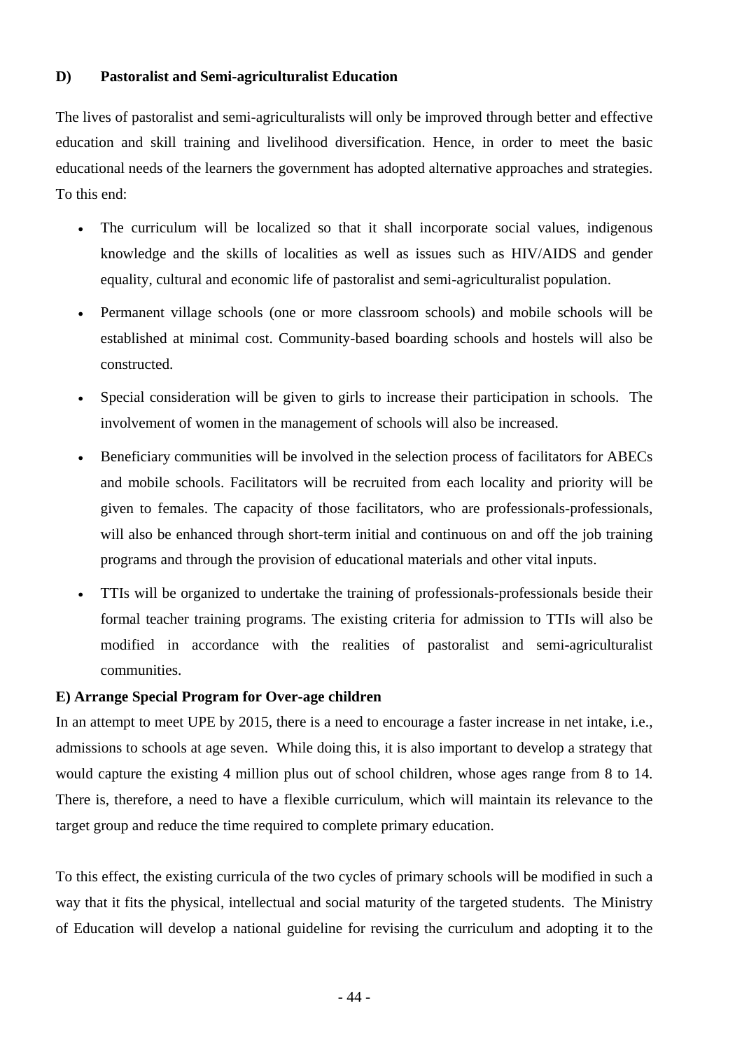**D) Pastoralist and Semi-agriculturalist Education**

The lives of pastoralist and semi-agriculturalists will only be improved through better and effective education and skill training and livelihood diversification. Hence, in order to meet the basic educational needs of the learners the government has adopted alternative approaches and strategies. To this end:

- The curriculum will be localized so that it shall incorporate social values, indigenous knowledge and the skills of localities as well as issues such as HIV/AIDS and gender equality, cultural and economic life of pastoralist and semi-agriculturalist population.
- Permanent village schools (one or more classroom schools) and mobile schools will be established at minimal cost. Community-based boarding schools and hostels will also be constructed.
- Special consideration will be given to girls to increase their participation in schools. The involvement of women in the management of schools will also be increased.
- Beneficiary communities will be involved in the selection process of facilitators for ABECs and mobile schools. Facilitators will be recruited from each locality and priority will be given to females. The capacity of those facilitators, who are professionals-professionals, will also be enhanced through short-term initial and continuous on and off the job training programs and through the provision of educational materials and other vital inputs.
- TTIs will be organized to undertake the training of professionals-professionals beside their formal teacher training programs. The existing criteria for admission to TTIs will also be modified in accordance with the realities of pastoralist and semi-agriculturalist communities.

**E) Arrange Special Program for Over-age children**

In an attempt to meet UPE by 2015, there is a need to encourage a faster increase in net intake, i.e., admissions to schools at age seven. While doing this, it is also important to develop a strategy that would capture the existing 4 million plus out of school children, whose ages range from 8 to 14. There is, therefore, a need to have a flexible curriculum, which will maintain its relevance to the target group and reduce the time required to complete primary education.

To this effect, the existing curricula of the two cycles of primary schools will be modified in such a way that it fits the physical, intellectual and social maturity of the targeted students. The Ministry of Education will develop a national guideline for revising the curriculum and adopting it to the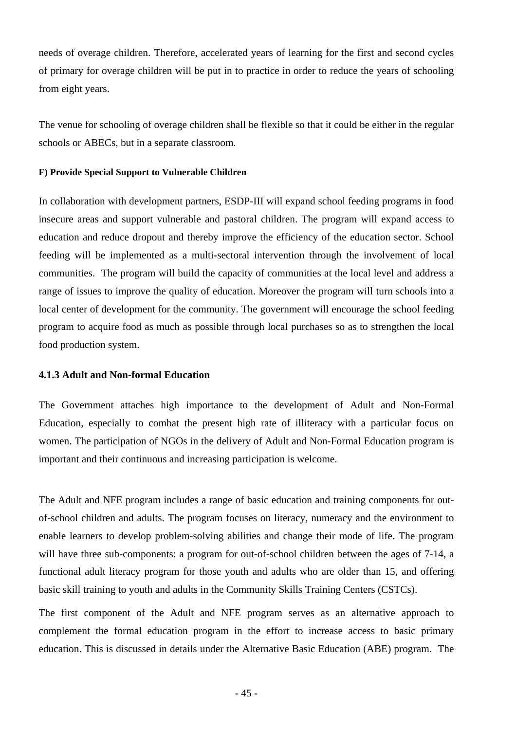needs of overage children. Therefore, accelerated years of learning for the first and second cycles of primary for overage children will be put in to practice in order to reduce the years of schooling from eight years.

The venue for schooling of overage children shall be flexible so that it could be either in the regular schools or ABECs, but in a separate classroom.

**F) Provide Special Support to Vulnerable Children**

In collaboration with development partners, ESDP-III will expand school feeding programs in food insecure areas and support vulnerable and pastoral children. The program will expand access to education and reduce dropout and thereby improve the efficiency of the education sector. School feeding will be implemented as a multi-sectoral intervention through the involvement of local communities. The program will build the capacity of communities at the local level and address a range of issues to improve the quality of education. Moreover the program will turn schools into a local center of development for the community. The government will encourage the school feeding program to acquire food as much as possible through local purchases so as to strengthen the local food production system.

### 4.1.3 Adult and Non-formal Education

The Government attaches high importance to the development of Adult and Non-Formal Education, especially to combat the present high rate of illiteracy with a particular focus on women. The participation of NGOs in the delivery of Adult and Non-Formal Education program is important and their continuous and increasing participation is welcome.

The Adult and NFE program includes a range of basic education and training components for out-of-school children and adults. The program focuses on literacy, numeracy and the environment to enable learners to develop problem-solving abilities and change their mode of life. The program will have three sub-components: a program for out-of-school children between the ages of 7-14, a functional adult literacy program for those youth and adults who are older than 15, and offering basic skill training to youth and adults in the Community Skills Training Centers (CSTCs).

The first component of the Adult and NFE program serves as an alternative approach to complement the formal education program in the effort to increase access to basic primary education. This is discussed in details under the Alternative Basic Education (ABE) program. The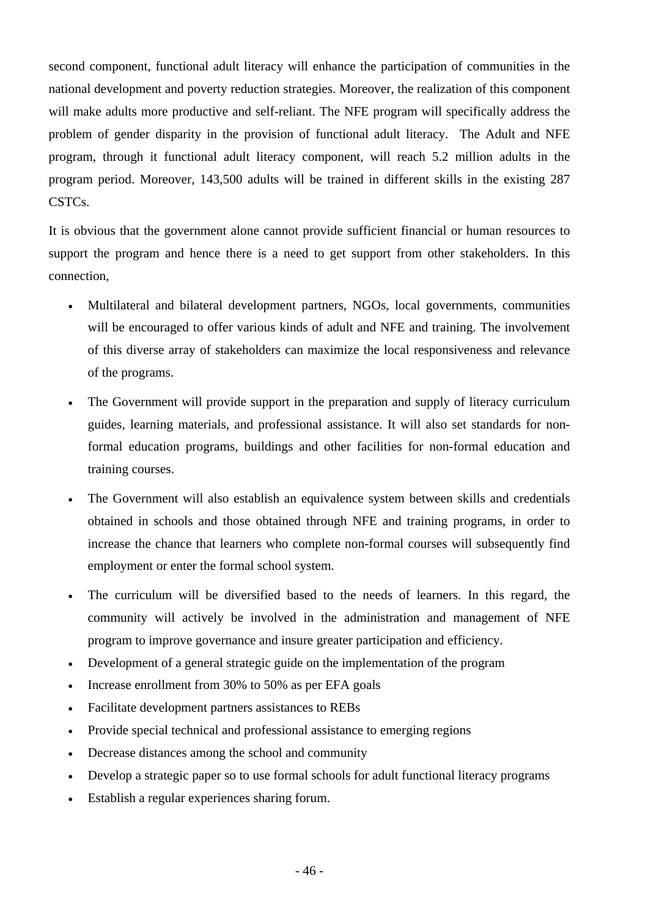second component, functional adult literacy will enhance the participation of communities in the national development and poverty reduction strategies. Moreover, the realization of this component will make adults more productive and self-reliant. The NFE program will specifically address the problem of gender disparity in the provision of functional adult literacy. The Adult and NFE program, through it functional adult literacy component, will reach 5.2 million adults in the program period. Moreover, 143,500 adults will be trained in different skills in the existing 287 CSTCs.

It is obvious that the government alone cannot provide sufficient financial or human resources to support the program and hence there is a need to get support from other stakeholders. In this connection,

- Multilateral and bilateral development partners, NGOs, local governments, communities will be encouraged to offer various kinds of adult and NFE and training. The involvement of this diverse array of stakeholders can maximize the local responsiveness and relevance of the programs.
- The Government will provide support in the preparation and supply of literacy curriculum guides, learning materials, and professional assistance. It will also set standards for non-formal education programs, buildings and other facilities for non-formal education and training courses.
- The Government will also establish an equivalence system between skills and credentials obtained in schools and those obtained through NFE and training programs, in order to increase the chance that learners who complete non-formal courses will subsequently find employment or enter the formal school system.
- The curriculum will be diversified based to the needs of learners. In this regard, the community will actively be involved in the administration and management of NFE program to improve governance and insure greater participation and efficiency.
- Development of a general strategic guide on the implementation of the program
- Increase enrollment from 30% to 50% as per EFA goals
- Facilitate development partners assistances to REBs
- Provide special technical and professional assistance to emerging regions
- Decrease distances among the school and community
- Develop a strategic paper so to use formal schools for adult functional literacy programs
- Establish a regular experiences sharing forum.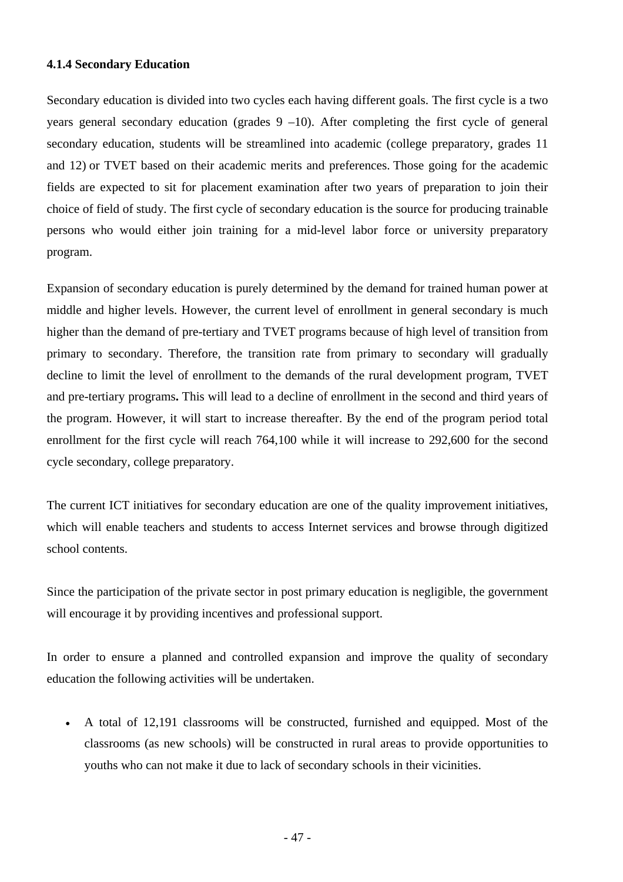**4.1.4 Secondary Education**

Secondary education is divided into two cycles each having different goals. The first cycle is a two years general secondary education (grades 9 –10). After completing the first cycle of general secondary education, students will be streamlined into academic (college preparatory, grades 11 and 12) or TVET based on their academic merits and preferences. Those going for the academic fields are expected to sit for placement examination after two years of preparation to join their choice of field of study. The first cycle of secondary education is the source for producing trainable persons who would either join training for a mid-level labor force or university preparatory program.

Expansion of secondary education is purely determined by the demand for trained human power at middle and higher levels. However, the current level of enrollment in general secondary is much higher than the demand of pre-tertiary and TVET programs because of high level of transition from primary to secondary. Therefore, the transition rate from primary to secondary will gradually decline to limit the level of enrollment to the demands of the rural development program, TVET and pre-tertiary programs**.** This will lead to a decline of enrollment in the second and third years of the program. However, it will start to increase thereafter. By the end of the program period total enrollment for the first cycle will reach 764,100 while it will increase to 292,600 for the second cycle secondary, college preparatory.

The current ICT initiatives for secondary education are one of the quality improvement initiatives, which will enable teachers and students to access Internet services and browse through digitized school contents.

Since the participation of the private sector in post primary education is negligible, the government will encourage it by providing incentives and professional support.

In order to ensure a planned and controlled expansion and improve the quality of secondary education the following activities will be undertaken.

- A total of 12,191 classrooms will be constructed, furnished and equipped. Most of the classrooms (as new schools) will be constructed in rural areas to provide opportunities to youths who can not make it due to lack of secondary schools in their vicinities.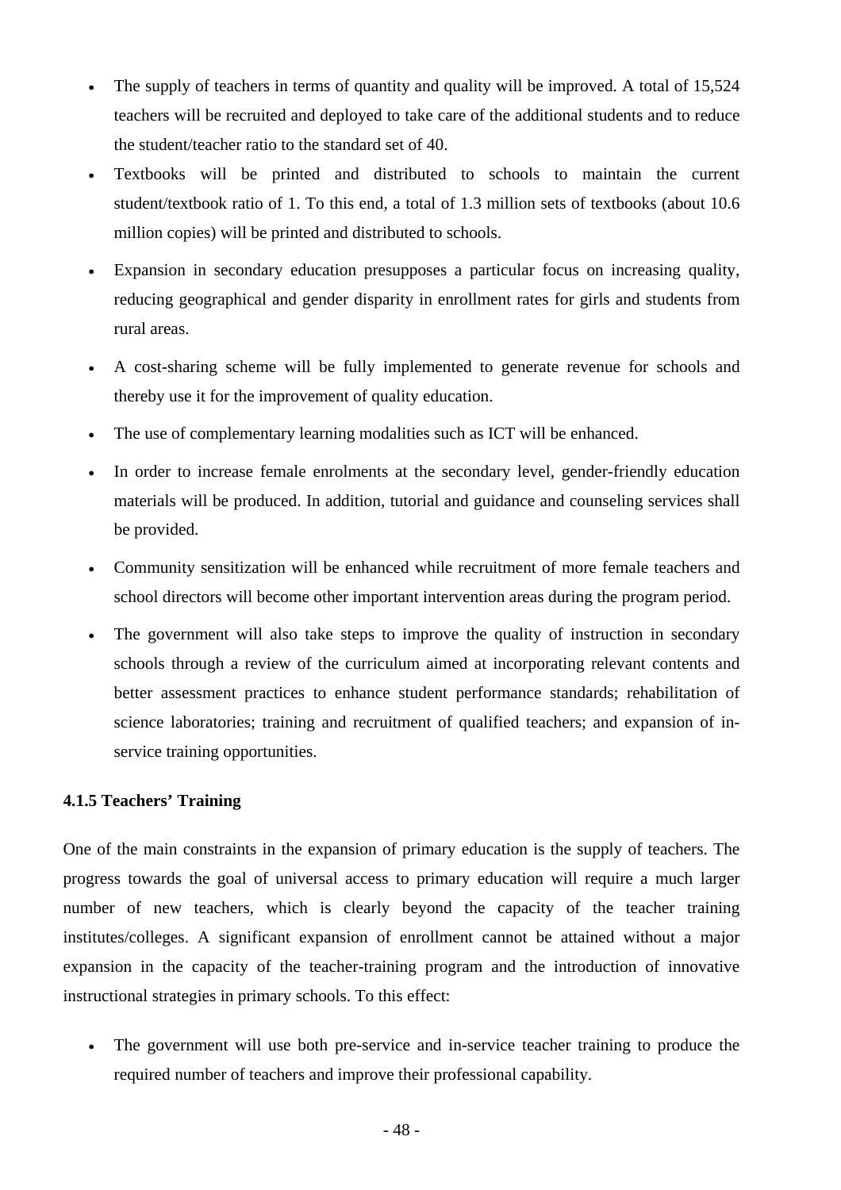- The supply of teachers in terms of quantity and quality will be improved. A total of 15,524 teachers will be recruited and deployed to take care of the additional students and to reduce the student/teacher ratio to the standard set of 40.
- Textbooks will be printed and distributed to schools to maintain the current student/textbook ratio of 1. To this end, a total of 1.3 million sets of textbooks (about 10.6 million copies) will be printed and distributed to schools.
- Expansion in secondary education presupposes a particular focus on increasing quality, reducing geographical and gender disparity in enrollment rates for girls and students from rural areas.
- A cost-sharing scheme will be fully implemented to generate revenue for schools and thereby use it for the improvement of quality education.
- The use of complementary learning modalities such as ICT will be enhanced.
- In order to increase female enrolments at the secondary level, gender-friendly education materials will be produced. In addition, tutorial and guidance and counseling services shall be provided.
- Community sensitization will be enhanced while recruitment of more female teachers and school directors will become other important intervention areas during the program period.
- The government will also take steps to improve the quality of instruction in secondary schools through a review of the curriculum aimed at incorporating relevant contents and better assessment practices to enhance student performance standards; rehabilitation of science laboratories; training and recruitment of qualified teachers; and expansion of in-service training opportunities.

**4.1.5 Teachers' Training**

One of the main constraints in the expansion of primary education is the supply of teachers. The progress towards the goal of universal access to primary education will require a much larger number of new teachers, which is clearly beyond the capacity of the teacher training institutes/colleges. A significant expansion of enrollment cannot be attained without a major expansion in the capacity of the teacher-training program and the introduction of innovative instructional strategies in primary schools. To this effect:

- The government will use both pre-service and in-service teacher training to produce the required number of teachers and improve their professional capability.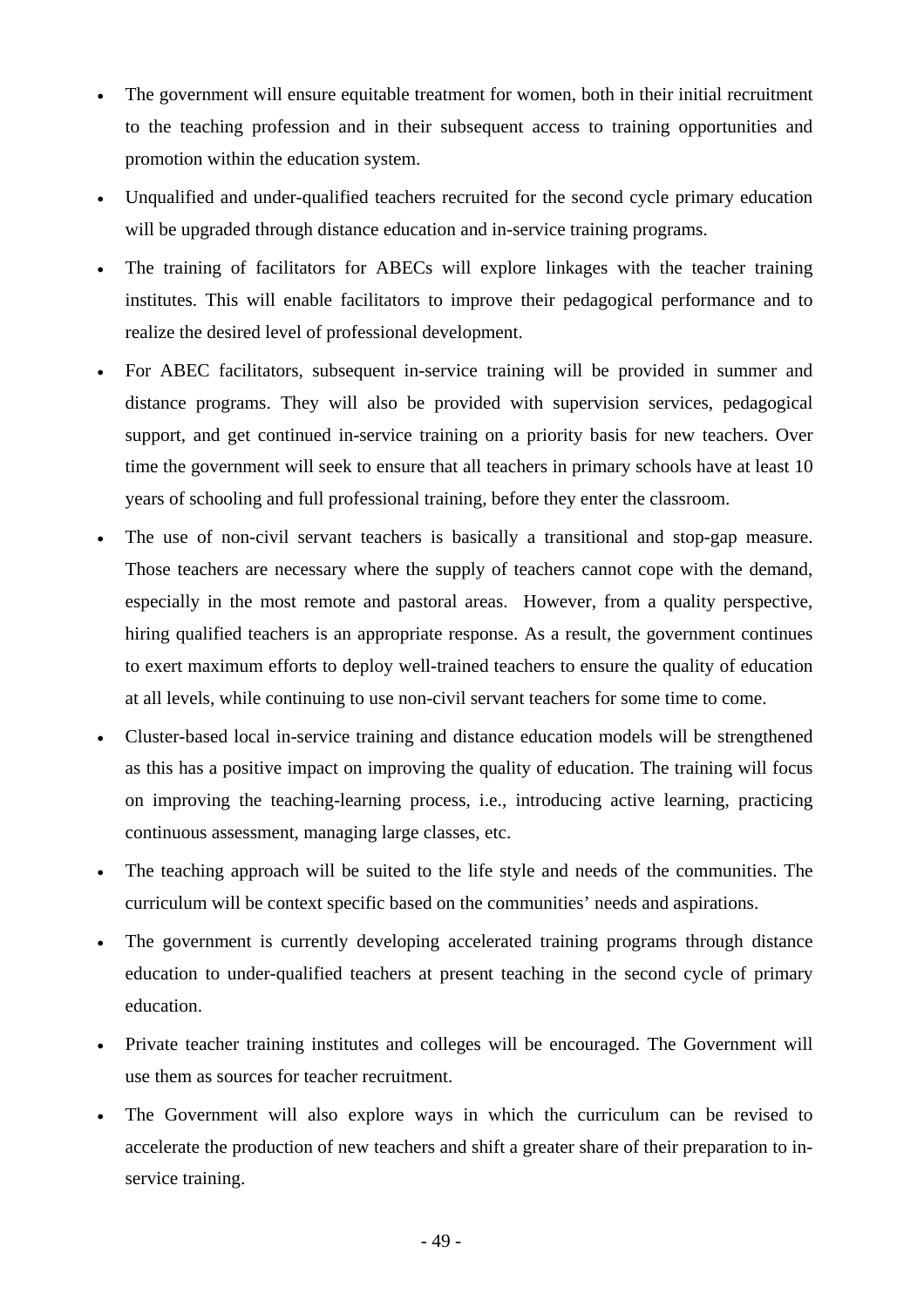- The government will ensure equitable treatment for women, both in their initial recruitment to the teaching profession and in their subsequent access to training opportunities and promotion within the education system.
- Unqualified and under-qualified teachers recruited for the second cycle primary education will be upgraded through distance education and in-service training programs.
- The training of facilitators for ABECs will explore linkages with the teacher training institutes. This will enable facilitators to improve their pedagogical performance and to realize the desired level of professional development.
- For ABEC facilitators, subsequent in-service training will be provided in summer and distance programs. They will also be provided with supervision services, pedagogical support, and get continued in-service training on a priority basis for new teachers. Over time the government will seek to ensure that all teachers in primary schools have at least 10 years of schooling and full professional training, before they enter the classroom.
- The use of non-civil servant teachers is basically a transitional and stop-gap measure. Those teachers are necessary where the supply of teachers cannot cope with the demand, especially in the most remote and pastoral areas. However, from a quality perspective, hiring qualified teachers is an appropriate response. As a result, the government continues to exert maximum efforts to deploy well-trained teachers to ensure the quality of education at all levels, while continuing to use non-civil servant teachers for some time to come.
- Cluster-based local in-service training and distance education models will be strengthened as this has a positive impact on improving the quality of education. The training will focus on improving the teaching-learning process, i.e., introducing active learning, practicing continuous assessment, managing large classes, etc.
- The teaching approach will be suited to the life style and needs of the communities. The curriculum will be context specific based on the communities' needs and aspirations.
- The government is currently developing accelerated training programs through distance education to under-qualified teachers at present teaching in the second cycle of primary education.
- Private teacher training institutes and colleges will be encouraged. The Government will use them as sources for teacher recruitment.
- The Government will also explore ways in which the curriculum can be revised to accelerate the production of new teachers and shift a greater share of their preparation to in-service training.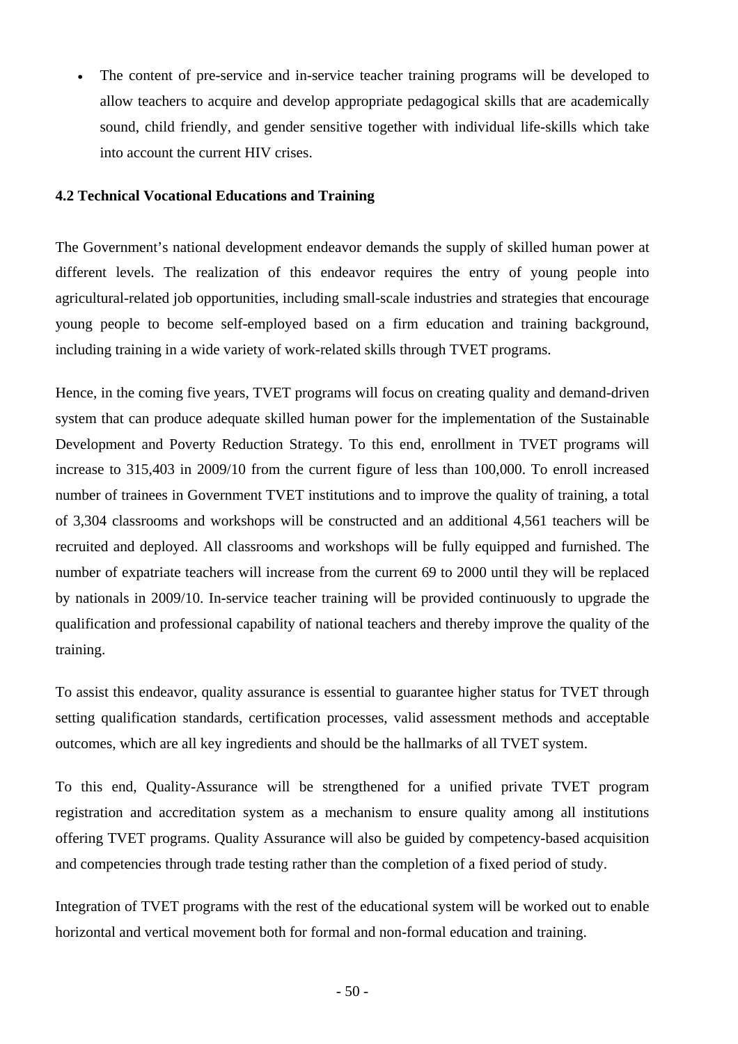- The content of pre-service and in-service teacher training programs will be developed to allow teachers to acquire and develop appropriate pedagogical skills that are academically sound, child friendly, and gender sensitive together with individual life-skills which take into account the current HIV crises.

**4.2 Technical Vocational Educations and Training**

The Government's national development endeavor demands the supply of skilled human power at different levels. The realization of this endeavor requires the entry of young people into agricultural-related job opportunities, including small-scale industries and strategies that encourage young people to become self-employed based on a firm education and training background, including training in a wide variety of work-related skills through TVET programs.

Hence, in the coming five years, TVET programs will focus on creating quality and demand-driven system that can produce adequate skilled human power for the implementation of the Sustainable Development and Poverty Reduction Strategy. To this end, enrollment in TVET programs will increase to 315,403 in 2009/10 from the current figure of less than 100,000. To enroll increased number of trainees in Government TVET institutions and to improve the quality of training, a total of 3,304 classrooms and workshops will be constructed and an additional 4,561 teachers will be recruited and deployed. All classrooms and workshops will be fully equipped and furnished. The number of expatriate teachers will increase from the current 69 to 2000 until they will be replaced by nationals in 2009/10. In-service teacher training will be provided continuously to upgrade the qualification and professional capability of national teachers and thereby improve the quality of the training.

To assist this endeavor, quality assurance is essential to guarantee higher status for TVET through setting qualification standards, certification processes, valid assessment methods and acceptable outcomes, which are all key ingredients and should be the hallmarks of all TVET system.

To this end, Quality-Assurance will be strengthened for a unified private TVET program registration and accreditation system as a mechanism to ensure quality among all institutions offering TVET programs. Quality Assurance will also be guided by competency-based acquisition and competencies through trade testing rather than the completion of a fixed period of study.

Integration of TVET programs with the rest of the educational system will be worked out to enable horizontal and vertical movement both for formal and non-formal education and training.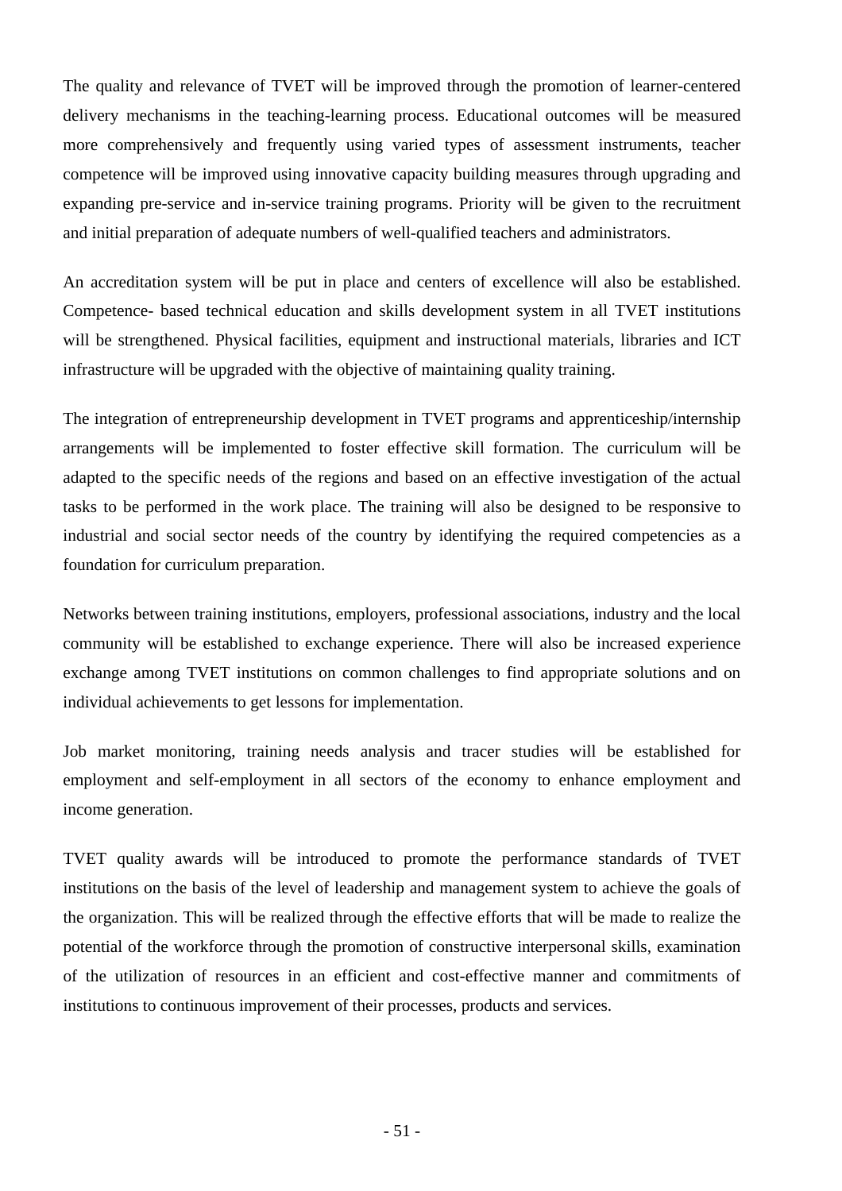The quality and relevance of TVET will be improved through the promotion of learner-centered delivery mechanisms in the teaching-learning process. Educational outcomes will be measured more comprehensively and frequently using varied types of assessment instruments, teacher competence will be improved using innovative capacity building measures through upgrading and expanding pre-service and in-service training programs. Priority will be given to the recruitment and initial preparation of adequate numbers of well-qualified teachers and administrators.

An accreditation system will be put in place and centers of excellence will also be established. Competence- based technical education and skills development system in all TVET institutions will be strengthened. Physical facilities, equipment and instructional materials, libraries and ICT infrastructure will be upgraded with the objective of maintaining quality training.

The integration of entrepreneurship development in TVET programs and apprenticeship/internship arrangements will be implemented to foster effective skill formation. The curriculum will be adapted to the specific needs of the regions and based on an effective investigation of the actual tasks to be performed in the work place. The training will also be designed to be responsive to industrial and social sector needs of the country by identifying the required competencies as a foundation for curriculum preparation.

Networks between training institutions, employers, professional associations, industry and the local community will be established to exchange experience. There will also be increased experience exchange among TVET institutions on common challenges to find appropriate solutions and on individual achievements to get lessons for implementation.

Job market monitoring, training needs analysis and tracer studies will be established for employment and self-employment in all sectors of the economy to enhance employment and income generation.

TVET quality awards will be introduced to promote the performance standards of TVET institutions on the basis of the level of leadership and management system to achieve the goals of the organization. This will be realized through the effective efforts that will be made to realize the potential of the workforce through the promotion of constructive interpersonal skills, examination of the utilization of resources in an efficient and cost-effective manner and commitments of institutions to continuous improvement of their processes, products and services.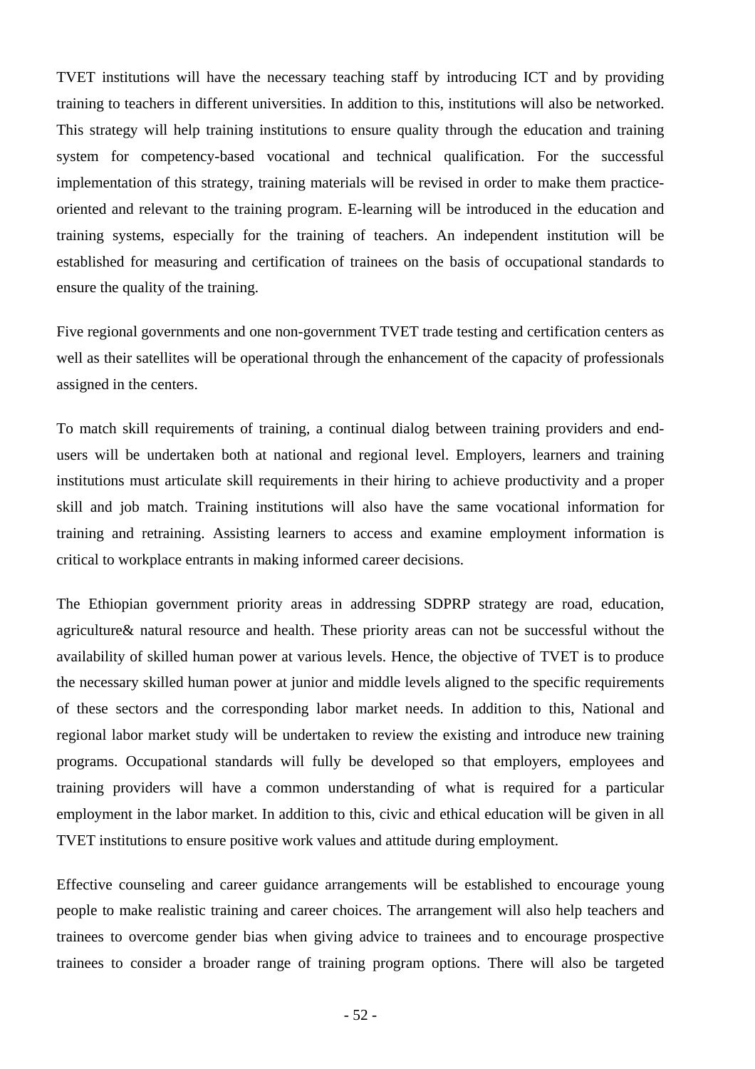TVET institutions will have the necessary teaching staff by introducing ICT and by providing training to teachers in different universities. In addition to this, institutions will also be networked. This strategy will help training institutions to ensure quality through the education and training system for competency-based vocational and technical qualification. For the successful implementation of this strategy, training materials will be revised in order to make them practice-oriented and relevant to the training program. E-learning will be introduced in the education and training systems, especially for the training of teachers. An independent institution will be established for measuring and certification of trainees on the basis of occupational standards to ensure the quality of the training.

Five regional governments and one non-government TVET trade testing and certification centers as well as their satellites will be operational through the enhancement of the capacity of professionals assigned in the centers.

To match skill requirements of training, a continual dialog between training providers and end-users will be undertaken both at national and regional level. Employers, learners and training institutions must articulate skill requirements in their hiring to achieve productivity and a proper skill and job match. Training institutions will also have the same vocational information for training and retraining. Assisting learners to access and examine employment information is critical to workplace entrants in making informed career decisions.

The Ethiopian government priority areas in addressing SDPRP strategy are road, education, agriculture& natural resource and health. These priority areas can not be successful without the availability of skilled human power at various levels. Hence, the objective of TVET is to produce the necessary skilled human power at junior and middle levels aligned to the specific requirements of these sectors and the corresponding labor market needs. In addition to this, National and regional labor market study will be undertaken to review the existing and introduce new training programs. Occupational standards will fully be developed so that employers, employees and training providers will have a common understanding of what is required for a particular employment in the labor market. In addition to this, civic and ethical education will be given in all TVET institutions to ensure positive work values and attitude during employment.

Effective counseling and career guidance arrangements will be established to encourage young people to make realistic training and career choices. The arrangement will also help teachers and trainees to overcome gender bias when giving advice to trainees and to encourage prospective trainees to consider a broader range of training program options. There will also be targeted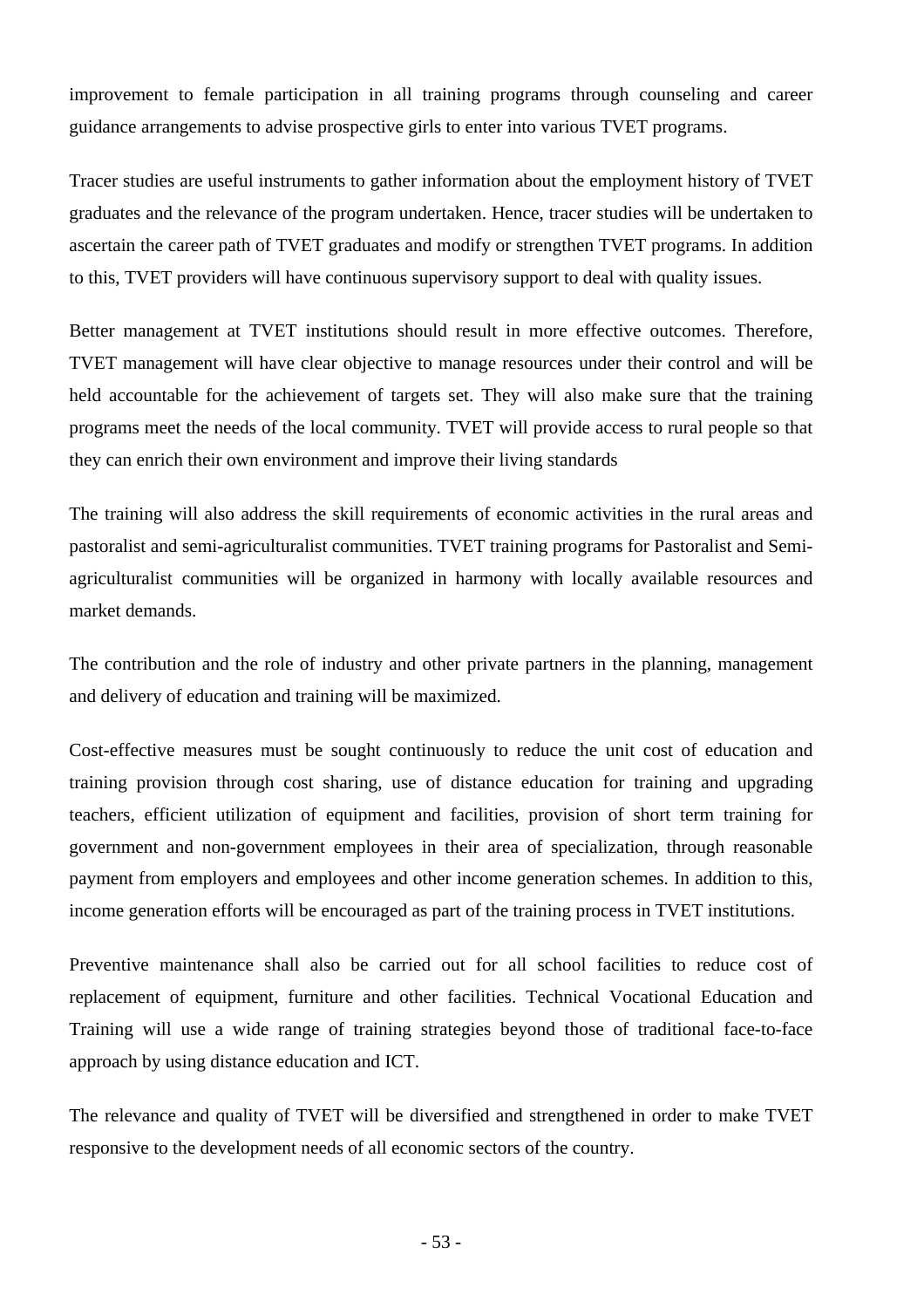improvement to female participation in all training programs through counseling and career guidance arrangements to advise prospective girls to enter into various TVET programs.

Tracer studies are useful instruments to gather information about the employment history of TVET graduates and the relevance of the program undertaken. Hence, tracer studies will be undertaken to ascertain the career path of TVET graduates and modify or strengthen TVET programs. In addition to this, TVET providers will have continuous supervisory support to deal with quality issues.

Better management at TVET institutions should result in more effective outcomes. Therefore, TVET management will have clear objective to manage resources under their control and will be held accountable for the achievement of targets set. They will also make sure that the training programs meet the needs of the local community. TVET will provide access to rural people so that they can enrich their own environment and improve their living standards

The training will also address the skill requirements of economic activities in the rural areas and pastoralist and semi-agriculturalist communities. TVET training programs for Pastoralist and Semi-agriculturalist communities will be organized in harmony with locally available resources and market demands.

The contribution and the role of industry and other private partners in the planning, management and delivery of education and training will be maximized.

Cost-effective measures must be sought continuously to reduce the unit cost of education and training provision through cost sharing, use of distance education for training and upgrading teachers, efficient utilization of equipment and facilities, provision of short term training for government and non-government employees in their area of specialization, through reasonable payment from employers and employees and other income generation schemes. In addition to this, income generation efforts will be encouraged as part of the training process in TVET institutions.

Preventive maintenance shall also be carried out for all school facilities to reduce cost of replacement of equipment, furniture and other facilities. Technical Vocational Education and Training will use a wide range of training strategies beyond those of traditional face-to-face approach by using distance education and ICT.

The relevance and quality of TVET will be diversified and strengthened in order to make TVET responsive to the development needs of all economic sectors of the country.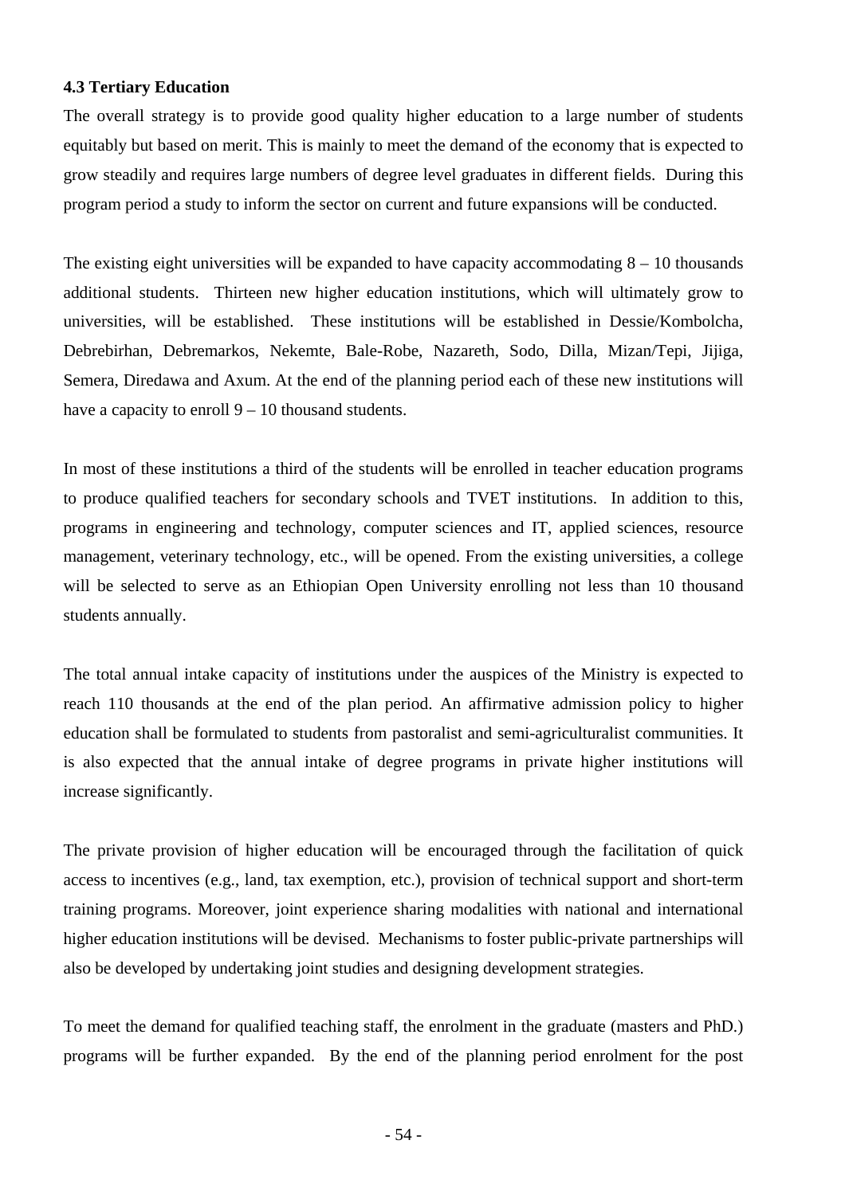### 4.3 Tertiary Education

The overall strategy is to provide good quality higher education to a large number of students equitably but based on merit. This is mainly to meet the demand of the economy that is expected to grow steadily and requires large numbers of degree level graduates in different fields. During this program period a study to inform the sector on current and future expansions will be conducted.

The existing eight universities will be expanded to have capacity accommodating 8 – 10 thousands additional students. Thirteen new higher education institutions, which will ultimately grow to universities, will be established. These institutions will be established in Dessie/Kombolcha, Debrebirhan, Debremarkos, Nekemte, Bale-Robe, Nazareth, Sodo, Dilla, Mizan/Tepi, Jijiga, Semera, Diredawa and Axum. At the end of the planning period each of these new institutions will have a capacity to enroll 9 – 10 thousand students.

In most of these institutions a third of the students will be enrolled in teacher education programs to produce qualified teachers for secondary schools and TVET institutions. In addition to this, programs in engineering and technology, computer sciences and IT, applied sciences, resource management, veterinary technology, etc., will be opened. From the existing universities, a college will be selected to serve as an Ethiopian Open University enrolling not less than 10 thousand students annually.

The total annual intake capacity of institutions under the auspices of the Ministry is expected to reach 110 thousands at the end of the plan period. An affirmative admission policy to higher education shall be formulated to students from pastoralist and semi-agriculturalist communities. It is also expected that the annual intake of degree programs in private higher institutions will increase significantly.

The private provision of higher education will be encouraged through the facilitation of quick access to incentives (e.g., land, tax exemption, etc.), provision of technical support and short-term training programs. Moreover, joint experience sharing modalities with national and international higher education institutions will be devised. Mechanisms to foster public-private partnerships will also be developed by undertaking joint studies and designing development strategies.

To meet the demand for qualified teaching staff, the enrolment in the graduate (masters and PhD.) programs will be further expanded. By the end of the planning period enrolment for the post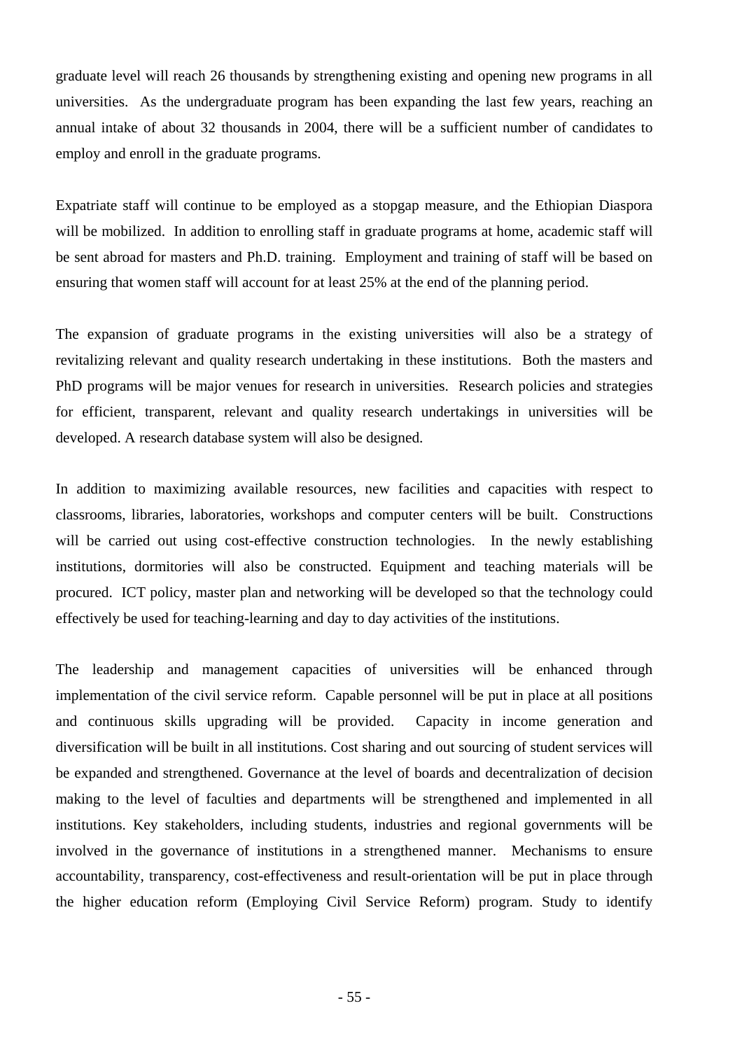graduate level will reach 26 thousands by strengthening existing and opening new programs in all universities. As the undergraduate program has been expanding the last few years, reaching an annual intake of about 32 thousands in 2004, there will be a sufficient number of candidates to employ and enroll in the graduate programs.

Expatriate staff will continue to be employed as a stopgap measure, and the Ethiopian Diaspora will be mobilized. In addition to enrolling staff in graduate programs at home, academic staff will be sent abroad for masters and Ph.D. training. Employment and training of staff will be based on ensuring that women staff will account for at least 25% at the end of the planning period.

The expansion of graduate programs in the existing universities will also be a strategy of revitalizing relevant and quality research undertaking in these institutions. Both the masters and PhD programs will be major venues for research in universities. Research policies and strategies for efficient, transparent, relevant and quality research undertakings in universities will be developed. A research database system will also be designed.

In addition to maximizing available resources, new facilities and capacities with respect to classrooms, libraries, laboratories, workshops and computer centers will be built. Constructions will be carried out using cost-effective construction technologies. In the newly establishing institutions, dormitories will also be constructed. Equipment and teaching materials will be procured. ICT policy, master plan and networking will be developed so that the technology could effectively be used for teaching-learning and day to day activities of the institutions.

The leadership and management capacities of universities will be enhanced through implementation of the civil service reform. Capable personnel will be put in place at all positions and continuous skills upgrading will be provided. Capacity in income generation and diversification will be built in all institutions. Cost sharing and out sourcing of student services will be expanded and strengthened. Governance at the level of boards and decentralization of decision making to the level of faculties and departments will be strengthened and implemented in all institutions. Key stakeholders, including students, industries and regional governments will be involved in the governance of institutions in a strengthened manner. Mechanisms to ensure accountability, transparency, cost-effectiveness and result-orientation will be put in place through the higher education reform (Employing Civil Service Reform) program. Study to identify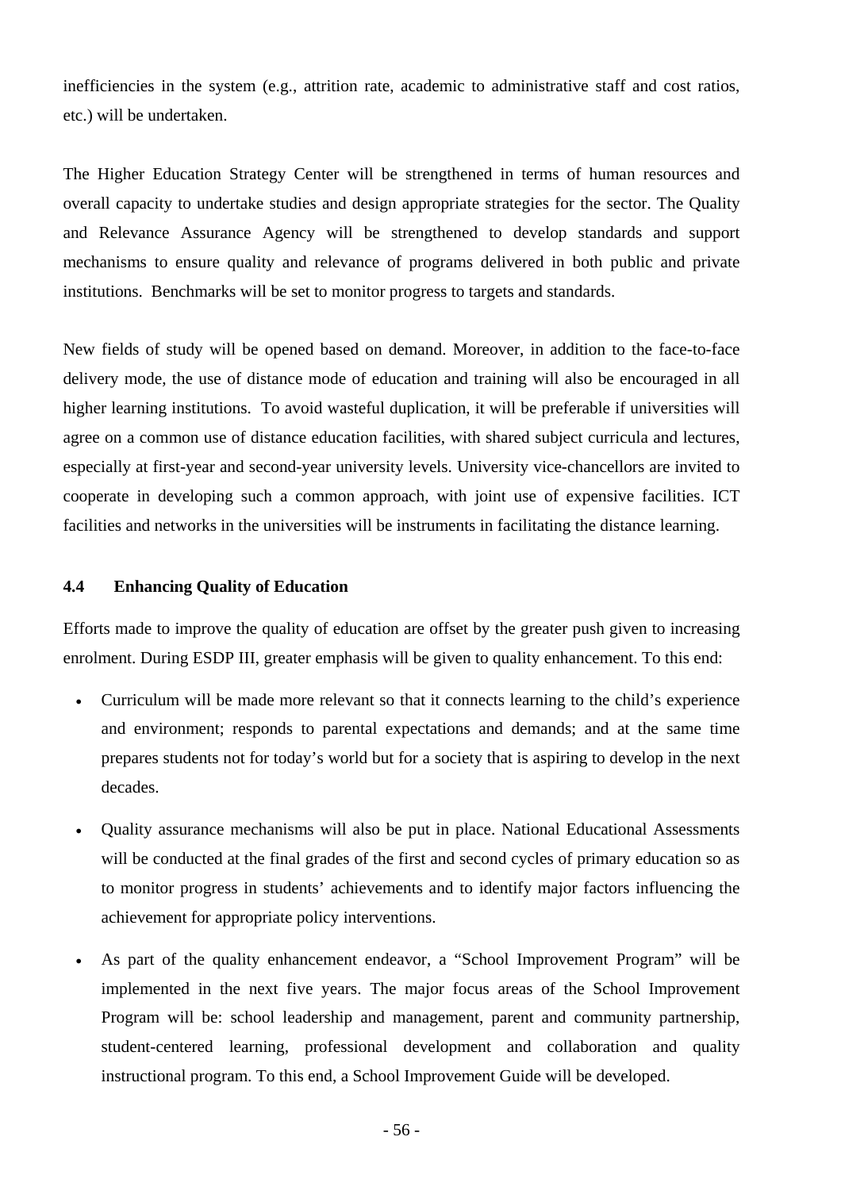inefficiencies in the system (e.g., attrition rate, academic to administrative staff and cost ratios, etc.) will be undertaken.

The Higher Education Strategy Center will be strengthened in terms of human resources and overall capacity to undertake studies and design appropriate strategies for the sector. The Quality and Relevance Assurance Agency will be strengthened to develop standards and support mechanisms to ensure quality and relevance of programs delivered in both public and private institutions. Benchmarks will be set to monitor progress to targets and standards.

New fields of study will be opened based on demand. Moreover, in addition to the face-to-face delivery mode, the use of distance mode of education and training will also be encouraged in all higher learning institutions. To avoid wasteful duplication, it will be preferable if universities will agree on a common use of distance education facilities, with shared subject curricula and lectures, especially at first-year and second-year university levels. University vice-chancellors are invited to cooperate in developing such a common approach, with joint use of expensive facilities. ICT facilities and networks in the universities will be instruments in facilitating the distance learning.

### 4.4 Enhancing Quality of Education

Efforts made to improve the quality of education are offset by the greater push given to increasing enrolment. During ESDP III, greater emphasis will be given to quality enhancement. To this end:

- Curriculum will be made more relevant so that it connects learning to the child's experience and environment; responds to parental expectations and demands; and at the same time prepares students not for today's world but for a society that is aspiring to develop in the next decades.
- Quality assurance mechanisms will also be put in place. National Educational Assessments will be conducted at the final grades of the first and second cycles of primary education so as to monitor progress in students' achievements and to identify major factors influencing the achievement for appropriate policy interventions.
- As part of the quality enhancement endeavor, a "School Improvement Program" will be implemented in the next five years. The major focus areas of the School Improvement Program will be: school leadership and management, parent and community partnership, student-centered learning, professional development and collaboration and quality instructional program. To this end, a School Improvement Guide will be developed.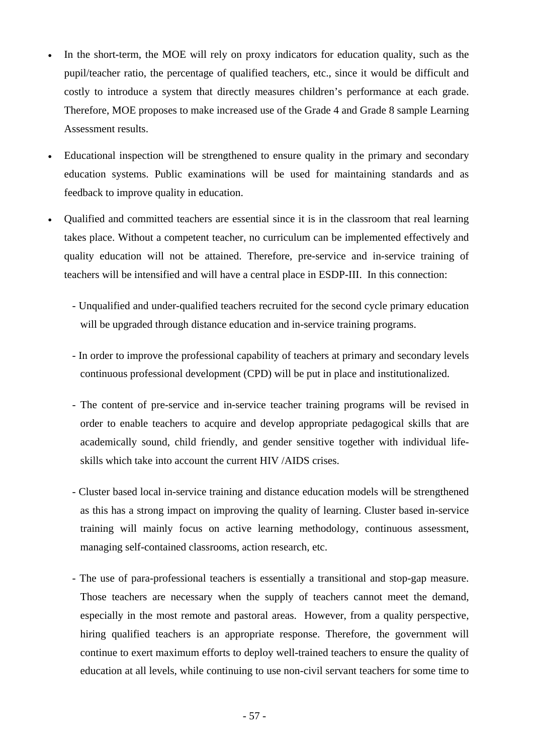- In the short-term, the MOE will rely on proxy indicators for education quality, such as the pupil/teacher ratio, the percentage of qualified teachers, etc., since it would be difficult and costly to introduce a system that directly measures children's performance at each grade. Therefore, MOE proposes to make increased use of the Grade 4 and Grade 8 sample Learning Assessment results.

- Educational inspection will be strengthened to ensure quality in the primary and secondary education systems. Public examinations will be used for maintaining standards and as feedback to improve quality in education.

- Qualified and committed teachers are essential since it is in the classroom that real learning takes place. Without a competent teacher, no curriculum can be implemented effectively and quality education will not be attained. Therefore, pre-service and in-service training of teachers will be intensified and will have a central place in ESDP-III. In this connection:

  - Unqualified and under-qualified teachers recruited for the second cycle primary education will be upgraded through distance education and in-service training programs.

  - In order to improve the professional capability of teachers at primary and secondary levels continuous professional development (CPD) will be put in place and institutionalized.

  - The content of pre-service and in-service teacher training programs will be revised in order to enable teachers to acquire and develop appropriate pedagogical skills that are academically sound, child friendly, and gender sensitive together with individual life-skills which take into account the current HIV /AIDS crises.

  - Cluster based local in-service training and distance education models will be strengthened as this has a strong impact on improving the quality of learning. Cluster based in-service training will mainly focus on active learning methodology, continuous assessment, managing self-contained classrooms, action research, etc.

  - The use of para-professional teachers is essentially a transitional and stop-gap measure. Those teachers are necessary when the supply of teachers cannot meet the demand, especially in the most remote and pastoral areas. However, from a quality perspective, hiring qualified teachers is an appropriate response. Therefore, the government will continue to exert maximum efforts to deploy well-trained teachers to ensure the quality of education at all levels, while continuing to use non-civil servant teachers for some time to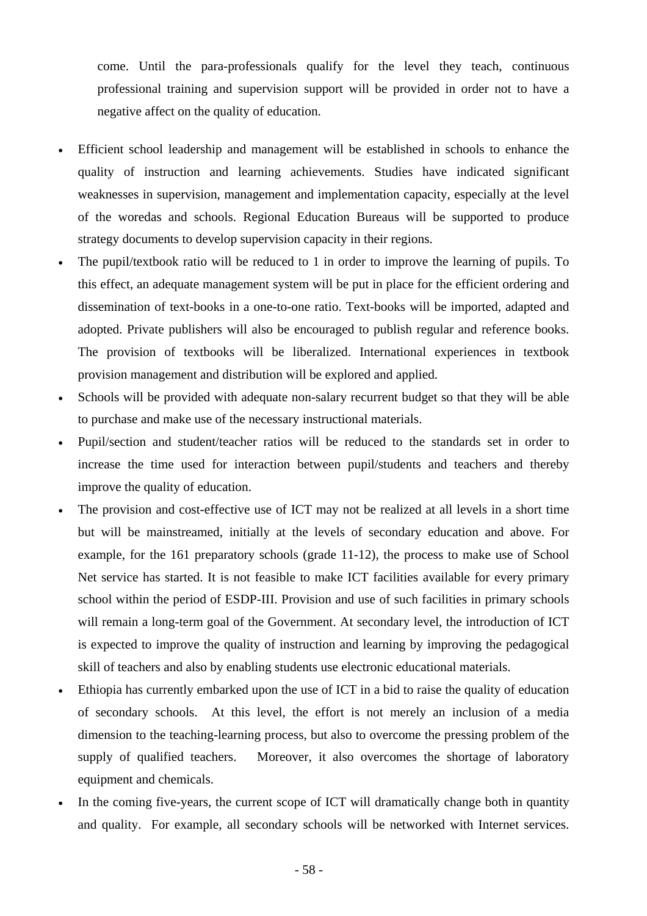come. Until the para-professionals qualify for the level they teach, continuous professional training and supervision support will be provided in order not to have a negative affect on the quality of education.

- Efficient school leadership and management will be established in schools to enhance the quality of instruction and learning achievements. Studies have indicated significant weaknesses in supervision, management and implementation capacity, especially at the level of the woredas and schools. Regional Education Bureaus will be supported to produce strategy documents to develop supervision capacity in their regions.
- The pupil/textbook ratio will be reduced to 1 in order to improve the learning of pupils. To this effect, an adequate management system will be put in place for the efficient ordering and dissemination of text-books in a one-to-one ratio. Text-books will be imported, adapted and adopted. Private publishers will also be encouraged to publish regular and reference books. The provision of textbooks will be liberalized. International experiences in textbook provision management and distribution will be explored and applied.
- Schools will be provided with adequate non-salary recurrent budget so that they will be able to purchase and make use of the necessary instructional materials.
- Pupil/section and student/teacher ratios will be reduced to the standards set in order to increase the time used for interaction between pupil/students and teachers and thereby improve the quality of education.
- The provision and cost-effective use of ICT may not be realized at all levels in a short time but will be mainstreamed, initially at the levels of secondary education and above. For example, for the 161 preparatory schools (grade 11-12), the process to make use of School Net service has started. It is not feasible to make ICT facilities available for every primary school within the period of ESDP-III. Provision and use of such facilities in primary schools will remain a long-term goal of the Government. At secondary level, the introduction of ICT is expected to improve the quality of instruction and learning by improving the pedagogical skill of teachers and also by enabling students use electronic educational materials.
- Ethiopia has currently embarked upon the use of ICT in a bid to raise the quality of education of secondary schools. At this level, the effort is not merely an inclusion of a media dimension to the teaching-learning process, but also to overcome the pressing problem of the supply of qualified teachers. Moreover, it also overcomes the shortage of laboratory equipment and chemicals.
- In the coming five-years, the current scope of ICT will dramatically change both in quantity and quality. For example, all secondary schools will be networked with Internet services.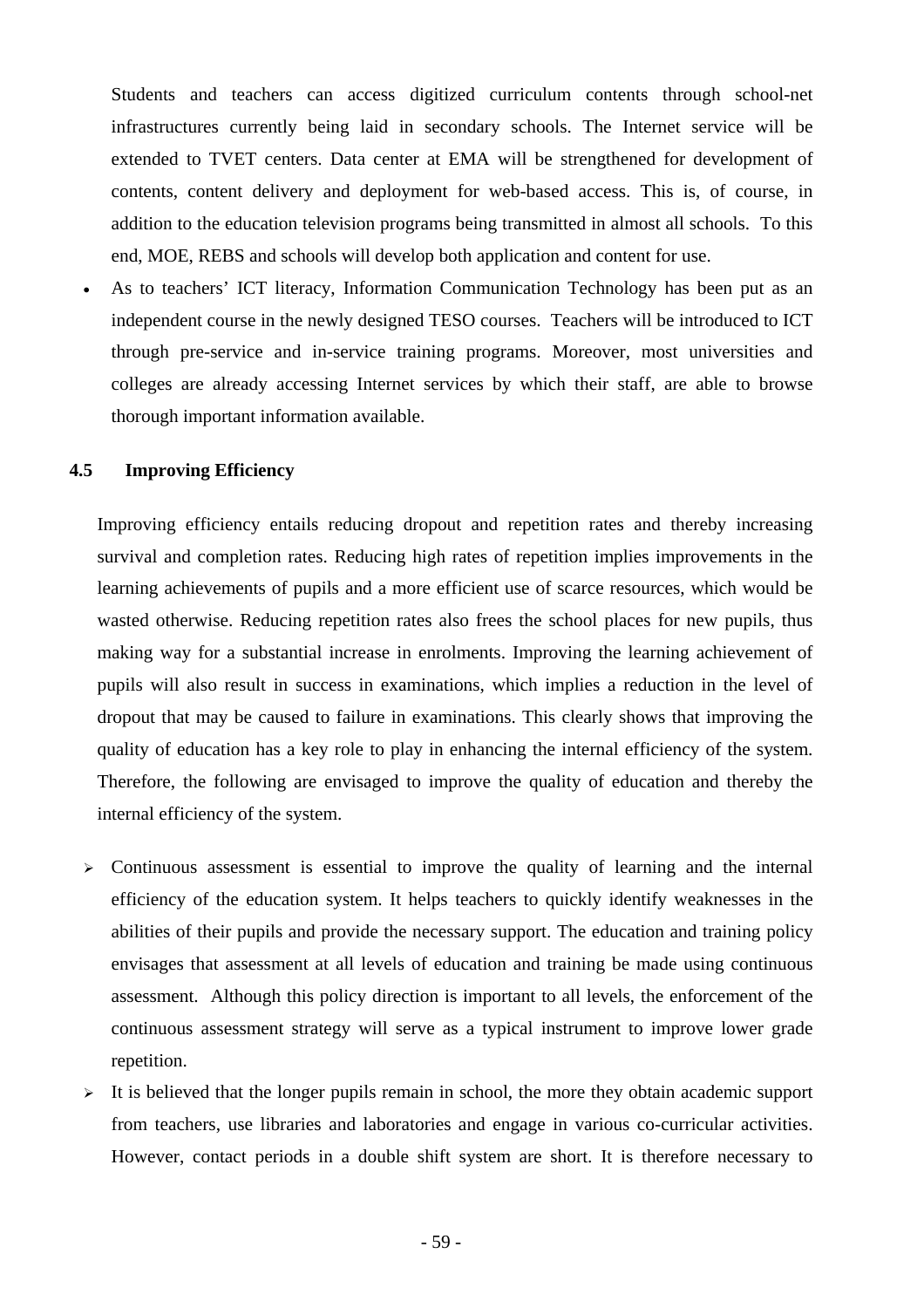Students and teachers can access digitized curriculum contents through school-net infrastructures currently being laid in secondary schools. The Internet service will be extended to TVET centers. Data center at EMA will be strengthened for development of contents, content delivery and deployment for web-based access. This is, of course, in addition to the education television programs being transmitted in almost all schools. To this end, MOE, REBS and schools will develop both application and content for use.

- As to teachers' ICT literacy, Information Communication Technology has been put as an independent course in the newly designed TESO courses. Teachers will be introduced to ICT through pre-service and in-service training programs. Moreover, most universities and colleges are already accessing Internet services by which their staff, are able to browse thorough important information available.

### 4.5 Improving Efficiency

Improving efficiency entails reducing dropout and repetition rates and thereby increasing survival and completion rates. Reducing high rates of repetition implies improvements in the learning achievements of pupils and a more efficient use of scarce resources, which would be wasted otherwise. Reducing repetition rates also frees the school places for new pupils, thus making way for a substantial increase in enrolments. Improving the learning achievement of pupils will also result in success in examinations, which implies a reduction in the level of dropout that may be caused to failure in examinations. This clearly shows that improving the quality of education has a key role to play in enhancing the internal efficiency of the system. Therefore, the following are envisaged to improve the quality of education and thereby the internal efficiency of the system.

- Continuous assessment is essential to improve the quality of learning and the internal efficiency of the education system. It helps teachers to quickly identify weaknesses in the abilities of their pupils and provide the necessary support. The education and training policy envisages that assessment at all levels of education and training be made using continuous assessment. Although this policy direction is important to all levels, the enforcement of the continuous assessment strategy will serve as a typical instrument to improve lower grade repetition.
- It is believed that the longer pupils remain in school, the more they obtain academic support from teachers, use libraries and laboratories and engage in various co-curricular activities. However, contact periods in a double shift system are short. It is therefore necessary to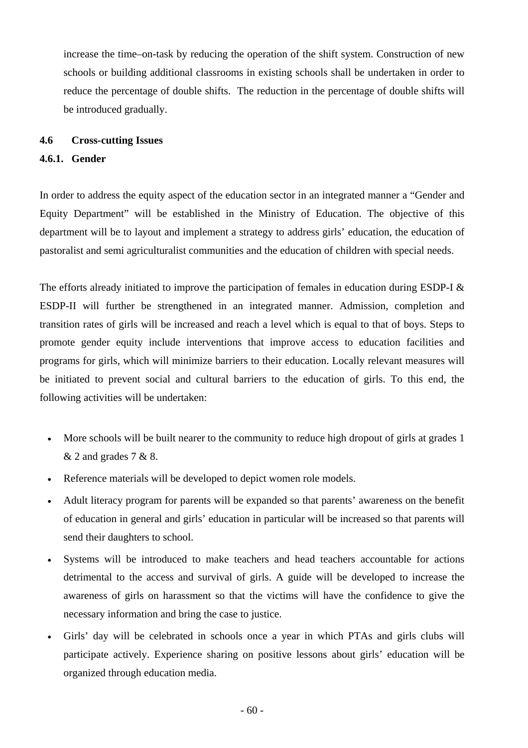increase the time–on-task by reducing the operation of the shift system. Construction of new schools or building additional classrooms in existing schools shall be undertaken in order to reduce the percentage of double shifts. The reduction in the percentage of double shifts will be introduced gradually.

## 4.6 Cross-cutting Issues

### 4.6.1. Gender

In order to address the equity aspect of the education sector in an integrated manner a "Gender and Equity Department" will be established in the Ministry of Education. The objective of this department will be to layout and implement a strategy to address girls' education, the education of pastoralist and semi agriculturalist communities and the education of children with special needs.

The efforts already initiated to improve the participation of females in education during ESDP-I & ESDP-II will further be strengthened in an integrated manner. Admission, completion and transition rates of girls will be increased and reach a level which is equal to that of boys. Steps to promote gender equity include interventions that improve access to education facilities and programs for girls, which will minimize barriers to their education. Locally relevant measures will be initiated to prevent social and cultural barriers to the education of girls. To this end, the following activities will be undertaken:

- More schools will be built nearer to the community to reduce high dropout of girls at grades 1 & 2 and grades 7 & 8.
- Reference materials will be developed to depict women role models.
- Adult literacy program for parents will be expanded so that parents' awareness on the benefit of education in general and girls' education in particular will be increased so that parents will send their daughters to school.
- Systems will be introduced to make teachers and head teachers accountable for actions detrimental to the access and survival of girls. A guide will be developed to increase the awareness of girls on harassment so that the victims will have the confidence to give the necessary information and bring the case to justice.
- Girls' day will be celebrated in schools once a year in which PTAs and girls clubs will participate actively. Experience sharing on positive lessons about girls' education will be organized through education media.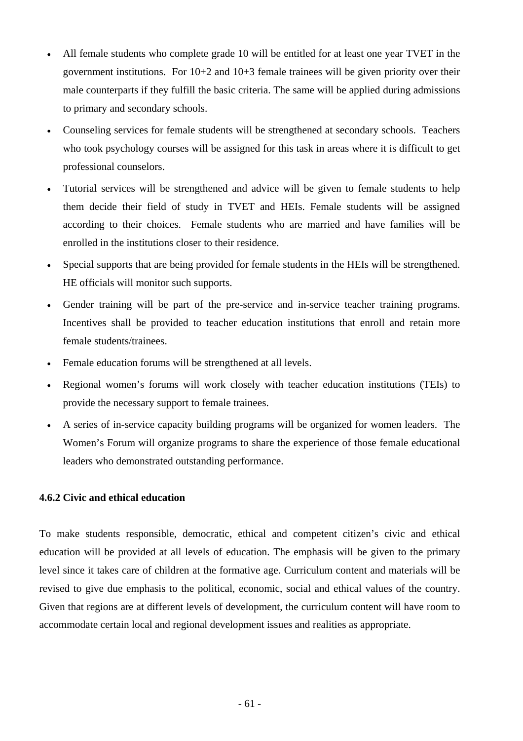- All female students who complete grade 10 will be entitled for at least one year TVET in the government institutions. For 10+2 and 10+3 female trainees will be given priority over their male counterparts if they fulfill the basic criteria. The same will be applied during admissions to primary and secondary schools.
- Counseling services for female students will be strengthened at secondary schools. Teachers who took psychology courses will be assigned for this task in areas where it is difficult to get professional counselors.
- Tutorial services will be strengthened and advice will be given to female students to help them decide their field of study in TVET and HEIs. Female students will be assigned according to their choices. Female students who are married and have families will be enrolled in the institutions closer to their residence.
- Special supports that are being provided for female students in the HEIs will be strengthened. HE officials will monitor such supports.
- Gender training will be part of the pre-service and in-service teacher training programs. Incentives shall be provided to teacher education institutions that enroll and retain more female students/trainees.
- Female education forums will be strengthened at all levels.
- Regional women's forums will work closely with teacher education institutions (TEIs) to provide the necessary support to female trainees.
- A series of in-service capacity building programs will be organized for women leaders. The Women's Forum will organize programs to share the experience of those female educational leaders who demonstrated outstanding performance.

#### 4.6.2 Civic and ethical education

To make students responsible, democratic, ethical and competent citizen's civic and ethical education will be provided at all levels of education. The emphasis will be given to the primary level since it takes care of children at the formative age. Curriculum content and materials will be revised to give due emphasis to the political, economic, social and ethical values of the country. Given that regions are at different levels of development, the curriculum content will have room to accommodate certain local and regional development issues and realities as appropriate.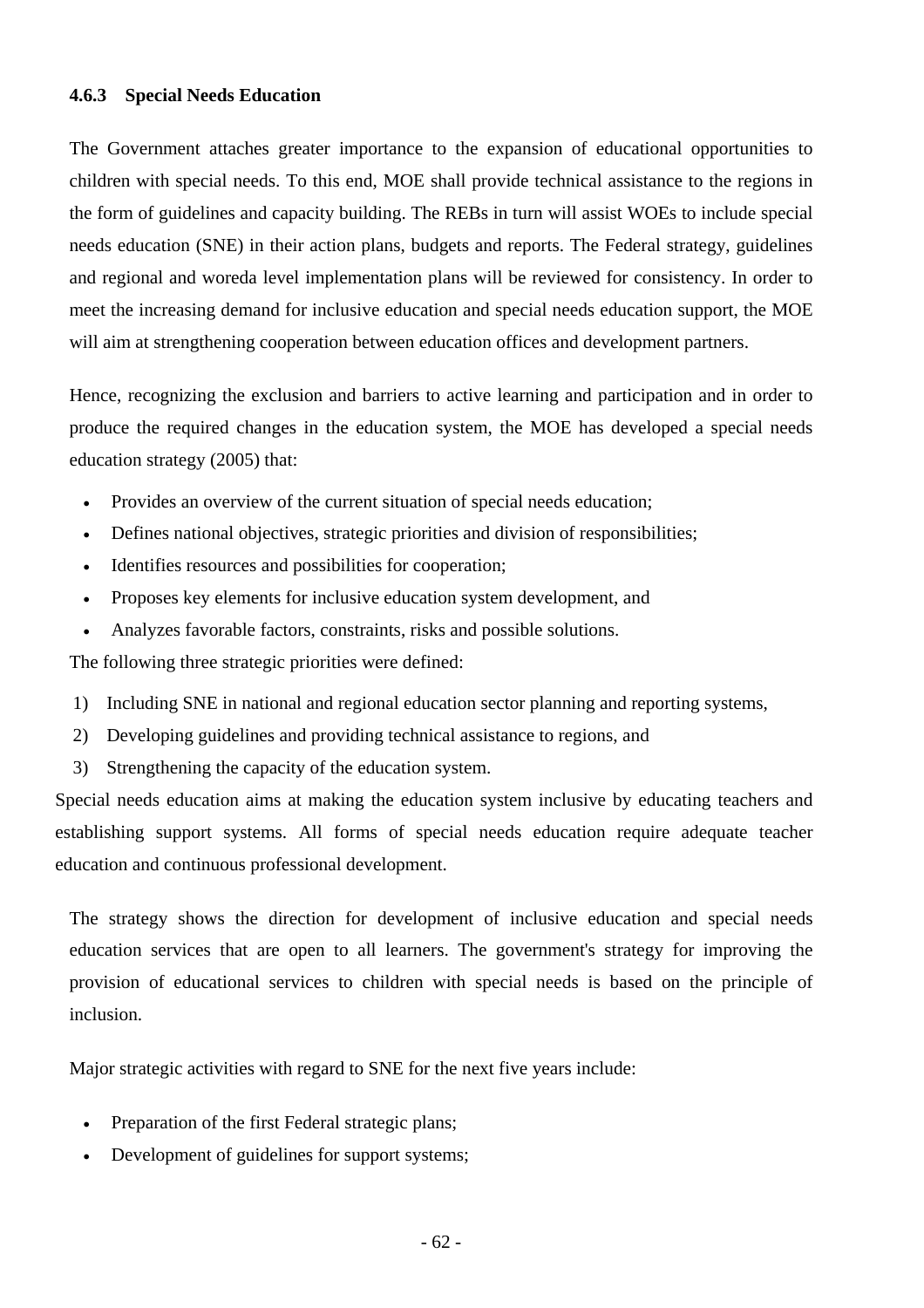#### 4.6.3 Special Needs Education

The Government attaches greater importance to the expansion of educational opportunities to children with special needs. To this end, MOE shall provide technical assistance to the regions in the form of guidelines and capacity building. The REBs in turn will assist WOEs to include special needs education (SNE) in their action plans, budgets and reports. The Federal strategy, guidelines and regional and woreda level implementation plans will be reviewed for consistency. In order to meet the increasing demand for inclusive education and special needs education support, the MOE will aim at strengthening cooperation between education offices and development partners.

Hence, recognizing the exclusion and barriers to active learning and participation and in order to produce the required changes in the education system, the MOE has developed a special needs education strategy (2005) that:

- Provides an overview of the current situation of special needs education;
- Defines national objectives, strategic priorities and division of responsibilities;
- Identifies resources and possibilities for cooperation;
- Proposes key elements for inclusive education system development, and
- Analyzes favorable factors, constraints, risks and possible solutions.

The following three strategic priorities were defined:

1) Including SNE in national and regional education sector planning and reporting systems,
2) Developing guidelines and providing technical assistance to regions, and
3) Strengthening the capacity of the education system.

Special needs education aims at making the education system inclusive by educating teachers and establishing support systems. All forms of special needs education require adequate teacher education and continuous professional development.

The strategy shows the direction for development of inclusive education and special needs education services that are open to all learners. The government's strategy for improving the provision of educational services to children with special needs is based on the principle of inclusion.

Major strategic activities with regard to SNE for the next five years include:

- Preparation of the first Federal strategic plans;
- Development of guidelines for support systems;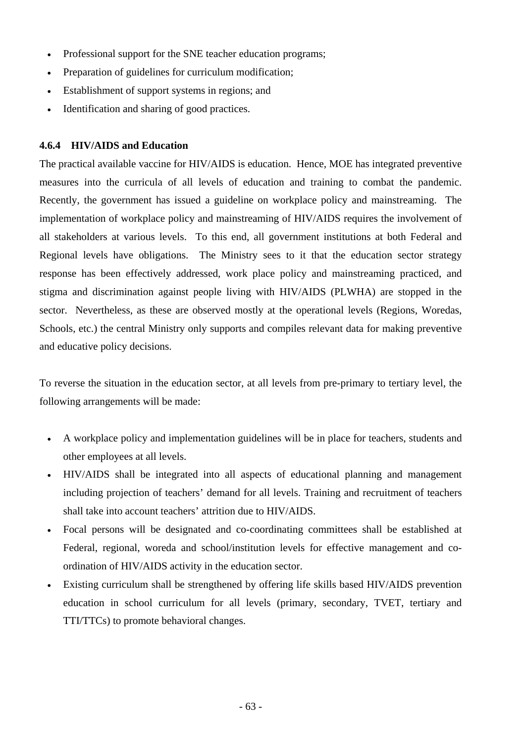- Professional support for the SNE teacher education programs;
- Preparation of guidelines for curriculum modification;
- Establishment of support systems in regions; and
- Identification and sharing of good practices.

#### 4.6.4 HIV/AIDS and Education

The practical available vaccine for HIV/AIDS is education. Hence, MOE has integrated preventive measures into the curricula of all levels of education and training to combat the pandemic. Recently, the government has issued a guideline on workplace policy and mainstreaming. The implementation of workplace policy and mainstreaming of HIV/AIDS requires the involvement of all stakeholders at various levels. To this end, all government institutions at both Federal and Regional levels have obligations. The Ministry sees to it that the education sector strategy response has been effectively addressed, work place policy and mainstreaming practiced, and stigma and discrimination against people living with HIV/AIDS (PLWHA) are stopped in the sector. Nevertheless, as these are observed mostly at the operational levels (Regions, Woredas, Schools, etc.) the central Ministry only supports and compiles relevant data for making preventive and educative policy decisions.

To reverse the situation in the education sector, at all levels from pre-primary to tertiary level, the following arrangements will be made:

- A workplace policy and implementation guidelines will be in place for teachers, students and other employees at all levels.
- HIV/AIDS shall be integrated into all aspects of educational planning and management including projection of teachers' demand for all levels. Training and recruitment of teachers shall take into account teachers' attrition due to HIV/AIDS.
- Focal persons will be designated and co-coordinating committees shall be established at Federal, regional, woreda and school/institution levels for effective management and co-ordination of HIV/AIDS activity in the education sector.
- Existing curriculum shall be strengthened by offering life skills based HIV/AIDS prevention education in school curriculum for all levels (primary, secondary, TVET, tertiary and TTI/TTCs) to promote behavioral changes.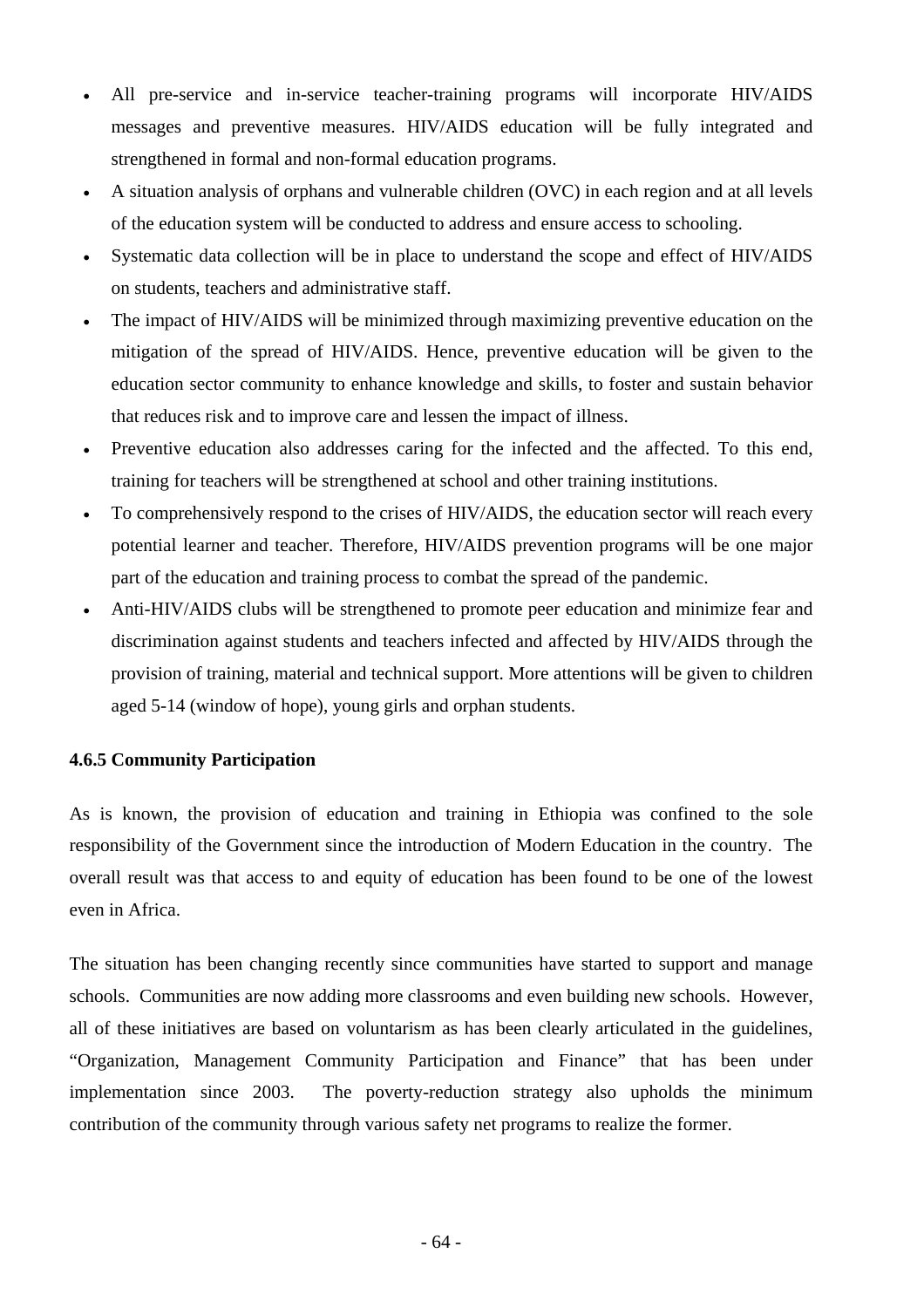- All pre-service and in-service teacher-training programs will incorporate HIV/AIDS messages and preventive measures. HIV/AIDS education will be fully integrated and strengthened in formal and non-formal education programs.
- A situation analysis of orphans and vulnerable children (OVC) in each region and at all levels of the education system will be conducted to address and ensure access to schooling.
- Systematic data collection will be in place to understand the scope and effect of HIV/AIDS on students, teachers and administrative staff.
- The impact of HIV/AIDS will be minimized through maximizing preventive education on the mitigation of the spread of HIV/AIDS. Hence, preventive education will be given to the education sector community to enhance knowledge and skills, to foster and sustain behavior that reduces risk and to improve care and lessen the impact of illness.
- Preventive education also addresses caring for the infected and the affected. To this end, training for teachers will be strengthened at school and other training institutions.
- To comprehensively respond to the crises of HIV/AIDS, the education sector will reach every potential learner and teacher. Therefore, HIV/AIDS prevention programs will be one major part of the education and training process to combat the spread of the pandemic.
- Anti-HIV/AIDS clubs will be strengthened to promote peer education and minimize fear and discrimination against students and teachers infected and affected by HIV/AIDS through the provision of training, material and technical support. More attentions will be given to children aged 5-14 (window of hope), young girls and orphan students.

**4.6.5 Community Participation**

As is known, the provision of education and training in Ethiopia was confined to the sole responsibility of the Government since the introduction of Modern Education in the country. The overall result was that access to and equity of education has been found to be one of the lowest even in Africa.

The situation has been changing recently since communities have started to support and manage schools. Communities are now adding more classrooms and even building new schools. However, all of these initiatives are based on voluntarism as has been clearly articulated in the guidelines, "Organization, Management Community Participation and Finance" that has been under implementation since 2003. The poverty-reduction strategy also upholds the minimum contribution of the community through various safety net programs to realize the former.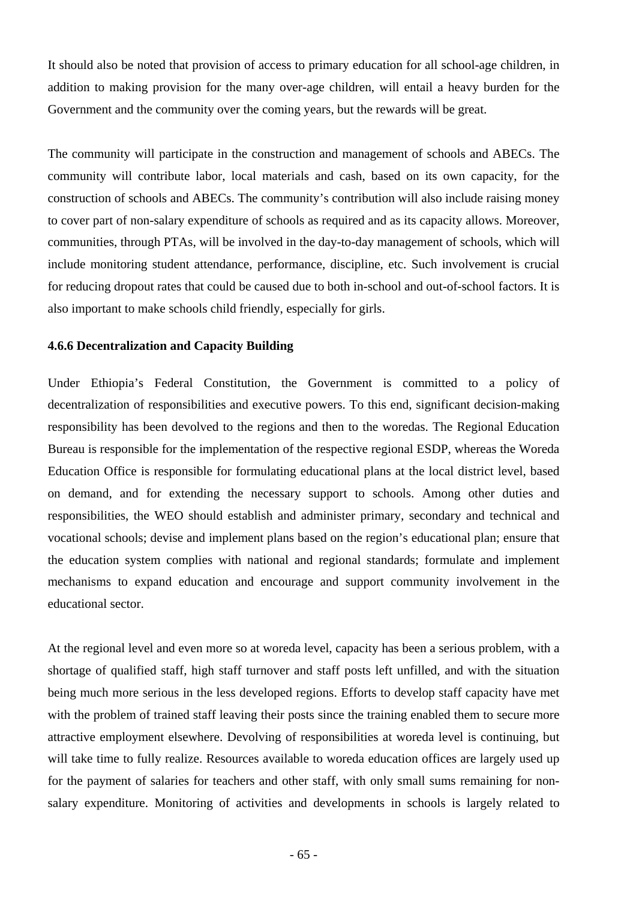It should also be noted that provision of access to primary education for all school-age children, in addition to making provision for the many over-age children, will entail a heavy burden for the Government and the community over the coming years, but the rewards will be great.

The community will participate in the construction and management of schools and ABECs. The community will contribute labor, local materials and cash, based on its own capacity, for the construction of schools and ABECs. The community's contribution will also include raising money to cover part of non-salary expenditure of schools as required and as its capacity allows. Moreover, communities, through PTAs, will be involved in the day-to-day management of schools, which will include monitoring student attendance, performance, discipline, etc. Such involvement is crucial for reducing dropout rates that could be caused due to both in-school and out-of-school factors. It is also important to make schools child friendly, especially for girls.

#### 4.6.6 Decentralization and Capacity Building

Under Ethiopia's Federal Constitution, the Government is committed to a policy of decentralization of responsibilities and executive powers. To this end, significant decision-making responsibility has been devolved to the regions and then to the woredas. The Regional Education Bureau is responsible for the implementation of the respective regional ESDP, whereas the Woreda Education Office is responsible for formulating educational plans at the local district level, based on demand, and for extending the necessary support to schools. Among other duties and responsibilities, the WEO should establish and administer primary, secondary and technical and vocational schools; devise and implement plans based on the region's educational plan; ensure that the education system complies with national and regional standards; formulate and implement mechanisms to expand education and encourage and support community involvement in the educational sector.

At the regional level and even more so at woreda level, capacity has been a serious problem, with a shortage of qualified staff, high staff turnover and staff posts left unfilled, and with the situation being much more serious in the less developed regions. Efforts to develop staff capacity have met with the problem of trained staff leaving their posts since the training enabled them to secure more attractive employment elsewhere. Devolving of responsibilities at woreda level is continuing, but will take time to fully realize. Resources available to woreda education offices are largely used up for the payment of salaries for teachers and other staff, with only small sums remaining for non-salary expenditure. Monitoring of activities and developments in schools is largely related to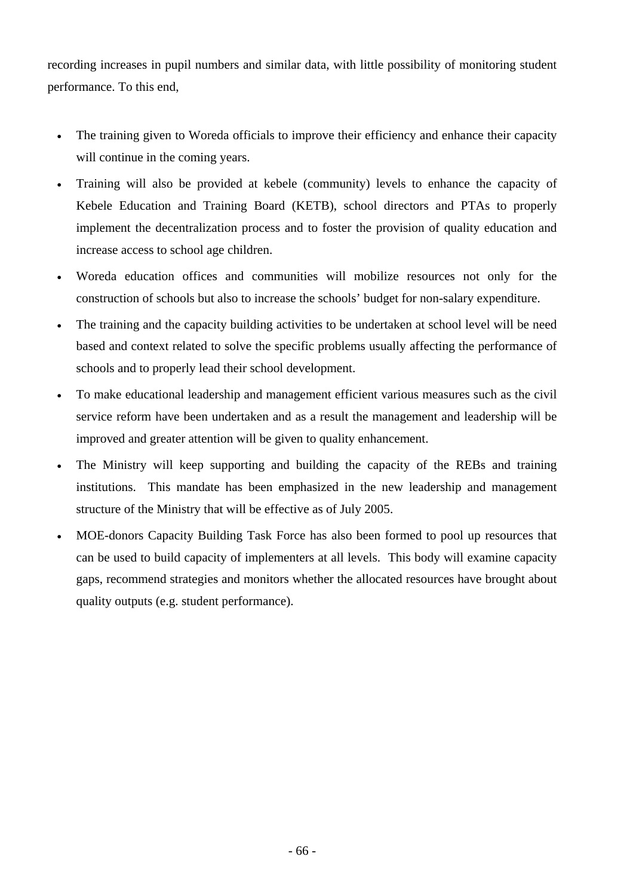recording increases in pupil numbers and similar data, with little possibility of monitoring student performance. To this end,

- The training given to Woreda officials to improve their efficiency and enhance their capacity will continue in the coming years.
- Training will also be provided at kebele (community) levels to enhance the capacity of Kebele Education and Training Board (KETB), school directors and PTAs to properly implement the decentralization process and to foster the provision of quality education and increase access to school age children.
- Woreda education offices and communities will mobilize resources not only for the construction of schools but also to increase the schools' budget for non-salary expenditure.
- The training and the capacity building activities to be undertaken at school level will be need based and context related to solve the specific problems usually affecting the performance of schools and to properly lead their school development.
- To make educational leadership and management efficient various measures such as the civil service reform have been undertaken and as a result the management and leadership will be improved and greater attention will be given to quality enhancement.
- The Ministry will keep supporting and building the capacity of the REBs and training institutions. This mandate has been emphasized in the new leadership and management structure of the Ministry that will be effective as of July 2005.
- MOE-donors Capacity Building Task Force has also been formed to pool up resources that can be used to build capacity of implementers at all levels. This body will examine capacity gaps, recommend strategies and monitors whether the allocated resources have brought about quality outputs (e.g. student performance).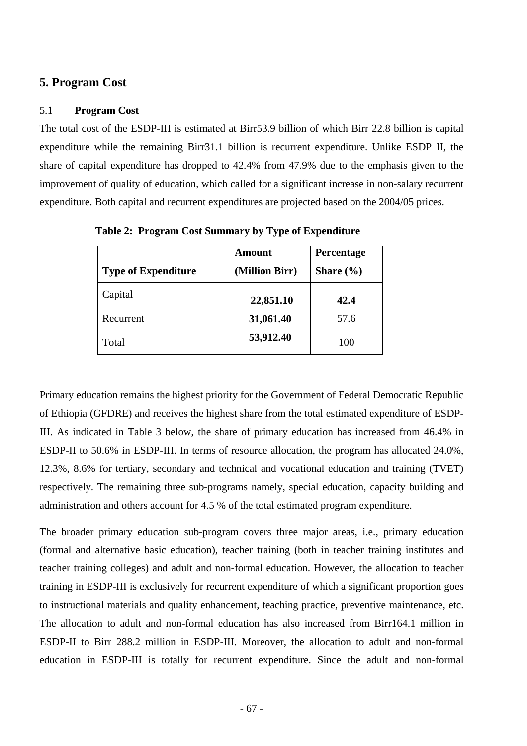# 5. Program Cost

## 5.1 **Program Cost**

The total cost of the ESDP-III is estimated at Birr53.9 billion of which Birr 22.8 billion is capital expenditure while the remaining Birr31.1 billion is recurrent expenditure. Unlike ESDP II, the share of capital expenditure has dropped to 42.4% from 47.9% due to the emphasis given to the improvement of quality of education, which called for a significant increase in non-salary recurrent expenditure. Both capital and recurrent expenditures are projected based on the 2004/05 prices.

**Table 2: Program Cost Summary by Type of Expenditure**

| **Type of Expenditure** | **Amount (Million Birr)** | **Percentage Share (%)** |
|---|---|---|
| Capital | **22,851.10** | **42.4** |
| Recurrent | **31,061.40** | 57.6 |
| Total | **53,912.40** | 100 |

Primary education remains the highest priority for the Government of Federal Democratic Republic of Ethiopia (GFDRE) and receives the highest share from the total estimated expenditure of ESDP-III. As indicated in Table 3 below, the share of primary education has increased from 46.4% in ESDP-II to 50.6% in ESDP-III. In terms of resource allocation, the program has allocated 24.0%, 12.3%, 8.6% for tertiary, secondary and technical and vocational education and training (TVET) respectively. The remaining three sub-programs namely, special education, capacity building and administration and others account for 4.5 % of the total estimated program expenditure.

The broader primary education sub-program covers three major areas, i.e., primary education (formal and alternative basic education), teacher training (both in teacher training institutes and teacher training colleges) and adult and non-formal education. However, the allocation to teacher training in ESDP-III is exclusively for recurrent expenditure of which a significant proportion goes to instructional materials and quality enhancement, teaching practice, preventive maintenance, etc. The allocation to adult and non-formal education has also increased from Birr164.1 million in ESDP-II to Birr 288.2 million in ESDP-III. Moreover, the allocation to adult and non-formal education in ESDP-III is totally for recurrent expenditure. Since the adult and non-formal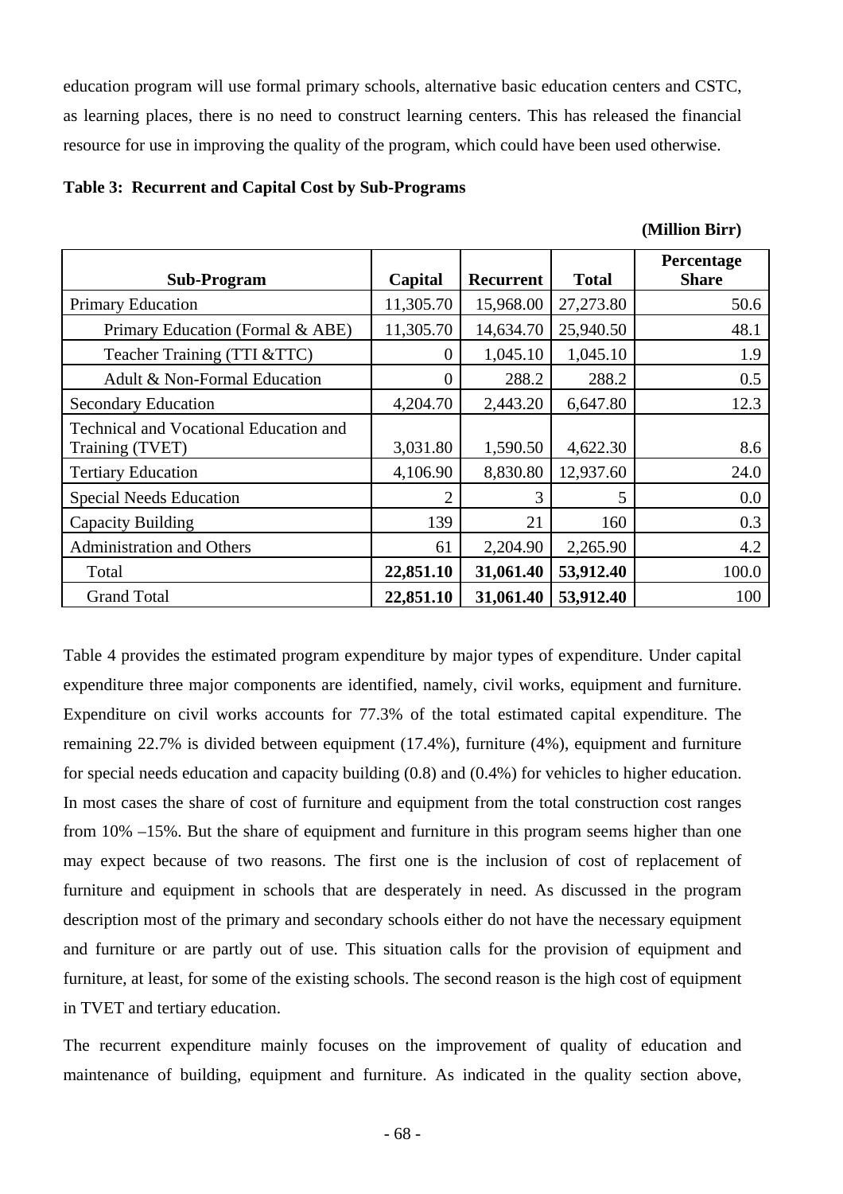education program will use formal primary schools, alternative basic education centers and CSTC, as learning places, there is no need to construct learning centers. This has released the financial resource for use in improving the quality of the program, which could have been used otherwise.

**Table 3: Recurrent and Capital Cost by Sub-Programs**

**(Million Birr)**

| Sub-Program | Capital | Recurrent | Total | Percentage Share |
|---|---|---|---|---|
| Primary Education | 11,305.70 | 15,968.00 | 27,273.80 | 50.6 |
| Primary Education (Formal & ABE) | 11,305.70 | 14,634.70 | 25,940.50 | 48.1 |
| Teacher Training (TTI &TTC) | 0 | 1,045.10 | 1,045.10 | 1.9 |
| Adult & Non-Formal Education | 0 | 288.2 | 288.2 | 0.5 |
| Secondary Education | 4,204.70 | 2,443.20 | 6,647.80 | 12.3 |
| Technical and Vocational Education and Training (TVET) | 3,031.80 | 1,590.50 | 4,622.30 | 8.6 |
| Tertiary Education | 4,106.90 | 8,830.80 | 12,937.60 | 24.0 |
| Special Needs Education | 2 | 3 | 5 | 0.0 |
| Capacity Building | 139 | 21 | 160 | 0.3 |
| Administration and Others | 61 | 2,204.90 | 2,265.90 | 4.2 |
| Total | **22,851.10** | **31,061.40** | **53,912.40** | 100.0 |
| Grand Total | **22,851.10** | **31,061.40** | **53,912.40** | 100 |

Table 4 provides the estimated program expenditure by major types of expenditure. Under capital expenditure three major components are identified, namely, civil works, equipment and furniture. Expenditure on civil works accounts for 77.3% of the total estimated capital expenditure. The remaining 22.7% is divided between equipment (17.4%), furniture (4%), equipment and furniture for special needs education and capacity building (0.8) and (0.4%) for vehicles to higher education. In most cases the share of cost of furniture and equipment from the total construction cost ranges from 10% –15%. But the share of equipment and furniture in this program seems higher than one may expect because of two reasons. The first one is the inclusion of cost of replacement of furniture and equipment in schools that are desperately in need. As discussed in the program description most of the primary and secondary schools either do not have the necessary equipment and furniture or are partly out of use. This situation calls for the provision of equipment and furniture, at least, for some of the existing schools. The second reason is the high cost of equipment in TVET and tertiary education.

The recurrent expenditure mainly focuses on the improvement of quality of education and maintenance of building, equipment and furniture. As indicated in the quality section above,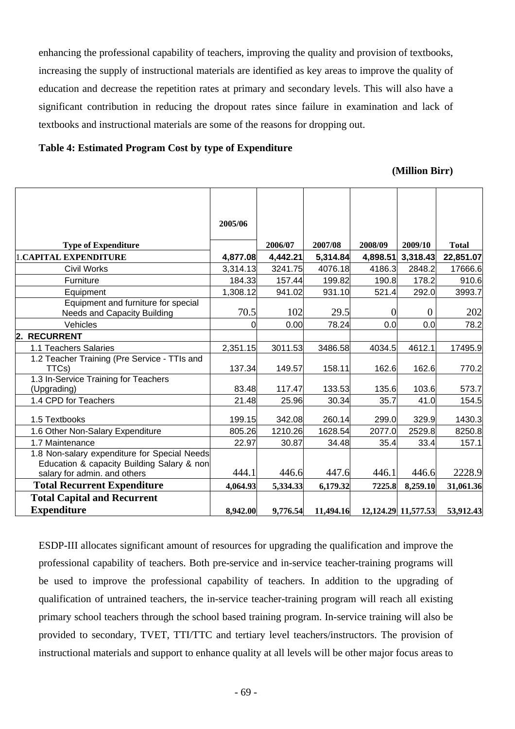enhancing the professional capability of teachers, improving the quality and provision of textbooks, increasing the supply of instructional materials are identified as key areas to improve the quality of education and decrease the repetition rates at primary and secondary levels. This will also have a significant contribution in reducing the dropout rates since failure in examination and lack of textbooks and instructional materials are some of the reasons for dropping out.

**Table 4: Estimated Program Cost by type of Expenditure**

**(Million Birr)**

| Type of Expenditure | 2005/06 | 2006/07 | 2007/08 | 2008/09 | 2009/10 | Total |
|---|---|---|---|---|---|---|
| 1.**CAPITAL EXPENDITURE** | **4,877.08** | **4,442.21** | **5,314.84** | **4,898.51** | **3,318.43** | **22,851.07** |
| Civil Works | 3,314.13 | 3241.75 | 4076.18 | 4186.3 | 2848.2 | 17666.6 |
| Furniture | 184.33 | 157.44 | 199.82 | 190.8 | 178.2 | 910.6 |
| Equipment | 1,308.12 | 941.02 | 931.10 | 521.4 | 292.0 | 3993.7 |
| Equipment and furniture for special Needs and Capacity Building | 70.5 | 102 | 29.5 | 0 | 0 | 202 |
| Vehicles | 0 | 0.00 | 78.24 | 0.0 | 0.0 | 78.2 |
| **2. RECURRENT** | | | | | | |
| 1.1 Teachers Salaries | 2,351.15 | 3011.53 | 3486.58 | 4034.5 | 4612.1 | 17495.9 |
| 1.2 Teacher Training (Pre Service - TTIs and TTCs) | 137.34 | 149.57 | 158.11 | 162.6 | 162.6 | 770.2 |
| 1.3 In-Service Training for Teachers (Upgrading) | 83.48 | 117.47 | 133.53 | 135.6 | 103.6 | 573.7 |
| 1.4 CPD for Teachers | 21.48 | 25.96 | 30.34 | 35.7 | 41.0 | 154.5 |
| 1.5 Textbooks | 199.15 | 342.08 | 260.14 | 299.0 | 329.9 | 1430.3 |
| 1.6 Other Non-Salary Expenditure | 805.26 | 1210.26 | 1628.54 | 2077.0 | 2529.8 | 8250.8 |
| 1.7 Maintenance | 22.97 | 30.87 | 34.48 | 35.4 | 33.4 | 157.1 |
| 1.8 Non-salary expenditure for Special Needs Education & capacity Building Salary & non salary for admin. and others | 444.1 | 446.6 | 447.6 | 446.1 | 446.6 | 2228.9 |
| **Total Recurrent Expenditure** | **4,064.93** | **5,334.33** | **6,179.32** | **7225.8** | **8,259.10** | **31,061.36** |
| **Total Capital and Recurrent Expenditure** | **8,942.00** | **9,776.54** | **11,494.16** | **12,124.29** | **11,577.53** | **53,912.43** |

ESDP-III allocates significant amount of resources for upgrading the qualification and improve the professional capability of teachers. Both pre-service and in-service teacher-training programs will be used to improve the professional capability of teachers. In addition to the upgrading of qualification of untrained teachers, the in-service teacher-training program will reach all existing primary school teachers through the school based training program. In-service training will also be provided to secondary, TVET, TTI/TTC and tertiary level teachers/instructors. The provision of instructional materials and support to enhance quality at all levels will be other major focus areas to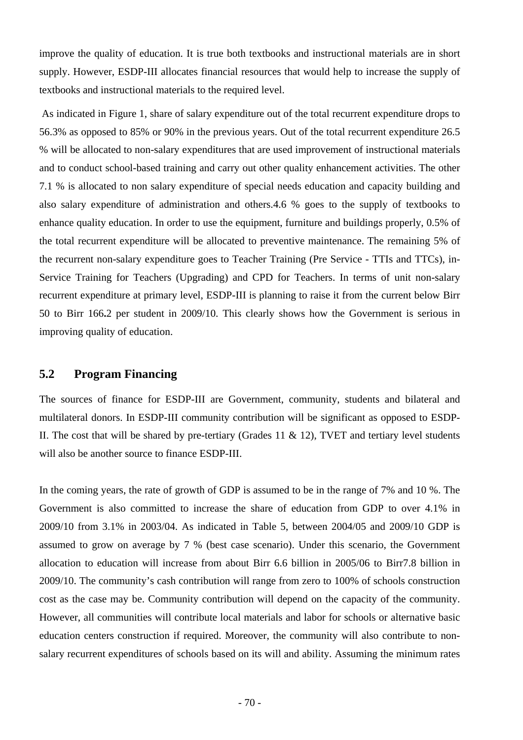improve the quality of education. It is true both textbooks and instructional materials are in short supply. However, ESDP-III allocates financial resources that would help to increase the supply of textbooks and instructional materials to the required level.

As indicated in Figure 1, share of salary expenditure out of the total recurrent expenditure drops to 56.3% as opposed to 85% or 90% in the previous years. Out of the total recurrent expenditure 26.5 % will be allocated to non-salary expenditures that are used improvement of instructional materials and to conduct school-based training and carry out other quality enhancement activities. The other 7.1 % is allocated to non salary expenditure of special needs education and capacity building and also salary expenditure of administration and others.4.6 % goes to the supply of textbooks to enhance quality education. In order to use the equipment, furniture and buildings properly, 0.5% of the total recurrent expenditure will be allocated to preventive maintenance. The remaining 5% of the recurrent non-salary expenditure goes to Teacher Training (Pre Service - TTIs and TTCs), in-Service Training for Teachers (Upgrading) and CPD for Teachers. In terms of unit non-salary recurrent expenditure at primary level, ESDP-III is planning to raise it from the current below Birr 50 to Birr 166.2 per student in 2009/10. This clearly shows how the Government is serious in improving quality of education.

## 5.2 Program Financing

The sources of finance for ESDP-III are Government, community, students and bilateral and multilateral donors. In ESDP-III community contribution will be significant as opposed to ESDP-II. The cost that will be shared by pre-tertiary (Grades 11 & 12), TVET and tertiary level students will also be another source to finance ESDP-III.

In the coming years, the rate of growth of GDP is assumed to be in the range of 7% and 10 %. The Government is also committed to increase the share of education from GDP to over 4.1% in 2009/10 from 3.1% in 2003/04. As indicated in Table 5, between 2004/05 and 2009/10 GDP is assumed to grow on average by 7 % (best case scenario). Under this scenario, the Government allocation to education will increase from about Birr 6.6 billion in 2005/06 to Birr7.8 billion in 2009/10. The community's cash contribution will range from zero to 100% of schools construction cost as the case may be. Community contribution will depend on the capacity of the community. However, all communities will contribute local materials and labor for schools or alternative basic education centers construction if required. Moreover, the community will also contribute to non-salary recurrent expenditures of schools based on its will and ability. Assuming the minimum rates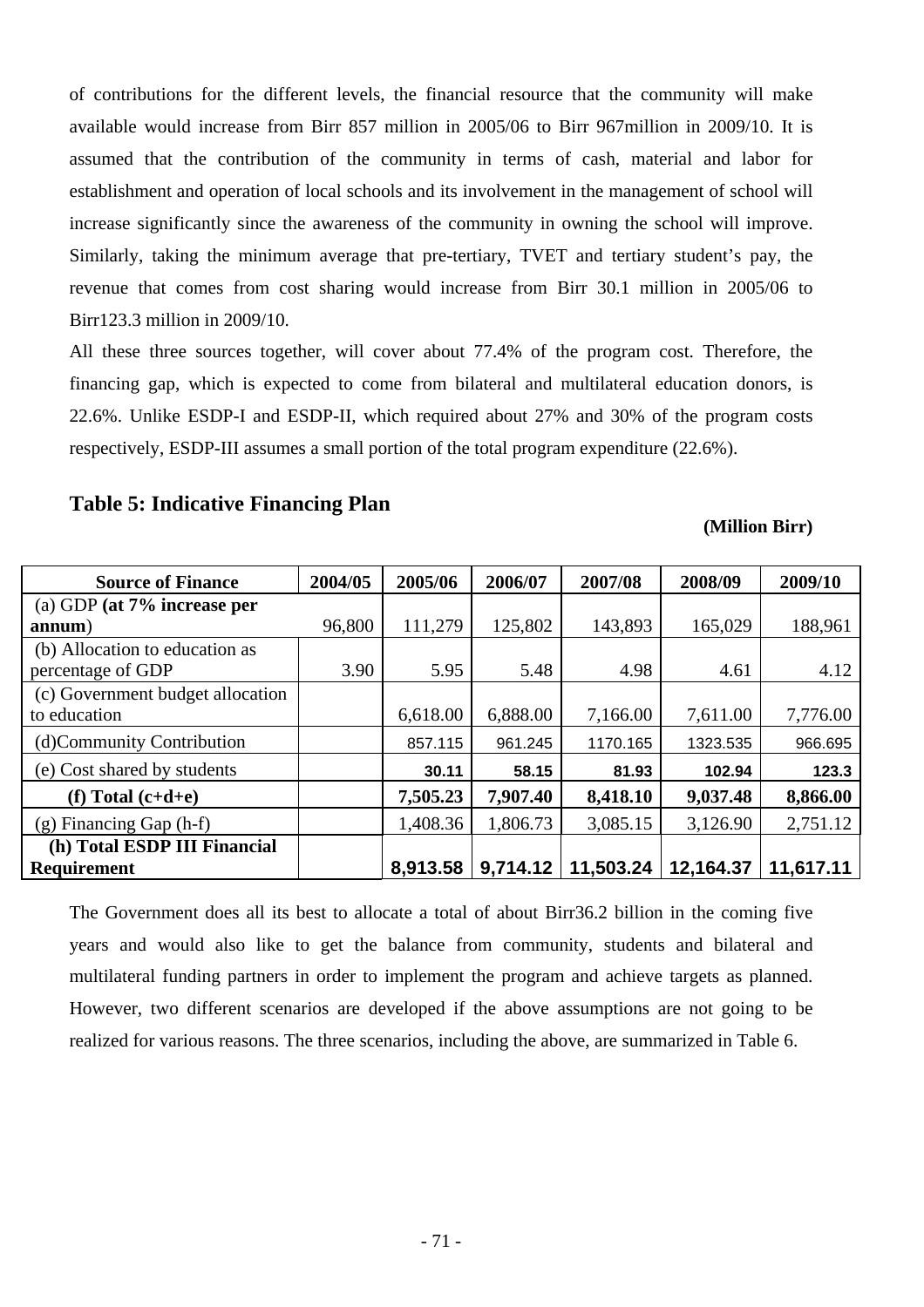of contributions for the different levels, the financial resource that the community will make available would increase from Birr 857 million in 2005/06 to Birr 967million in 2009/10. It is assumed that the contribution of the community in terms of cash, material and labor for establishment and operation of local schools and its involvement in the management of school will increase significantly since the awareness of the community in owning the school will improve. Similarly, taking the minimum average that pre-tertiary, TVET and tertiary student's pay, the revenue that comes from cost sharing would increase from Birr 30.1 million in 2005/06 to Birr123.3 million in 2009/10.

All these three sources together, will cover about 77.4% of the program cost. Therefore, the financing gap, which is expected to come from bilateral and multilateral education donors, is 22.6%. Unlike ESDP-I and ESDP-II, which required about 27% and 30% of the program costs respectively, ESDP-III assumes a small portion of the total program expenditure (22.6%).

### Table 5: Indicative Financing Plan

**(Million Birr)**

| Source of Finance | 2004/05 | 2005/06 | 2006/07 | 2007/08 | 2008/09 | 2009/10 |
|---|---|---|---|---|---|---|
| (a) GDP **(at 7% increase per annum)** | 96,800 | 111,279 | 125,802 | 143,893 | 165,029 | 188,961 |
| (b) Allocation to education as percentage of GDP | 3.90 | 5.95 | 5.48 | 4.98 | 4.61 | 4.12 |
| (c) Government budget allocation to education | | 6,618.00 | 6,888.00 | 7,166.00 | 7,611.00 | 7,776.00 |
| (d)Community Contribution | | 857.115 | 961.245 | 1170.165 | 1323.535 | 966.695 |
| (e) Cost shared by students | | **30.11** | **58.15** | **81.93** | **102.94** | **123.3** |
| **(f) Total (c+d+e)** | | **7,505.23** | **7,907.40** | **8,418.10** | **9,037.48** | **8,866.00** |
| (g) Financing Gap (h-f) | | 1,408.36 | 1,806.73 | 3,085.15 | 3,126.90 | 2,751.12 |
| **(h) Total ESDP III Financial Requirement** | | **8,913.58** | **9,714.12** | **11,503.24** | **12,164.37** | **11,617.11** |

The Government does all its best to allocate a total of about Birr36.2 billion in the coming five years and would also like to get the balance from community, students and bilateral and multilateral funding partners in order to implement the program and achieve targets as planned. However, two different scenarios are developed if the above assumptions are not going to be realized for various reasons. The three scenarios, including the above, are summarized in Table 6.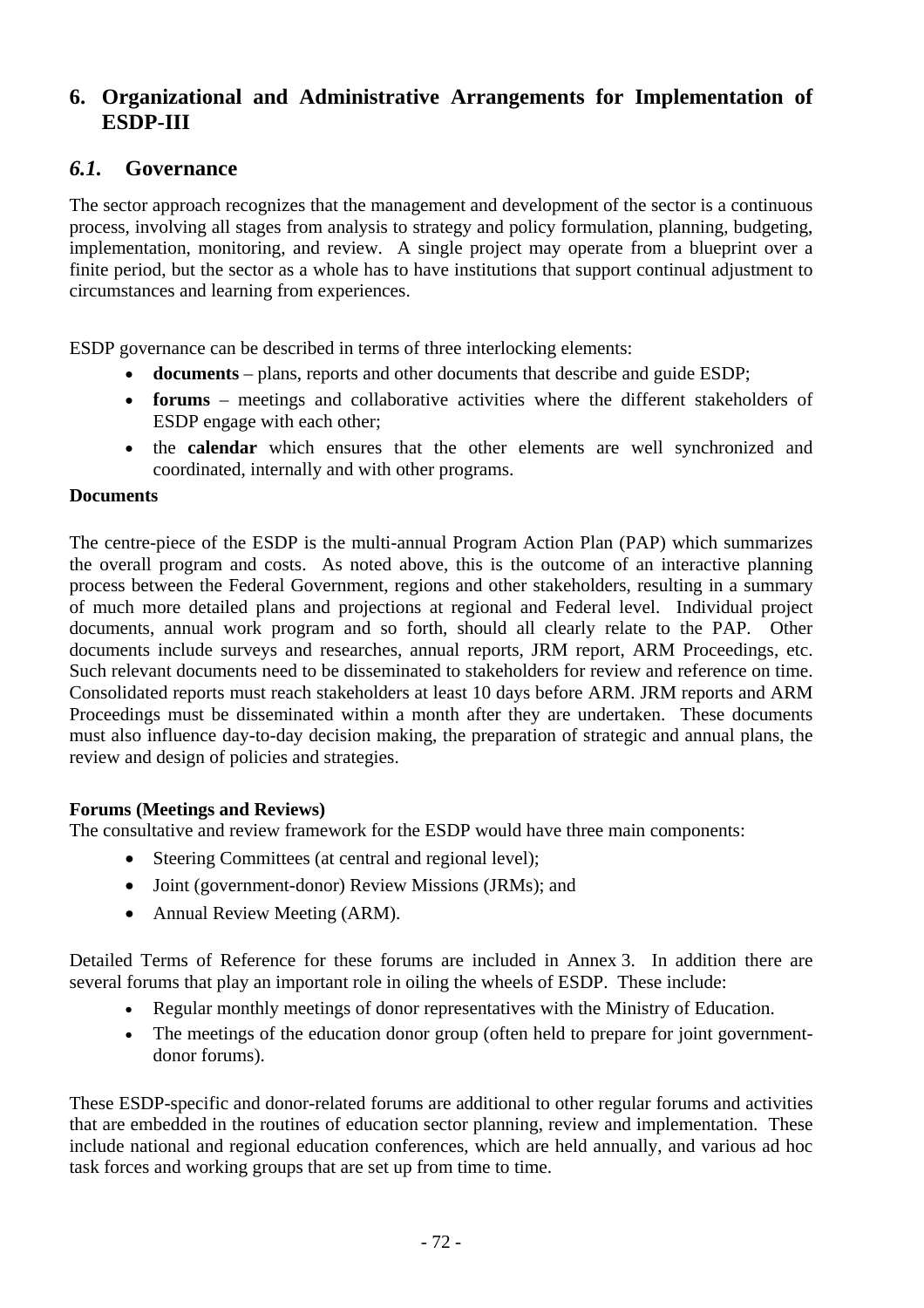# 6. Organizational and Administrative Arrangements for Implementation of ESDP-III

## *6.1.* Governance

The sector approach recognizes that the management and development of the sector is a continuous process, involving all stages from analysis to strategy and policy formulation, planning, budgeting, implementation, monitoring, and review. A single project may operate from a blueprint over a finite period, but the sector as a whole has to have institutions that support continual adjustment to circumstances and learning from experiences.

ESDP governance can be described in terms of three interlocking elements:

- **documents** – plans, reports and other documents that describe and guide ESDP;
- **forums** – meetings and collaborative activities where the different stakeholders of ESDP engage with each other;
- the **calendar** which ensures that the other elements are well synchronized and coordinated, internally and with other programs.

**Documents**

The centre-piece of the ESDP is the multi-annual Program Action Plan (PAP) which summarizes the overall program and costs. As noted above, this is the outcome of an interactive planning process between the Federal Government, regions and other stakeholders, resulting in a summary of much more detailed plans and projections at regional and Federal level. Individual project documents, annual work program and so forth, should all clearly relate to the PAP. Other documents include surveys and researches, annual reports, JRM report, ARM Proceedings, etc. Such relevant documents need to be disseminated to stakeholders for review and reference on time. Consolidated reports must reach stakeholders at least 10 days before ARM. JRM reports and ARM Proceedings must be disseminated within a month after they are undertaken. These documents must also influence day-to-day decision making, the preparation of strategic and annual plans, the review and design of policies and strategies.

**Forums (Meetings and Reviews)**

The consultative and review framework for the ESDP would have three main components:

- Steering Committees (at central and regional level);
- Joint (government-donor) Review Missions (JRMs); and
- Annual Review Meeting (ARM).

Detailed Terms of Reference for these forums are included in Annex 3. In addition there are several forums that play an important role in oiling the wheels of ESDP. These include:

- Regular monthly meetings of donor representatives with the Ministry of Education.
- The meetings of the education donor group (often held to prepare for joint government-donor forums).

These ESDP-specific and donor-related forums are additional to other regular forums and activities that are embedded in the routines of education sector planning, review and implementation. These include national and regional education conferences, which are held annually, and various ad hoc task forces and working groups that are set up from time to time.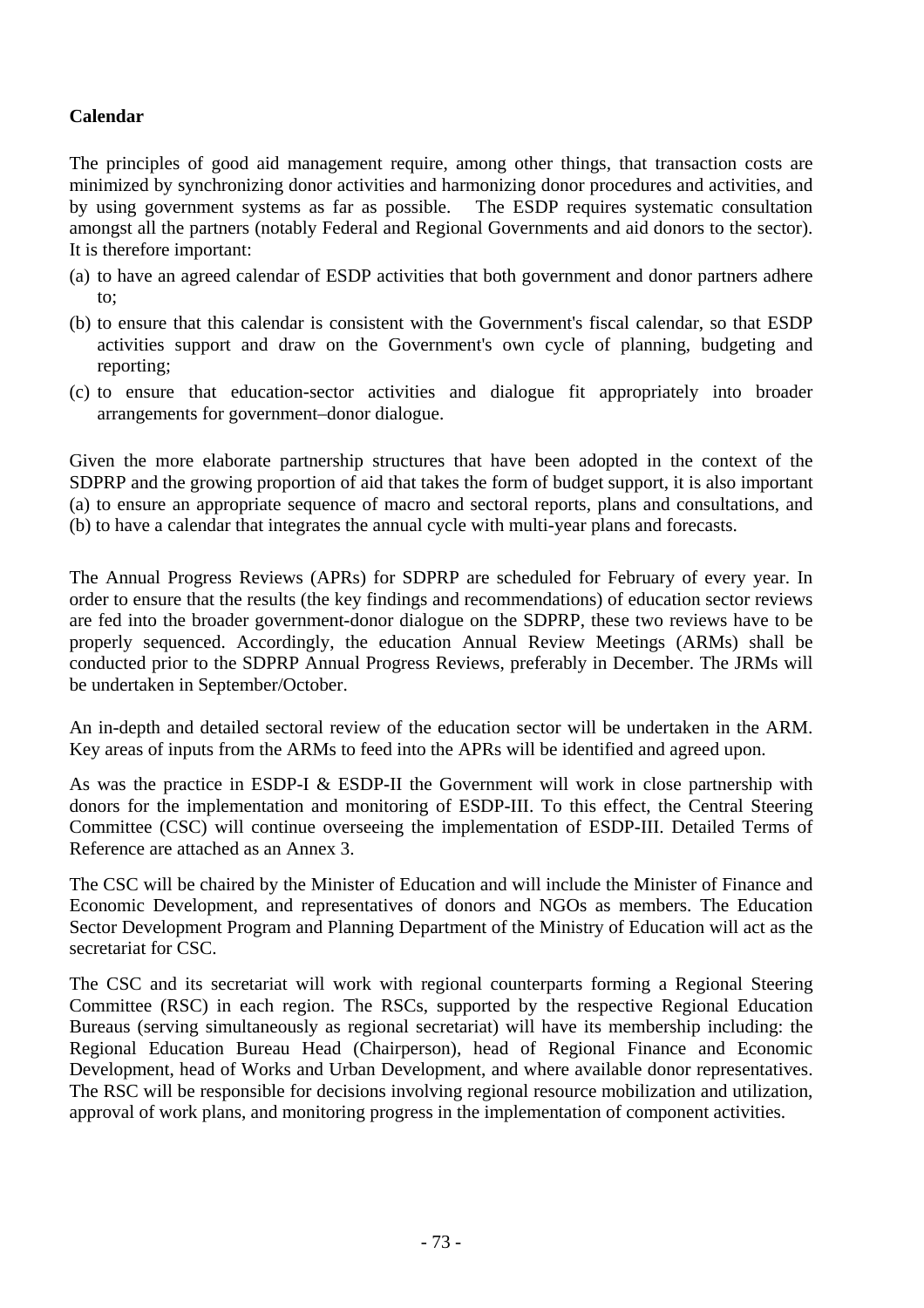**Calendar**

The principles of good aid management require, among other things, that transaction costs are minimized by synchronizing donor activities and harmonizing donor procedures and activities, and by using government systems as far as possible. The ESDP requires systematic consultation amongst all the partners (notably Federal and Regional Governments and aid donors to the sector). It is therefore important:

(a) to have an agreed calendar of ESDP activities that both government and donor partners adhere to;
(b) to ensure that this calendar is consistent with the Government's fiscal calendar, so that ESDP activities support and draw on the Government's own cycle of planning, budgeting and reporting;
(c) to ensure that education-sector activities and dialogue fit appropriately into broader arrangements for government–donor dialogue.

Given the more elaborate partnership structures that have been adopted in the context of the SDPRP and the growing proportion of aid that takes the form of budget support, it is also important (a) to ensure an appropriate sequence of macro and sectoral reports, plans and consultations, and (b) to have a calendar that integrates the annual cycle with multi-year plans and forecasts.

The Annual Progress Reviews (APRs) for SDPRP are scheduled for February of every year. In order to ensure that the results (the key findings and recommendations) of education sector reviews are fed into the broader government-donor dialogue on the SDPRP, these two reviews have to be properly sequenced. Accordingly, the education Annual Review Meetings (ARMs) shall be conducted prior to the SDPRP Annual Progress Reviews, preferably in December. The JRMs will be undertaken in September/October.

An in-depth and detailed sectoral review of the education sector will be undertaken in the ARM. Key areas of inputs from the ARMs to feed into the APRs will be identified and agreed upon.

As was the practice in ESDP-I & ESDP-II the Government will work in close partnership with donors for the implementation and monitoring of ESDP-III. To this effect, the Central Steering Committee (CSC) will continue overseeing the implementation of ESDP-III. Detailed Terms of Reference are attached as an Annex 3.

The CSC will be chaired by the Minister of Education and will include the Minister of Finance and Economic Development, and representatives of donors and NGOs as members. The Education Sector Development Program and Planning Department of the Ministry of Education will act as the secretariat for CSC.

The CSC and its secretariat will work with regional counterparts forming a Regional Steering Committee (RSC) in each region. The RSCs, supported by the respective Regional Education Bureaus (serving simultaneously as regional secretariat) will have its membership including: the Regional Education Bureau Head (Chairperson), head of Regional Finance and Economic Development, head of Works and Urban Development, and where available donor representatives. The RSC will be responsible for decisions involving regional resource mobilization and utilization, approval of work plans, and monitoring progress in the implementation of component activities.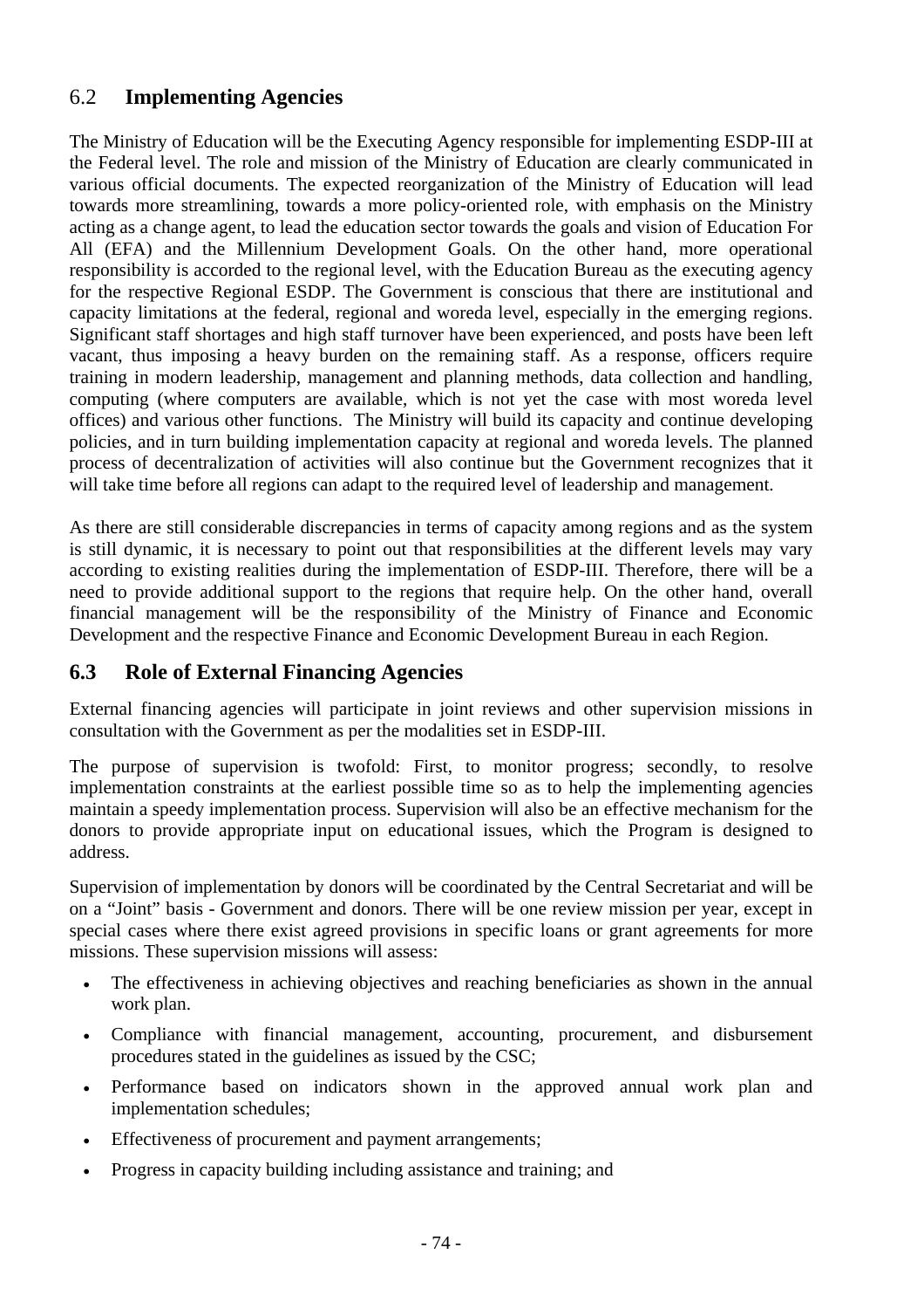## 6.2 Implementing Agencies

The Ministry of Education will be the Executing Agency responsible for implementing ESDP-III at the Federal level. The role and mission of the Ministry of Education are clearly communicated in various official documents. The expected reorganization of the Ministry of Education will lead towards more streamlining, towards a more policy-oriented role, with emphasis on the Ministry acting as a change agent, to lead the education sector towards the goals and vision of Education For All (EFA) and the Millennium Development Goals. On the other hand, more operational responsibility is accorded to the regional level, with the Education Bureau as the executing agency for the respective Regional ESDP. The Government is conscious that there are institutional and capacity limitations at the federal, regional and woreda level, especially in the emerging regions. Significant staff shortages and high staff turnover have been experienced, and posts have been left vacant, thus imposing a heavy burden on the remaining staff. As a response, officers require training in modern leadership, management and planning methods, data collection and handling, computing (where computers are available, which is not yet the case with most woreda level offices) and various other functions. The Ministry will build its capacity and continue developing policies, and in turn building implementation capacity at regional and woreda levels. The planned process of decentralization of activities will also continue but the Government recognizes that it will take time before all regions can adapt to the required level of leadership and management.

As there are still considerable discrepancies in terms of capacity among regions and as the system is still dynamic, it is necessary to point out that responsibilities at the different levels may vary according to existing realities during the implementation of ESDP-III. Therefore, there will be a need to provide additional support to the regions that require help. On the other hand, overall financial management will be the responsibility of the Ministry of Finance and Economic Development and the respective Finance and Economic Development Bureau in each Region.

## 6.3 Role of External Financing Agencies

External financing agencies will participate in joint reviews and other supervision missions in consultation with the Government as per the modalities set in ESDP-III.

The purpose of supervision is twofold: First, to monitor progress; secondly, to resolve implementation constraints at the earliest possible time so as to help the implementing agencies maintain a speedy implementation process. Supervision will also be an effective mechanism for the donors to provide appropriate input on educational issues, which the Program is designed to address.

Supervision of implementation by donors will be coordinated by the Central Secretariat and will be on a "Joint" basis - Government and donors. There will be one review mission per year, except in special cases where there exist agreed provisions in specific loans or grant agreements for more missions. These supervision missions will assess:

- The effectiveness in achieving objectives and reaching beneficiaries as shown in the annual work plan.
- Compliance with financial management, accounting, procurement, and disbursement procedures stated in the guidelines as issued by the CSC;
- Performance based on indicators shown in the approved annual work plan and implementation schedules;
- Effectiveness of procurement and payment arrangements;
- Progress in capacity building including assistance and training; and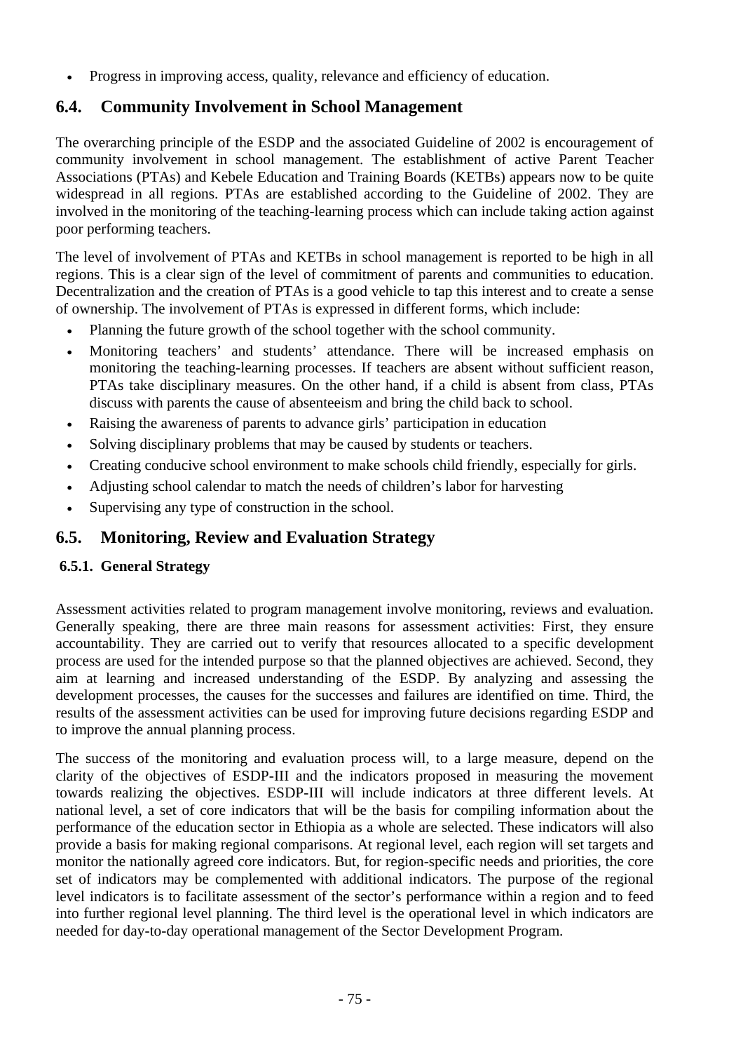- Progress in improving access, quality, relevance and efficiency of education.

## 6.4. Community Involvement in School Management

The overarching principle of the ESDP and the associated Guideline of 2002 is encouragement of community involvement in school management. The establishment of active Parent Teacher Associations (PTAs) and Kebele Education and Training Boards (KETBs) appears now to be quite widespread in all regions. PTAs are established according to the Guideline of 2002. They are involved in the monitoring of the teaching-learning process which can include taking action against poor performing teachers.

The level of involvement of PTAs and KETBs in school management is reported to be high in all regions. This is a clear sign of the level of commitment of parents and communities to education. Decentralization and the creation of PTAs is a good vehicle to tap this interest and to create a sense of ownership. The involvement of PTAs is expressed in different forms, which include:

- Planning the future growth of the school together with the school community.
- Monitoring teachers' and students' attendance. There will be increased emphasis on monitoring the teaching-learning processes. If teachers are absent without sufficient reason, PTAs take disciplinary measures. On the other hand, if a child is absent from class, PTAs discuss with parents the cause of absenteeism and bring the child back to school.
- Raising the awareness of parents to advance girls' participation in education
- Solving disciplinary problems that may be caused by students or teachers.
- Creating conducive school environment to make schools child friendly, especially for girls.
- Adjusting school calendar to match the needs of children's labor for harvesting
- Supervising any type of construction in the school.

## 6.5. Monitoring, Review and Evaluation Strategy

### 6.5.1. General Strategy

Assessment activities related to program management involve monitoring, reviews and evaluation. Generally speaking, there are three main reasons for assessment activities: First, they ensure accountability. They are carried out to verify that resources allocated to a specific development process are used for the intended purpose so that the planned objectives are achieved. Second, they aim at learning and increased understanding of the ESDP. By analyzing and assessing the development processes, the causes for the successes and failures are identified on time. Third, the results of the assessment activities can be used for improving future decisions regarding ESDP and to improve the annual planning process.

The success of the monitoring and evaluation process will, to a large measure, depend on the clarity of the objectives of ESDP-III and the indicators proposed in measuring the movement towards realizing the objectives. ESDP-III will include indicators at three different levels. At national level, a set of core indicators that will be the basis for compiling information about the performance of the education sector in Ethiopia as a whole are selected. These indicators will also provide a basis for making regional comparisons. At regional level, each region will set targets and monitor the nationally agreed core indicators. But, for region-specific needs and priorities, the core set of indicators may be complemented with additional indicators. The purpose of the regional level indicators is to facilitate assessment of the sector's performance within a region and to feed into further regional level planning. The third level is the operational level in which indicators are needed for day-to-day operational management of the Sector Development Program.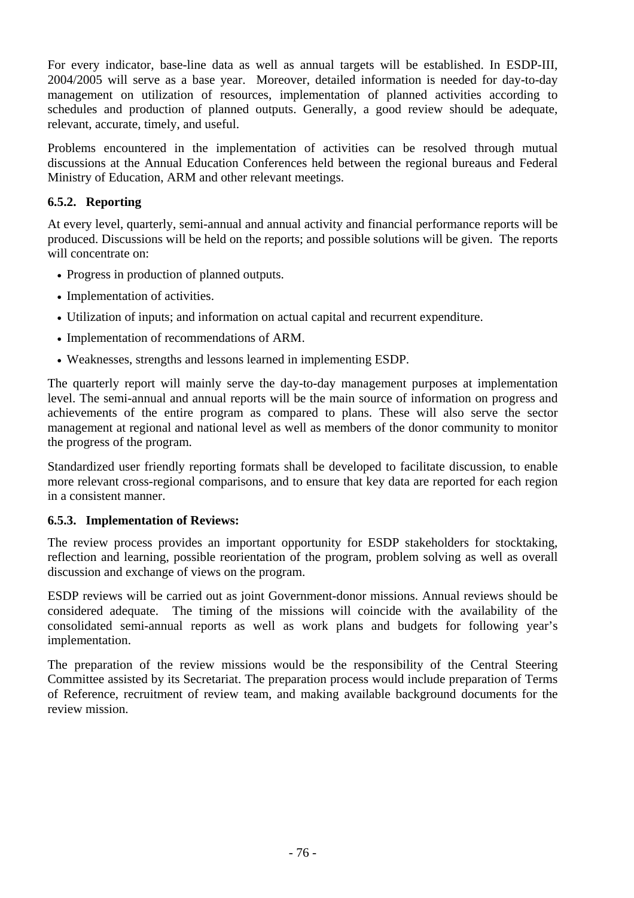For every indicator, base-line data as well as annual targets will be established. In ESDP-III, 2004/2005 will serve as a base year. Moreover, detailed information is needed for day-to-day management on utilization of resources, implementation of planned activities according to schedules and production of planned outputs. Generally, a good review should be adequate, relevant, accurate, timely, and useful.

Problems encountered in the implementation of activities can be resolved through mutual discussions at the Annual Education Conferences held between the regional bureaus and Federal Ministry of Education, ARM and other relevant meetings.

### 6.5.2. Reporting

At every level, quarterly, semi-annual and annual activity and financial performance reports will be produced. Discussions will be held on the reports; and possible solutions will be given. The reports will concentrate on:

- Progress in production of planned outputs.
- Implementation of activities.
- Utilization of inputs; and information on actual capital and recurrent expenditure.
- Implementation of recommendations of ARM.
- Weaknesses, strengths and lessons learned in implementing ESDP.

The quarterly report will mainly serve the day-to-day management purposes at implementation level. The semi-annual and annual reports will be the main source of information on progress and achievements of the entire program as compared to plans. These will also serve the sector management at regional and national level as well as members of the donor community to monitor the progress of the program.

Standardized user friendly reporting formats shall be developed to facilitate discussion, to enable more relevant cross-regional comparisons, and to ensure that key data are reported for each region in a consistent manner.

### 6.5.3. Implementation of Reviews:

The review process provides an important opportunity for ESDP stakeholders for stocktaking, reflection and learning, possible reorientation of the program, problem solving as well as overall discussion and exchange of views on the program.

ESDP reviews will be carried out as joint Government-donor missions. Annual reviews should be considered adequate. The timing of the missions will coincide with the availability of the consolidated semi-annual reports as well as work plans and budgets for following year's implementation.

The preparation of the review missions would be the responsibility of the Central Steering Committee assisted by its Secretariat. The preparation process would include preparation of Terms of Reference, recruitment of review team, and making available background documents for the review mission.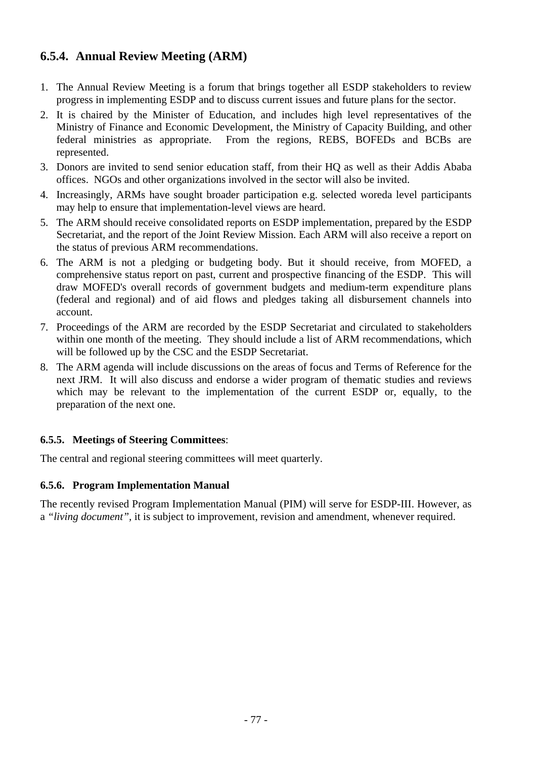### 6.5.4. Annual Review Meeting (ARM)

1. The Annual Review Meeting is a forum that brings together all ESDP stakeholders to review progress in implementing ESDP and to discuss current issues and future plans for the sector.
2. It is chaired by the Minister of Education, and includes high level representatives of the Ministry of Finance and Economic Development, the Ministry of Capacity Building, and other federal ministries as appropriate. From the regions, REBS, BOFEDs and BCBs are represented.
3. Donors are invited to send senior education staff, from their HQ as well as their Addis Ababa offices. NGOs and other organizations involved in the sector will also be invited.
4. Increasingly, ARMs have sought broader participation e.g. selected woreda level participants may help to ensure that implementation-level views are heard.
5. The ARM should receive consolidated reports on ESDP implementation, prepared by the ESDP Secretariat, and the report of the Joint Review Mission. Each ARM will also receive a report on the status of previous ARM recommendations.
6. The ARM is not a pledging or budgeting body. But it should receive, from MOFED, a comprehensive status report on past, current and prospective financing of the ESDP. This will draw MOFED's overall records of government budgets and medium-term expenditure plans (federal and regional) and of aid flows and pledges taking all disbursement channels into account.
7. Proceedings of the ARM are recorded by the ESDP Secretariat and circulated to stakeholders within one month of the meeting. They should include a list of ARM recommendations, which will be followed up by the CSC and the ESDP Secretariat.
8. The ARM agenda will include discussions on the areas of focus and Terms of Reference for the next JRM. It will also discuss and endorse a wider program of thematic studies and reviews which may be relevant to the implementation of the current ESDP or, equally, to the preparation of the next one.

#### 6.5.5. Meetings of Steering Committees:

The central and regional steering committees will meet quarterly.

#### 6.5.6. Program Implementation Manual

The recently revised Program Implementation Manual (PIM) will serve for ESDP-III. However, as a *"living document"*, it is subject to improvement, revision and amendment, whenever required.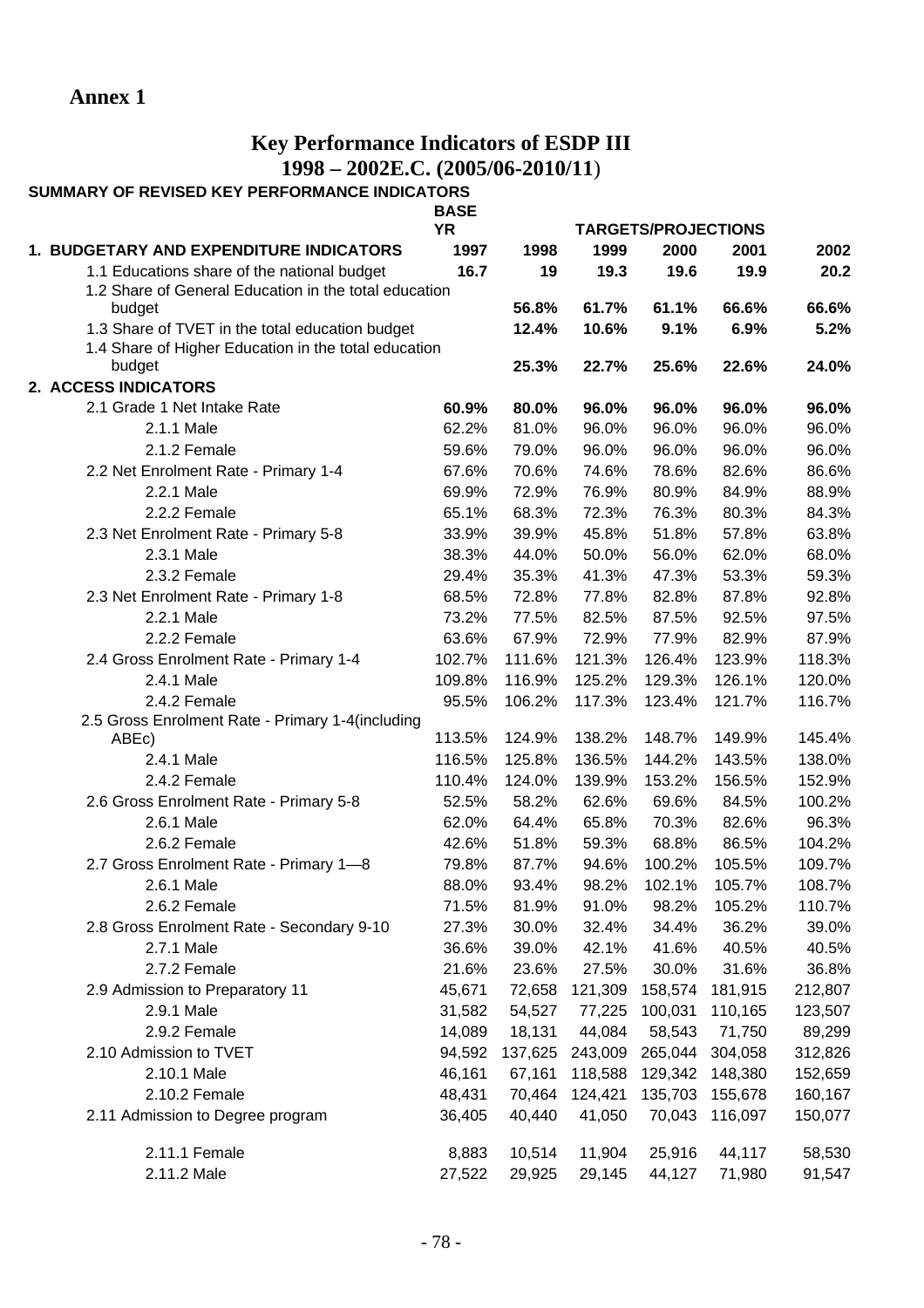# Annex 1

## Key Performance Indicators of ESDP III
## 1998 – 2002E.C. (2005/06-2010/11)

**SUMMARY OF REVISED KEY PERFORMANCE INDICATORS**

| | BASE YR | TARGETS/PROJECTIONS | | | | |
|---|---|---|---|---|---|---|
| **1. BUDGETARY AND EXPENDITURE INDICATORS** | **1997** | **1998** | **1999** | **2000** | **2001** | **2002** |
| 1.1 Educations share of the national budget | **16.7** | **19** | **19.3** | **19.6** | **19.9** | **20.2** |
| 1.2 Share of General Education in the total education budget | | **56.8%** | **61.7%** | **61.1%** | **66.6%** | **66.6%** |
| 1.3 Share of TVET in the total education budget | | **12.4%** | **10.6%** | **9.1%** | **6.9%** | **5.2%** |
| 1.4 Share of Higher Education in the total education budget | | **25.3%** | **22.7%** | **25.6%** | **22.6%** | **24.0%** |
| **2. ACCESS INDICATORS** | | | | | | |
| 2.1 Grade 1 Net Intake Rate | **60.9%** | **80.0%** | **96.0%** | **96.0%** | **96.0%** | **96.0%** |
| 2.1.1 Male | 62.2% | 81.0% | 96.0% | 96.0% | 96.0% | 96.0% |
| 2.1.2 Female | 59.6% | 79.0% | 96.0% | 96.0% | 96.0% | 96.0% |
| 2.2 Net Enrolment Rate - Primary 1-4 | 67.6% | 70.6% | 74.6% | 78.6% | 82.6% | 86.6% |
| 2.2.1 Male | 69.9% | 72.9% | 76.9% | 80.9% | 84.9% | 88.9% |
| 2.2.2 Female | 65.1% | 68.3% | 72.3% | 76.3% | 80.3% | 84.3% |
| 2.3 Net Enrolment Rate - Primary 5-8 | 33.9% | 39.9% | 45.8% | 51.8% | 57.8% | 63.8% |
| 2.3.1 Male | 38.3% | 44.0% | 50.0% | 56.0% | 62.0% | 68.0% |
| 2.3.2 Female | 29.4% | 35.3% | 41.3% | 47.3% | 53.3% | 59.3% |
| 2.3 Net Enrolment Rate - Primary 1-8 | 68.5% | 72.8% | 77.8% | 82.8% | 87.8% | 92.8% |
| 2.2.1 Male | 73.2% | 77.5% | 82.5% | 87.5% | 92.5% | 97.5% |
| 2.2.2 Female | 63.6% | 67.9% | 72.9% | 77.9% | 82.9% | 87.9% |
| 2.4 Gross Enrolment Rate - Primary 1-4 | 102.7% | 111.6% | 121.3% | 126.4% | 123.9% | 118.3% |
| 2.4.1 Male | 109.8% | 116.9% | 125.2% | 129.3% | 126.1% | 120.0% |
| 2.4.2 Female | 95.5% | 106.2% | 117.3% | 123.4% | 121.7% | 116.7% |
| 2.5 Gross Enrolment Rate - Primary 1-4(including ABEc) | 113.5% | 124.9% | 138.2% | 148.7% | 149.9% | 145.4% |
| 2.4.1 Male | 116.5% | 125.8% | 136.5% | 144.2% | 143.5% | 138.0% |
| 2.4.2 Female | 110.4% | 124.0% | 139.9% | 153.2% | 156.5% | 152.9% |
| 2.6 Gross Enrolment Rate - Primary 5-8 | 52.5% | 58.2% | 62.6% | 69.6% | 84.5% | 100.2% |
| 2.6.1 Male | 62.0% | 64.4% | 65.8% | 70.3% | 82.6% | 96.3% |
| 2.6.2 Female | 42.6% | 51.8% | 59.3% | 68.8% | 86.5% | 104.2% |
| 2.7 Gross Enrolment Rate - Primary 1—8 | 79.8% | 87.7% | 94.6% | 100.2% | 105.5% | 109.7% |
| 2.6.1 Male | 88.0% | 93.4% | 98.2% | 102.1% | 105.7% | 108.7% |
| 2.6.2 Female | 71.5% | 81.9% | 91.0% | 98.2% | 105.2% | 110.7% |
| 2.8 Gross Enrolment Rate - Secondary 9-10 | 27.3% | 30.0% | 32.4% | 34.4% | 36.2% | 39.0% |
| 2.7.1 Male | 36.6% | 39.0% | 42.1% | 41.6% | 40.5% | 40.5% |
| 2.7.2 Female | 21.6% | 23.6% | 27.5% | 30.0% | 31.6% | 36.8% |
| 2.9 Admission to Preparatory 11 | 45,671 | 72,658 | 121,309 | 158,574 | 181,915 | 212,807 |
| 2.9.1 Male | 31,582 | 54,527 | 77,225 | 100,031 | 110,165 | 123,507 |
| 2.9.2 Female | 14,089 | 18,131 | 44,084 | 58,543 | 71,750 | 89,299 |
| 2.10 Admission to TVET | 94,592 | 137,625 | 243,009 | 265,044 | 304,058 | 312,826 |
| 2.10.1 Male | 46,161 | 67,161 | 118,588 | 129,342 | 148,380 | 152,659 |
| 2.10.2 Female | 48,431 | 70,464 | 124,421 | 135,703 | 155,678 | 160,167 |
| 2.11 Admission to Degree program | 36,405 | 40,440 | 41,050 | 70,043 | 116,097 | 150,077 |
| 2.11.1 Female | 8,883 | 10,514 | 11,904 | 25,916 | 44,117 | 58,530 |
| 2.11.2 Male | 27,522 | 29,925 | 29,145 | 44,127 | 71,980 | 91,547 |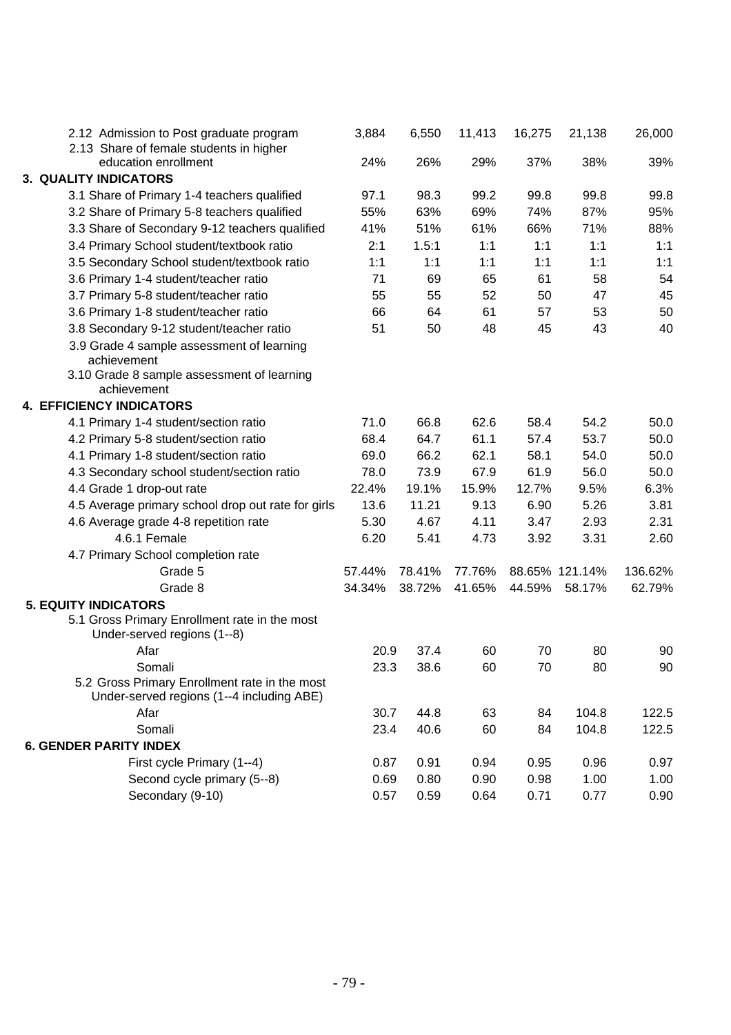| | | | | | | |
|---|---|---|---|---|---|---|
| 2.12 Admission to Post graduate program | 3,884 | 6,550 | 11,413 | 16,275 | 21,138 | 26,000 |
| 2.13 Share of female students in higher education enrollment | 24% | 26% | 29% | 37% | 38% | 39% |
| **3. QUALITY INDICATORS** | | | | | | |
| 3.1 Share of Primary 1-4 teachers qualified | 97.1 | 98.3 | 99.2 | 99.8 | 99.8 | 99.8 |
| 3.2 Share of Primary 5-8 teachers qualified | 55% | 63% | 69% | 74% | 87% | 95% |
| 3.3 Share of Secondary 9-12 teachers qualified | 41% | 51% | 61% | 66% | 71% | 88% |
| 3.4 Primary School student/textbook ratio | 2:1 | 1.5:1 | 1:1 | 1:1 | 1:1 | 1:1 |
| 3.5 Secondary School student/textbook ratio | 1:1 | 1:1 | 1:1 | 1:1 | 1:1 | 1:1 |
| 3.6 Primary 1-4 student/teacher ratio | 71 | 69 | 65 | 61 | 58 | 54 |
| 3.7 Primary 5-8 student/teacher ratio | 55 | 55 | 52 | 50 | 47 | 45 |
| 3.6 Primary 1-8 student/teacher ratio | 66 | 64 | 61 | 57 | 53 | 50 |
| 3.8 Secondary 9-12 student/teacher ratio | 51 | 50 | 48 | 45 | 43 | 40 |
| 3.9 Grade 4 sample assessment of learning achievement | | | | | | |
| 3.10 Grade 8 sample assessment of learning achievement | | | | | | |
| **4. EFFICIENCY INDICATORS** | | | | | | |
| 4.1 Primary 1-4 student/section ratio | 71.0 | 66.8 | 62.6 | 58.4 | 54.2 | 50.0 |
| 4.2 Primary 5-8 student/section ratio | 68.4 | 64.7 | 61.1 | 57.4 | 53.7 | 50.0 |
| 4.1 Primary 1-8 student/section ratio | 69.0 | 66.2 | 62.1 | 58.1 | 54.0 | 50.0 |
| 4.3 Secondary school student/section ratio | 78.0 | 73.9 | 67.9 | 61.9 | 56.0 | 50.0 |
| 4.4 Grade 1 drop-out rate | 22.4% | 19.1% | 15.9% | 12.7% | 9.5% | 6.3% |
| 4.5 Average primary school drop out rate for girls | 13.6 | 11.21 | 9.13 | 6.90 | 5.26 | 3.81 |
| 4.6 Average grade 4-8 repetition rate | 5.30 | 4.67 | 4.11 | 3.47 | 2.93 | 2.31 |
| 4.6.1 Female | 6.20 | 5.41 | 4.73 | 3.92 | 3.31 | 2.60 |
| 4.7 Primary School completion rate | | | | | | |
| Grade 5 | 57.44% | 78.41% | 77.76% | 88.65% | 121.14% | 136.62% |
| Grade 8 | 34.34% | 38.72% | 41.65% | 44.59% | 58.17% | 62.79% |
| **5. EQUITY INDICATORS** | | | | | | |
| 5.1 Gross Primary Enrollment rate in the most Under-served regions (1--8) | | | | | | |
| Afar | 20.9 | 37.4 | 60 | 70 | 80 | 90 |
| Somali | 23.3 | 38.6 | 60 | 70 | 80 | 90 |
| 5.2 Gross Primary Enrollment rate in the most Under-served regions (1--4 including ABE) | | | | | | |
| Afar | 30.7 | 44.8 | 63 | 84 | 104.8 | 122.5 |
| Somali | 23.4 | 40.6 | 60 | 84 | 104.8 | 122.5 |
| **6. GENDER PARITY INDEX** | | | | | | |
| First cycle Primary (1--4) | 0.87 | 0.91 | 0.94 | 0.95 | 0.96 | 0.97 |
| Second cycle primary (5--8) | 0.69 | 0.80 | 0.90 | 0.98 | 1.00 | 1.00 |
| Secondary (9-10) | 0.57 | 0.59 | 0.64 | 0.71 | 0.77 | 0.90 |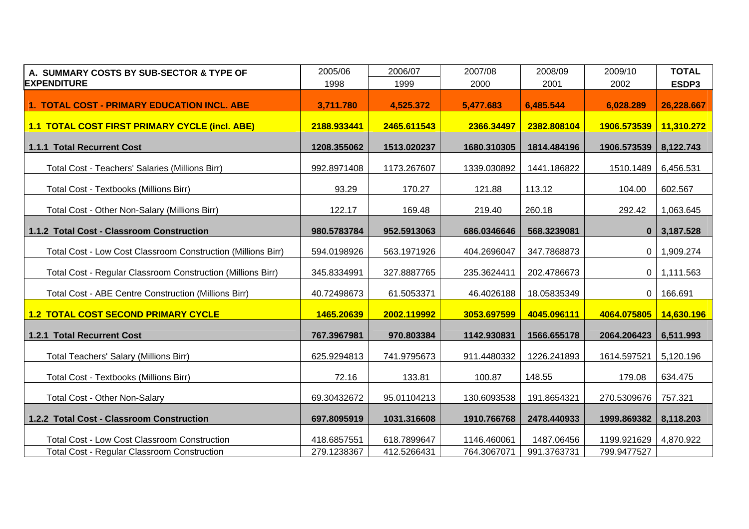| A. SUMMARY COSTS BY SUB-SECTOR & TYPE OF EXPENDITURE | 2005/06<br>1998 | 2006/07<br>1999 | 2007/08<br>2000 | 2008/09<br>2001 | 2009/10<br>2002 | TOTAL<br>ESDP3 |
|---|---|---|---|---|---|---|
| **1. TOTAL COST - PRIMARY EDUCATION INCL. ABE** | **3,711.780** | **4,525.372** | **5,477.683** | **6,485.544** | **6,028.289** | **26,228.667** |
| **1.1 TOTAL COST FIRST PRIMARY CYCLE (incl. ABE)** | **2188.933441** | **2465.611543** | **2366.34497** | **2382.808104** | **1906.573539** | **11,310.272** |
| **1.1.1 Total Recurrent Cost** | **1208.355062** | **1513.020237** | **1680.310305** | **1814.484196** | **1906.573539** | **8,122.743** |
| Total Cost - Teachers' Salaries (Millions Birr) | 992.8971408 | 1173.267607 | 1339.030892 | 1441.186822 | 1510.1489 | 6,456.531 |
| Total Cost - Textbooks (Millions Birr) | 93.29 | 170.27 | 121.88 | 113.12 | 104.00 | 602.567 |
| Total Cost - Other Non-Salary (Millions Birr) | 122.17 | 169.48 | 219.40 | 260.18 | 292.42 | 1,063.645 |
| **1.1.2 Total Cost - Classroom Construction** | **980.5783784** | **952.5913063** | **686.0346646** | **568.3239081** | **0** | **3,187.528** |
| Total Cost - Low Cost Classroom Construction (Millions Birr) | 594.0198926 | 563.1971926 | 404.2696047 | 347.7868873 | 0 | 1,909.274 |
| Total Cost - Regular Classroom Construction (Millions Birr) | 345.8334991 | 327.8887765 | 235.3624411 | 202.4786673 | 0 | 1,111.563 |
| Total Cost - ABE Centre Construction (Millions Birr) | 40.72498673 | 61.5053371 | 46.4026188 | 18.05835349 | 0 | 166.691 |
| **1.2 TOTAL COST SECOND PRIMARY CYCLE** | **1465.20639** | **2002.119992** | **3053.697599** | **4045.096111** | **4064.075805** | **14,630.196** |
| **1.2.1 Total Recurrent Cost** | **767.3967981** | **970.803384** | **1142.930831** | **1566.655178** | **2064.206423** | **6,511.993** |
| Total Teachers' Salary (Millions Birr) | 625.9294813 | 741.9795673 | 911.4480332 | 1226.241893 | 1614.597521 | 5,120.196 |
| Total Cost - Textbooks (Millions Birr) | 72.16 | 133.81 | 100.87 | 148.55 | 179.08 | 634.475 |
| Total Cost - Other Non-Salary | 69.30432672 | 95.01104213 | 130.6093538 | 191.8654321 | 270.5309676 | 757.321 |
| **1.2.2 Total Cost - Classroom Construction** | **697.8095919** | **1031.316608** | **1910.766768** | **2478.440933** | **1999.869382** | **8,118.203** |
| Total Cost - Low Cost Classroom Construction | 418.6857551 | 618.7899647 | 1146.460061 | 1487.06456 | 1199.921629 | 4,870.922 |
| Total Cost - Regular Classroom Construction | 279.1238367 | 412.5266431 | 764.3067071 | 991.3763731 | 799.9477527 | |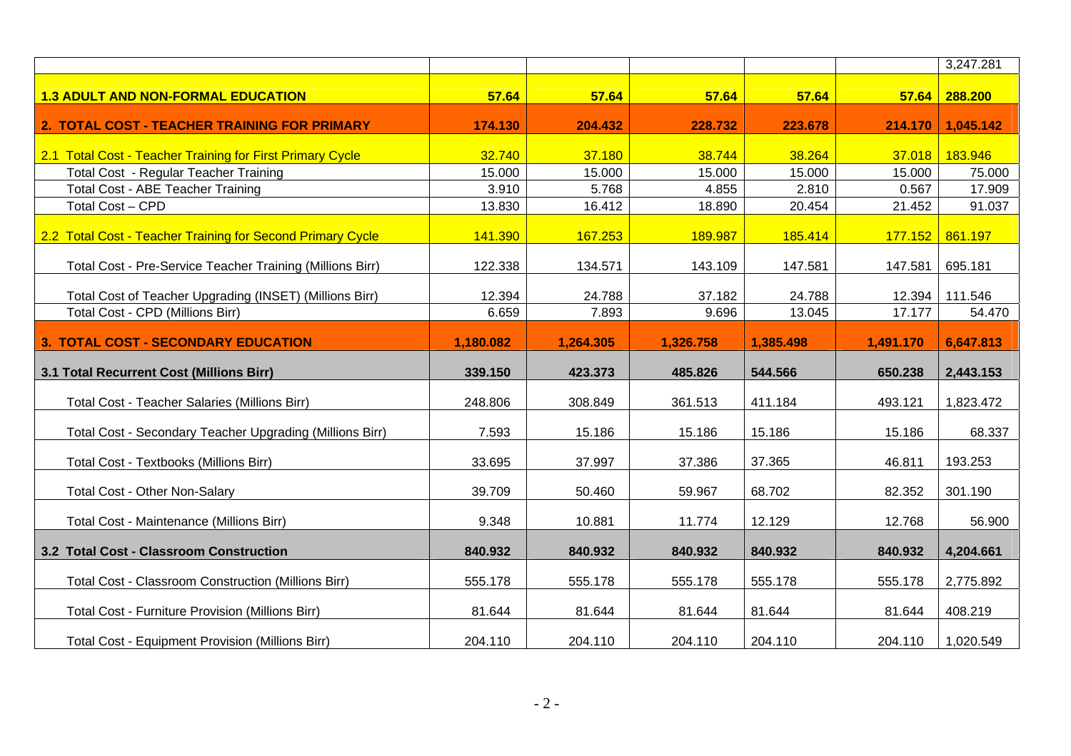| | | | | | | |
|---|---|---|---|---|---|---|
| | | | | | | 3,247.281 |
| **1.3 ADULT AND NON-FORMAL EDUCATION** | **57.64** | **57.64** | **57.64** | **57.64** | **57.64** | **288.200** |
| **2. TOTAL COST - TEACHER TRAINING FOR PRIMARY** | **174.130** | **204.432** | **228.732** | **223.678** | **214.170** | **1,045.142** |
| 2.1 Total Cost - Teacher Training for First Primary Cycle | 32.740 | 37.180 | 38.744 | 38.264 | 37.018 | 183.946 |
| Total Cost - Regular Teacher Training | 15.000 | 15.000 | 15.000 | 15.000 | 15.000 | 75.000 |
| Total Cost - ABE Teacher Training | 3.910 | 5.768 | 4.855 | 2.810 | 0.567 | 17.909 |
| Total Cost – CPD | 13.830 | 16.412 | 18.890 | 20.454 | 21.452 | 91.037 |
| 2.2 Total Cost - Teacher Training for Second Primary Cycle | 141.390 | 167.253 | 189.987 | 185.414 | 177.152 | 861.197 |
| Total Cost - Pre-Service Teacher Training (Millions Birr) | 122.338 | 134.571 | 143.109 | 147.581 | 147.581 | 695.181 |
| Total Cost of Teacher Upgrading (INSET) (Millions Birr) | 12.394 | 24.788 | 37.182 | 24.788 | 12.394 | 111.546 |
| Total Cost - CPD (Millions Birr) | 6.659 | 7.893 | 9.696 | 13.045 | 17.177 | 54.470 |
| **3. TOTAL COST - SECONDARY EDUCATION** | **1,180.082** | **1,264.305** | **1,326.758** | **1,385.498** | **1,491.170** | **6,647.813** |
| **3.1 Total Recurrent Cost (Millions Birr)** | **339.150** | **423.373** | **485.826** | **544.566** | **650.238** | **2,443.153** |
| Total Cost - Teacher Salaries (Millions Birr) | 248.806 | 308.849 | 361.513 | 411.184 | 493.121 | 1,823.472 |
| Total Cost - Secondary Teacher Upgrading (Millions Birr) | 7.593 | 15.186 | 15.186 | 15.186 | 15.186 | 68.337 |
| Total Cost - Textbooks (Millions Birr) | 33.695 | 37.997 | 37.386 | 37.365 | 46.811 | 193.253 |
| Total Cost - Other Non-Salary | 39.709 | 50.460 | 59.967 | 68.702 | 82.352 | 301.190 |
| Total Cost - Maintenance (Millions Birr) | 9.348 | 10.881 | 11.774 | 12.129 | 12.768 | 56.900 |
| **3.2 Total Cost - Classroom Construction** | **840.932** | **840.932** | **840.932** | **840.932** | **840.932** | **4,204.661** |
| Total Cost - Classroom Construction (Millions Birr) | 555.178 | 555.178 | 555.178 | 555.178 | 555.178 | 2,775.892 |
| Total Cost - Furniture Provision (Millions Birr) | 81.644 | 81.644 | 81.644 | 81.644 | 81.644 | 408.219 |
| Total Cost - Equipment Provision (Millions Birr) | 204.110 | 204.110 | 204.110 | 204.110 | 204.110 | 1,020.549 |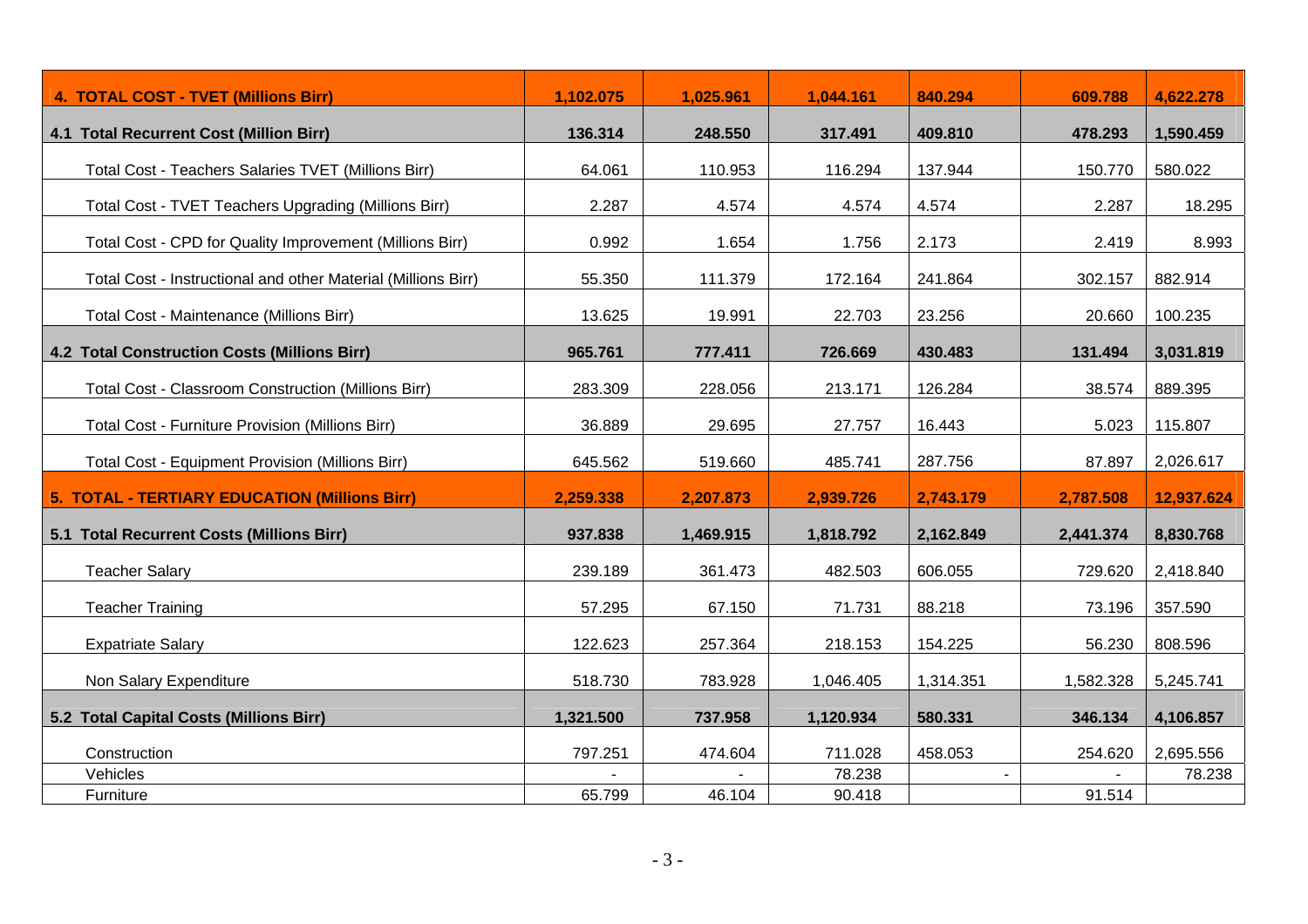| **4. TOTAL COST - TVET (Millions Birr)** | **1,102.075** | **1,025.961** | **1,044.161** | **840.294** | **609.788** | **4,622.278** |
|---|---|---|---|---|---|---|
| **4.1 Total Recurrent Cost (Million Birr)** | **136.314** | **248.550** | **317.491** | **409.810** | **478.293** | **1,590.459** |
| Total Cost - Teachers Salaries TVET (Millions Birr) | 64.061 | 110.953 | 116.294 | 137.944 | 150.770 | 580.022 |
| Total Cost - TVET Teachers Upgrading (Millions Birr) | 2.287 | 4.574 | 4.574 | 4.574 | 2.287 | 18.295 |
| Total Cost - CPD for Quality Improvement (Millions Birr) | 0.992 | 1.654 | 1.756 | 2.173 | 2.419 | 8.993 |
| Total Cost - Instructional and other Material (Millions Birr) | 55.350 | 111.379 | 172.164 | 241.864 | 302.157 | 882.914 |
| Total Cost - Maintenance (Millions Birr) | 13.625 | 19.991 | 22.703 | 23.256 | 20.660 | 100.235 |
| **4.2 Total Construction Costs (Millions Birr)** | **965.761** | **777.411** | **726.669** | **430.483** | **131.494** | **3,031.819** |
| Total Cost - Classroom Construction (Millions Birr) | 283.309 | 228.056 | 213.171 | 126.284 | 38.574 | 889.395 |
| Total Cost - Furniture Provision (Millions Birr) | 36.889 | 29.695 | 27.757 | 16.443 | 5.023 | 115.807 |
| Total Cost - Equipment Provision (Millions Birr) | 645.562 | 519.660 | 485.741 | 287.756 | 87.897 | 2,026.617 |
| **5. TOTAL - TERTIARY EDUCATION (Millions Birr)** | **2,259.338** | **2,207.873** | **2,939.726** | **2,743.179** | **2,787.508** | **12,937.624** |
| **5.1 Total Recurrent Costs (Millions Birr)** | **937.838** | **1,469.915** | **1,818.792** | **2,162.849** | **2,441.374** | **8,830.768** |
| Teacher Salary | 239.189 | 361.473 | 482.503 | 606.055 | 729.620 | 2,418.840 |
| Teacher Training | 57.295 | 67.150 | 71.731 | 88.218 | 73.196 | 357.590 |
| Expatriate Salary | 122.623 | 257.364 | 218.153 | 154.225 | 56.230 | 808.596 |
| Non Salary Expenditure | 518.730 | 783.928 | 1,046.405 | 1,314.351 | 1,582.328 | 5,245.741 |
| **5.2 Total Capital Costs (Millions Birr)** | **1,321.500** | **737.958** | **1,120.934** | **580.331** | **346.134** | **4,106.857** |
| Construction | 797.251 | 474.604 | 711.028 | 458.053 | 254.620 | 2,695.556 |
| Vehicles | - | - | 78.238 | - | - | 78.238 |
| Furniture | 65.799 | 46.104 | 90.418 | | 91.514 | |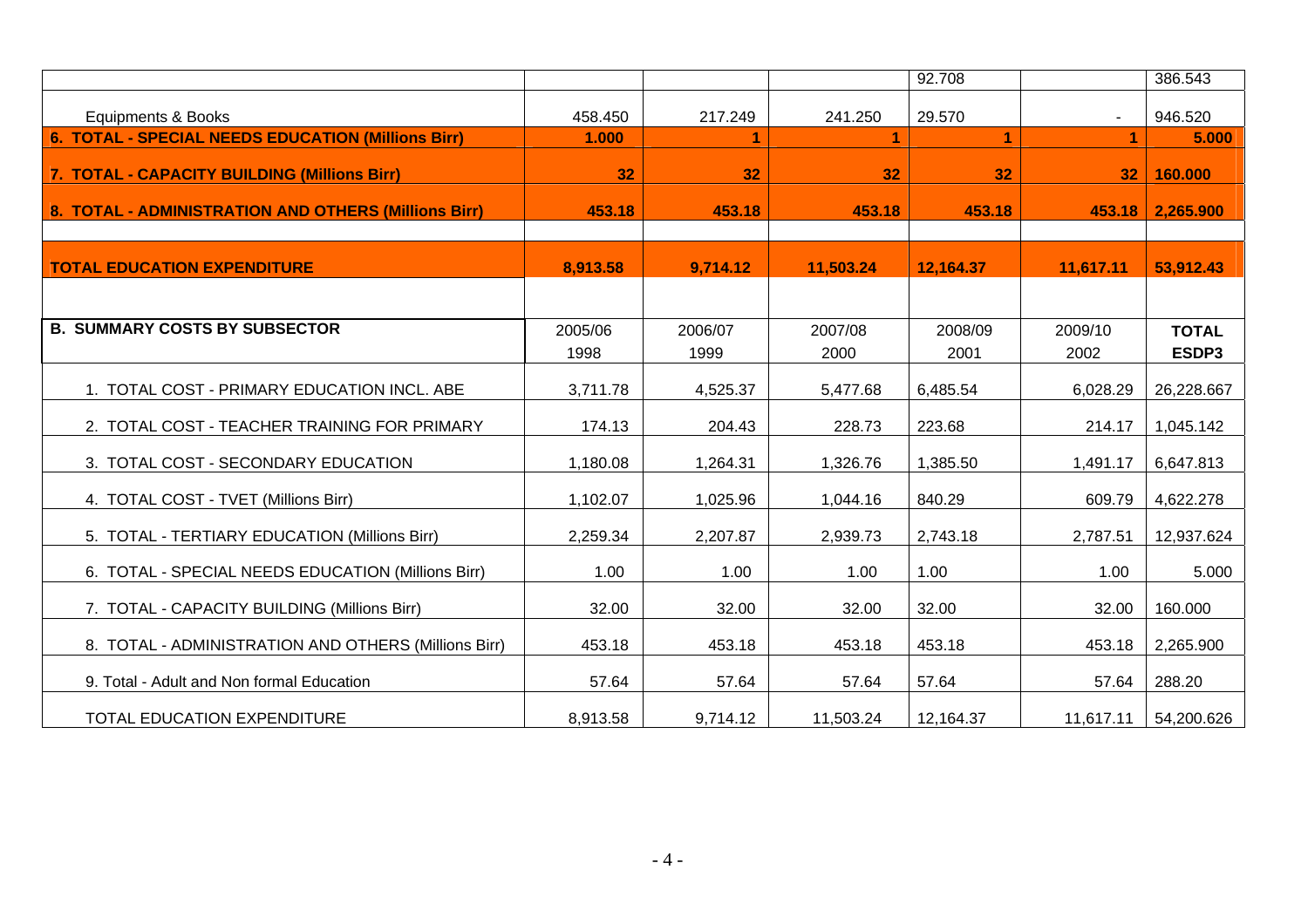| | | | | | | |
|---|---|---|---|---|---|---|
| | | | | 92.708 | | 386.543 |
| Equipments & Books | 458.450 | 217.249 | 241.250 | 29.570 | - | 946.520 |
| **6. TOTAL - SPECIAL NEEDS EDUCATION (Millions Birr)** | **1.000** | **1** | **1** | **1** | **1** | **5.000** |
| **7. TOTAL - CAPACITY BUILDING (Millions Birr)** | **32** | **32** | **32** | **32** | **32** | **160.000** |
| **8. TOTAL - ADMINISTRATION AND OTHERS (Millions Birr)** | **453.18** | **453.18** | **453.18** | **453.18** | **453.18** | **2,265.900** |
| | | | | | | |
| **TOTAL EDUCATION EXPENDITURE** | **8,913.58** | **9,714.12** | **11,503.24** | **12,164.37** | **11,617.11** | **53,912.43** |

| **B. SUMMARY COSTS BY SUBSECTOR** | 2005/06 1998 | 2006/07 1999 | 2007/08 2000 | 2008/09 2001 | 2009/10 2002 | **TOTAL ESDP3** |
|---|---|---|---|---|---|---|
| 1. TOTAL COST - PRIMARY EDUCATION INCL. ABE | 3,711.78 | 4,525.37 | 5,477.68 | 6,485.54 | 6,028.29 | 26,228.667 |
| 2. TOTAL COST - TEACHER TRAINING FOR PRIMARY | 174.13 | 204.43 | 228.73 | 223.68 | 214.17 | 1,045.142 |
| 3. TOTAL COST - SECONDARY EDUCATION | 1,180.08 | 1,264.31 | 1,326.76 | 1,385.50 | 1,491.17 | 6,647.813 |
| 4. TOTAL COST - TVET (Millions Birr) | 1,102.07 | 1,025.96 | 1,044.16 | 840.29 | 609.79 | 4,622.278 |
| 5. TOTAL - TERTIARY EDUCATION (Millions Birr) | 2,259.34 | 2,207.87 | 2,939.73 | 2,743.18 | 2,787.51 | 12,937.624 |
| 6. TOTAL - SPECIAL NEEDS EDUCATION (Millions Birr) | 1.00 | 1.00 | 1.00 | 1.00 | 1.00 | 5.000 |
| 7. TOTAL - CAPACITY BUILDING (Millions Birr) | 32.00 | 32.00 | 32.00 | 32.00 | 32.00 | 160.000 |
| 8. TOTAL - ADMINISTRATION AND OTHERS (Millions Birr) | 453.18 | 453.18 | 453.18 | 453.18 | 453.18 | 2,265.900 |
| 9. Total - Adult and Non formal Education | 57.64 | 57.64 | 57.64 | 57.64 | 57.64 | 288.20 |
| TOTAL EDUCATION EXPENDITURE | 8,913.58 | 9,714.12 | 11,503.24 | 12,164.37 | 11,617.11 | 54,200.626 |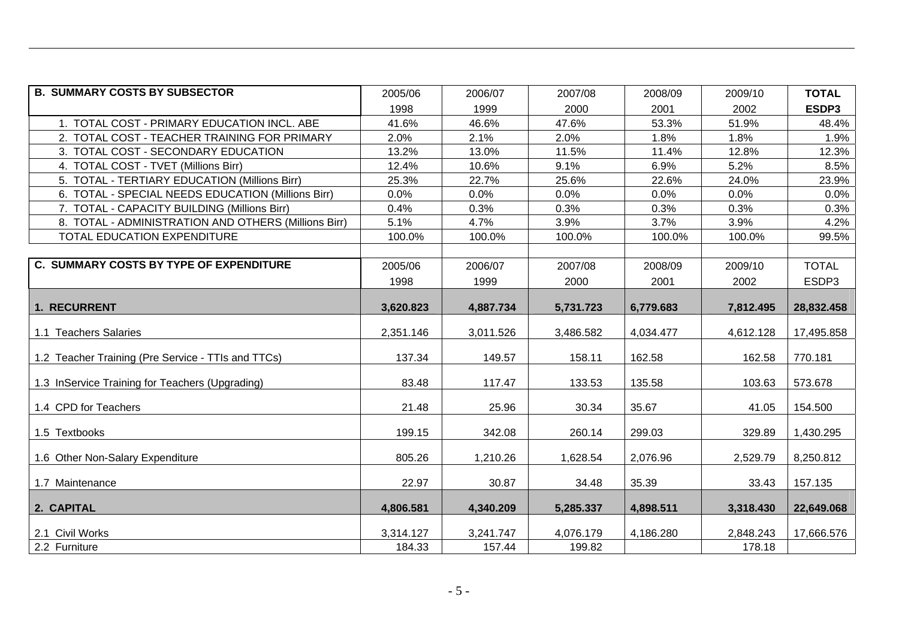| B. SUMMARY COSTS BY SUBSECTOR | 2005/06 | 2006/07 | 2007/08 | 2008/09 | 2009/10 | TOTAL |
|---|---|---|---|---|---|---|
| | 1998 | 1999 | 2000 | 2001 | 2002 | ESDP3 |
| 1. TOTAL COST - PRIMARY EDUCATION INCL. ABE | 41.6% | 46.6% | 47.6% | 53.3% | 51.9% | 48.4% |
| 2. TOTAL COST - TEACHER TRAINING FOR PRIMARY | 2.0% | 2.1% | 2.0% | 1.8% | 1.8% | 1.9% |
| 3. TOTAL COST - SECONDARY EDUCATION | 13.2% | 13.0% | 11.5% | 11.4% | 12.8% | 12.3% |
| 4. TOTAL COST - TVET (Millions Birr) | 12.4% | 10.6% | 9.1% | 6.9% | 5.2% | 8.5% |
| 5. TOTAL - TERTIARY EDUCATION (Millions Birr) | 25.3% | 22.7% | 25.6% | 22.6% | 24.0% | 23.9% |
| 6. TOTAL - SPECIAL NEEDS EDUCATION (Millions Birr) | 0.0% | 0.0% | 0.0% | 0.0% | 0.0% | 0.0% |
| 7. TOTAL - CAPACITY BUILDING (Millions Birr) | 0.4% | 0.3% | 0.3% | 0.3% | 0.3% | 0.3% |
| 8. TOTAL - ADMINISTRATION AND OTHERS (Millions Birr) | 5.1% | 4.7% | 3.9% | 3.7% | 3.9% | 4.2% |
| TOTAL EDUCATION EXPENDITURE | 100.0% | 100.0% | 100.0% | 100.0% | 100.0% | 99.5% |

| C. SUMMARY COSTS BY TYPE OF EXPENDITURE | 2005/06 | 2006/07 | 2007/08 | 2008/09 | 2009/10 | TOTAL |
|---|---|---|---|---|---|---|
| | 1998 | 1999 | 2000 | 2001 | 2002 | ESDP3 |
| **1. RECURRENT** | **3,620.823** | **4,887.734** | **5,731.723** | **6,779.683** | **7,812.495** | **28,832.458** |
| 1.1 Teachers Salaries | 2,351.146 | 3,011.526 | 3,486.582 | 4,034.477 | 4,612.128 | 17,495.858 |
| 1.2 Teacher Training (Pre Service - TTIs and TTCs) | 137.34 | 149.57 | 158.11 | 162.58 | 162.58 | 770.181 |
| 1.3 InService Training for Teachers (Upgrading) | 83.48 | 117.47 | 133.53 | 135.58 | 103.63 | 573.678 |
| 1.4 CPD for Teachers | 21.48 | 25.96 | 30.34 | 35.67 | 41.05 | 154.500 |
| 1.5 Textbooks | 199.15 | 342.08 | 260.14 | 299.03 | 329.89 | 1,430.295 |
| 1.6 Other Non-Salary Expenditure | 805.26 | 1,210.26 | 1,628.54 | 2,076.96 | 2,529.79 | 8,250.812 |
| 1.7 Maintenance | 22.97 | 30.87 | 34.48 | 35.39 | 33.43 | 157.135 |
| **2. CAPITAL** | **4,806.581** | **4,340.209** | **5,285.337** | **4,898.511** | **3,318.430** | **22,649.068** |
| 2.1 Civil Works | 3,314.127 | 3,241.747 | 4,076.179 | 4,186.280 | 2,848.243 | 17,666.576 |
| 2.2 Furniture | 184.33 | 157.44 | 199.82 | | 178.18 | |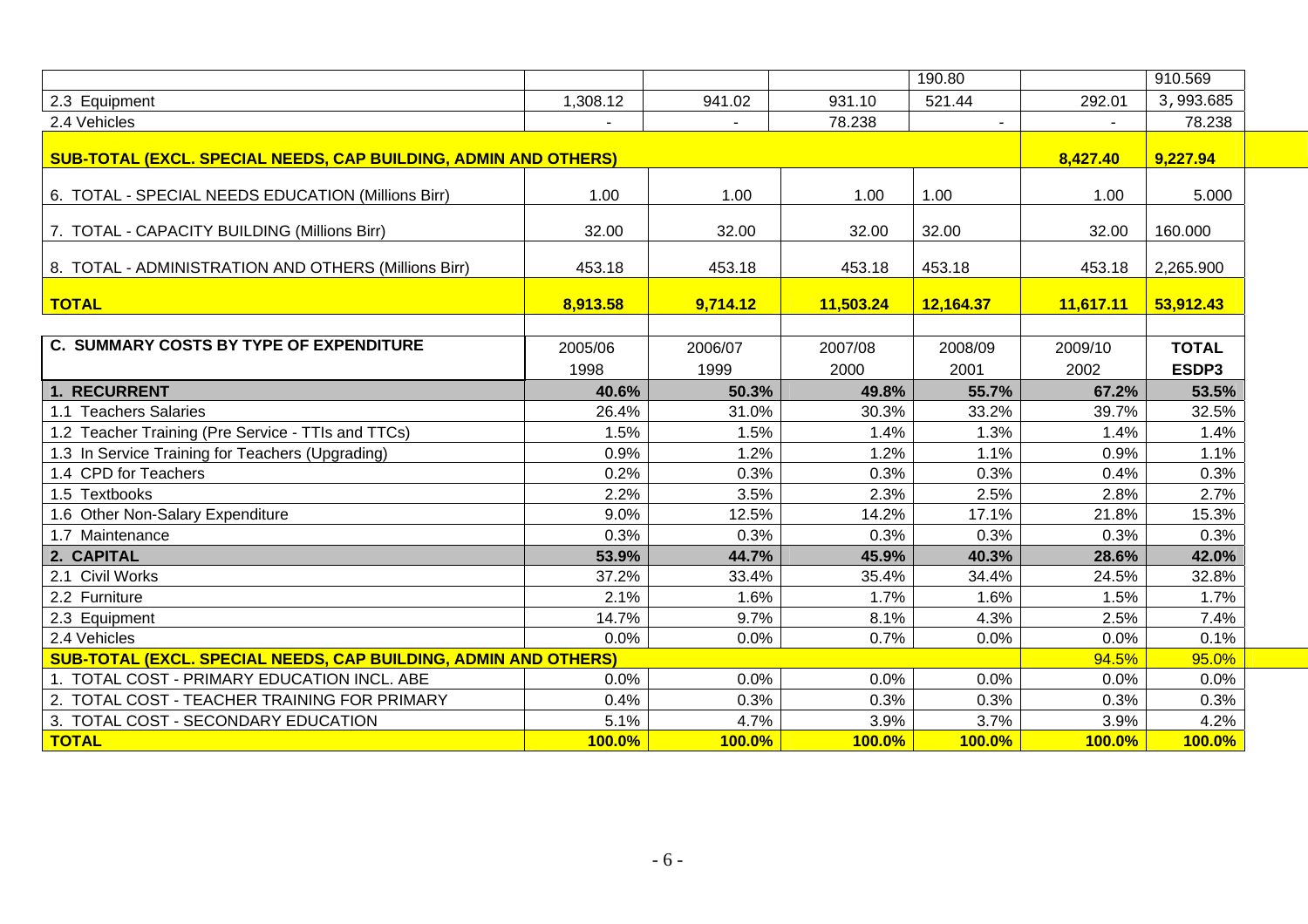| | | | | | | |
|---|---|---|---|---|---|---|
| | | | | 190.80 | | 910.569 |
| 2.3 Equipment | 1,308.12 | 941.02 | 931.10 | 521.44 | 292.01 | 3,993.685 |
| 2.4 Vehicles | - | - | 78.238 | - | - | 78.238 |
| **SUB-TOTAL (EXCL. SPECIAL NEEDS, CAP BUILDING, ADMIN AND OTHERS)** | | | | | **8,427.40** | **9,227.94** |
| 6. TOTAL - SPECIAL NEEDS EDUCATION (Millions Birr) | 1.00 | 1.00 | 1.00 | 1.00 | 1.00 | 5.000 |
| 7. TOTAL - CAPACITY BUILDING (Millions Birr) | 32.00 | 32.00 | 32.00 | 32.00 | 32.00 | 160.000 |
| 8. TOTAL - ADMINISTRATION AND OTHERS (Millions Birr) | 453.18 | 453.18 | 453.18 | 453.18 | 453.18 | 2,265.900 |
| **TOTAL** | **8,913.58** | **9,714.12** | **11,503.24** | **12,164.37** | **11,617.11** | **53,912.43** |

| **C. SUMMARY COSTS BY TYPE OF EXPENDITURE** | 2005/06 | 2006/07 | 2007/08 | 2008/09 | 2009/10 | **TOTAL** |
|---|---|---|---|---|---|---|
| | 1998 | 1999 | 2000 | 2001 | 2002 | **ESDP3** |
| **1. RECURRENT** | **40.6%** | **50.3%** | **49.8%** | **55.7%** | **67.2%** | **53.5%** |
| 1.1 Teachers Salaries | 26.4% | 31.0% | 30.3% | 33.2% | 39.7% | 32.5% |
| 1.2 Teacher Training (Pre Service - TTIs and TTCs) | 1.5% | 1.5% | 1.4% | 1.3% | 1.4% | 1.4% |
| 1.3 In Service Training for Teachers (Upgrading) | 0.9% | 1.2% | 1.2% | 1.1% | 0.9% | 1.1% |
| 1.4 CPD for Teachers | 0.2% | 0.3% | 0.3% | 0.3% | 0.4% | 0.3% |
| 1.5 Textbooks | 2.2% | 3.5% | 2.3% | 2.5% | 2.8% | 2.7% |
| 1.6 Other Non-Salary Expenditure | 9.0% | 12.5% | 14.2% | 17.1% | 21.8% | 15.3% |
| 1.7 Maintenance | 0.3% | 0.3% | 0.3% | 0.3% | 0.3% | 0.3% |
| **2. CAPITAL** | **53.9%** | **44.7%** | **45.9%** | **40.3%** | **28.6%** | **42.0%** |
| 2.1 Civil Works | 37.2% | 33.4% | 35.4% | 34.4% | 24.5% | 32.8% |
| 2.2 Furniture | 2.1% | 1.6% | 1.7% | 1.6% | 1.5% | 1.7% |
| 2.3 Equipment | 14.7% | 9.7% | 8.1% | 4.3% | 2.5% | 7.4% |
| 2.4 Vehicles | 0.0% | 0.0% | 0.7% | 0.0% | 0.0% | 0.1% |
| **SUB-TOTAL (EXCL. SPECIAL NEEDS, CAP BUILDING, ADMIN AND OTHERS)** | | | | | 94.5% | 95.0% |
| 1. TOTAL COST - PRIMARY EDUCATION INCL. ABE | 0.0% | 0.0% | 0.0% | 0.0% | 0.0% | 0.0% |
| 2. TOTAL COST - TEACHER TRAINING FOR PRIMARY | 0.4% | 0.3% | 0.3% | 0.3% | 0.3% | 0.3% |
| 3. TOTAL COST - SECONDARY EDUCATION | 5.1% | 4.7% | 3.9% | 3.7% | 3.9% | 4.2% |
| **TOTAL** | **100.0%** | **100.0%** | **100.0%** | **100.0%** | **100.0%** | **100.0%** |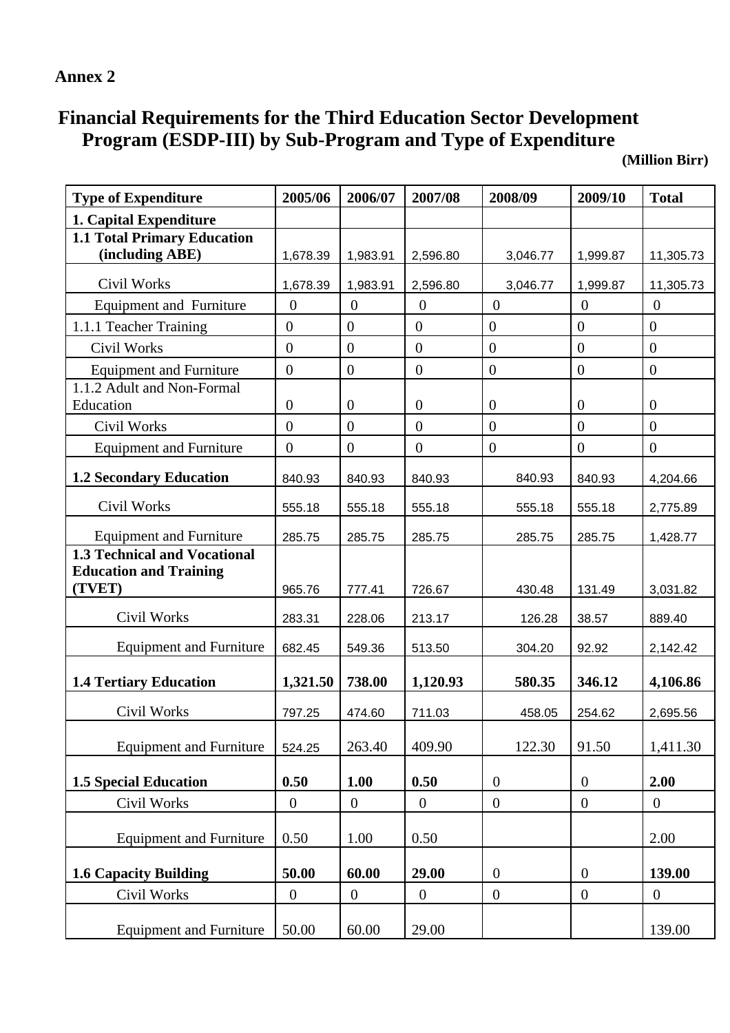**Annex 2**

# Financial Requirements for the Third Education Sector Development Program (ESDP-III) by Sub-Program and Type of Expenditure

**(Million Birr)**

| Type of Expenditure | 2005/06 | 2006/07 | 2007/08 | 2008/09 | 2009/10 | Total |
|---|---|---|---|---|---|---|
| **1. Capital Expenditure** | | | | | | |
| **1.1 Total Primary Education (including ABE)** | 1,678.39 | 1,983.91 | 2,596.80 | 3,046.77 | 1,999.87 | 11,305.73 |
| Civil Works | 1,678.39 | 1,983.91 | 2,596.80 | 3,046.77 | 1,999.87 | 11,305.73 |
| Equipment and Furniture | 0 | 0 | 0 | 0 | 0 | 0 |
| 1.1.1 Teacher Training | 0 | 0 | 0 | 0 | 0 | 0 |
| Civil Works | 0 | 0 | 0 | 0 | 0 | 0 |
| Equipment and Furniture | 0 | 0 | 0 | 0 | 0 | 0 |
| 1.1.2 Adult and Non-Formal Education | 0 | 0 | 0 | 0 | 0 | 0 |
| Civil Works | 0 | 0 | 0 | 0 | 0 | 0 |
| Equipment and Furniture | 0 | 0 | 0 | 0 | 0 | 0 |
| **1.2 Secondary Education** | 840.93 | 840.93 | 840.93 | 840.93 | 840.93 | 4,204.66 |
| Civil Works | 555.18 | 555.18 | 555.18 | 555.18 | 555.18 | 2,775.89 |
| Equipment and Furniture | 285.75 | 285.75 | 285.75 | 285.75 | 285.75 | 1,428.77 |
| **1.3 Technical and Vocational Education and Training (TVET)** | 965.76 | 777.41 | 726.67 | 430.48 | 131.49 | 3,031.82 |
| Civil Works | 283.31 | 228.06 | 213.17 | 126.28 | 38.57 | 889.40 |
| Equipment and Furniture | 682.45 | 549.36 | 513.50 | 304.20 | 92.92 | 2,142.42 |
| **1.4 Tertiary Education** | **1,321.50** | **738.00** | **1,120.93** | **580.35** | **346.12** | **4,106.86** |
| Civil Works | 797.25 | 474.60 | 711.03 | 458.05 | 254.62 | 2,695.56 |
| Equipment and Furniture | 524.25 | 263.40 | 409.90 | 122.30 | 91.50 | 1,411.30 |
| **1.5 Special Education** | **0.50** | **1.00** | **0.50** | 0 | 0 | **2.00** |
| Civil Works | 0 | 0 | 0 | 0 | 0 | 0 |
| Equipment and Furniture | 0.50 | 1.00 | 0.50 | | | 2.00 |
| **1.6 Capacity Building** | **50.00** | **60.00** | **29.00** | 0 | 0 | **139.00** |
| Civil Works | 0 | 0 | 0 | 0 | 0 | 0 |
| Equipment and Furniture | 50.00 | 60.00 | 29.00 | | | 139.00 |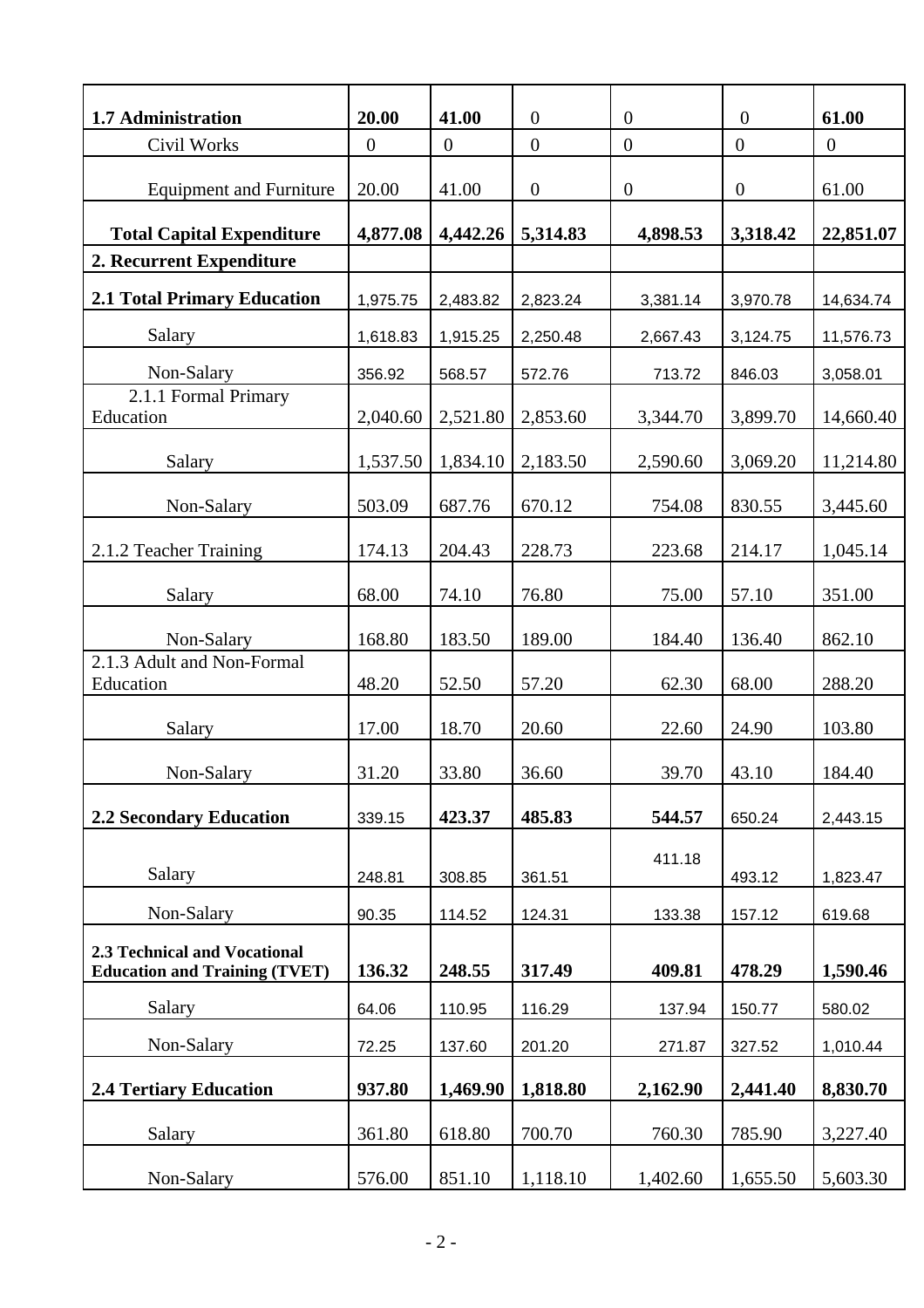| **1.7 Administration** | **20.00** | **41.00** | 0 | 0 | 0 | **61.00** |
|---|---|---|---|---|---|---|
| Civil Works | 0 | 0 | 0 | 0 | 0 | 0 |
| Equipment and Furniture | 20.00 | 41.00 | 0 | 0 | 0 | 61.00 |
| **Total Capital Expenditure** | **4,877.08** | **4,442.26** | **5,314.83** | **4,898.53** | **3,318.42** | **22,851.07** |
| **2. Recurrent Expenditure** | | | | | | |
| **2.1 Total Primary Education** | 1,975.75 | 2,483.82 | 2,823.24 | 3,381.14 | 3,970.78 | 14,634.74 |
| Salary | 1,618.83 | 1,915.25 | 2,250.48 | 2,667.43 | 3,124.75 | 11,576.73 |
| Non-Salary | 356.92 | 568.57 | 572.76 | 713.72 | 846.03 | 3,058.01 |
| 2.1.1 Formal Primary Education | 2,040.60 | 2,521.80 | 2,853.60 | 3,344.70 | 3,899.70 | 14,660.40 |
| Salary | 1,537.50 | 1,834.10 | 2,183.50 | 2,590.60 | 3,069.20 | 11,214.80 |
| Non-Salary | 503.09 | 687.76 | 670.12 | 754.08 | 830.55 | 3,445.60 |
| 2.1.2 Teacher Training | 174.13 | 204.43 | 228.73 | 223.68 | 214.17 | 1,045.14 |
| Salary | 68.00 | 74.10 | 76.80 | 75.00 | 57.10 | 351.00 |
| Non-Salary | 168.80 | 183.50 | 189.00 | 184.40 | 136.40 | 862.10 |
| 2.1.3 Adult and Non-Formal Education | 48.20 | 52.50 | 57.20 | 62.30 | 68.00 | 288.20 |
| Salary | 17.00 | 18.70 | 20.60 | 22.60 | 24.90 | 103.80 |
| Non-Salary | 31.20 | 33.80 | 36.60 | 39.70 | 43.10 | 184.40 |
| **2.2 Secondary Education** | 339.15 | **423.37** | **485.83** | **544.57** | 650.24 | 2,443.15 |
| Salary | 248.81 | 308.85 | 361.51 | 411.18 | 493.12 | 1,823.47 |
| Non-Salary | 90.35 | 114.52 | 124.31 | 133.38 | 157.12 | 619.68 |
| **2.3 Technical and Vocational Education and Training (TVET)** | **136.32** | **248.55** | **317.49** | **409.81** | **478.29** | **1,590.46** |
| Salary | 64.06 | 110.95 | 116.29 | 137.94 | 150.77 | 580.02 |
| Non-Salary | 72.25 | 137.60 | 201.20 | 271.87 | 327.52 | 1,010.44 |
| **2.4 Tertiary Education** | **937.80** | **1,469.90** | **1,818.80** | **2,162.90** | **2,441.40** | **8,830.70** |
| Salary | 361.80 | 618.80 | 700.70 | 760.30 | 785.90 | 3,227.40 |
| Non-Salary | 576.00 | 851.10 | 1,118.10 | 1,402.60 | 1,655.50 | 5,603.30 |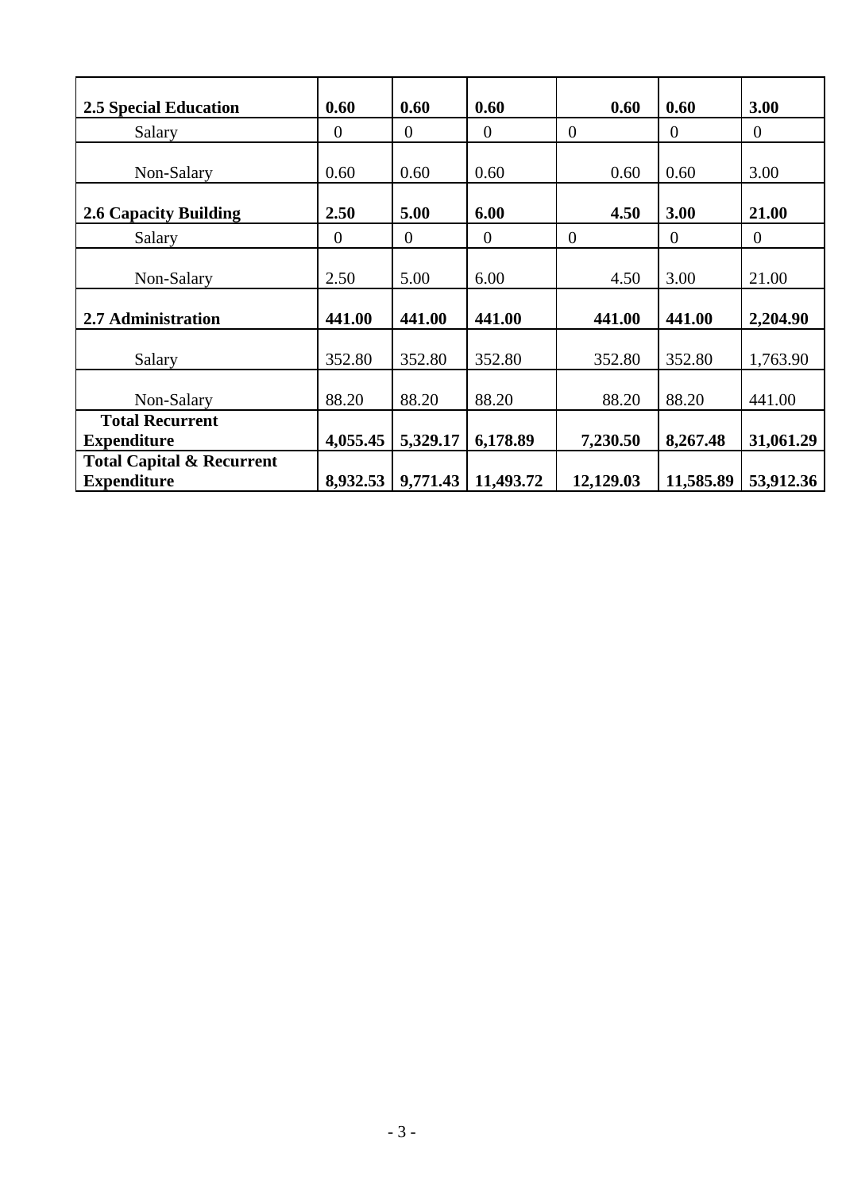| 2.5 Special Education | 0.60 | 0.60 | 0.60 | 0.60 | 0.60 | 3.00 |
|---|---|---|---|---|---|---|
| Salary | 0 | 0 | 0 | 0 | 0 | 0 |
| Non-Salary | 0.60 | 0.60 | 0.60 | 0.60 | 0.60 | 3.00 |
| **2.6 Capacity Building** | **2.50** | **5.00** | **6.00** | **4.50** | **3.00** | **21.00** |
| Salary | 0 | 0 | 0 | 0 | 0 | 0 |
| Non-Salary | 2.50 | 5.00 | 6.00 | 4.50 | 3.00 | 21.00 |
| **2.7 Administration** | **441.00** | **441.00** | **441.00** | **441.00** | **441.00** | **2,204.90** |
| Salary | 352.80 | 352.80 | 352.80 | 352.80 | 352.80 | 1,763.90 |
| Non-Salary | 88.20 | 88.20 | 88.20 | 88.20 | 88.20 | 441.00 |
| **Total Recurrent Expenditure** | **4,055.45** | **5,329.17** | **6,178.89** | **7,230.50** | **8,267.48** | **31,061.29** |
| **Total Capital & Recurrent Expenditure** | **8,932.53** | **9,771.43** | **11,493.72** | **12,129.03** | **11,585.89** | **53,912.36** |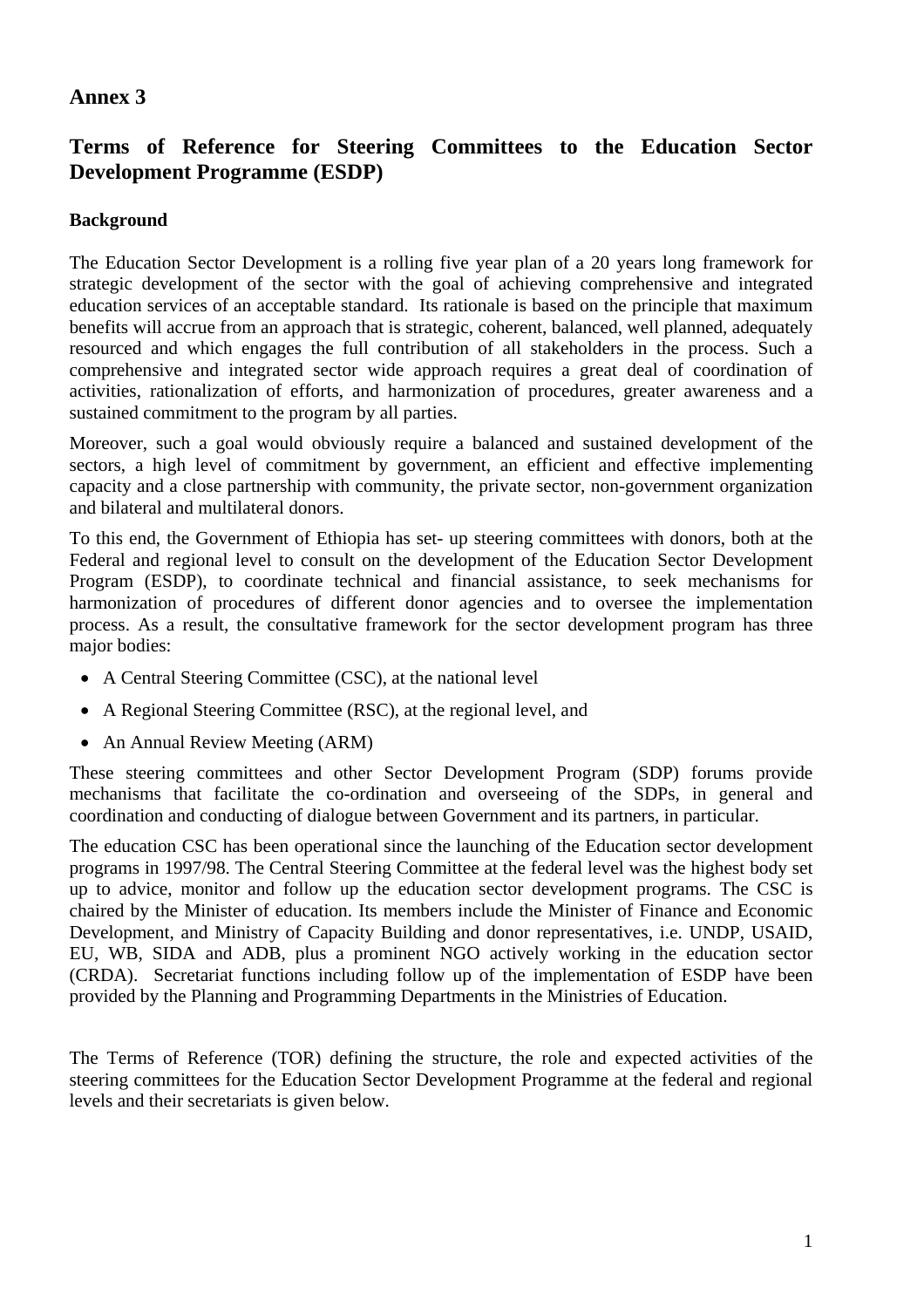## Annex 3

## Terms of Reference for Steering Committees to the Education Sector Development Programme (ESDP)

### Background

The Education Sector Development is a rolling five year plan of a 20 years long framework for strategic development of the sector with the goal of achieving comprehensive and integrated education services of an acceptable standard. Its rationale is based on the principle that maximum benefits will accrue from an approach that is strategic, coherent, balanced, well planned, adequately resourced and which engages the full contribution of all stakeholders in the process. Such a comprehensive and integrated sector wide approach requires a great deal of coordination of activities, rationalization of efforts, and harmonization of procedures, greater awareness and a sustained commitment to the program by all parties.

Moreover, such a goal would obviously require a balanced and sustained development of the sectors, a high level of commitment by government, an efficient and effective implementing capacity and a close partnership with community, the private sector, non-government organization and bilateral and multilateral donors.

To this end, the Government of Ethiopia has set- up steering committees with donors, both at the Federal and regional level to consult on the development of the Education Sector Development Program (ESDP), to coordinate technical and financial assistance, to seek mechanisms for harmonization of procedures of different donor agencies and to oversee the implementation process. As a result, the consultative framework for the sector development program has three major bodies:

- A Central Steering Committee (CSC), at the national level
- A Regional Steering Committee (RSC), at the regional level, and
- An Annual Review Meeting (ARM)

These steering committees and other Sector Development Program (SDP) forums provide mechanisms that facilitate the co-ordination and overseeing of the SDPs, in general and coordination and conducting of dialogue between Government and its partners, in particular.

The education CSC has been operational since the launching of the Education sector development programs in 1997/98. The Central Steering Committee at the federal level was the highest body set up to advice, monitor and follow up the education sector development programs. The CSC is chaired by the Minister of education. Its members include the Minister of Finance and Economic Development, and Ministry of Capacity Building and donor representatives, i.e. UNDP, USAID, EU, WB, SIDA and ADB, plus a prominent NGO actively working in the education sector (CRDA). Secretariat functions including follow up of the implementation of ESDP have been provided by the Planning and Programming Departments in the Ministries of Education.

The Terms of Reference (TOR) defining the structure, the role and expected activities of the steering committees for the Education Sector Development Programme at the federal and regional levels and their secretariats is given below.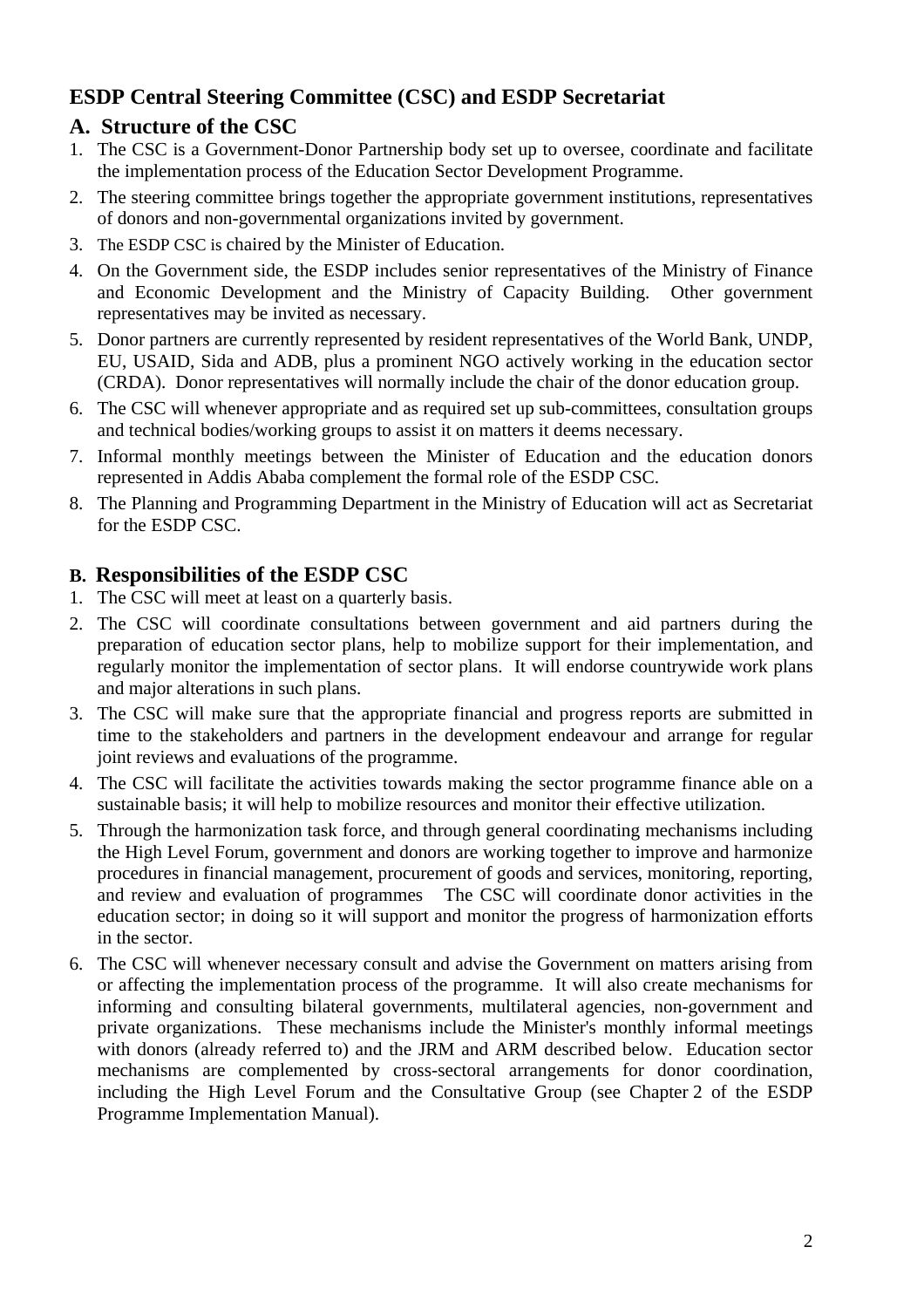## ESDP Central Steering Committee (CSC) and ESDP Secretariat

### A. Structure of the CSC

1. The CSC is a Government-Donor Partnership body set up to oversee, coordinate and facilitate the implementation process of the Education Sector Development Programme.
2. The steering committee brings together the appropriate government institutions, representatives of donors and non-governmental organizations invited by government.
3. The ESDP CSC is chaired by the Minister of Education.
4. On the Government side, the ESDP includes senior representatives of the Ministry of Finance and Economic Development and the Ministry of Capacity Building. Other government representatives may be invited as necessary.
5. Donor partners are currently represented by resident representatives of the World Bank, UNDP, EU, USAID, Sida and ADB, plus a prominent NGO actively working in the education sector (CRDA). Donor representatives will normally include the chair of the donor education group.
6. The CSC will whenever appropriate and as required set up sub-committees, consultation groups and technical bodies/working groups to assist it on matters it deems necessary.
7. Informal monthly meetings between the Minister of Education and the education donors represented in Addis Ababa complement the formal role of the ESDP CSC.
8. The Planning and Programming Department in the Ministry of Education will act as Secretariat for the ESDP CSC.

### B. Responsibilities of the ESDP CSC

1. The CSC will meet at least on a quarterly basis.
2. The CSC will coordinate consultations between government and aid partners during the preparation of education sector plans, help to mobilize support for their implementation, and regularly monitor the implementation of sector plans. It will endorse countrywide work plans and major alterations in such plans.
3. The CSC will make sure that the appropriate financial and progress reports are submitted in time to the stakeholders and partners in the development endeavour and arrange for regular joint reviews and evaluations of the programme.
4. The CSC will facilitate the activities towards making the sector programme finance able on a sustainable basis; it will help to mobilize resources and monitor their effective utilization.
5. Through the harmonization task force, and through general coordinating mechanisms including the High Level Forum, government and donors are working together to improve and harmonize procedures in financial management, procurement of goods and services, monitoring, reporting, and review and evaluation of programmes The CSC will coordinate donor activities in the education sector; in doing so it will support and monitor the progress of harmonization efforts in the sector.
6. The CSC will whenever necessary consult and advise the Government on matters arising from or affecting the implementation process of the programme. It will also create mechanisms for informing and consulting bilateral governments, multilateral agencies, non-government and private organizations. These mechanisms include the Minister's monthly informal meetings with donors (already referred to) and the JRM and ARM described below. Education sector mechanisms are complemented by cross-sectoral arrangements for donor coordination, including the High Level Forum and the Consultative Group (see Chapter 2 of the ESDP Programme Implementation Manual).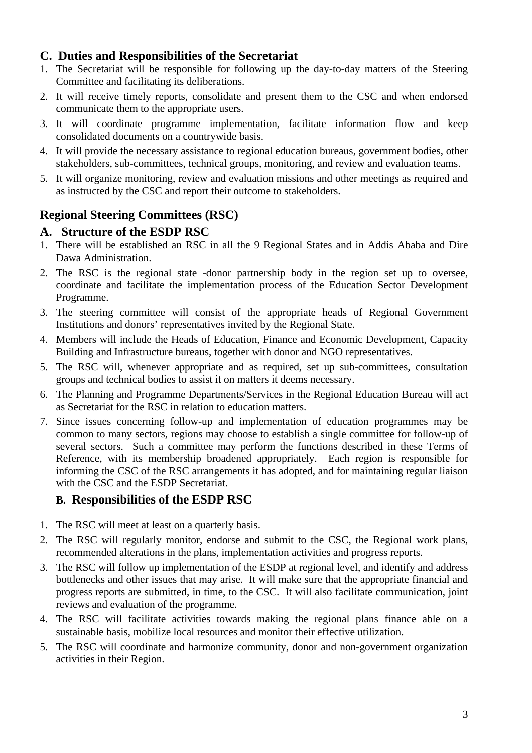### C. Duties and Responsibilities of the Secretariat

1. The Secretariat will be responsible for following up the day-to-day matters of the Steering Committee and facilitating its deliberations.
2. It will receive timely reports, consolidate and present them to the CSC and when endorsed communicate them to the appropriate users.
3. It will coordinate programme implementation, facilitate information flow and keep consolidated documents on a countrywide basis.
4. It will provide the necessary assistance to regional education bureaus, government bodies, other stakeholders, sub-committees, technical groups, monitoring, and review and evaluation teams.
5. It will organize monitoring, review and evaluation missions and other meetings as required and as instructed by the CSC and report their outcome to stakeholders.

## Regional Steering Committees (RSC)

### A. Structure of the ESDP RSC

1. There will be established an RSC in all the 9 Regional States and in Addis Ababa and Dire Dawa Administration.
2. The RSC is the regional state -donor partnership body in the region set up to oversee, coordinate and facilitate the implementation process of the Education Sector Development Programme.
3. The steering committee will consist of the appropriate heads of Regional Government Institutions and donors' representatives invited by the Regional State.
4. Members will include the Heads of Education, Finance and Economic Development, Capacity Building and Infrastructure bureaus, together with donor and NGO representatives.
5. The RSC will, whenever appropriate and as required, set up sub-committees, consultation groups and technical bodies to assist it on matters it deems necessary.
6. The Planning and Programme Departments/Services in the Regional Education Bureau will act as Secretariat for the RSC in relation to education matters.
7. Since issues concerning follow-up and implementation of education programmes may be common to many sectors, regions may choose to establish a single committee for follow-up of several sectors. Such a committee may perform the functions described in these Terms of Reference, with its membership broadened appropriately. Each region is responsible for informing the CSC of the RSC arrangements it has adopted, and for maintaining regular liaison with the CSC and the ESDP Secretariat.

### B. Responsibilities of the ESDP RSC

1. The RSC will meet at least on a quarterly basis.
2. The RSC will regularly monitor, endorse and submit to the CSC, the Regional work plans, recommended alterations in the plans, implementation activities and progress reports.
3. The RSC will follow up implementation of the ESDP at regional level, and identify and address bottlenecks and other issues that may arise. It will make sure that the appropriate financial and progress reports are submitted, in time, to the CSC. It will also facilitate communication, joint reviews and evaluation of the programme.
4. The RSC will facilitate activities towards making the regional plans finance able on a sustainable basis, mobilize local resources and monitor their effective utilization.
5. The RSC will coordinate and harmonize community, donor and non-government organization activities in their Region.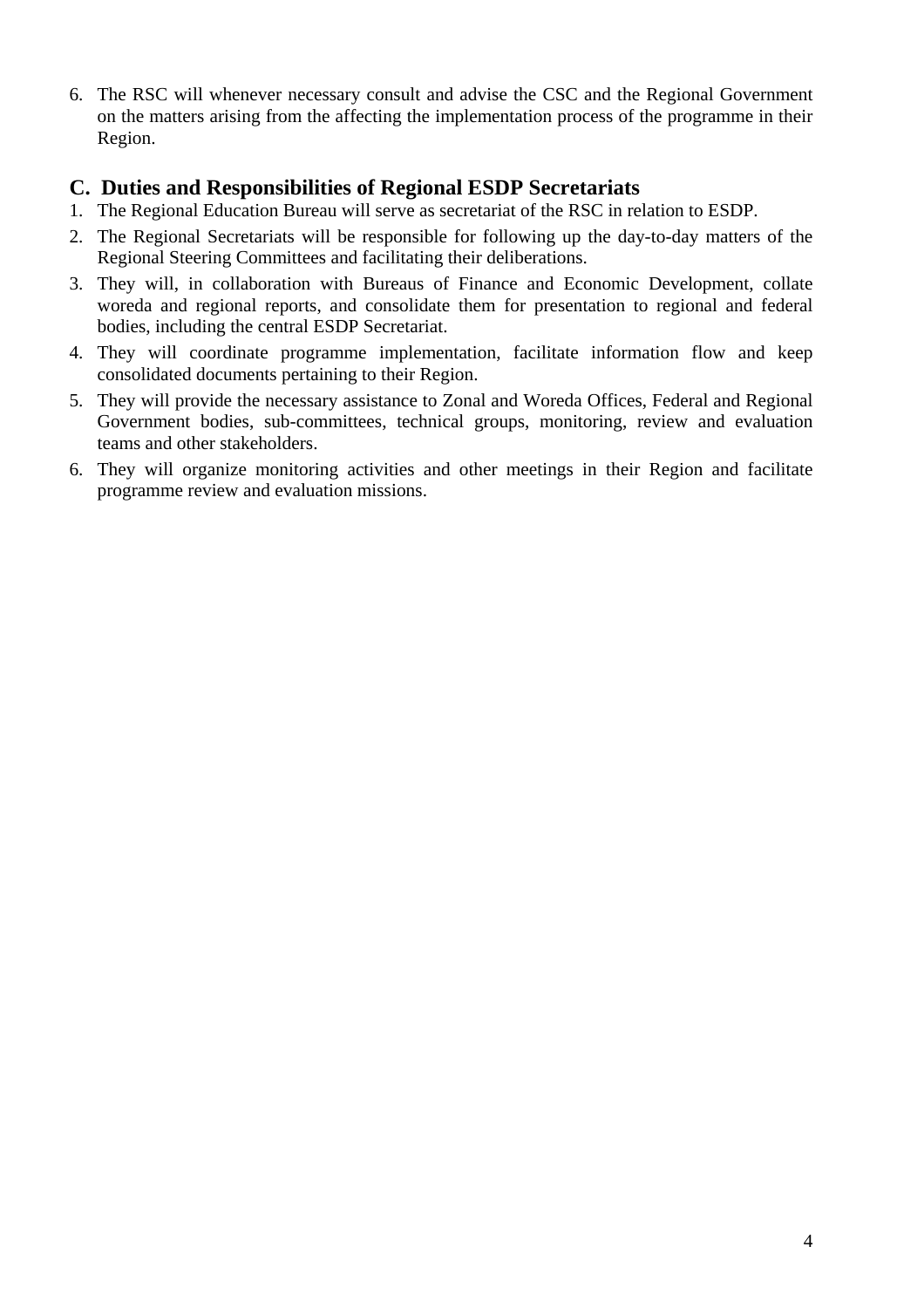6. The RSC will whenever necessary consult and advise the CSC and the Regional Government on the matters arising from the affecting the implementation process of the programme in their Region.

## C. Duties and Responsibilities of Regional ESDP Secretariats

1. The Regional Education Bureau will serve as secretariat of the RSC in relation to ESDP.
2. The Regional Secretariats will be responsible for following up the day-to-day matters of the Regional Steering Committees and facilitating their deliberations.
3. They will, in collaboration with Bureaus of Finance and Economic Development, collate woreda and regional reports, and consolidate them for presentation to regional and federal bodies, including the central ESDP Secretariat.
4. They will coordinate programme implementation, facilitate information flow and keep consolidated documents pertaining to their Region.
5. They will provide the necessary assistance to Zonal and Woreda Offices, Federal and Regional Government bodies, sub-committees, technical groups, monitoring, review and evaluation teams and other stakeholders.
6. They will organize monitoring activities and other meetings in their Region and facilitate programme review and evaluation missions.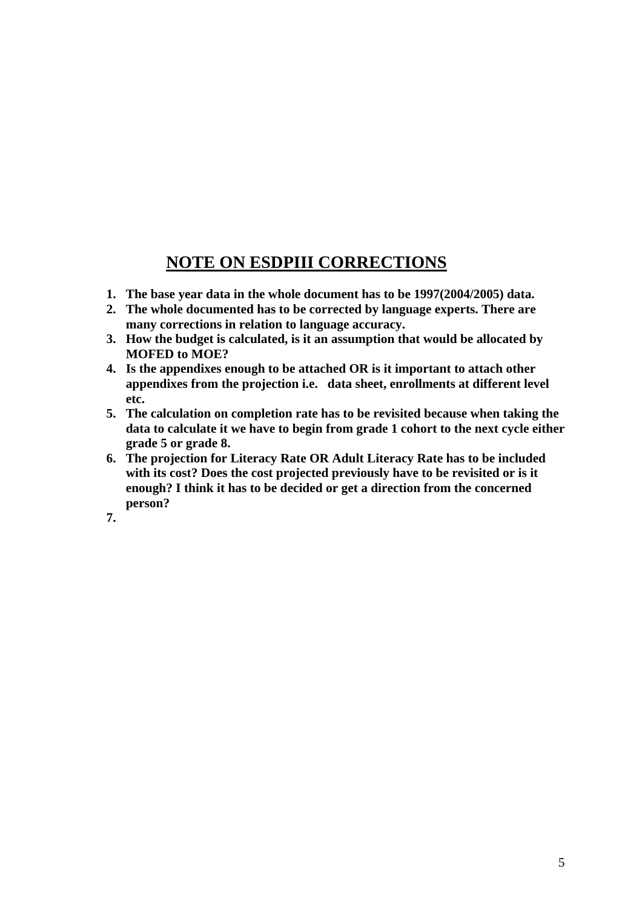## NOTE ON ESDPIII CORRECTIONS

1. **The base year data in the whole document has to be 1997(2004/2005) data.**
2. **The whole documented has to be corrected by language experts. There are many corrections in relation to language accuracy.**
3. **How the budget is calculated, is it an assumption that would be allocated by MOFED to MOE?**
4. **Is the appendixes enough to be attached OR is it important to attach other appendixes from the projection i.e. data sheet, enrollments at different level etc.**
5. **The calculation on completion rate has to be revisited because when taking the data to calculate it we have to begin from grade 1 cohort to the next cycle either grade 5 or grade 8.**
6. **The projection for Literacy Rate OR Adult Literacy Rate has to be included with its cost? Does the cost projected previously have to be revisited or is it enough? I think it has to be decided or get a direction from the concerned person?**
7.